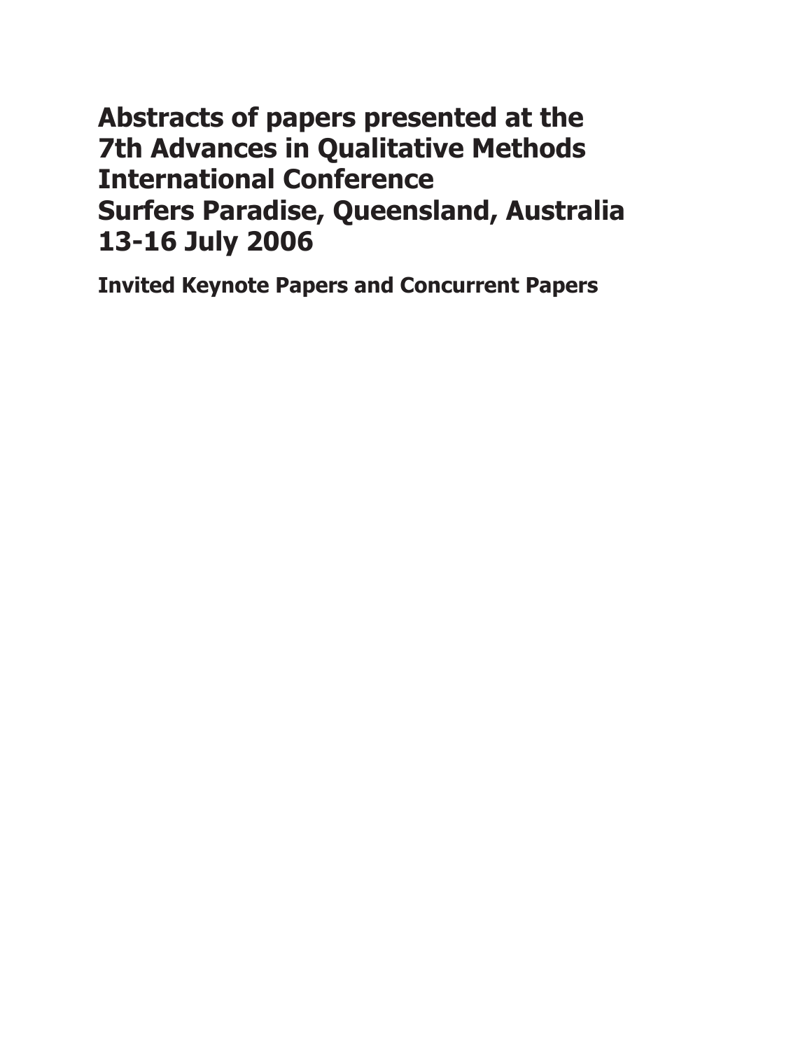# Abstracts of papers presented at the 7th Advances in Qualitative Methods International Conference Surfers Paradise, Queensland, Australia 13-16 July 2006

## Invited Keynote Papers and Concurrent Papers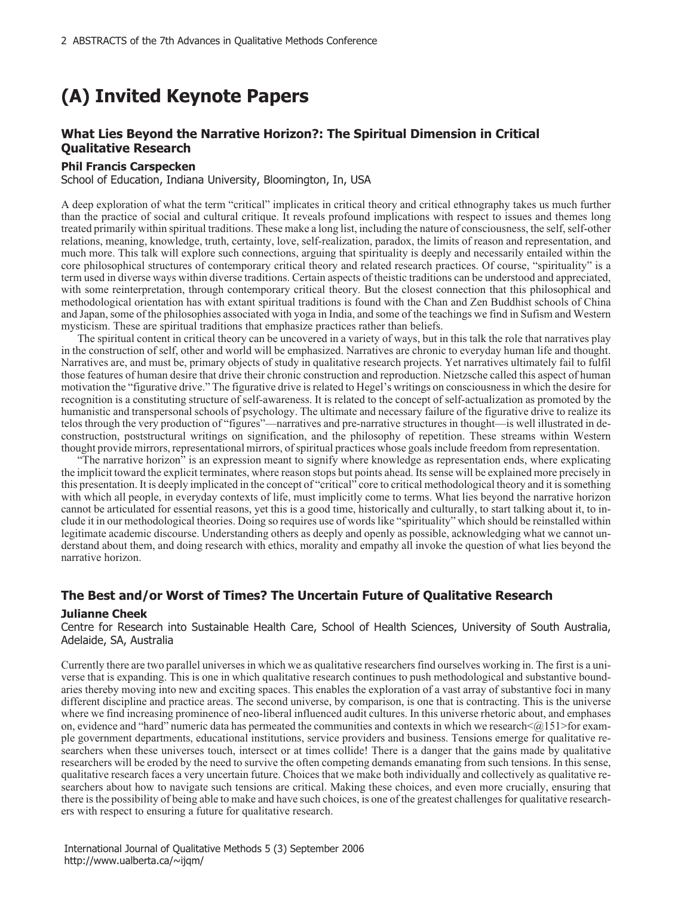# (A) Invited Keynote Papers

## What Lies Beyond the Narrative Horizon?: The Spiritual Dimension in Critical Qualitative Research

**Phil Francis Carspecken**

School of Education, Indiana University, Bloomington, In, USA

A deep exploration of what the term "critical" implicates in critical theory and critical ethnography takes us much further than the practice of social and cultural critique. It reveals profound implications with respect to issues and themes long treated primarily within spiritual traditions. These make a long list, including the nature of consciousness, the self, self-other relations, meaning, knowledge, truth, certainty, love, self-realization, paradox, the limits of reason and representation, and much more. This talk will explore such connections, arguing that spirituality is deeply and necessarily entailed within the core philosophical structures of contemporary critical theory and related research practices. Of course, "spirituality" is a term used in diverse ways within diverse traditions. Certain aspects of theistic traditions can be understood and appreciated, with some reinterpretation, through contemporary critical theory. But the closest connection that this philosophical and methodological orientation has with extant spiritual traditions is found with the Chan and Zen Buddhist schools of China and Japan, some of the philosophies associated with yoga in India, and some of the teachings we find in Sufism and Western mysticism. These are spiritual traditions that emphasize practices rather than beliefs.

The spiritual content in critical theory can be uncovered in a variety of ways, but in this talk the role that narratives play in the construction of self, other and world will be emphasized. Narratives are chronic to everyday human life and thought. Narratives are, and must be, primary objects of study in qualitative research projects. Yet narratives ultimately fail to fulfil those features of human desire that drive their chronic construction and reproduction. Nietzsche called this aspect of human motivation the "figurative drive." The figurative drive is related to Hegel's writings on consciousness in which the desire for recognition is a constituting structure of self-awareness. It is related to the concept of self-actualization as promoted by the humanistic and transpersonal schools of psychology. The ultimate and necessary failure of the figurative drive to realize its telos through the very production of "figures"—narratives and pre-narrative structures in thought—is well illustrated in deconstruction, poststructural writings on signification, and the philosophy of repetition. These streams within Western thought provide mirrors, representational mirrors, of spiritual practices whose goals include freedom from representation.

"The narrative horizon" is an expression meant to signify where knowledge as representation ends, where explicating the implicit toward the explicit terminates, where reason stops but points ahead. Its sense will be explained more precisely in this presentation. It is deeply implicated in the concept of "critical" core to critical methodological theory and it is something with which all people, in everyday contexts of life, must implicitly come to terms. What lies beyond the narrative horizon cannot be articulated for essential reasons, yet this is a good time, historically and culturally, to start talking about it, to include it in our methodological theories. Doing so requires use of words like "spirituality" which should be reinstalled within legitimate academic discourse. Understanding others as deeply and openly as possible, acknowledging what we cannot understand about them, and doing research with ethics, morality and empathy all invoke the question of what lies beyond the narrative horizon.

## The Best and/or Worst of Times? The Uncertain Future of Qualitative Research

**Julianne Cheek**

Centre for Research into Sustainable Health Care, School of Health Sciences, University of South Australia, Adelaide, SA, Australia

Currently there are two parallel universes in which we as qualitative researchers find ourselves working in. The first is a universe that is expanding. This is one in which qualitative research continues to push methodological and substantive boundaries thereby moving into new and exciting spaces. This enables the exploration of a vast array of substantive foci in many different discipline and practice areas. The second universe, by comparison, is one that is contracting. This is the universe where we find increasing prominence of neo-liberal influenced audit cultures. In this universe rhetoric about, and emphases on, evidence and "hard" numeric data has permeated the communities and contexts in which we research<@151>for example government departments, educational institutions, service providers and business. Tensions emerge for qualitative researchers when these universes touch, intersect or at times collide! There is a danger that the gains made by qualitative researchers will be eroded by the need to survive the often competing demands emanating from such tensions. In this sense, qualitative research faces a very uncertain future. Choices that we make both individually and collectively as qualitative researchers about how to navigate such tensions are critical. Making these choices, and even more crucially, ensuring that there is the possibility of being able to make and have such choices, is one of the greatest challenges for qualitative researchers with respect to ensuring a future for qualitative research.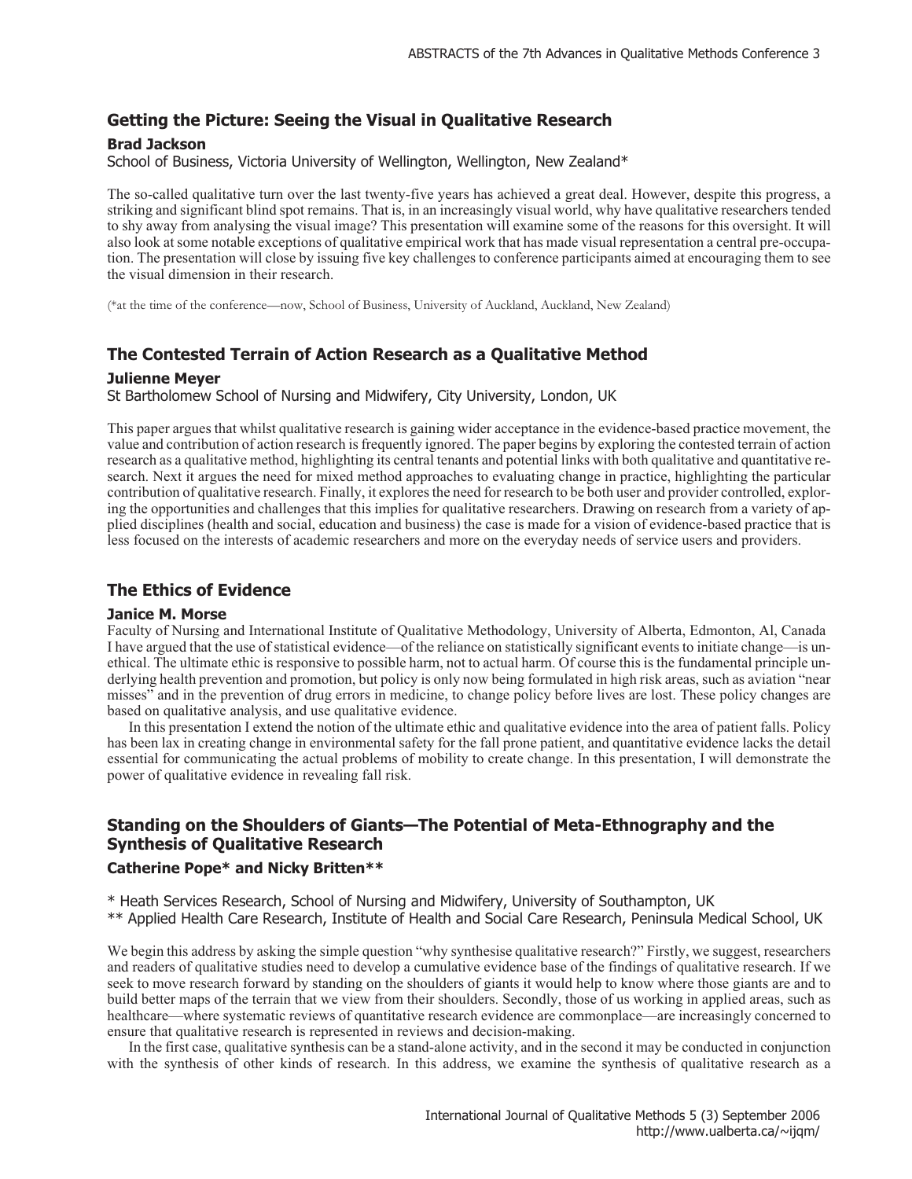## Getting the Picture: Seeing the Visual in Qualitative Research

**Brad Jackson**

School of Business, Victoria University of Wellington, Wellington, New Zealand*

The so-called qualitative turn over the last twenty-five years has achieved a great deal. However, despite this progress, a striking and significant blind spot remains. That is, in an increasingly visual world, why have qualitative researchers tended to shy away from analysing the visual image? This presentation will examine some of the reasons for this oversight. It will also look at some notable exceptions of qualitative empirical work that has made visual representation a central pre-occupation. The presentation will close by issuing five key challenges to conference participants aimed at encouraging them to see the visual dimension in their research.

(*at the time of the conference—now, School of Business, University of Auckland, Auckland, New Zealand)

## The Contested Terrain of Action Research as a Qualitative Method

**Julienne Meyer**

St Bartholomew School of Nursing and Midwifery, City University, London, UK

This paper argues that whilst qualitative research is gaining wider acceptance in the evidence-based practice movement, the value and contribution of action research is frequently ignored. The paper begins by exploring the contested terrain of action research as a qualitative method, highlighting its central tenants and potential links with both qualitative and quantitative research. Next it argues the need for mixed method approaches to evaluating change in practice, highlighting the particular contribution of qualitative research. Finally, it explores the need for research to be both user and provider controlled, exploring the opportunities and challenges that this implies for qualitative researchers. Drawing on research from a variety of applied disciplines (health and social, education and business) the case is made for a vision of evidence-based practice that is less focused on the interests of academic researchers and more on the everyday needs of service users and providers.

## The Ethics of Evidence

**Janice M. Morse**

Faculty of Nursing and International Institute of Qualitative Methodology, University of Alberta, Edmonton, Al, Canada

I have argued that the use of statistical evidence—of the reliance on statistically significant events to initiate change—is unethical. The ultimate ethic is responsive to possible harm, not to actual harm. Of course this is the fundamental principle underlying health prevention and promotion, but policy is only now being formulated in high risk areas, such as aviation "near misses" and in the prevention of drug errors in medicine, to change policy before lives are lost. These policy changes are based on qualitative analysis, and use qualitative evidence.

In this presentation I extend the notion of the ultimate ethic and qualitative evidence into the area of patient falls. Policy has been lax in creating change in environmental safety for the fall prone patient, and quantitative evidence lacks the detail essential for communicating the actual problems of mobility to create change. In this presentation, I will demonstrate the power of qualitative evidence in revealing fall risk.

## Standing on the Shoulders of Giants—The Potential of Meta-Ethnography and the Synthesis of Qualitative Research

**Catherine Pope* and Nicky Britten****

* Heath Services Research, School of Nursing and Midwifery, University of Southampton, UK

** Applied Health Care Research, Institute of Health and Social Care Research, Peninsula Medical School, UK

We begin this address by asking the simple question "why synthesise qualitative research?" Firstly, we suggest, researchers and readers of qualitative studies need to develop a cumulative evidence base of the findings of qualitative research. If we seek to move research forward by standing on the shoulders of giants it would help to know where those giants are and to build better maps of the terrain that we view from their shoulders. Secondly, those of us working in applied areas, such as healthcare—where systematic reviews of quantitative research evidence are commonplace—are increasingly concerned to ensure that qualitative research is represented in reviews and decision-making.

In the first case, qualitative synthesis can be a stand-alone activity, and in the second it may be conducted in conjunction with the synthesis of other kinds of research. In this address, we examine the synthesis of qualitative research as a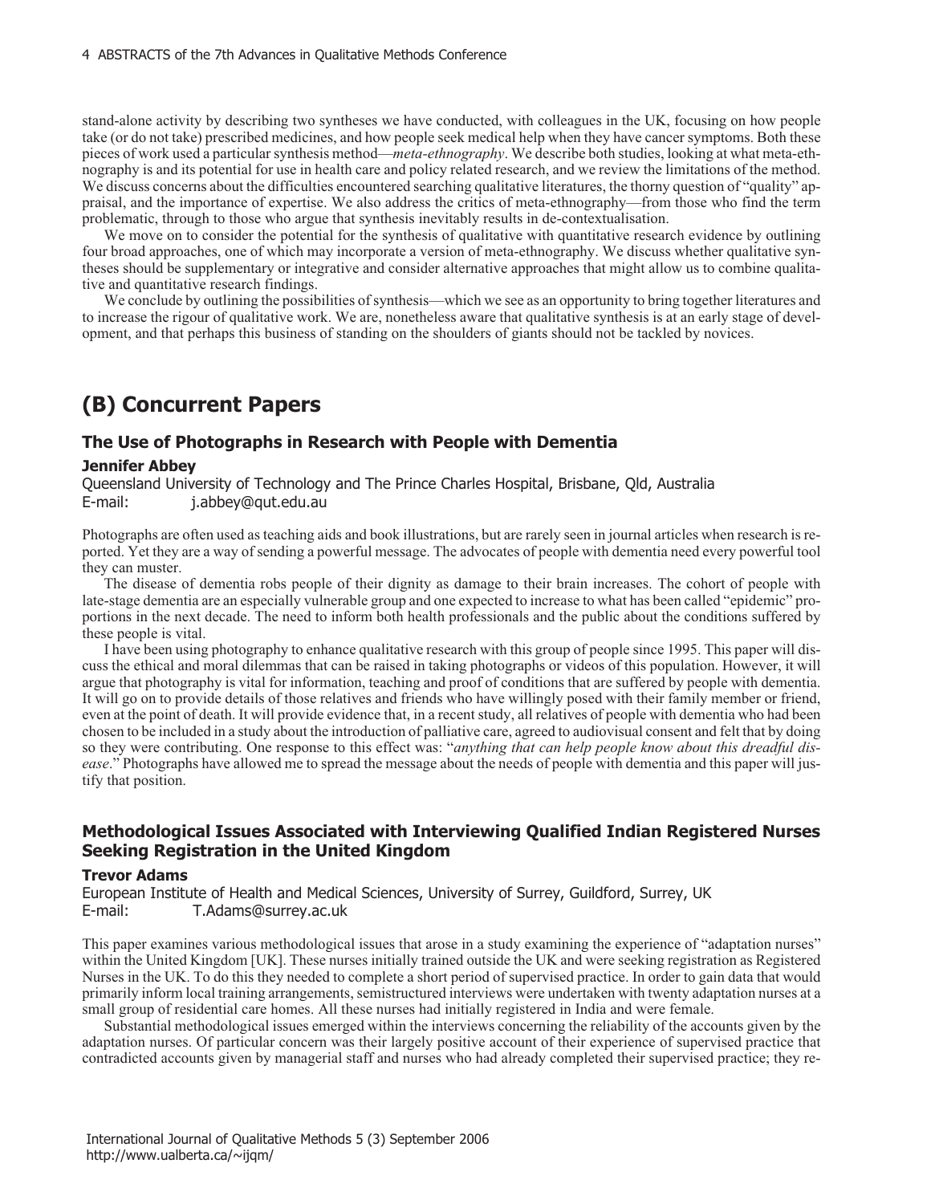stand-alone activity by describing two syntheses we have conducted, with colleagues in the UK, focusing on how people take (or do not take) prescribed medicines, and how people seek medical help when they have cancer symptoms. Both these pieces of work used a particular synthesis method—*meta-ethnography*. We describe both studies, looking at what meta-ethnography is and its potential for use in health care and policy related research, and we review the limitations of the method. We discuss concerns about the difficulties encountered searching qualitative literatures, the thorny question of "quality" appraisal, and the importance of expertise. We also address the critics of meta-ethnography—from those who find the term problematic, through to those who argue that synthesis inevitably results in de-contextualisation.

We move on to consider the potential for the synthesis of qualitative with quantitative research evidence by outlining four broad approaches, one of which may incorporate a version of meta-ethnography. We discuss whether qualitative syntheses should be supplementary or integrative and consider alternative approaches that might allow us to combine qualitative and quantitative research findings.

We conclude by outlining the possibilities of synthesis—which we see as an opportunity to bring together literatures and to increase the rigour of qualitative work. We are, nonetheless aware that qualitative synthesis is at an early stage of development, and that perhaps this business of standing on the shoulders of giants should not be tackled by novices.

## (B) Concurrent Papers

### The Use of Photographs in Research with People with Dementia

**Jennifer Abbey**

Queensland University of Technology and The Prince Charles Hospital, Brisbane, Qld, Australia
E-mail: j.abbey@qut.edu.au

Photographs are often used as teaching aids and book illustrations, but are rarely seen in journal articles when research is reported. Yet they are a way of sending a powerful message. The advocates of people with dementia need every powerful tool they can muster.

The disease of dementia robs people of their dignity as damage to their brain increases. The cohort of people with late-stage dementia are an especially vulnerable group and one expected to increase to what has been called "epidemic" proportions in the next decade. The need to inform both health professionals and the public about the conditions suffered by these people is vital.

I have been using photography to enhance qualitative research with this group of people since 1995. This paper will discuss the ethical and moral dilemmas that can be raised in taking photographs or videos of this population. However, it will argue that photography is vital for information, teaching and proof of conditions that are suffered by people with dementia. It will go on to provide details of those relatives and friends who have willingly posed with their family member or friend, even at the point of death. It will provide evidence that, in a recent study, all relatives of people with dementia who had been chosen to be included in a study about the introduction of palliative care, agreed to audiovisual consent and felt that by doing so they were contributing. One response to this effect was: "*anything that can help people know about this dreadful disease*." Photographs have allowed me to spread the message about the needs of people with dementia and this paper will justify that position.

### Methodological Issues Associated with Interviewing Qualified Indian Registered Nurses Seeking Registration in the United Kingdom

**Trevor Adams**

European Institute of Health and Medical Sciences, University of Surrey, Guildford, Surrey, UK
E-mail: T.Adams@surrey.ac.uk

This paper examines various methodological issues that arose in a study examining the experience of "adaptation nurses" within the United Kingdom [UK]. These nurses initially trained outside the UK and were seeking registration as Registered Nurses in the UK. To do this they needed to complete a short period of supervised practice. In order to gain data that would primarily inform local training arrangements, semistructured interviews were undertaken with twenty adaptation nurses at a small group of residential care homes. All these nurses had initially registered in India and were female.

Substantial methodological issues emerged within the interviews concerning the reliability of the accounts given by the adaptation nurses. Of particular concern was their largely positive account of their experience of supervised practice that contradicted accounts given by managerial staff and nurses who had already completed their supervised practice; they re-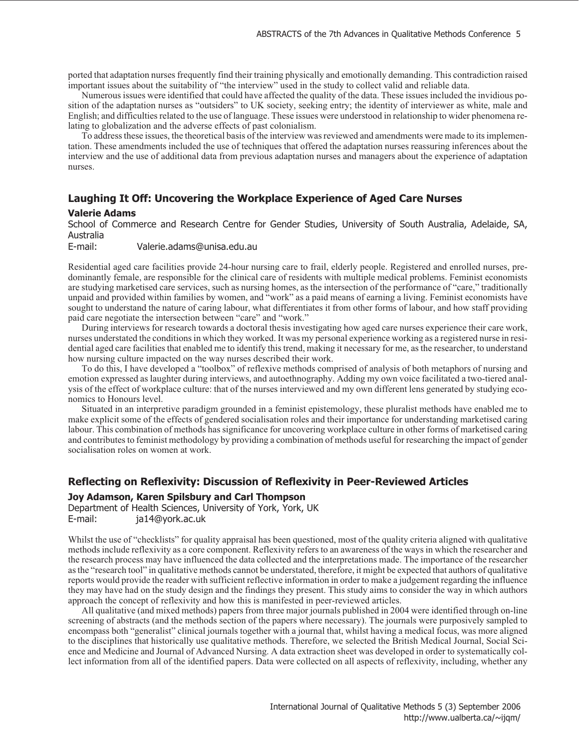ported that adaptation nurses frequently find their training physically and emotionally demanding. This contradiction raised important issues about the suitability of "the interview" used in the study to collect valid and reliable data.

Numerous issues were identified that could have affected the quality of the data. These issues included the invidious position of the adaptation nurses as "outsiders" to UK society, seeking entry; the identity of interviewer as white, male and English; and difficulties related to the use of language. These issues were understood in relationship to wider phenomena relating to globalization and the adverse effects of past colonialism.

To address these issues, the theoretical basis of the interview was reviewed and amendments were made to its implementation. These amendments included the use of techniques that offered the adaptation nurses reassuring inferences about the interview and the use of additional data from previous adaptation nurses and managers about the experience of adaptation nurses.

## Laughing It Off: Uncovering the Workplace Experience of Aged Care Nurses

**Valerie Adams**
School of Commerce and Research Centre for Gender Studies, University of South Australia, Adelaide, SA, Australia
E-mail: Valerie.adams@unisa.edu.au

Residential aged care facilities provide 24-hour nursing care to frail, elderly people. Registered and enrolled nurses, predominantly female, are responsible for the clinical care of residents with multiple medical problems. Feminist economists are studying marketised care services, such as nursing homes, as the intersection of the performance of "care," traditionally unpaid and provided within families by women, and "work" as a paid means of earning a living. Feminist economists have sought to understand the nature of caring labour, what differentiates it from other forms of labour, and how staff providing paid care negotiate the intersection between "care" and "work."

During interviews for research towards a doctoral thesis investigating how aged care nurses experience their care work, nurses understated the conditions in which they worked. It was my personal experience working as a registered nurse in residential aged care facilities that enabled me to identify this trend, making it necessary for me, as the researcher, to understand how nursing culture impacted on the way nurses described their work.

To do this, I have developed a "toolbox" of reflexive methods comprised of analysis of both metaphors of nursing and emotion expressed as laughter during interviews, and autoethnography. Adding my own voice facilitated a two-tiered analysis of the effect of workplace culture: that of the nurses interviewed and my own different lens generated by studying economics to Honours level.

Situated in an interpretive paradigm grounded in a feminist epistemology, these pluralist methods have enabled me to make explicit some of the effects of gendered socialisation roles and their importance for understanding marketised caring labour. This combination of methods has significance for uncovering workplace culture in other forms of marketised caring and contributes to feminist methodology by providing a combination of methods useful for researching the impact of gender socialisation roles on women at work.

## Reflecting on Reflexivity: Discussion of Reflexivity in Peer-Reviewed Articles

**Joy Adamson, Karen Spilsbury and Carl Thompson**
Department of Health Sciences, University of York, York, UK
E-mail: ja14@york.ac.uk

Whilst the use of "checklists" for quality appraisal has been questioned, most of the quality criteria aligned with qualitative methods include reflexivity as a core component. Reflexivity refers to an awareness of the ways in which the researcher and the research process may have influenced the data collected and the interpretations made. The importance of the researcher as the "research tool" in qualitative methods cannot be understated, therefore, it might be expected that authors of qualitative reports would provide the reader with sufficient reflective information in order to make a judgement regarding the influence they may have had on the study design and the findings they present. This study aims to consider the way in which authors approach the concept of reflexivity and how this is manifested in peer-reviewed articles.

All qualitative (and mixed methods) papers from three major journals published in 2004 were identified through on-line screening of abstracts (and the methods section of the papers where necessary). The journals were purposively sampled to encompass both "generalist" clinical journals together with a journal that, whilst having a medical focus, was more aligned to the disciplines that historically use qualitative methods. Therefore, we selected the British Medical Journal, Social Science and Medicine and Journal of Advanced Nursing. A data extraction sheet was developed in order to systematically collect information from all of the identified papers. Data were collected on all aspects of reflexivity, including, whether any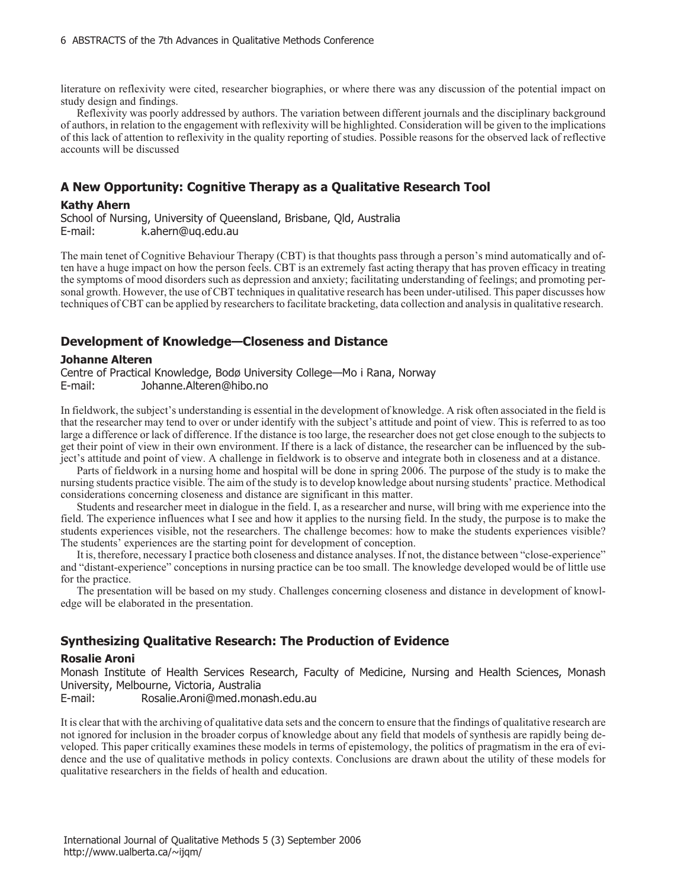literature on reflexivity were cited, researcher biographies, or where there was any discussion of the potential impact on study design and findings.

Reflexivity was poorly addressed by authors. The variation between different journals and the disciplinary background of authors, in relation to the engagement with reflexivity will be highlighted. Consideration will be given to the implications of this lack of attention to reflexivity in the quality reporting of studies. Possible reasons for the observed lack of reflective accounts will be discussed

## A New Opportunity: Cognitive Therapy as a Qualitative Research Tool

**Kathy Ahern**

School of Nursing, University of Queensland, Brisbane, Qld, Australia
E-mail: k.ahern@uq.edu.au

The main tenet of Cognitive Behaviour Therapy (CBT) is that thoughts pass through a person's mind automatically and often have a huge impact on how the person feels. CBT is an extremely fast acting therapy that has proven efficacy in treating the symptoms of mood disorders such as depression and anxiety; facilitating understanding of feelings; and promoting personal growth. However, the use of CBT techniques in qualitative research has been under-utilised. This paper discusses how techniques of CBT can be applied by researchers to facilitate bracketing, data collection and analysis in qualitative research.

## Development of Knowledge—Closeness and Distance

**Johanne Alteren**

Centre of Practical Knowledge, Bodø University College—Mo i Rana, Norway
E-mail: Johanne.Alteren@hibo.no

In fieldwork, the subject's understanding is essential in the development of knowledge. A risk often associated in the field is that the researcher may tend to over or under identify with the subject's attitude and point of view. This is referred to as too large a difference or lack of difference. If the distance is too large, the researcher does not get close enough to the subjects to get their point of view in their own environment. If there is a lack of distance, the researcher can be influenced by the subject's attitude and point of view. A challenge in fieldwork is to observe and integrate both in closeness and at a distance.

Parts of fieldwork in a nursing home and hospital will be done in spring 2006. The purpose of the study is to make the nursing students practice visible. The aim of the study is to develop knowledge about nursing students' practice. Methodical considerations concerning closeness and distance are significant in this matter.

Students and researcher meet in dialogue in the field. I, as a researcher and nurse, will bring with me experience into the field. The experience influences what I see and how it applies to the nursing field. In the study, the purpose is to make the students experiences visible, not the researchers. The challenge becomes: how to make the students experiences visible? The students' experiences are the starting point for development of conception.

It is, therefore, necessary I practice both closeness and distance analyses. If not, the distance between "close-experience" and "distant-experience" conceptions in nursing practice can be too small. The knowledge developed would be of little use for the practice.

The presentation will be based on my study. Challenges concerning closeness and distance in development of knowledge will be elaborated in the presentation.

## Synthesizing Qualitative Research: The Production of Evidence

**Rosalie Aroni**

Monash Institute of Health Services Research, Faculty of Medicine, Nursing and Health Sciences, Monash University, Melbourne, Victoria, Australia
E-mail: Rosalie.Aroni@med.monash.edu.au

It is clear that with the archiving of qualitative data sets and the concern to ensure that the findings of qualitative research are not ignored for inclusion in the broader corpus of knowledge about any field that models of synthesis are rapidly being developed. This paper critically examines these models in terms of epistemology, the politics of pragmatism in the era of evidence and the use of qualitative methods in policy contexts. Conclusions are drawn about the utility of these models for qualitative researchers in the fields of health and education.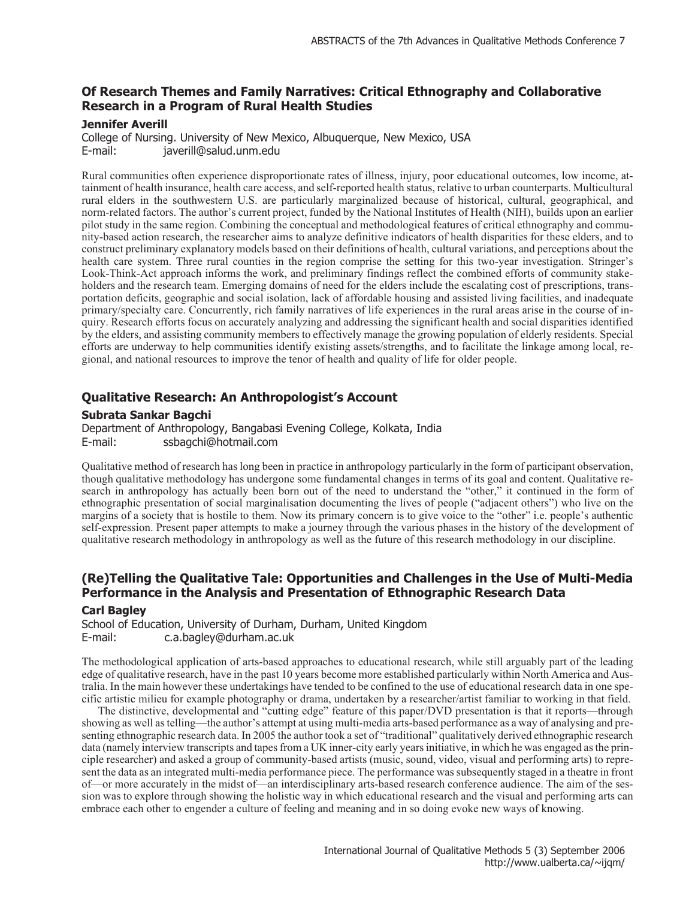## Of Research Themes and Family Narratives: Critical Ethnography and Collaborative Research in a Program of Rural Health Studies

**Jennifer Averill**
College of Nursing. University of New Mexico, Albuquerque, New Mexico, USA
E-mail: javerill@salud.unm.edu

Rural communities often experience disproportionate rates of illness, injury, poor educational outcomes, low income, attainment of health insurance, health care access, and self-reported health status, relative to urban counterparts. Multicultural rural elders in the southwestern U.S. are particularly marginalized because of historical, cultural, geographical, and norm-related factors. The author's current project, funded by the National Institutes of Health (NIH), builds upon an earlier pilot study in the same region. Combining the conceptual and methodological features of critical ethnography and community-based action research, the researcher aims to analyze definitive indicators of health disparities for these elders, and to construct preliminary explanatory models based on their definitions of health, cultural variations, and perceptions about the health care system. Three rural counties in the region comprise the setting for this two-year investigation. Stringer's Look-Think-Act approach informs the work, and preliminary findings reflect the combined efforts of community stakeholders and the research team. Emerging domains of need for the elders include the escalating cost of prescriptions, transportation deficits, geographic and social isolation, lack of affordable housing and assisted living facilities, and inadequate primary/specialty care. Concurrently, rich family narratives of life experiences in the rural areas arise in the course of inquiry. Research efforts focus on accurately analyzing and addressing the significant health and social disparities identified by the elders, and assisting community members to effectively manage the growing population of elderly residents. Special efforts are underway to help communities identify existing assets/strengths, and to facilitate the linkage among local, regional, and national resources to improve the tenor of health and quality of life for older people.

## Qualitative Research: An Anthropologist's Account

**Subrata Sankar Bagchi**
Department of Anthropology, Bangabasi Evening College, Kolkata, India
E-mail: ssbagchi@hotmail.com

Qualitative method of research has long been in practice in anthropology particularly in the form of participant observation, though qualitative methodology has undergone some fundamental changes in terms of its goal and content. Qualitative research in anthropology has actually been born out of the need to understand the "other," it continued in the form of ethnographic presentation of social marginalisation documenting the lives of people ("adjacent others") who live on the margins of a society that is hostile to them. Now its primary concern is to give voice to the "other" i.e. people's authentic self-expression. Present paper attempts to make a journey through the various phases in the history of the development of qualitative research methodology in anthropology as well as the future of this research methodology in our discipline.

## (Re)Telling the Qualitative Tale: Opportunities and Challenges in the Use of Multi-Media Performance in the Analysis and Presentation of Ethnographic Research Data

**Carl Bagley**
School of Education, University of Durham, Durham, United Kingdom
E-mail: c.a.bagley@durham.ac.uk

The methodological application of arts-based approaches to educational research, while still arguably part of the leading edge of qualitative research, have in the past 10 years become more established particularly within North America and Australia. In the main however these undertakings have tended to be confined to the use of educational research data in one specific artistic milieu for example photography or drama, undertaken by a researcher/artist familiar to working in that field.

The distinctive, developmental and "cutting edge" feature of this paper/DVD presentation is that it reports—through showing as well as telling—the author's attempt at using multi-media arts-based performance as a way of analysing and presenting ethnographic research data. In 2005 the author took a set of "traditional" qualitatively derived ethnographic research data (namely interview transcripts and tapes from a UK inner-city early years initiative, in which he was engaged as the principle researcher) and asked a group of community-based artists (music, sound, video, visual and performing arts) to represent the data as an integrated multi-media performance piece. The performance was subsequently staged in a theatre in front of—or more accurately in the midst of—an interdisciplinary arts-based research conference audience. The aim of the session was to explore through showing the holistic way in which educational research and the visual and performing arts can embrace each other to engender a culture of feeling and meaning and in so doing evoke new ways of knowing.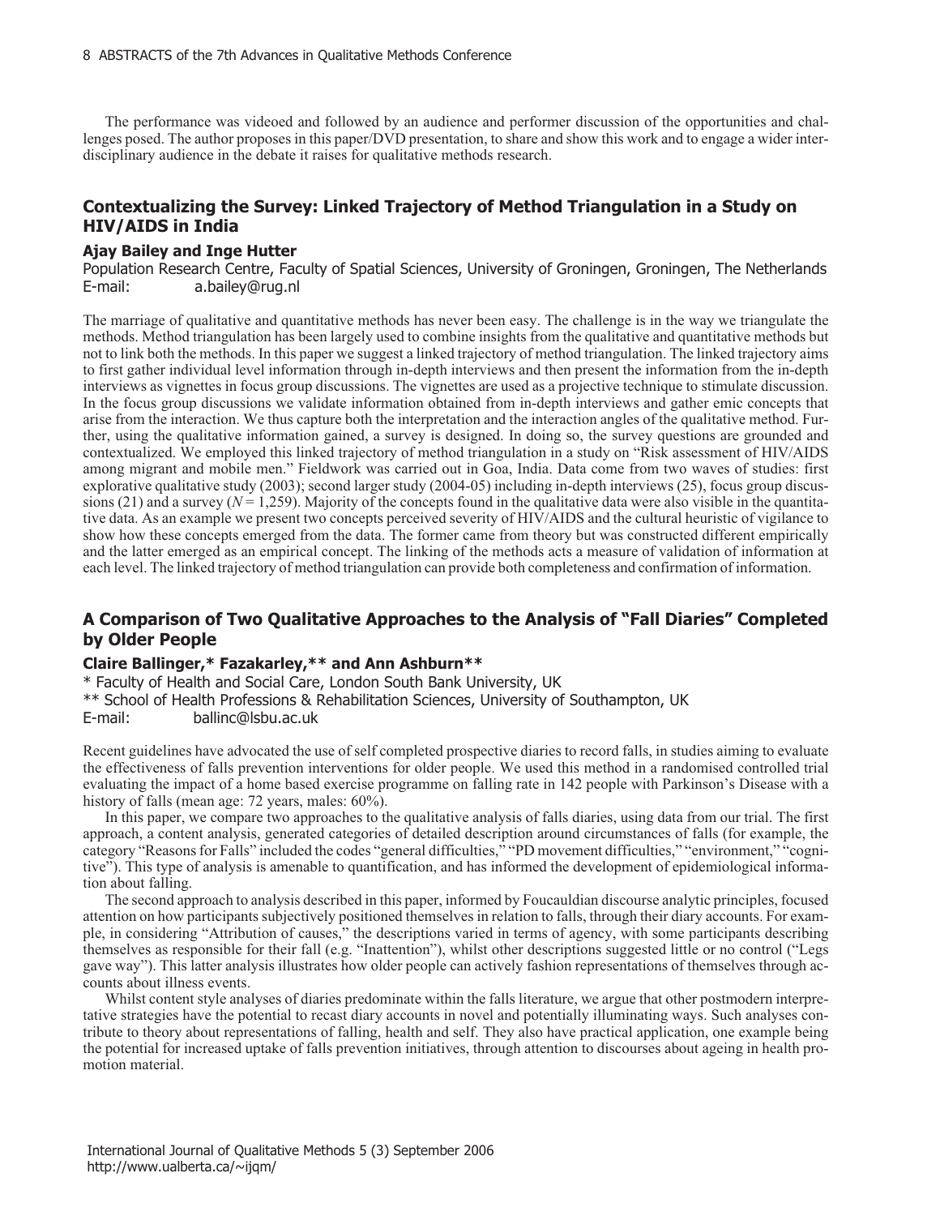The performance was videoed and followed by an audience and performer discussion of the opportunities and challenges posed. The author proposes in this paper/DVD presentation, to share and show this work and to engage a wider interdisciplinary audience in the debate it raises for qualitative methods research.

## Contextualizing the Survey: Linked Trajectory of Method Triangulation in a Study on HIV/AIDS in India

**Ajay Bailey and Inge Hutter**

Population Research Centre, Faculty of Spatial Sciences, University of Groningen, Groningen, The Netherlands
E-mail: a.bailey@rug.nl

The marriage of qualitative and quantitative methods has never been easy. The challenge is in the way we triangulate the methods. Method triangulation has been largely used to combine insights from the qualitative and quantitative methods but not to link both the methods. In this paper we suggest a linked trajectory of method triangulation. The linked trajectory aims to first gather individual level information through in-depth interviews and then present the information from the in-depth interviews as vignettes in focus group discussions. The vignettes are used as a projective technique to stimulate discussion. In the focus group discussions we validate information obtained from in-depth interviews and gather emic concepts that arise from the interaction. We thus capture both the interpretation and the interaction angles of the qualitative method. Further, using the qualitative information gained, a survey is designed. In doing so, the survey questions are grounded and contextualized. We employed this linked trajectory of method triangulation in a study on "Risk assessment of HIV/AIDS among migrant and mobile men." Fieldwork was carried out in Goa, India. Data come from two waves of studies: first explorative qualitative study (2003); second larger study (2004-05) including in-depth interviews (25), focus group discussions (21) and a survey ($N = 1,259$). Majority of the concepts found in the qualitative data were also visible in the quantitative data. As an example we present two concepts perceived severity of HIV/AIDS and the cultural heuristic of vigilance to show how these concepts emerged from the data. The former came from theory but was constructed different empirically and the latter emerged as an empirical concept. The linking of the methods acts a measure of validation of information at each level. The linked trajectory of method triangulation can provide both completeness and confirmation of information.

## A Comparison of Two Qualitative Approaches to the Analysis of "Fall Diaries" Completed by Older People

**Claire Ballinger,* Fazakarley,** and Ann Ashburn****

\* Faculty of Health and Social Care, London South Bank University, UK
\*\* School of Health Professions & Rehabilitation Sciences, University of Southampton, UK
E-mail: ballinc@lsbu.ac.uk

Recent guidelines have advocated the use of self completed prospective diaries to record falls, in studies aiming to evaluate the effectiveness of falls prevention interventions for older people. We used this method in a randomised controlled trial evaluating the impact of a home based exercise programme on falling rate in 142 people with Parkinson's Disease with a history of falls (mean age: 72 years, males: 60%).

In this paper, we compare two approaches to the qualitative analysis of falls diaries, using data from our trial. The first approach, a content analysis, generated categories of detailed description around circumstances of falls (for example, the category "Reasons for Falls" included the codes "general difficulties," "PD movement difficulties," "environment," "cognitive"). This type of analysis is amenable to quantification, and has informed the development of epidemiological information about falling.

The second approach to analysis described in this paper, informed by Foucauldian discourse analytic principles, focused attention on how participants subjectively positioned themselves in relation to falls, through their diary accounts. For example, in considering "Attribution of causes," the descriptions varied in terms of agency, with some participants describing themselves as responsible for their fall (e.g. "Inattention"), whilst other descriptions suggested little or no control ("Legs gave way"). This latter analysis illustrates how older people can actively fashion representations of themselves through accounts about illness events.

Whilst content style analyses of diaries predominate within the falls literature, we argue that other postmodern interpretative strategies have the potential to recast diary accounts in novel and potentially illuminating ways. Such analyses contribute to theory about representations of falling, health and self. They also have practical application, one example being the potential for increased uptake of falls prevention initiatives, through attention to discourses about ageing in health promotion material.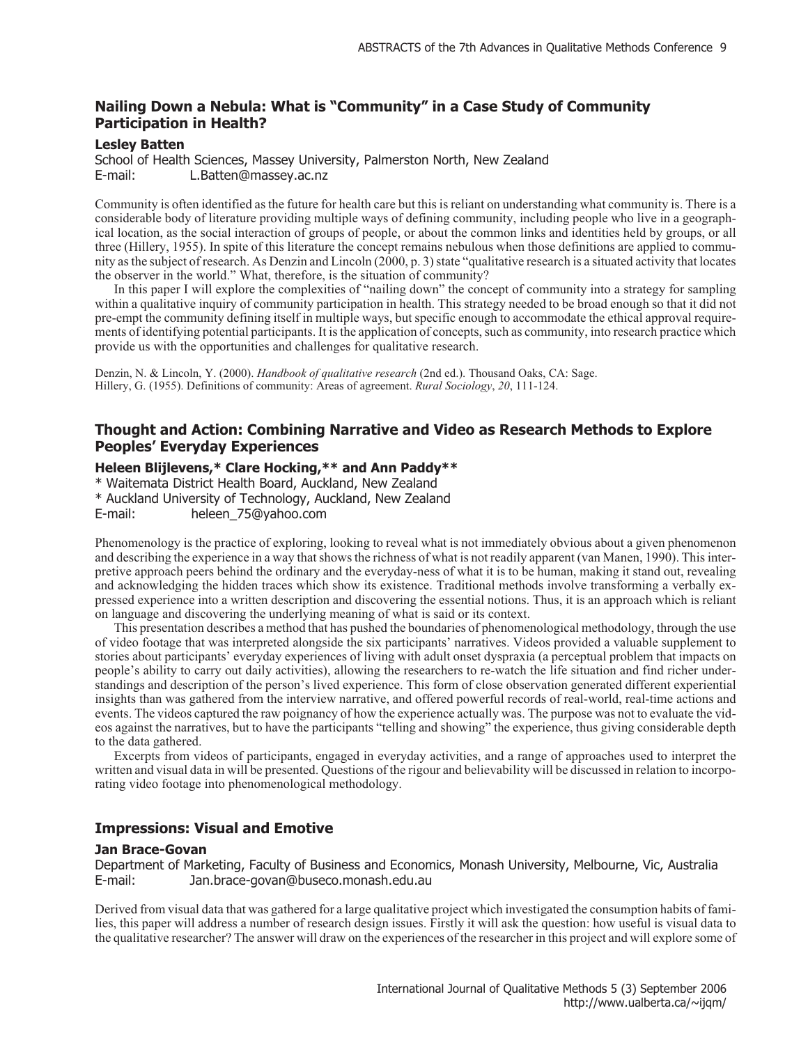## Nailing Down a Nebula: What is "Community" in a Case Study of Community Participation in Health?

**Lesley Batten**
School of Health Sciences, Massey University, Palmerston North, New Zealand
E-mail: L.Batten@massey.ac.nz

Community is often identified as the future for health care but this is reliant on understanding what community is. There is a considerable body of literature providing multiple ways of defining community, including people who live in a geographical location, as the social interaction of groups of people, or about the common links and identities held by groups, or all three (Hillery, 1955). In spite of this literature the concept remains nebulous when those definitions are applied to community as the subject of research. As Denzin and Lincoln (2000, p. 3) state "qualitative research is a situated activity that locates the observer in the world." What, therefore, is the situation of community?

In this paper I will explore the complexities of "nailing down" the concept of community into a strategy for sampling within a qualitative inquiry of community participation in health. This strategy needed to be broad enough so that it did not pre-empt the community defining itself in multiple ways, but specific enough to accommodate the ethical approval requirements of identifying potential participants. It is the application of concepts, such as community, into research practice which provide us with the opportunities and challenges for qualitative research.

Denzin, N. & Lincoln, Y. (2000). *Handbook of qualitative research* (2nd ed.). Thousand Oaks, CA: Sage.
Hillery, G. (1955). Definitions of community: Areas of agreement. *Rural Sociology*, *20*, 111-124.

## Thought and Action: Combining Narrative and Video as Research Methods to Explore Peoples' Everyday Experiences

**Heleen Blijlevens,* Clare Hocking,** and Ann Paddy****
* Waitemata District Health Board, Auckland, New Zealand
* Auckland University of Technology, Auckland, New Zealand
E-mail: heleen_75@yahoo.com

Phenomenology is the practice of exploring, looking to reveal what is not immediately obvious about a given phenomenon and describing the experience in a way that shows the richness of what is not readily apparent (van Manen, 1990). This interpretive approach peers behind the ordinary and the everyday-ness of what it is to be human, making it stand out, revealing and acknowledging the hidden traces which show its existence. Traditional methods involve transforming a verbally expressed experience into a written description and discovering the essential notions. Thus, it is an approach which is reliant on language and discovering the underlying meaning of what is said or its context.

This presentation describes a method that has pushed the boundaries of phenomenological methodology, through the use of video footage that was interpreted alongside the six participants' narratives. Videos provided a valuable supplement to stories about participants' everyday experiences of living with adult onset dyspraxia (a perceptual problem that impacts on people's ability to carry out daily activities), allowing the researchers to re-watch the life situation and find richer understandings and description of the person's lived experience. This form of close observation generated different experiential insights than was gathered from the interview narrative, and offered powerful records of real-world, real-time actions and events. The videos captured the raw poignancy of how the experience actually was. The purpose was not to evaluate the videos against the narratives, but to have the participants "telling and showing" the experience, thus giving considerable depth to the data gathered.

Excerpts from videos of participants, engaged in everyday activities, and a range of approaches used to interpret the written and visual data in will be presented. Questions of the rigour and believability will be discussed in relation to incorporating video footage into phenomenological methodology.

## Impressions: Visual and Emotive

**Jan Brace-Govan**
Department of Marketing, Faculty of Business and Economics, Monash University, Melbourne, Vic, Australia
E-mail: Jan.brace-govan@buseco.monash.edu.au

Derived from visual data that was gathered for a large qualitative project which investigated the consumption habits of families, this paper will address a number of research design issues. Firstly it will ask the question: how useful is visual data to the qualitative researcher? The answer will draw on the experiences of the researcher in this project and will explore some of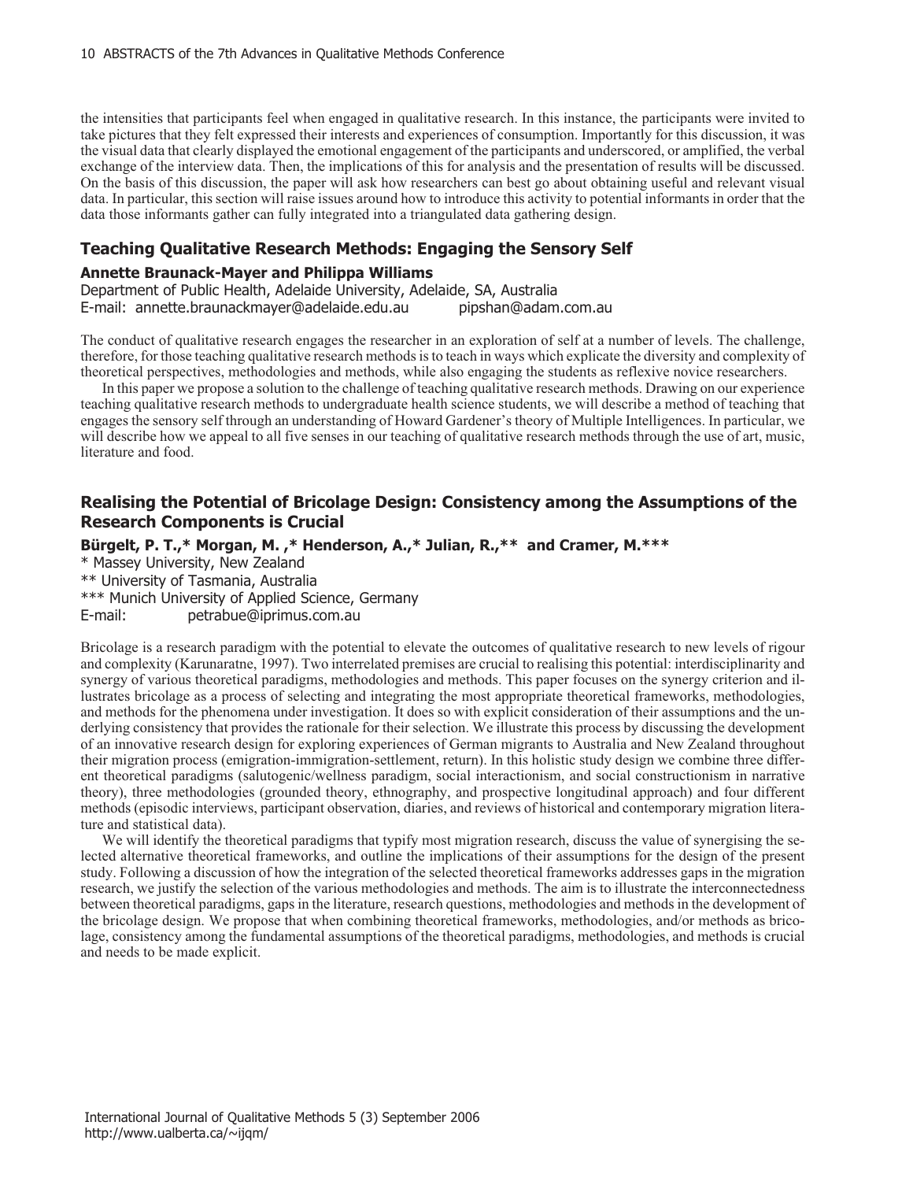the intensities that participants feel when engaged in qualitative research. In this instance, the participants were invited to take pictures that they felt expressed their interests and experiences of consumption. Importantly for this discussion, it was the visual data that clearly displayed the emotional engagement of the participants and underscored, or amplified, the verbal exchange of the interview data. Then, the implications of this for analysis and the presentation of results will be discussed. On the basis of this discussion, the paper will ask how researchers can best go about obtaining useful and relevant visual data. In particular, this section will raise issues around how to introduce this activity to potential informants in order that the data those informants gather can fully integrated into a triangulated data gathering design.

### Teaching Qualitative Research Methods: Engaging the Sensory Self

**Annette Braunack-Mayer and Philippa Williams**

Department of Public Health, Adelaide University, Adelaide, SA, Australia
E-mail: annette.braunackmayer@adelaide.edu.au pipshan@adam.com.au

The conduct of qualitative research engages the researcher in an exploration of self at a number of levels. The challenge, therefore, for those teaching qualitative research methods is to teach in ways which explicate the diversity and complexity of theoretical perspectives, methodologies and methods, while also engaging the students as reflexive novice researchers.

In this paper we propose a solution to the challenge of teaching qualitative research methods. Drawing on our experience teaching qualitative research methods to undergraduate health science students, we will describe a method of teaching that engages the sensory self through an understanding of Howard Gardener's theory of Multiple Intelligences. In particular, we will describe how we appeal to all five senses in our teaching of qualitative research methods through the use of art, music, literature and food.

### Realising the Potential of Bricolage Design: Consistency among the Assumptions of the Research Components is Crucial

**Bürgelt, P. T.,* Morgan, M. ,* Henderson, A.,* Julian, R.,** and Cramer, M.*****

\* Massey University, New Zealand
\*\* University of Tasmania, Australia
\*\*\* Munich University of Applied Science, Germany
E-mail: petrabue@iprimus.com.au

Bricolage is a research paradigm with the potential to elevate the outcomes of qualitative research to new levels of rigour and complexity (Karunaratne, 1997). Two interrelated premises are crucial to realising this potential: interdisciplinarity and synergy of various theoretical paradigms, methodologies and methods. This paper focuses on the synergy criterion and illustrates bricolage as a process of selecting and integrating the most appropriate theoretical frameworks, methodologies, and methods for the phenomena under investigation. It does so with explicit consideration of their assumptions and the underlying consistency that provides the rationale for their selection. We illustrate this process by discussing the development of an innovative research design for exploring experiences of German migrants to Australia and New Zealand throughout their migration process (emigration-immigration-settlement, return). In this holistic study design we combine three different theoretical paradigms (salutogenic/wellness paradigm, social interactionism, and social constructionism in narrative theory), three methodologies (grounded theory, ethnography, and prospective longitudinal approach) and four different methods (episodic interviews, participant observation, diaries, and reviews of historical and contemporary migration literature and statistical data).

We will identify the theoretical paradigms that typify most migration research, discuss the value of synergising the selected alternative theoretical frameworks, and outline the implications of their assumptions for the design of the present study. Following a discussion of how the integration of the selected theoretical frameworks addresses gaps in the migration research, we justify the selection of the various methodologies and methods. The aim is to illustrate the interconnectedness between theoretical paradigms, gaps in the literature, research questions, methodologies and methods in the development of the bricolage design. We propose that when combining theoretical frameworks, methodologies, and/or methods as bricolage, consistency among the fundamental assumptions of the theoretical paradigms, methodologies, and methods is crucial and needs to be made explicit.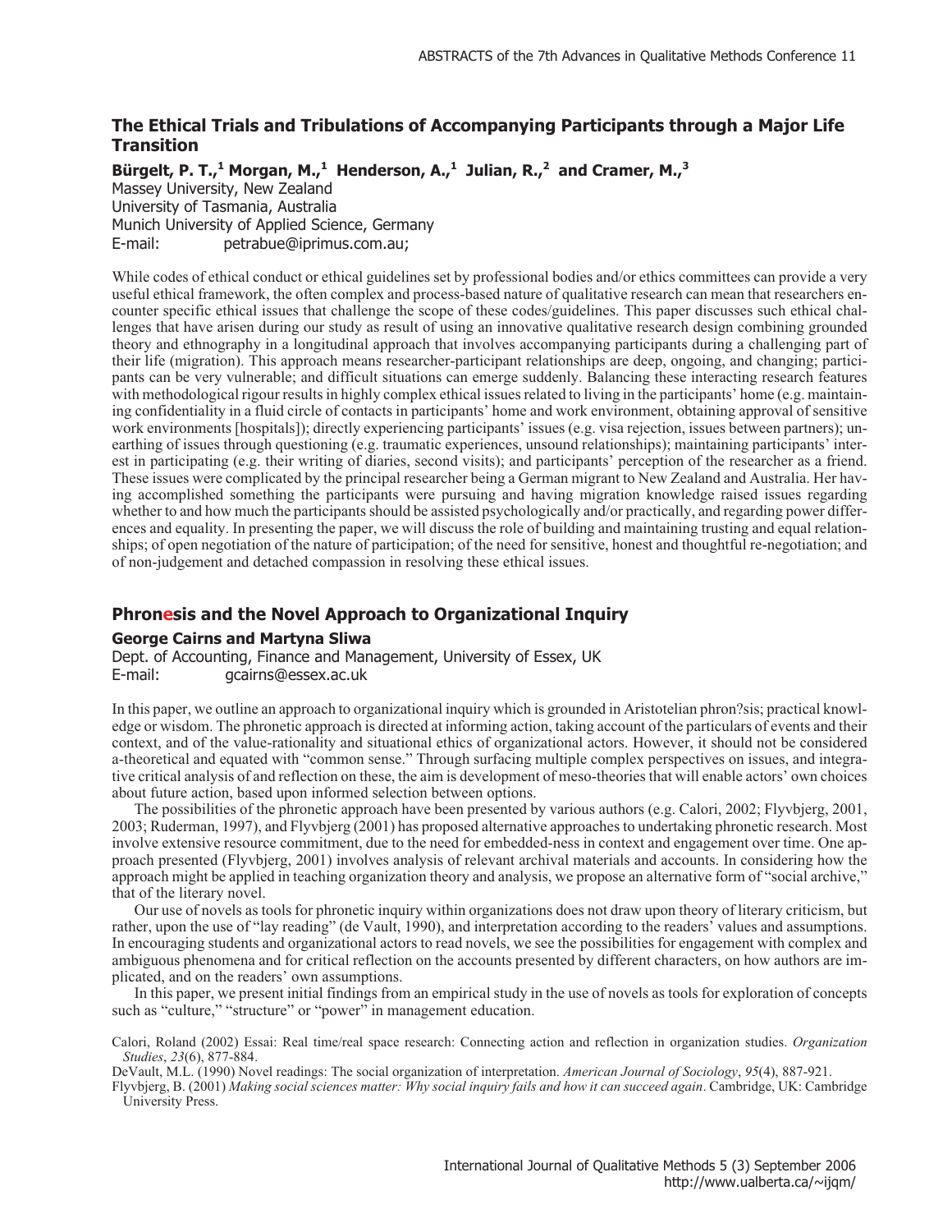## The Ethical Trials and Tribulations of Accompanying Participants through a Major Life Transition

**Bürgelt, P. T.,[1] Morgan, M.,[1] Henderson, A.,[1] Julian, R.,[2] and Cramer, M.,[3]**

Massey University, New Zealand
University of Tasmania, Australia
Munich University of Applied Science, Germany
E-mail: petrabue@iprimus.com.au;

While codes of ethical conduct or ethical guidelines set by professional bodies and/or ethics committees can provide a very useful ethical framework, the often complex and process-based nature of qualitative research can mean that researchers encounter specific ethical issues that challenge the scope of these codes/guidelines. This paper discusses such ethical challenges that have arisen during our study as result of using an innovative qualitative research design combining grounded theory and ethnography in a longitudinal approach that involves accompanying participants during a challenging part of their life (migration). This approach means researcher-participant relationships are deep, ongoing, and changing; participants can be very vulnerable; and difficult situations can emerge suddenly. Balancing these interacting research features with methodological rigour results in highly complex ethical issues related to living in the participants' home (e.g. maintaining confidentiality in a fluid circle of contacts in participants' home and work environment, obtaining approval of sensitive work environments [hospitals]); directly experiencing participants' issues (e.g. visa rejection, issues between partners); unearthing of issues through questioning (e.g. traumatic experiences, unsound relationships); maintaining participants' interest in participating (e.g. their writing of diaries, second visits); and participants' perception of the researcher as a friend. These issues were complicated by the principal researcher being a German migrant to New Zealand and Australia. Her having accomplished something the participants were pursuing and having migration knowledge raised issues regarding whether to and how much the participants should be assisted psychologically and/or practically, and regarding power differences and equality. In presenting the paper, we will discuss the role of building and maintaining trusting and equal relationships; of open negotiation of the nature of participation; of the need for sensitive, honest and thoughtful re-negotiation; and of non-judgement and detached compassion in resolving these ethical issues.

## Phronesis and the Novel Approach to Organizational Inquiry

**George Cairns and Martyna Sliwa**

Dept. of Accounting, Finance and Management, University of Essex, UK
E-mail: gcairns@essex.ac.uk

In this paper, we outline an approach to organizational inquiry which is grounded in Aristotelian phron?sis; practical knowledge or wisdom. The phronetic approach is directed at informing action, taking account of the particulars of events and their context, and of the value-rationality and situational ethics of organizational actors. However, it should not be considered a-theoretical and equated with "common sense." Through surfacing multiple complex perspectives on issues, and integrative critical analysis of and reflection on these, the aim is development of meso-theories that will enable actors' own choices about future action, based upon informed selection between options.

The possibilities of the phronetic approach have been presented by various authors (e.g. Calori, 2002; Flyvbjerg, 2001, 2003; Ruderman, 1997), and Flyvbjerg (2001) has proposed alternative approaches to undertaking phronetic research. Most involve extensive resource commitment, due to the need for embedded-ness in context and engagement over time. One approach presented (Flyvbjerg, 2001) involves analysis of relevant archival materials and accounts. In considering how the approach might be applied in teaching organization theory and analysis, we propose an alternative form of "social archive," that of the literary novel.

Our use of novels as tools for phronetic inquiry within organizations does not draw upon theory of literary criticism, but rather, upon the use of "lay reading" (de Vault, 1990), and interpretation according to the readers' values and assumptions. In encouraging students and organizational actors to read novels, we see the possibilities for engagement with complex and ambiguous phenomena and for critical reflection on the accounts presented by different characters, on how authors are implicated, and on the readers' own assumptions.

In this paper, we present initial findings from an empirical study in the use of novels as tools for exploration of concepts such as "culture," "structure" or "power" in management education.

Calori, Roland (2002) Essai: Real time/real space research: Connecting action and reflection in organization studies. *Organization Studies*, *23*(6), 877-884.

DeVault, M.L. (1990) Novel readings: The social organization of interpretation. *American Journal of Sociology*, *95*(4), 887-921.

Flyvbjerg, B. (2001) *Making social sciences matter: Why social inquiry fails and how it can succeed again*. Cambridge, UK: Cambridge University Press.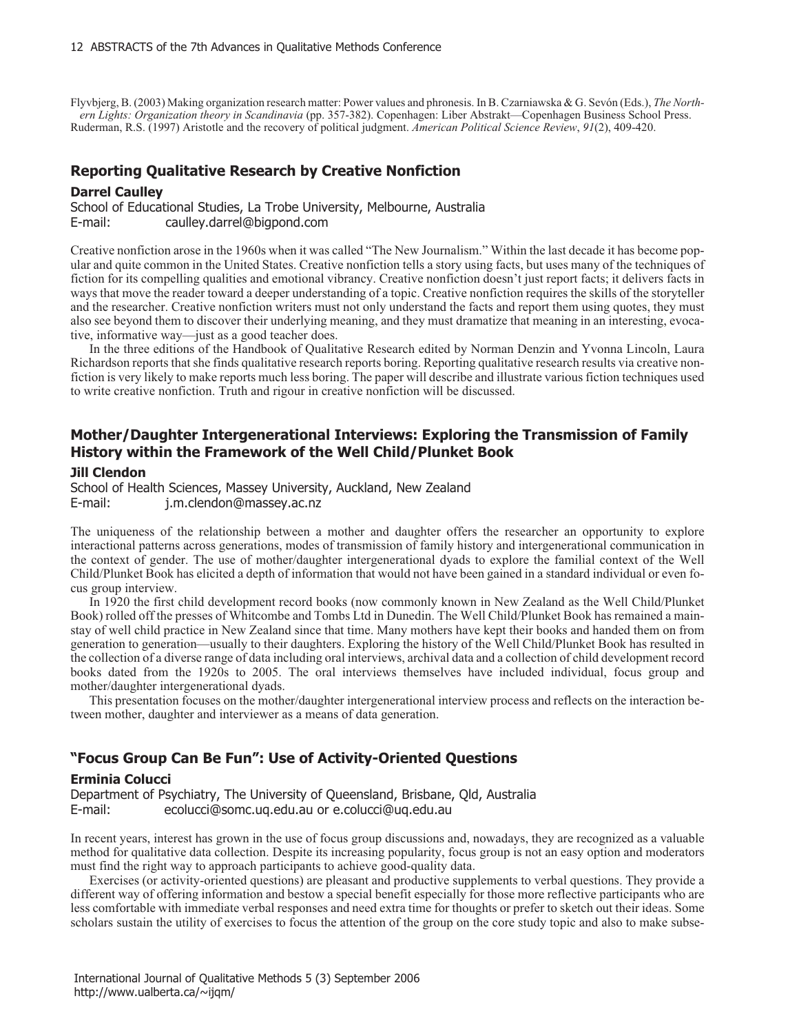Flyvbjerg, B. (2003) Making organization research matter: Power values and phronesis. In B. Czarniawska & G. Sevón (Eds.), *The Northern Lights: Organization theory in Scandinavia* (pp. 357-382). Copenhagen: Liber Abstrakt—Copenhagen Business School Press.
Ruderman, R.S. (1997) Aristotle and the recovery of political judgment. *American Political Science Review*, *91*(2), 409-420.

## Reporting Qualitative Research by Creative Nonfiction

**Darrel Caulley**
School of Educational Studies, La Trobe University, Melbourne, Australia
E-mail: caulley.darrel@bigpond.com

Creative nonfiction arose in the 1960s when it was called "The New Journalism." Within the last decade it has become popular and quite common in the United States. Creative nonfiction tells a story using facts, but uses many of the techniques of fiction for its compelling qualities and emotional vibrancy. Creative nonfiction doesn't just report facts; it delivers facts in ways that move the reader toward a deeper understanding of a topic. Creative nonfiction requires the skills of the storyteller and the researcher. Creative nonfiction writers must not only understand the facts and report them using quotes, they must also see beyond them to discover their underlying meaning, and they must dramatize that meaning in an interesting, evocative, informative way—just as a good teacher does.

In the three editions of the Handbook of Qualitative Research edited by Norman Denzin and Yvonna Lincoln, Laura Richardson reports that she finds qualitative research reports boring. Reporting qualitative research results via creative nonfiction is very likely to make reports much less boring. The paper will describe and illustrate various fiction techniques used to write creative nonfiction. Truth and rigour in creative nonfiction will be discussed.

## Mother/Daughter Intergenerational Interviews: Exploring the Transmission of Family History within the Framework of the Well Child/Plunket Book

**Jill Clendon**
School of Health Sciences, Massey University, Auckland, New Zealand
E-mail: j.m.clendon@massey.ac.nz

The uniqueness of the relationship between a mother and daughter offers the researcher an opportunity to explore interactional patterns across generations, modes of transmission of family history and intergenerational communication in the context of gender. The use of mother/daughter intergenerational dyads to explore the familial context of the Well Child/Plunket Book has elicited a depth of information that would not have been gained in a standard individual or even focus group interview.

In 1920 the first child development record books (now commonly known in New Zealand as the Well Child/Plunket Book) rolled off the presses of Whitcombe and Tombs Ltd in Dunedin. The Well Child/Plunket Book has remained a mainstay of well child practice in New Zealand since that time. Many mothers have kept their books and handed them on from generation to generation—usually to their daughters. Exploring the history of the Well Child/Plunket Book has resulted in the collection of a diverse range of data including oral interviews, archival data and a collection of child development record books dated from the 1920s to 2005. The oral interviews themselves have included individual, focus group and mother/daughter intergenerational dyads.

This presentation focuses on the mother/daughter intergenerational interview process and reflects on the interaction between mother, daughter and interviewer as a means of data generation.

## "Focus Group Can Be Fun": Use of Activity-Oriented Questions

**Erminia Colucci**
Department of Psychiatry, The University of Queensland, Brisbane, Qld, Australia
E-mail: ecolucci@somc.uq.edu.au or e.colucci@uq.edu.au

In recent years, interest has grown in the use of focus group discussions and, nowadays, they are recognized as a valuable method for qualitative data collection. Despite its increasing popularity, focus group is not an easy option and moderators must find the right way to approach participants to achieve good-quality data.

Exercises (or activity-oriented questions) are pleasant and productive supplements to verbal questions. They provide a different way of offering information and bestow a special benefit especially for those more reflective participants who are less comfortable with immediate verbal responses and need extra time for thoughts or prefer to sketch out their ideas. Some scholars sustain the utility of exercises to focus the attention of the group on the core study topic and also to make subse-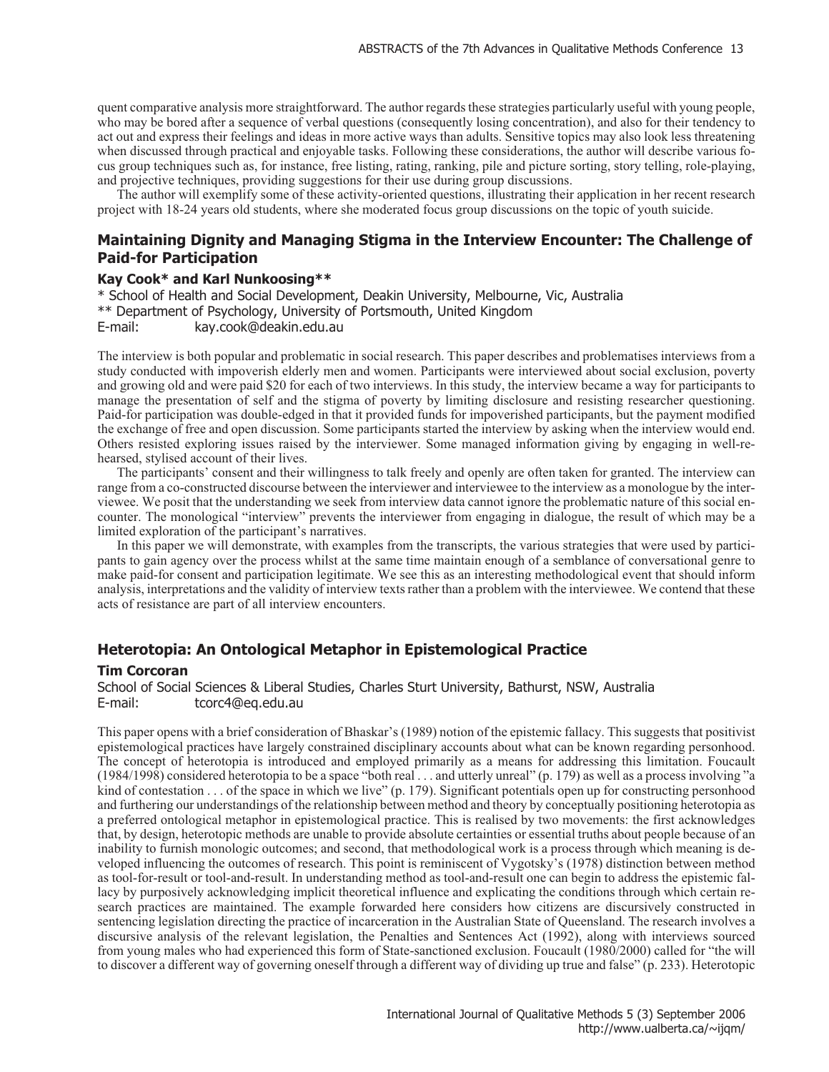quent comparative analysis more straightforward. The author regards these strategies particularly useful with young people, who may be bored after a sequence of verbal questions (consequently losing concentration), and also for their tendency to act out and express their feelings and ideas in more active ways than adults. Sensitive topics may also look less threatening when discussed through practical and enjoyable tasks. Following these considerations, the author will describe various focus group techniques such as, for instance, free listing, rating, ranking, pile and picture sorting, story telling, role-playing, and projective techniques, providing suggestions for their use during group discussions.

The author will exemplify some of these activity-oriented questions, illustrating their application in her recent research project with 18-24 years old students, where she moderated focus group discussions on the topic of youth suicide.

## Maintaining Dignity and Managing Stigma in the Interview Encounter: The Challenge of Paid-for Participation

**Kay Cook* and Karl Nunkoosing****

* School of Health and Social Development, Deakin University, Melbourne, Vic, Australia
** Department of Psychology, University of Portsmouth, United Kingdom
E-mail: kay.cook@deakin.edu.au

The interview is both popular and problematic in social research. This paper describes and problematises interviews from a study conducted with impoverish elderly men and women. Participants were interviewed about social exclusion, poverty and growing old and were paid $20 for each of two interviews. In this study, the interview became a way for participants to manage the presentation of self and the stigma of poverty by limiting disclosure and resisting researcher questioning. Paid-for participation was double-edged in that it provided funds for impoverished participants, but the payment modified the exchange of free and open discussion. Some participants started the interview by asking when the interview would end. Others resisted exploring issues raised by the interviewer. Some managed information giving by engaging in well-rehearsed, stylised account of their lives.

The participants' consent and their willingness to talk freely and openly are often taken for granted. The interview can range from a co-constructed discourse between the interviewer and interviewee to the interview as a monologue by the interviewee. We posit that the understanding we seek from interview data cannot ignore the problematic nature of this social encounter. The monological "interview" prevents the interviewer from engaging in dialogue, the result of which may be a limited exploration of the participant's narratives.

In this paper we will demonstrate, with examples from the transcripts, the various strategies that were used by participants to gain agency over the process whilst at the same time maintain enough of a semblance of conversational genre to make paid-for consent and participation legitimate. We see this as an interesting methodological event that should inform analysis, interpretations and the validity of interview texts rather than a problem with the interviewee. We contend that these acts of resistance are part of all interview encounters.

## Heterotopia: An Ontological Metaphor in Epistemological Practice

**Tim Corcoran**

School of Social Sciences & Liberal Studies, Charles Sturt University, Bathurst, NSW, Australia
E-mail: tcorc4@eq.edu.au

This paper opens with a brief consideration of Bhaskar's (1989) notion of the epistemic fallacy. This suggests that positivist epistemological practices have largely constrained disciplinary accounts about what can be known regarding personhood. The concept of heterotopia is introduced and employed primarily as a means for addressing this limitation. Foucault (1984/1998) considered heterotopia to be a space "both real . . . and utterly unreal" (p. 179) as well as a process involving "a kind of contestation . . . of the space in which we live" (p. 179). Significant potentials open up for constructing personhood and furthering our understandings of the relationship between method and theory by conceptually positioning heterotopia as a preferred ontological metaphor in epistemological practice. This is realised by two movements: the first acknowledges that, by design, heterotopic methods are unable to provide absolute certainties or essential truths about people because of an inability to furnish monologic outcomes; and second, that methodological work is a process through which meaning is developed influencing the outcomes of research. This point is reminiscent of Vygotsky's (1978) distinction between method as tool-for-result or tool-and-result. In understanding method as tool-and-result one can begin to address the epistemic fallacy by purposively acknowledging implicit theoretical influence and explicating the conditions through which certain research practices are maintained. The example forwarded here considers how citizens are discursively constructed in sentencing legislation directing the practice of incarceration in the Australian State of Queensland. The research involves a discursive analysis of the relevant legislation, the Penalties and Sentences Act (1992), along with interviews sourced from young males who had experienced this form of State-sanctioned exclusion. Foucault (1980/2000) called for "the will to discover a different way of governing oneself through a different way of dividing up true and false" (p. 233). Heterotopic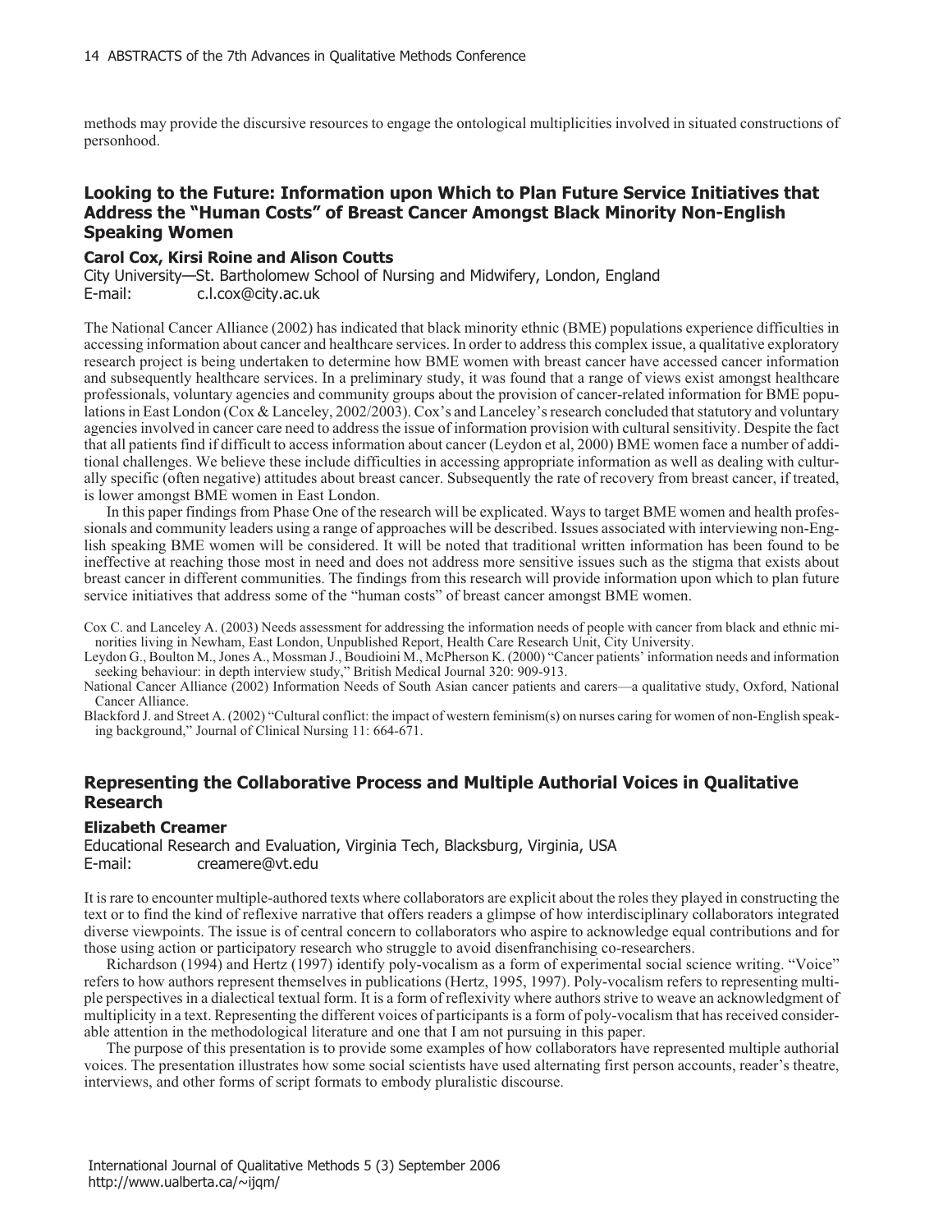methods may provide the discursive resources to engage the ontological multiplicities involved in situated constructions of personhood.

## Looking to the Future: Information upon Which to Plan Future Service Initiatives that Address the "Human Costs" of Breast Cancer Amongst Black Minority Non-English Speaking Women

**Carol Cox, Kirsi Roine and Alison Coutts**
City University—St. Bartholomew School of Nursing and Midwifery, London, England
E-mail: c.l.cox@city.ac.uk

The National Cancer Alliance (2002) has indicated that black minority ethnic (BME) populations experience difficulties in accessing information about cancer and healthcare services. In order to address this complex issue, a qualitative exploratory research project is being undertaken to determine how BME women with breast cancer have accessed cancer information and subsequently healthcare services. In a preliminary study, it was found that a range of views exist amongst healthcare professionals, voluntary agencies and community groups about the provision of cancer-related information for BME populations in East London (Cox & Lanceley, 2002/2003). Cox's and Lanceley's research concluded that statutory and voluntary agencies involved in cancer care need to address the issue of information provision with cultural sensitivity. Despite the fact that all patients find if difficult to access information about cancer (Leydon et al, 2000) BME women face a number of additional challenges. We believe these include difficulties in accessing appropriate information as well as dealing with culturally specific (often negative) attitudes about breast cancer. Subsequently the rate of recovery from breast cancer, if treated, is lower amongst BME women in East London.

In this paper findings from Phase One of the research will be explicated. Ways to target BME women and health professionals and community leaders using a range of approaches will be described. Issues associated with interviewing non-English speaking BME women will be considered. It will be noted that traditional written information has been found to be ineffective at reaching those most in need and does not address more sensitive issues such as the stigma that exists about breast cancer in different communities. The findings from this research will provide information upon which to plan future service initiatives that address some of the "human costs" of breast cancer amongst BME women.

Cox C. and Lanceley A. (2003) Needs assessment for addressing the information needs of people with cancer from black and ethnic minorities living in Newham, East London, Unpublished Report, Health Care Research Unit, City University.

Leydon G., Boulton M., Jones A., Mossman J., Boudioini M., McPherson K. (2000) "Cancer patients' information needs and information seeking behaviour: in depth interview study," British Medical Journal 320: 909-913.

National Cancer Alliance (2002) Information Needs of South Asian cancer patients and carers—a qualitative study, Oxford, National Cancer Alliance.

Blackford J. and Street A. (2002) "Cultural conflict: the impact of western feminism(s) on nurses caring for women of non-English speaking background," Journal of Clinical Nursing 11: 664-671.

## Representing the Collaborative Process and Multiple Authorial Voices in Qualitative Research

**Elizabeth Creamer**
Educational Research and Evaluation, Virginia Tech, Blacksburg, Virginia, USA
E-mail: creamere@vt.edu

It is rare to encounter multiple-authored texts where collaborators are explicit about the roles they played in constructing the text or to find the kind of reflexive narrative that offers readers a glimpse of how interdisciplinary collaborators integrated diverse viewpoints. The issue is of central concern to collaborators who aspire to acknowledge equal contributions and for those using action or participatory research who struggle to avoid disenfranchising co-researchers.

Richardson (1994) and Hertz (1997) identify poly-vocalism as a form of experimental social science writing. "Voice" refers to how authors represent themselves in publications (Hertz, 1995, 1997). Poly-vocalism refers to representing multiple perspectives in a dialectical textual form. It is a form of reflexivity where authors strive to weave an acknowledgment of multiplicity in a text. Representing the different voices of participants is a form of poly-vocalism that has received considerable attention in the methodological literature and one that I am not pursuing in this paper.

The purpose of this presentation is to provide some examples of how collaborators have represented multiple authorial voices. The presentation illustrates how some social scientists have used alternating first person accounts, reader's theatre, interviews, and other forms of script formats to embody pluralistic discourse.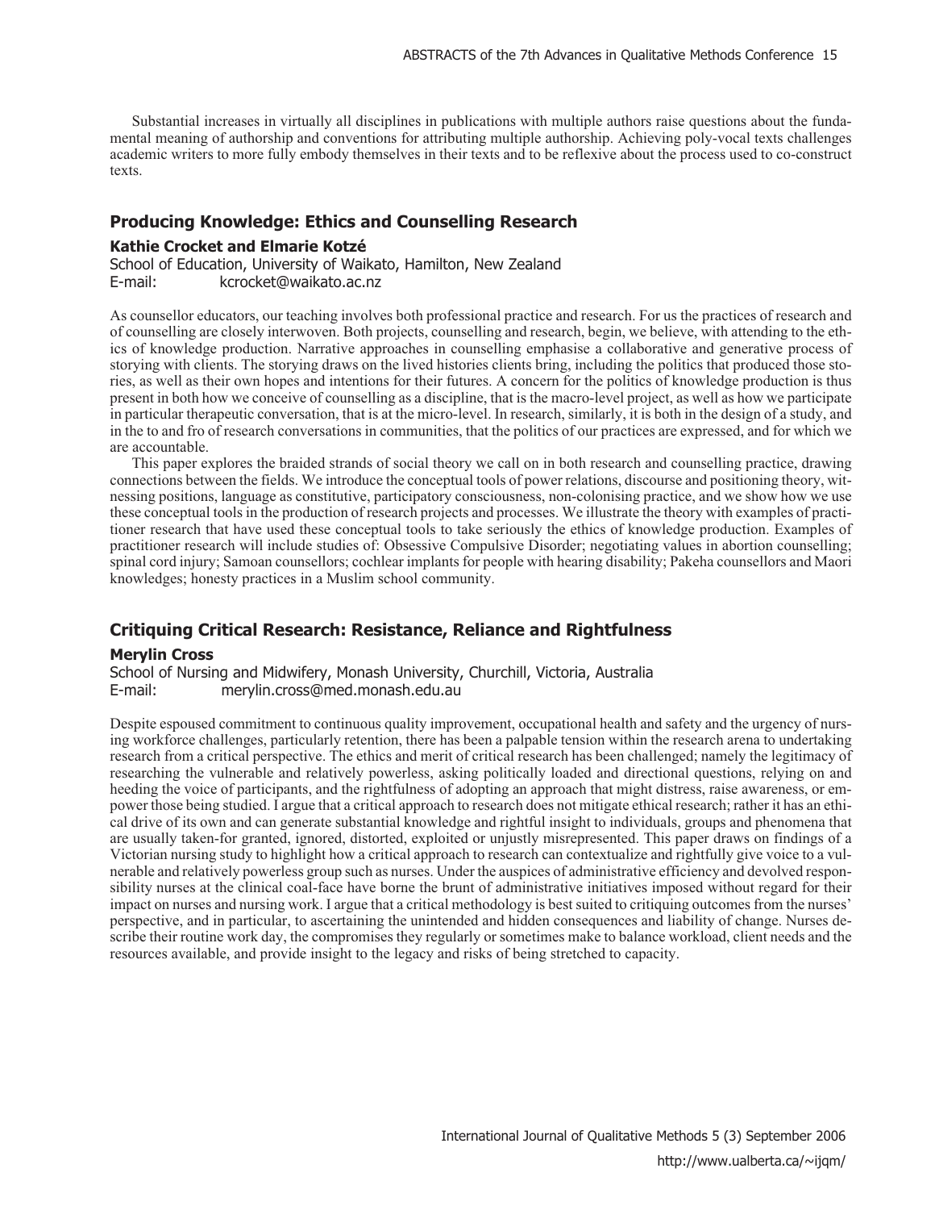Substantial increases in virtually all disciplines in publications with multiple authors raise questions about the fundamental meaning of authorship and conventions for attributing multiple authorship. Achieving poly-vocal texts challenges academic writers to more fully embody themselves in their texts and to be reflexive about the process used to co-construct texts.

## Producing Knowledge: Ethics and Counselling Research

**Kathie Crocket and Elmarie Kotzé**
School of Education, University of Waikato, Hamilton, New Zealand
E-mail: kcrocket@waikato.ac.nz

As counsellor educators, our teaching involves both professional practice and research. For us the practices of research and of counselling are closely interwoven. Both projects, counselling and research, begin, we believe, with attending to the ethics of knowledge production. Narrative approaches in counselling emphasise a collaborative and generative process of storying with clients. The storying draws on the lived histories clients bring, including the politics that produced those stories, as well as their own hopes and intentions for their futures. A concern for the politics of knowledge production is thus present in both how we conceive of counselling as a discipline, that is the macro-level project, as well as how we participate in particular therapeutic conversation, that is at the micro-level. In research, similarly, it is both in the design of a study, and in the to and fro of research conversations in communities, that the politics of our practices are expressed, and for which we are accountable.

This paper explores the braided strands of social theory we call on in both research and counselling practice, drawing connections between the fields. We introduce the conceptual tools of power relations, discourse and positioning theory, witnessing positions, language as constitutive, participatory consciousness, non-colonising practice, and we show how we use these conceptual tools in the production of research projects and processes. We illustrate the theory with examples of practitioner research that have used these conceptual tools to take seriously the ethics of knowledge production. Examples of practitioner research will include studies of: Obsessive Compulsive Disorder; negotiating values in abortion counselling; spinal cord injury; Samoan counsellors; cochlear implants for people with hearing disability; Pakeha counsellors and Maori knowledges; honesty practices in a Muslim school community.

## Critiquing Critical Research: Resistance, Reliance and Rightfulness

**Merylin Cross**
School of Nursing and Midwifery, Monash University, Churchill, Victoria, Australia
E-mail: merylin.cross@med.monash.edu.au

Despite espoused commitment to continuous quality improvement, occupational health and safety and the urgency of nursing workforce challenges, particularly retention, there has been a palpable tension within the research arena to undertaking research from a critical perspective. The ethics and merit of critical research has been challenged; namely the legitimacy of researching the vulnerable and relatively powerless, asking politically loaded and directional questions, relying on and heeding the voice of participants, and the rightfulness of adopting an approach that might distress, raise awareness, or empower those being studied. I argue that a critical approach to research does not mitigate ethical research; rather it has an ethical drive of its own and can generate substantial knowledge and rightful insight to individuals, groups and phenomena that are usually taken-for granted, ignored, distorted, exploited or unjustly misrepresented. This paper draws on findings of a Victorian nursing study to highlight how a critical approach to research can contextualize and rightfully give voice to a vulnerable and relatively powerless group such as nurses. Under the auspices of administrative efficiency and devolved responsibility nurses at the clinical coal-face have borne the brunt of administrative initiatives imposed without regard for their impact on nurses and nursing work. I argue that a critical methodology is best suited to critiquing outcomes from the nurses' perspective, and in particular, to ascertaining the unintended and hidden consequences and liability of change. Nurses describe their routine work day, the compromises they regularly or sometimes make to balance workload, client needs and the resources available, and provide insight to the legacy and risks of being stretched to capacity.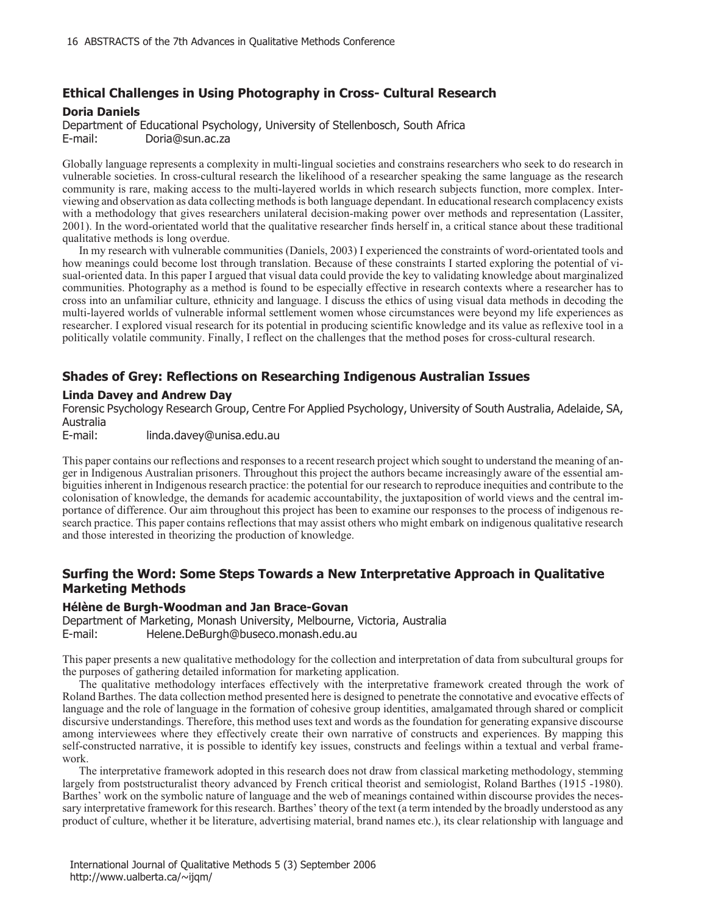## Ethical Challenges in Using Photography in Cross- Cultural Research

**Doria Daniels**

Department of Educational Psychology, University of Stellenbosch, South Africa

E-mail: Doria@sun.ac.za

Globally language represents a complexity in multi-lingual societies and constrains researchers who seek to do research in vulnerable societies. In cross-cultural research the likelihood of a researcher speaking the same language as the research community is rare, making access to the multi-layered worlds in which research subjects function, more complex. Interviewing and observation as data collecting methods is both language dependant. In educational research complacency exists with a methodology that gives researchers unilateral decision-making power over methods and representation (Lassiter, 2001). In the word-orientated world that the qualitative researcher finds herself in, a critical stance about these traditional qualitative methods is long overdue.

In my research with vulnerable communities (Daniels, 2003) I experienced the constraints of word-orientated tools and how meanings could become lost through translation. Because of these constraints I started exploring the potential of visual-oriented data. In this paper I argued that visual data could provide the key to validating knowledge about marginalized communities. Photography as a method is found to be especially effective in research contexts where a researcher has to cross into an unfamiliar culture, ethnicity and language. I discuss the ethics of using visual data methods in decoding the multi-layered worlds of vulnerable informal settlement women whose circumstances were beyond my life experiences as researcher. I explored visual research for its potential in producing scientific knowledge and its value as reflexive tool in a politically volatile community. Finally, I reflect on the challenges that the method poses for cross-cultural research.

## Shades of Grey: Reflections on Researching Indigenous Australian Issues

**Linda Davey and Andrew Day**

Forensic Psychology Research Group, Centre For Applied Psychology, University of South Australia, Adelaide, SA, Australia

E-mail: linda.davey@unisa.edu.au

This paper contains our reflections and responses to a recent research project which sought to understand the meaning of anger in Indigenous Australian prisoners. Throughout this project the authors became increasingly aware of the essential ambiguities inherent in Indigenous research practice: the potential for our research to reproduce inequities and contribute to the colonisation of knowledge, the demands for academic accountability, the juxtaposition of world views and the central importance of difference. Our aim throughout this project has been to examine our responses to the process of indigenous research practice. This paper contains reflections that may assist others who might embark on indigenous qualitative research and those interested in theorizing the production of knowledge.

## Surfing the Word: Some Steps Towards a New Interpretative Approach in Qualitative Marketing Methods

**Hélène de Burgh-Woodman and Jan Brace-Govan**

Department of Marketing, Monash University, Melbourne, Victoria, Australia

E-mail: Helene.DeBurgh@buseco.monash.edu.au

This paper presents a new qualitative methodology for the collection and interpretation of data from subcultural groups for the purposes of gathering detailed information for marketing application.

The qualitative methodology interfaces effectively with the interpretative framework created through the work of Roland Barthes. The data collection method presented here is designed to penetrate the connotative and evocative effects of language and the role of language in the formation of cohesive group identities, amalgamated through shared or complicit discursive understandings. Therefore, this method uses text and words as the foundation for generating expansive discourse among interviewees where they effectively create their own narrative of constructs and experiences. By mapping this self-constructed narrative, it is possible to identify key issues, constructs and feelings within a textual and verbal framework.

The interpretative framework adopted in this research does not draw from classical marketing methodology, stemming largely from poststructuralist theory advanced by French critical theorist and semiologist, Roland Barthes (1915 -1980). Barthes' work on the symbolic nature of language and the web of meanings contained within discourse provides the necessary interpretative framework for this research. Barthes' theory of the text (a term intended by the broadly understood as any product of culture, whether it be literature, advertising material, brand names etc.), its clear relationship with language and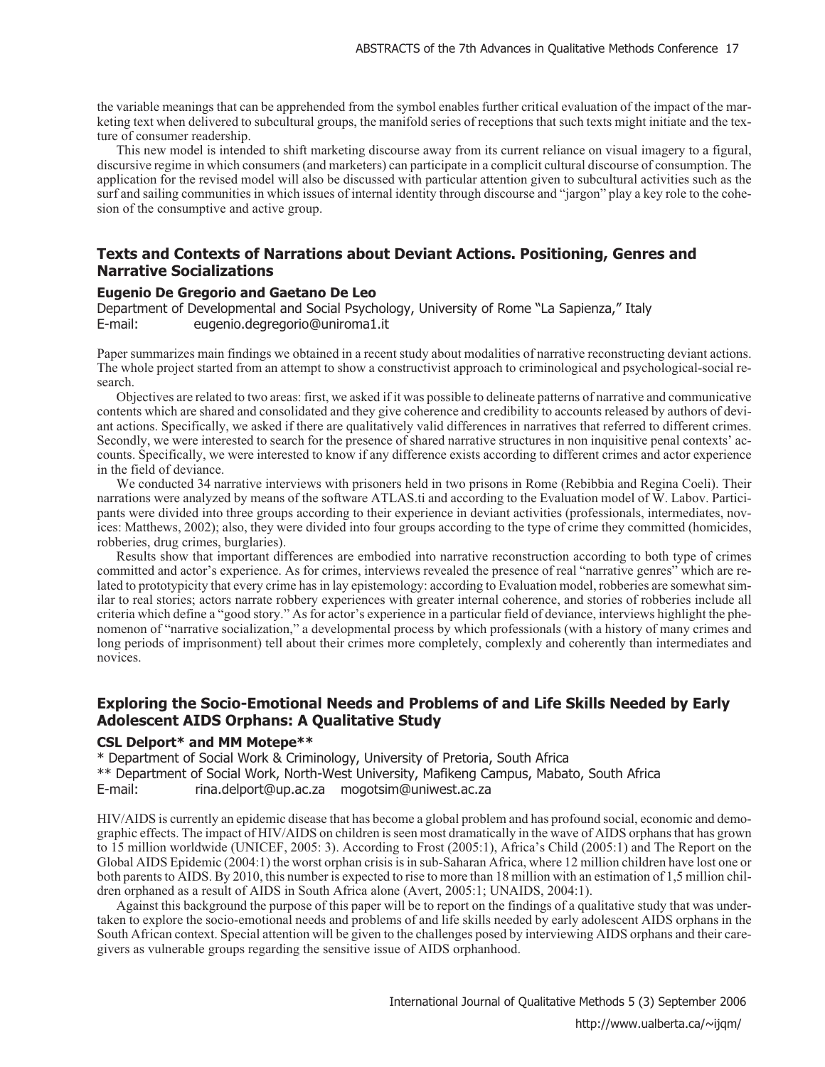the variable meanings that can be apprehended from the symbol enables further critical evaluation of the impact of the marketing text when delivered to subcultural groups, the manifold series of receptions that such texts might initiate and the texture of consumer readership.

This new model is intended to shift marketing discourse away from its current reliance on visual imagery to a figural, discursive regime in which consumers (and marketers) can participate in a complicit cultural discourse of consumption. The application for the revised model will also be discussed with particular attention given to subcultural activities such as the surf and sailing communities in which issues of internal identity through discourse and "jargon" play a key role to the cohesion of the consumptive and active group.

## Texts and Contexts of Narrations about Deviant Actions. Positioning, Genres and Narrative Socializations

**Eugenio De Gregorio and Gaetano De Leo**
Department of Developmental and Social Psychology, University of Rome "La Sapienza," Italy
E-mail: eugenio.degregorio@uniroma1.it

Paper summarizes main findings we obtained in a recent study about modalities of narrative reconstructing deviant actions. The whole project started from an attempt to show a constructivist approach to criminological and psychological-social research.

Objectives are related to two areas: first, we asked if it was possible to delineate patterns of narrative and communicative contents which are shared and consolidated and they give coherence and credibility to accounts released by authors of deviant actions. Specifically, we asked if there are qualitatively valid differences in narratives that referred to different crimes. Secondly, we were interested to search for the presence of shared narrative structures in non inquisitive penal contexts' accounts. Specifically, we were interested to know if any difference exists according to different crimes and actor experience in the field of deviance.

We conducted 34 narrative interviews with prisoners held in two prisons in Rome (Rebibbia and Regina Coeli). Their narrations were analyzed by means of the software ATLAS.ti and according to the Evaluation model of W. Labov. Participants were divided into three groups according to their experience in deviant activities (professionals, intermediates, novices: Matthews, 2002); also, they were divided into four groups according to the type of crime they committed (homicides, robberies, drug crimes, burglaries).

Results show that important differences are embodied into narrative reconstruction according to both type of crimes committed and actor's experience. As for crimes, interviews revealed the presence of real "narrative genres" which are related to prototypicity that every crime has in lay epistemology: according to Evaluation model, robberies are somewhat similar to real stories; actors narrate robbery experiences with greater internal coherence, and stories of robberies include all criteria which define a "good story." As for actor's experience in a particular field of deviance, interviews highlight the phenomenon of "narrative socialization," a developmental process by which professionals (with a history of many crimes and long periods of imprisonment) tell about their crimes more completely, complexly and coherently than intermediates and novices.

## Exploring the Socio-Emotional Needs and Problems of and Life Skills Needed by Early Adolescent AIDS Orphans: A Qualitative Study

**CSL Delport\* and MM Motepe\*\***
\* Department of Social Work & Criminology, University of Pretoria, South Africa
\*\* Department of Social Work, North-West University, Mafikeng Campus, Mabato, South Africa
E-mail: rina.delport@up.ac.za mogotsim@uniwest.ac.za

HIV/AIDS is currently an epidemic disease that has become a global problem and has profound social, economic and demographic effects. The impact of HIV/AIDS on children is seen most dramatically in the wave of AIDS orphans that has grown to 15 million worldwide (UNICEF, 2005: 3). According to Frost (2005:1), Africa's Child (2005:1) and The Report on the Global AIDS Epidemic (2004:1) the worst orphan crisis is in sub-Saharan Africa, where 12 million children have lost one or both parents to AIDS. By 2010, this number is expected to rise to more than 18 million with an estimation of 1,5 million children orphaned as a result of AIDS in South Africa alone (Avert, 2005:1; UNAIDS, 2004:1).

Against this background the purpose of this paper will be to report on the findings of a qualitative study that was undertaken to explore the socio-emotional needs and problems of and life skills needed by early adolescent AIDS orphans in the South African context. Special attention will be given to the challenges posed by interviewing AIDS orphans and their caregivers as vulnerable groups regarding the sensitive issue of AIDS orphanhood.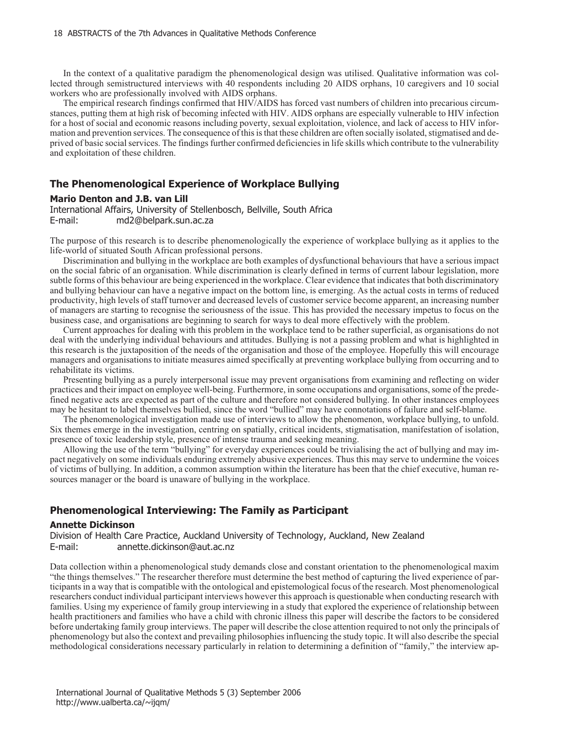In the context of a qualitative paradigm the phenomenological design was utilised. Qualitative information was collected through semistructured interviews with 40 respondents including 20 AIDS orphans, 10 caregivers and 10 social workers who are professionally involved with AIDS orphans.

The empirical research findings confirmed that HIV/AIDS has forced vast numbers of children into precarious circumstances, putting them at high risk of becoming infected with HIV. AIDS orphans are especially vulnerable to HIV infection for a host of social and economic reasons including poverty, sexual exploitation, violence, and lack of access to HIV information and prevention services. The consequence of this is that these children are often socially isolated, stigmatised and deprived of basic social services. The findings further confirmed deficiencies in life skills which contribute to the vulnerability and exploitation of these children.

## The Phenomenological Experience of Workplace Bullying

**Mario Denton and J.B. van Lill**

International Affairs, University of Stellenbosch, Bellville, South Africa
E-mail: md2@belpark.sun.ac.za

The purpose of this research is to describe phenomenologically the experience of workplace bullying as it applies to the life-world of situated South African professional persons.

Discrimination and bullying in the workplace are both examples of dysfunctional behaviours that have a serious impact on the social fabric of an organisation. While discrimination is clearly defined in terms of current labour legislation, more subtle forms of this behaviour are being experienced in the workplace. Clear evidence that indicates that both discriminatory and bullying behaviour can have a negative impact on the bottom line, is emerging. As the actual costs in terms of reduced productivity, high levels of staff turnover and decreased levels of customer service become apparent, an increasing number of managers are starting to recognise the seriousness of the issue. This has provided the necessary impetus to focus on the business case, and organisations are beginning to search for ways to deal more effectively with the problem.

Current approaches for dealing with this problem in the workplace tend to be rather superficial, as organisations do not deal with the underlying individual behaviours and attitudes. Bullying is not a passing problem and what is highlighted in this research is the juxtaposition of the needs of the organisation and those of the employee. Hopefully this will encourage managers and organisations to initiate measures aimed specifically at preventing workplace bullying from occurring and to rehabilitate its victims.

Presenting bullying as a purely interpersonal issue may prevent organisations from examining and reflecting on wider practices and their impact on employee well-being. Furthermore, in some occupations and organisations, some of the predefined negative acts are expected as part of the culture and therefore not considered bullying. In other instances employees may be hesitant to label themselves bullied, since the word "bullied" may have connotations of failure and self-blame.

The phenomenological investigation made use of interviews to allow the phenomenon, workplace bullying, to unfold. Six themes emerge in the investigation, centring on spatially, critical incidents, stigmatisation, manifestation of isolation, presence of toxic leadership style, presence of intense trauma and seeking meaning.

Allowing the use of the term "bullying" for everyday experiences could be trivialising the act of bullying and may impact negatively on some individuals enduring extremely abusive experiences. Thus this may serve to undermine the voices of victims of bullying. In addition, a common assumption within the literature has been that the chief executive, human resources manager or the board is unaware of bullying in the workplace.

## Phenomenological Interviewing: The Family as Participant

**Annette Dickinson**

Division of Health Care Practice, Auckland University of Technology, Auckland, New Zealand
E-mail: annette.dickinson@aut.ac.nz

Data collection within a phenomenological study demands close and constant orientation to the phenomenological maxim "the things themselves." The researcher therefore must determine the best method of capturing the lived experience of participants in a way that is compatible with the ontological and epistemological focus of the research. Most phenomenological researchers conduct individual participant interviews however this approach is questionable when conducting research with families. Using my experience of family group interviewing in a study that explored the experience of relationship between health practitioners and families who have a child with chronic illness this paper will describe the factors to be considered before undertaking family group interviews. The paper will describe the close attention required to not only the principals of phenomenology but also the context and prevailing philosophies influencing the study topic. It will also describe the special methodological considerations necessary particularly in relation to determining a definition of "family," the interview ap-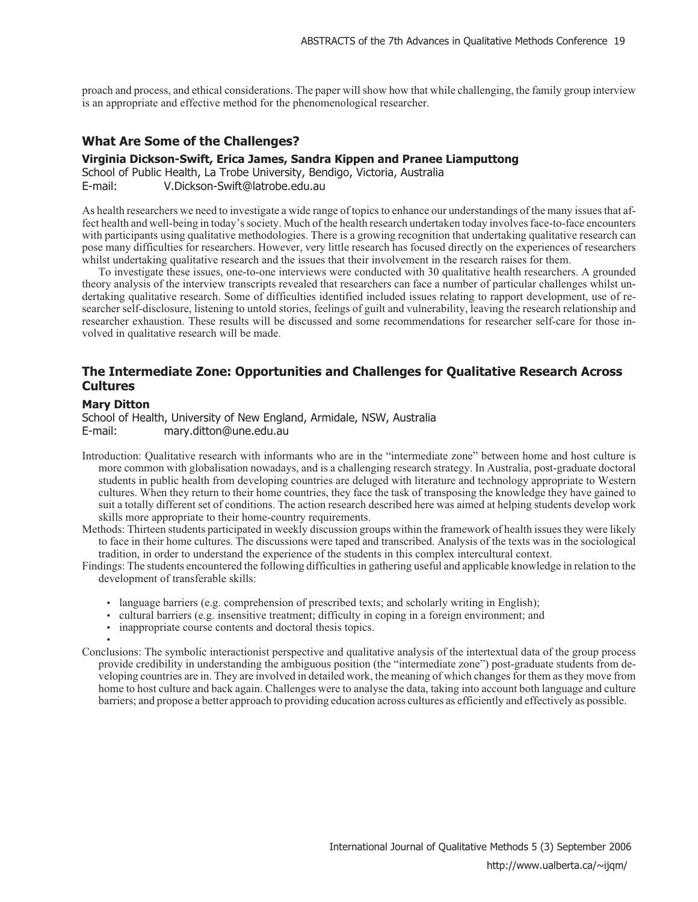proach and process, and ethical considerations. The paper will show how that while challenging, the family group interview is an appropriate and effective method for the phenomenological researcher.

## What Are Some of the Challenges?

**Virginia Dickson-Swift, Erica James, Sandra Kippen and Pranee Liamputtong**
School of Public Health, La Trobe University, Bendigo, Victoria, Australia
E-mail: V.Dickson-Swift@latrobe.edu.au

As health researchers we need to investigate a wide range of topics to enhance our understandings of the many issues that affect health and well-being in today's society. Much of the health research undertaken today involves face-to-face encounters with participants using qualitative methodologies. There is a growing recognition that undertaking qualitative research can pose many difficulties for researchers. However, very little research has focused directly on the experiences of researchers whilst undertaking qualitative research and the issues that their involvement in the research raises for them.

To investigate these issues, one-to-one interviews were conducted with 30 qualitative health researchers. A grounded theory analysis of the interview transcripts revealed that researchers can face a number of particular challenges whilst undertaking qualitative research. Some of difficulties identified included issues relating to rapport development, use of researcher self-disclosure, listening to untold stories, feelings of guilt and vulnerability, leaving the research relationship and researcher exhaustion. These results will be discussed and some recommendations for researcher self-care for those involved in qualitative research will be made.

## The Intermediate Zone: Opportunities and Challenges for Qualitative Research Across Cultures

**Mary Ditton**
School of Health, University of New England, Armidale, NSW, Australia
E-mail: mary.ditton@une.edu.au

Introduction: Qualitative research with informants who are in the "intermediate zone" between home and host culture is more common with globalisation nowadays, and is a challenging research strategy. In Australia, post-graduate doctoral students in public health from developing countries are deluged with literature and technology appropriate to Western cultures. When they return to their home countries, they face the task of transposing the knowledge they have gained to suit a totally different set of conditions. The action research described here was aimed at helping students develop work skills more appropriate to their home-country requirements.

Methods: Thirteen students participated in weekly discussion groups within the framework of health issues they were likely to face in their home cultures. The discussions were taped and transcribed. Analysis of the texts was in the sociological tradition, in order to understand the experience of the students in this complex intercultural context.

Findings: The students encountered the following difficulties in gathering useful and applicable knowledge in relation to the development of transferable skills:

- language barriers (e.g. comprehension of prescribed texts; and scholarly writing in English);
- cultural barriers (e.g. insensitive treatment; difficulty in coping in a foreign environment; and
- inappropriate course contents and doctoral thesis topics.

Conclusions: The symbolic interactionist perspective and qualitative analysis of the intertextual data of the group process provide credibility in understanding the ambiguous position (the "intermediate zone") post-graduate students from developing countries are in. They are involved in detailed work, the meaning of which changes for them as they move from home to host culture and back again. Challenges were to analyse the data, taking into account both language and culture barriers; and propose a better approach to providing education across cultures as efficiently and effectively as possible.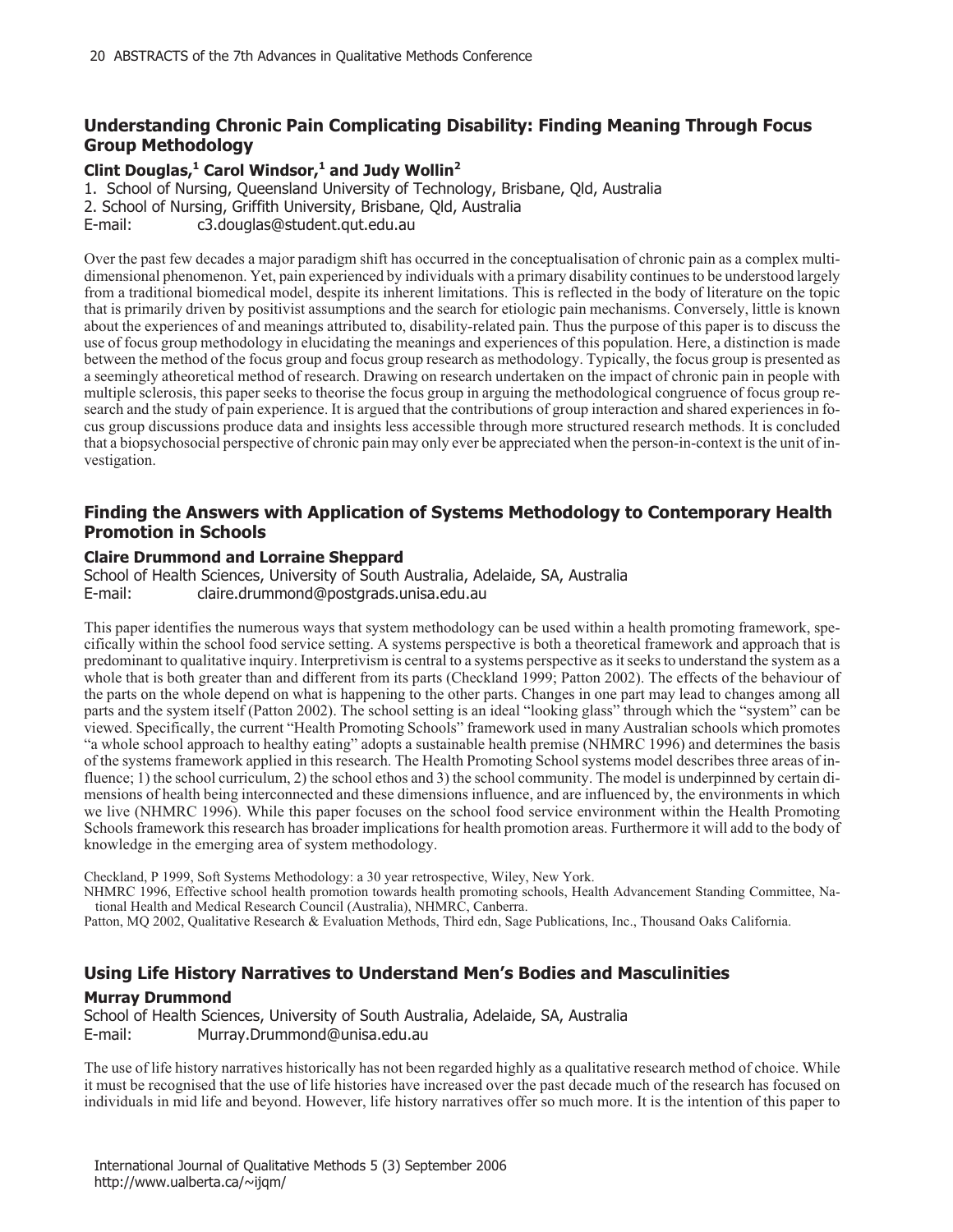## Understanding Chronic Pain Complicating Disability: Finding Meaning Through Focus Group Methodology

**Clint Douglas,[1] Carol Windsor,[1] and Judy Wollin[2]**

1. School of Nursing, Queensland University of Technology, Brisbane, Qld, Australia
2. School of Nursing, Griffith University, Brisbane, Qld, Australia

E-mail: c3.douglas@student.qut.edu.au

Over the past few decades a major paradigm shift has occurred in the conceptualisation of chronic pain as a complex multi-dimensional phenomenon. Yet, pain experienced by individuals with a primary disability continues to be understood largely from a traditional biomedical model, despite its inherent limitations. This is reflected in the body of literature on the topic that is primarily driven by positivist assumptions and the search for etiologic pain mechanisms. Conversely, little is known about the experiences of and meanings attributed to, disability-related pain. Thus the purpose of this paper is to discuss the use of focus group methodology in elucidating the meanings and experiences of this population. Here, a distinction is made between the method of the focus group and focus group research as methodology. Typically, the focus group is presented as a seemingly atheoretical method of research. Drawing on research undertaken on the impact of chronic pain in people with multiple sclerosis, this paper seeks to theorise the focus group in arguing the methodological congruence of focus group research and the study of pain experience. It is argued that the contributions of group interaction and shared experiences in focus group discussions produce data and insights less accessible through more structured research methods. It is concluded that a biopsychosocial perspective of chronic pain may only ever be appreciated when the person-in-context is the unit of investigation.

## Finding the Answers with Application of Systems Methodology to Contemporary Health Promotion in Schools

**Claire Drummond and Lorraine Sheppard**

School of Health Sciences, University of South Australia, Adelaide, SA, Australia

E-mail: claire.drummond@postgrads.unisa.edu.au

This paper identifies the numerous ways that system methodology can be used within a health promoting framework, specifically within the school food service setting. A systems perspective is both a theoretical framework and approach that is predominant to qualitative inquiry. Interpretivism is central to a systems perspective as it seeks to understand the system as a whole that is both greater than and different from its parts (Checkland 1999; Patton 2002). The effects of the behaviour of the parts on the whole depend on what is happening to the other parts. Changes in one part may lead to changes among all parts and the system itself (Patton 2002). The school setting is an ideal "looking glass" through which the "system" can be viewed. Specifically, the current "Health Promoting Schools" framework used in many Australian schools which promotes "a whole school approach to healthy eating" adopts a sustainable health premise (NHMRC 1996) and determines the basis of the systems framework applied in this research. The Health Promoting School systems model describes three areas of influence; 1) the school curriculum, 2) the school ethos and 3) the school community. The model is underpinned by certain dimensions of health being interconnected and these dimensions influence, and are influenced by, the environments in which we live (NHMRC 1996). While this paper focuses on the school food service environment within the Health Promoting Schools framework this research has broader implications for health promotion areas. Furthermore it will add to the body of knowledge in the emerging area of system methodology.

Checkland, P 1999, Soft Systems Methodology: a 30 year retrospective, Wiley, New York.

NHMRC 1996, Effective school health promotion towards health promoting schools, Health Advancement Standing Committee, National Health and Medical Research Council (Australia), NHMRC, Canberra.

Patton, MQ 2002, Qualitative Research & Evaluation Methods, Third edn, Sage Publications, Inc., Thousand Oaks California.

## Using Life History Narratives to Understand Men's Bodies and Masculinities

**Murray Drummond**

School of Health Sciences, University of South Australia, Adelaide, SA, Australia

E-mail: Murray.Drummond@unisa.edu.au

The use of life history narratives historically has not been regarded highly as a qualitative research method of choice. While it must be recognised that the use of life histories have increased over the past decade much of the research has focused on individuals in mid life and beyond. However, life history narratives offer so much more. It is the intention of this paper to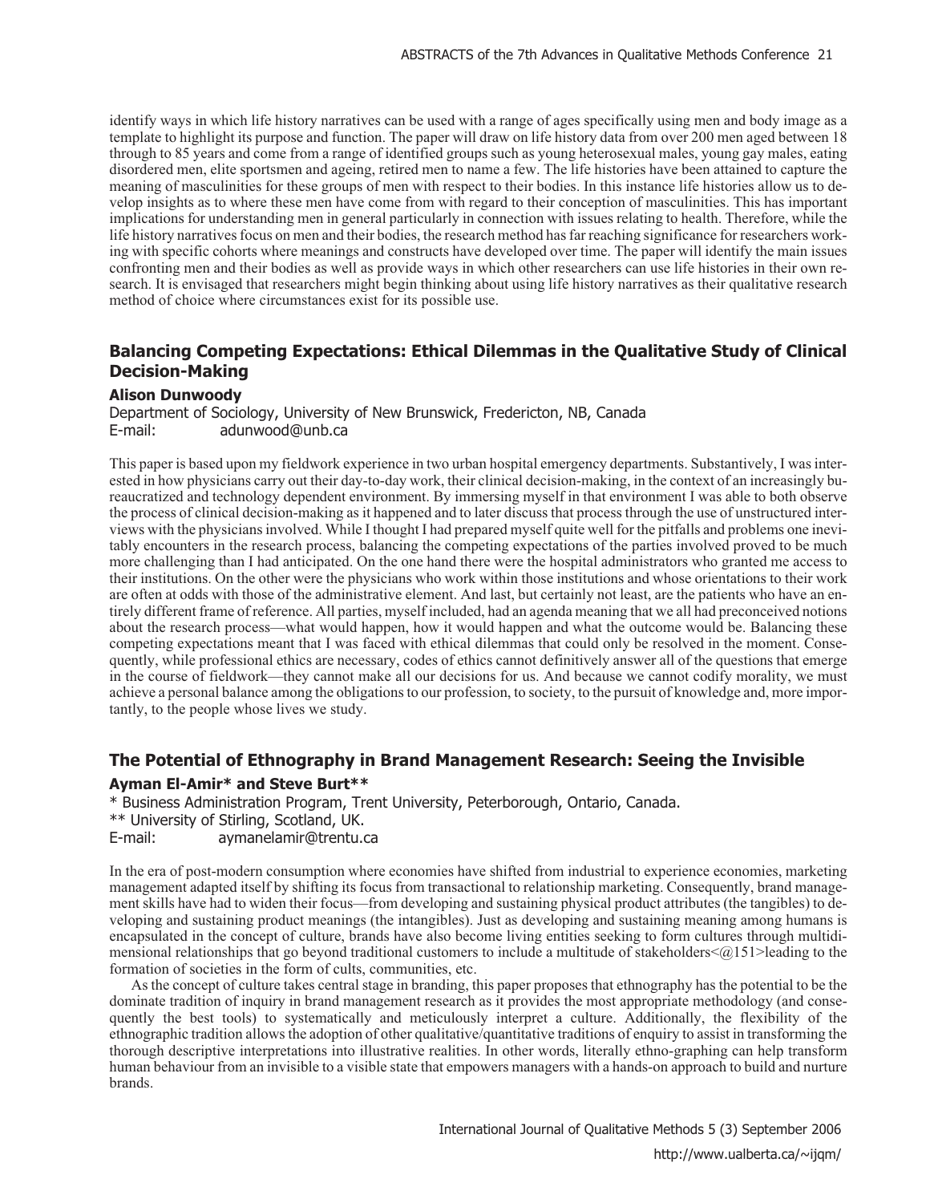identify ways in which life history narratives can be used with a range of ages specifically using men and body image as a template to highlight its purpose and function. The paper will draw on life history data from over 200 men aged between 18 through to 85 years and come from a range of identified groups such as young heterosexual males, young gay males, eating disordered men, elite sportsmen and ageing, retired men to name a few. The life histories have been attained to capture the meaning of masculinities for these groups of men with respect to their bodies. In this instance life histories allow us to develop insights as to where these men have come from with regard to their conception of masculinities. This has important implications for understanding men in general particularly in connection with issues relating to health. Therefore, while the life history narratives focus on men and their bodies, the research method has far reaching significance for researchers working with specific cohorts where meanings and constructs have developed over time. The paper will identify the main issues confronting men and their bodies as well as provide ways in which other researchers can use life histories in their own research. It is envisaged that researchers might begin thinking about using life history narratives as their qualitative research method of choice where circumstances exist for its possible use.

## Balancing Competing Expectations: Ethical Dilemmas in the Qualitative Study of Clinical Decision-Making

**Alison Dunwoody**

Department of Sociology, University of New Brunswick, Fredericton, NB, Canada
E-mail: adunwood@unb.ca

This paper is based upon my fieldwork experience in two urban hospital emergency departments. Substantively, I was interested in how physicians carry out their day-to-day work, their clinical decision-making, in the context of an increasingly bureaucratized and technology dependent environment. By immersing myself in that environment I was able to both observe the process of clinical decision-making as it happened and to later discuss that process through the use of unstructured interviews with the physicians involved. While I thought I had prepared myself quite well for the pitfalls and problems one inevitably encounters in the research process, balancing the competing expectations of the parties involved proved to be much more challenging than I had anticipated. On the one hand there were the hospital administrators who granted me access to their institutions. On the other were the physicians who work within those institutions and whose orientations to their work are often at odds with those of the administrative element. And last, but certainly not least, are the patients who have an entirely different frame of reference. All parties, myself included, had an agenda meaning that we all had preconceived notions about the research process—what would happen, how it would happen and what the outcome would be. Balancing these competing expectations meant that I was faced with ethical dilemmas that could only be resolved in the moment. Consequently, while professional ethics are necessary, codes of ethics cannot definitively answer all of the questions that emerge in the course of fieldwork—they cannot make all our decisions for us. And because we cannot codify morality, we must achieve a personal balance among the obligations to our profession, to society, to the pursuit of knowledge and, more importantly, to the people whose lives we study.

## The Potential of Ethnography in Brand Management Research: Seeing the Invisible

**Ayman El-Amir\* and Steve Burt\*\***

\* Business Administration Program, Trent University, Peterborough, Ontario, Canada.
\*\* University of Stirling, Scotland, UK.
E-mail: aymanelamir@trentu.ca

In the era of post-modern consumption where economies have shifted from industrial to experience economies, marketing management adapted itself by shifting its focus from transactional to relationship marketing. Consequently, brand management skills have had to widen their focus—from developing and sustaining physical product attributes (the tangibles) to developing and sustaining product meanings (the intangibles). Just as developing and sustaining meaning among humans is encapsulated in the concept of culture, brands have also become living entities seeking to form cultures through multidimensional relationships that go beyond traditional customers to include a multitude of stakeholders<@151>leading to the formation of societies in the form of cults, communities, etc.

As the concept of culture takes central stage in branding, this paper proposes that ethnography has the potential to be the dominate tradition of inquiry in brand management research as it provides the most appropriate methodology (and consequently the best tools) to systematically and meticulously interpret a culture. Additionally, the flexibility of the ethnographic tradition allows the adoption of other qualitative/quantitative traditions of enquiry to assist in transforming the thorough descriptive interpretations into illustrative realities. In other words, literally ethno-graphing can help transform human behaviour from an invisible to a visible state that empowers managers with a hands-on approach to build and nurture brands.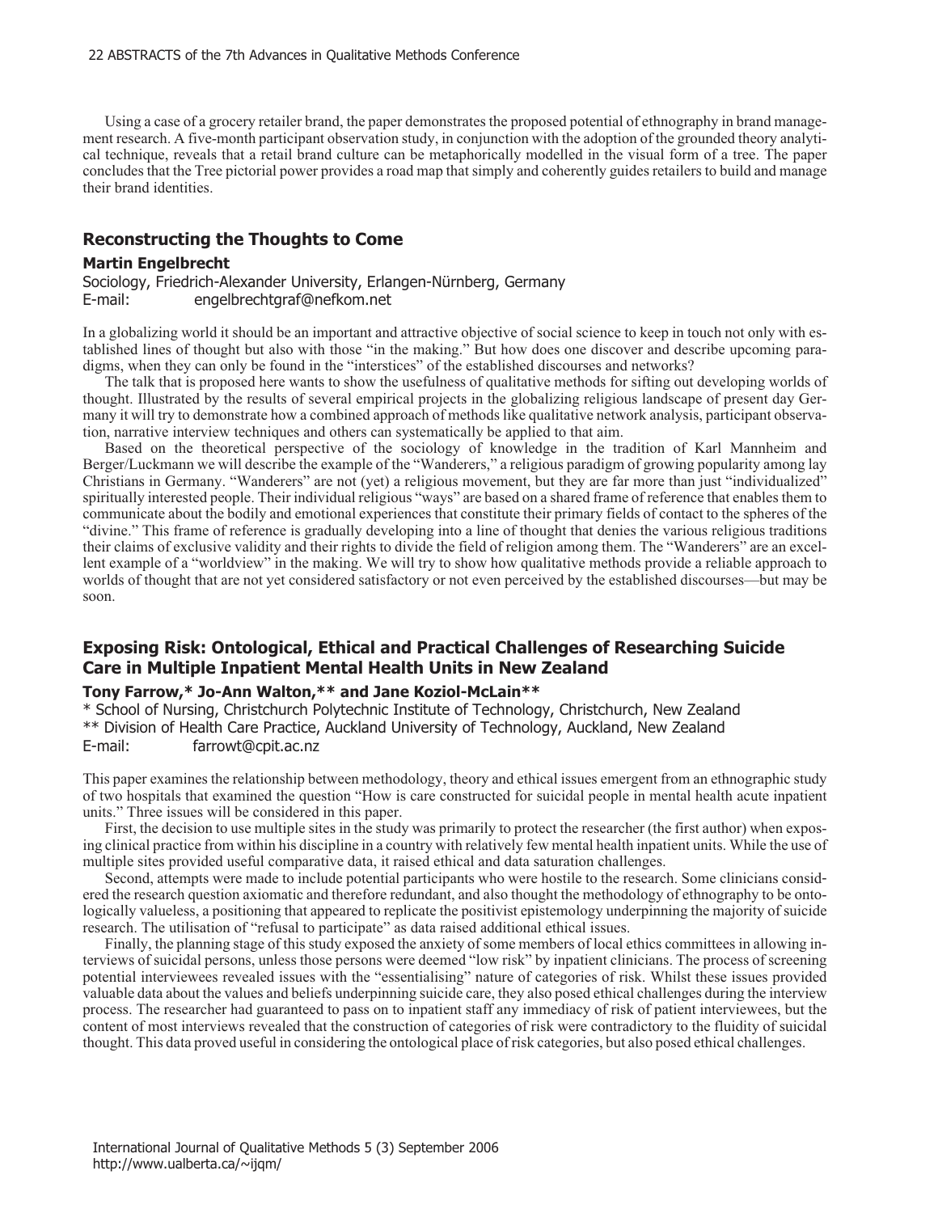Using a case of a grocery retailer brand, the paper demonstrates the proposed potential of ethnography in brand management research. A five-month participant observation study, in conjunction with the adoption of the grounded theory analytical technique, reveals that a retail brand culture can be metaphorically modelled in the visual form of a tree. The paper concludes that the Tree pictorial power provides a road map that simply and coherently guides retailers to build and manage their brand identities.

## Reconstructing the Thoughts to Come

**Martin Engelbrecht**

Sociology, Friedrich-Alexander University, Erlangen-Nürnberg, Germany
E-mail: engelbrechtgraf@nefkom.net

In a globalizing world it should be an important and attractive objective of social science to keep in touch not only with established lines of thought but also with those "in the making." But how does one discover and describe upcoming paradigms, when they can only be found in the "interstices" of the established discourses and networks?

The talk that is proposed here wants to show the usefulness of qualitative methods for sifting out developing worlds of thought. Illustrated by the results of several empirical projects in the globalizing religious landscape of present day Germany it will try to demonstrate how a combined approach of methods like qualitative network analysis, participant observation, narrative interview techniques and others can systematically be applied to that aim.

Based on the theoretical perspective of the sociology of knowledge in the tradition of Karl Mannheim and Berger/Luckmann we will describe the example of the "Wanderers," a religious paradigm of growing popularity among lay Christians in Germany. "Wanderers" are not (yet) a religious movement, but they are far more than just "individualized" spiritually interested people. Their individual religious "ways" are based on a shared frame of reference that enables them to communicate about the bodily and emotional experiences that constitute their primary fields of contact to the spheres of the "divine." This frame of reference is gradually developing into a line of thought that denies the various religious traditions their claims of exclusive validity and their rights to divide the field of religion among them. The "Wanderers" are an excellent example of a "worldview" in the making. We will try to show how qualitative methods provide a reliable approach to worlds of thought that are not yet considered satisfactory or not even perceived by the established discourses—but may be soon.

## Exposing Risk: Ontological, Ethical and Practical Challenges of Researching Suicide Care in Multiple Inpatient Mental Health Units in New Zealand

**Tony Farrow,* Jo-Ann Walton,** and Jane Koziol-McLain****

\* School of Nursing, Christchurch Polytechnic Institute of Technology, Christchurch, New Zealand
** Division of Health Care Practice, Auckland University of Technology, Auckland, New Zealand
E-mail: farrowt@cpit.ac.nz

This paper examines the relationship between methodology, theory and ethical issues emergent from an ethnographic study of two hospitals that examined the question "How is care constructed for suicidal people in mental health acute inpatient units." Three issues will be considered in this paper.

First, the decision to use multiple sites in the study was primarily to protect the researcher (the first author) when exposing clinical practice from within his discipline in a country with relatively few mental health inpatient units. While the use of multiple sites provided useful comparative data, it raised ethical and data saturation challenges.

Second, attempts were made to include potential participants who were hostile to the research. Some clinicians considered the research question axiomatic and therefore redundant, and also thought the methodology of ethnography to be ontologically valueless, a positioning that appeared to replicate the positivist epistemology underpinning the majority of suicide research. The utilisation of "refusal to participate" as data raised additional ethical issues.

Finally, the planning stage of this study exposed the anxiety of some members of local ethics committees in allowing interviews of suicidal persons, unless those persons were deemed "low risk" by inpatient clinicians. The process of screening potential interviewees revealed issues with the "essentialising" nature of categories of risk. Whilst these issues provided valuable data about the values and beliefs underpinning suicide care, they also posed ethical challenges during the interview process. The researcher had guaranteed to pass on to inpatient staff any immediacy of risk of patient interviewees, but the content of most interviews revealed that the construction of categories of risk were contradictory to the fluidity of suicidal thought. This data proved useful in considering the ontological place of risk categories, but also posed ethical challenges.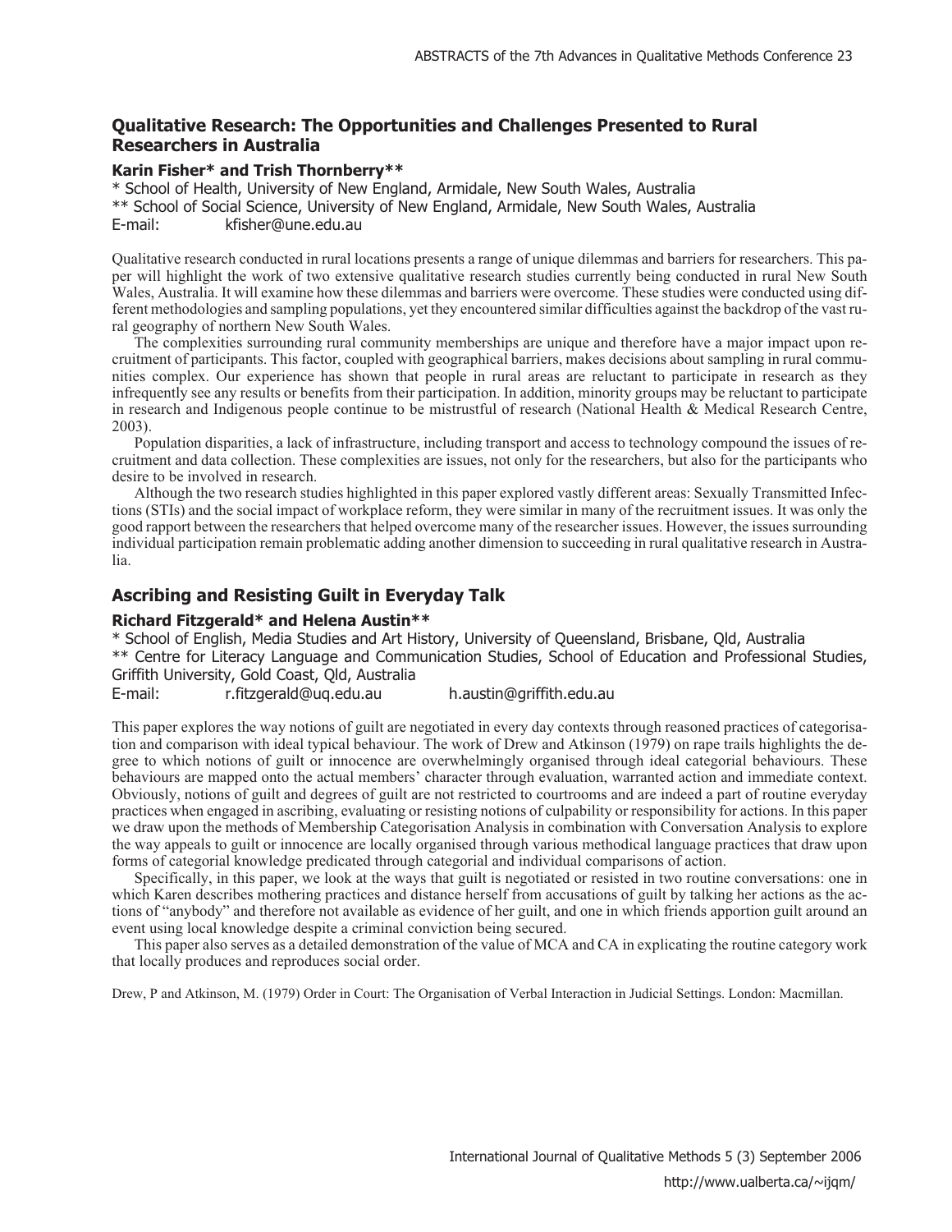## Qualitative Research: The Opportunities and Challenges Presented to Rural Researchers in Australia

### Karin Fisher* and Trish Thornberry**

\* School of Health, University of New England, Armidale, New South Wales, Australia
\*\* School of Social Science, University of New England, Armidale, New South Wales, Australia
E-mail: kfisher@une.edu.au

Qualitative research conducted in rural locations presents a range of unique dilemmas and barriers for researchers. This paper will highlight the work of two extensive qualitative research studies currently being conducted in rural New South Wales, Australia. It will examine how these dilemmas and barriers were overcome. These studies were conducted using different methodologies and sampling populations, yet they encountered similar difficulties against the backdrop of the vast rural geography of northern New South Wales.

The complexities surrounding rural community memberships are unique and therefore have a major impact upon recruitment of participants. This factor, coupled with geographical barriers, makes decisions about sampling in rural communities complex. Our experience has shown that people in rural areas are reluctant to participate in research as they infrequently see any results or benefits from their participation. In addition, minority groups may be reluctant to participate in research and Indigenous people continue to be mistrustful of research (National Health & Medical Research Centre, 2003).

Population disparities, a lack of infrastructure, including transport and access to technology compound the issues of recruitment and data collection. These complexities are issues, not only for the researchers, but also for the participants who desire to be involved in research.

Although the two research studies highlighted in this paper explored vastly different areas: Sexually Transmitted Infections (STIs) and the social impact of workplace reform, they were similar in many of the recruitment issues. It was only the good rapport between the researchers that helped overcome many of the researcher issues. However, the issues surrounding individual participation remain problematic adding another dimension to succeeding in rural qualitative research in Australia.

## Ascribing and Resisting Guilt in Everyday Talk

### Richard Fitzgerald* and Helena Austin**

\* School of English, Media Studies and Art History, University of Queensland, Brisbane, Qld, Australia
\*\* Centre for Literacy Language and Communication Studies, School of Education and Professional Studies, Griffith University, Gold Coast, Qld, Australia
E-mail: r.fitzgerald@uq.edu.au h.austin@griffith.edu.au

This paper explores the way notions of guilt are negotiated in every day contexts through reasoned practices of categorisation and comparison with ideal typical behaviour. The work of Drew and Atkinson (1979) on rape trails highlights the degree to which notions of guilt or innocence are overwhelmingly organised through ideal categorial behaviours. These behaviours are mapped onto the actual members' character through evaluation, warranted action and immediate context. Obviously, notions of guilt and degrees of guilt are not restricted to courtrooms and are indeed a part of routine everyday practices when engaged in ascribing, evaluating or resisting notions of culpability or responsibility for actions. In this paper we draw upon the methods of Membership Categorisation Analysis in combination with Conversation Analysis to explore the way appeals to guilt or innocence are locally organised through various methodical language practices that draw upon forms of categorial knowledge predicated through categorial and individual comparisons of action.

Specifically, in this paper, we look at the ways that guilt is negotiated or resisted in two routine conversations: one in which Karen describes mothering practices and distance herself from accusations of guilt by talking her actions as the actions of "anybody" and therefore not available as evidence of her guilt, and one in which friends apportion guilt around an event using local knowledge despite a criminal conviction being secured.

This paper also serves as a detailed demonstration of the value of MCA and CA in explicating the routine category work that locally produces and reproduces social order.

Drew, P and Atkinson, M. (1979) Order in Court: The Organisation of Verbal Interaction in Judicial Settings. London: Macmillan.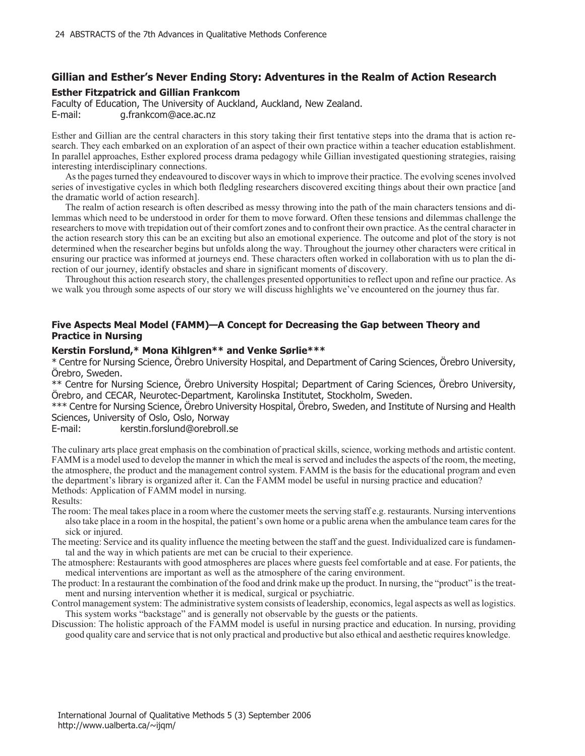## Gillian and Esther's Never Ending Story: Adventures in the Realm of Action Research

**Esther Fitzpatrick and Gillian Frankcom**

Faculty of Education, The University of Auckland, Auckland, New Zealand.
E-mail: g.frankcom@ace.ac.nz

Esther and Gillian are the central characters in this story taking their first tentative steps into the drama that is action research. They each embarked on an exploration of an aspect of their own practice within a teacher education establishment. In parallel approaches, Esther explored process drama pedagogy while Gillian investigated questioning strategies, raising interesting interdisciplinary connections.

As the pages turned they endeavoured to discover ways in which to improve their practice. The evolving scenes involved series of investigative cycles in which both fledgling researchers discovered exciting things about their own practice [and the dramatic world of action research].

The realm of action research is often described as messy throwing into the path of the main characters tensions and dilemmas which need to be understood in order for them to move forward. Often these tensions and dilemmas challenge the researchers to move with trepidation out of their comfort zones and to confront their own practice. As the central character in the action research story this can be an exciting but also an emotional experience. The outcome and plot of the story is not determined when the researcher begins but unfolds along the way. Throughout the journey other characters were critical in ensuring our practice was informed at journeys end. These characters often worked in collaboration with us to plan the direction of our journey, identify obstacles and share in significant moments of discovery.

Throughout this action research story, the challenges presented opportunities to reflect upon and refine our practice. As we walk you through some aspects of our story we will discuss highlights we've encountered on the journey thus far.

## Five Aspects Meal Model (FAMM)—A Concept for Decreasing the Gap between Theory and Practice in Nursing

**Kerstin Forslund,* Mona Kihlgren** and Venke Sørlie*****

\* Centre for Nursing Science, Örebro University Hospital, and Department of Caring Sciences, Örebro University, Örebro, Sweden.

** Centre for Nursing Science, Örebro University Hospital; Department of Caring Sciences, Örebro University, Örebro, and CECAR, Neurotec-Department, Karolinska Institutet, Stockholm, Sweden.

*** Centre for Nursing Science, Örebro University Hospital, Örebro, Sweden, and Institute of Nursing and Health Sciences, University of Oslo, Oslo, Norway

E-mail: kerstin.forslund@orebroll.se

The culinary arts place great emphasis on the combination of practical skills, science, working methods and artistic content. FAMM is a model used to develop the manner in which the meal is served and includes the aspects of the room, the meeting, the atmosphere, the product and the management control system. FAMM is the basis for the educational program and even the department's library is organized after it. Can the FAMM model be useful in nursing practice and education?

Methods: Application of FAMM model in nursing.

Results:

The room: The meal takes place in a room where the customer meets the serving staff e.g. restaurants. Nursing interventions also take place in a room in the hospital, the patient's own home or a public arena when the ambulance team cares for the sick or injured.

The meeting: Service and its quality influence the meeting between the staff and the guest. Individualized care is fundamental and the way in which patients are met can be crucial to their experience.

The atmosphere: Restaurants with good atmospheres are places where guests feel comfortable and at ease. For patients, the medical interventions are important as well as the atmosphere of the caring environment.

The product: In a restaurant the combination of the food and drink make up the product. In nursing, the "product" is the treatment and nursing intervention whether it is medical, surgical or psychiatric.

Control management system: The administrative system consists of leadership, economics, legal aspects as well as logistics. This system works "backstage" and is generally not observable by the guests or the patients.

Discussion: The holistic approach of the FAMM model is useful in nursing practice and education. In nursing, providing good quality care and service that is not only practical and productive but also ethical and aesthetic requires knowledge.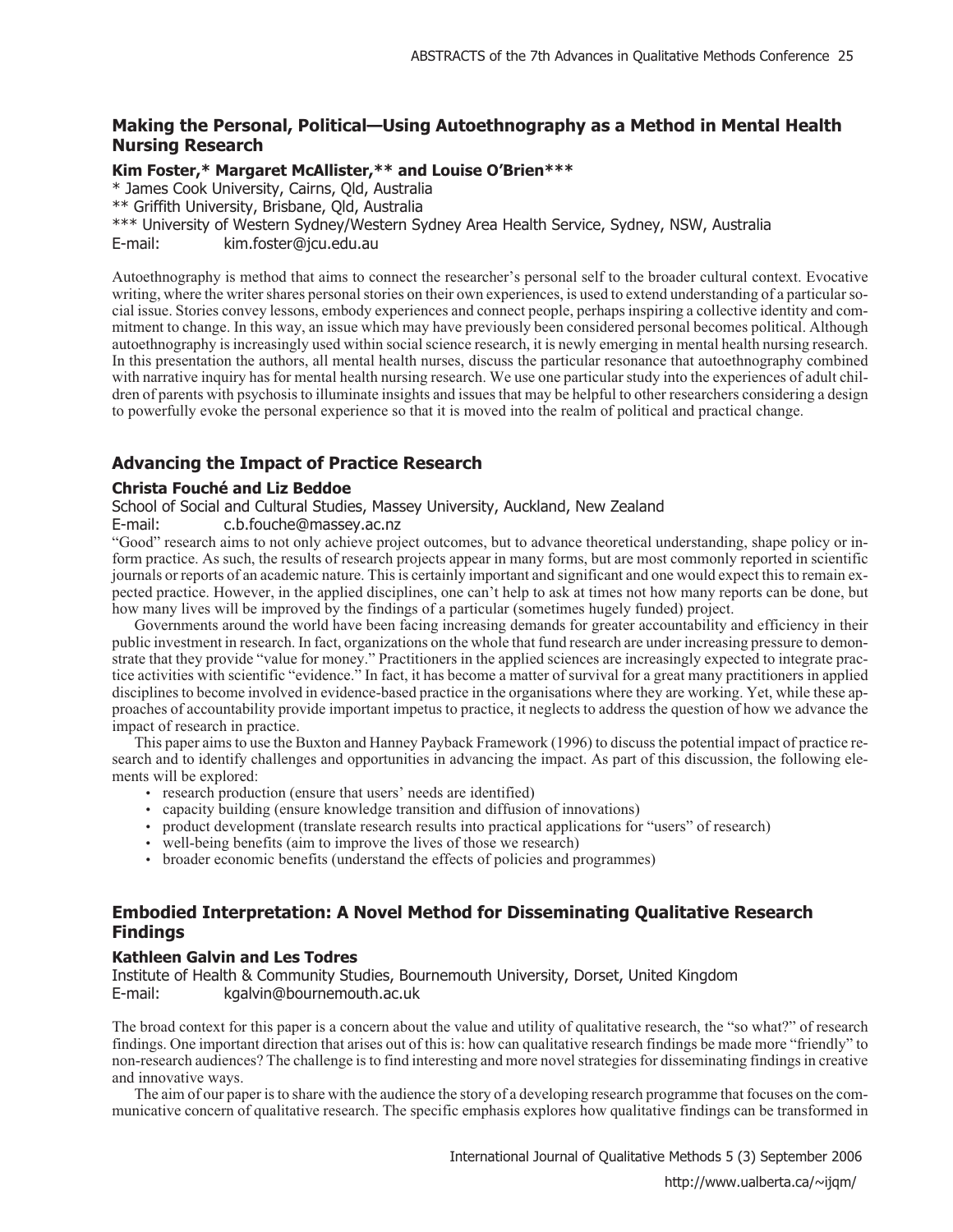## Making the Personal, Political—Using Autoethnography as a Method in Mental Health Nursing Research

**Kim Foster,* Margaret McAllister,** and Louise O'Brien*****

\* James Cook University, Cairns, Qld, Australia
** Griffith University, Brisbane, Qld, Australia
*** University of Western Sydney/Western Sydney Area Health Service, Sydney, NSW, Australia
E-mail: kim.foster@jcu.edu.au

Autoethnography is method that aims to connect the researcher's personal self to the broader cultural context. Evocative writing, where the writer shares personal stories on their own experiences, is used to extend understanding of a particular social issue. Stories convey lessons, embody experiences and connect people, perhaps inspiring a collective identity and commitment to change. In this way, an issue which may have previously been considered personal becomes political. Although autoethnography is increasingly used within social science research, it is newly emerging in mental health nursing research. In this presentation the authors, all mental health nurses, discuss the particular resonance that autoethnography combined with narrative inquiry has for mental health nursing research. We use one particular study into the experiences of adult children of parents with psychosis to illuminate insights and issues that may be helpful to other researchers considering a design to powerfully evoke the personal experience so that it is moved into the realm of political and practical change.

## Advancing the Impact of Practice Research

**Christa Fouché and Liz Beddoe**

School of Social and Cultural Studies, Massey University, Auckland, New Zealand
E-mail: c.b.fouche@massey.ac.nz

"Good" research aims to not only achieve project outcomes, but to advance theoretical understanding, shape policy or inform practice. As such, the results of research projects appear in many forms, but are most commonly reported in scientific journals or reports of an academic nature. This is certainly important and significant and one would expect this to remain expected practice. However, in the applied disciplines, one can't help to ask at times not how many reports can be done, but how many lives will be improved by the findings of a particular (sometimes hugely funded) project.

Governments around the world have been facing increasing demands for greater accountability and efficiency in their public investment in research. In fact, organizations on the whole that fund research are under increasing pressure to demonstrate that they provide "value for money." Practitioners in the applied sciences are increasingly expected to integrate practice activities with scientific "evidence." In fact, it has become a matter of survival for a great many practitioners in applied disciplines to become involved in evidence-based practice in the organisations where they are working. Yet, while these approaches of accountability provide important impetus to practice, it neglects to address the question of how we advance the impact of research in practice.

This paper aims to use the Buxton and Hanney Payback Framework (1996) to discuss the potential impact of practice research and to identify challenges and opportunities in advancing the impact. As part of this discussion, the following elements will be explored:

- research production (ensure that users' needs are identified)
- capacity building (ensure knowledge transition and diffusion of innovations)
- product development (translate research results into practical applications for "users" of research)
- well-being benefits (aim to improve the lives of those we research)
- broader economic benefits (understand the effects of policies and programmes)

## Embodied Interpretation: A Novel Method for Disseminating Qualitative Research Findings

**Kathleen Galvin and Les Todres**

Institute of Health & Community Studies, Bournemouth University, Dorset, United Kingdom
E-mail: kgalvin@bournemouth.ac.uk

The broad context for this paper is a concern about the value and utility of qualitative research, the "so what?" of research findings. One important direction that arises out of this is: how can qualitative research findings be made more "friendly" to non-research audiences? The challenge is to find interesting and more novel strategies for disseminating findings in creative and innovative ways.

The aim of our paper is to share with the audience the story of a developing research programme that focuses on the communicative concern of qualitative research. The specific emphasis explores how qualitative findings can be transformed in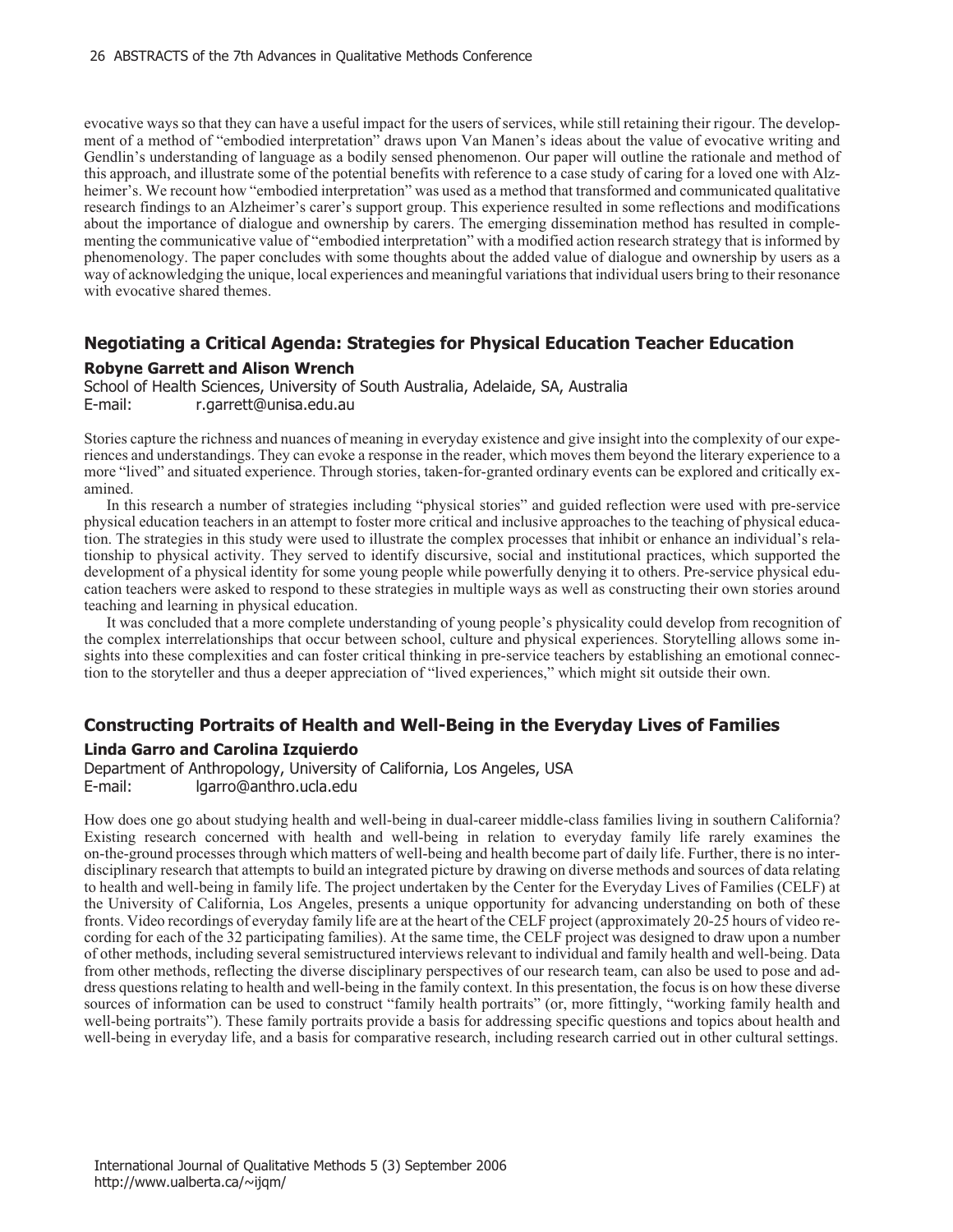evocative ways so that they can have a useful impact for the users of services, while still retaining their rigour. The development of a method of "embodied interpretation" draws upon Van Manen's ideas about the value of evocative writing and Gendlin's understanding of language as a bodily sensed phenomenon. Our paper will outline the rationale and method of this approach, and illustrate some of the potential benefits with reference to a case study of caring for a loved one with Alzheimer's. We recount how "embodied interpretation" was used as a method that transformed and communicated qualitative research findings to an Alzheimer's carer's support group. This experience resulted in some reflections and modifications about the importance of dialogue and ownership by carers. The emerging dissemination method has resulted in complementing the communicative value of "embodied interpretation" with a modified action research strategy that is informed by phenomenology. The paper concludes with some thoughts about the added value of dialogue and ownership by users as a way of acknowledging the unique, local experiences and meaningful variations that individual users bring to their resonance with evocative shared themes.

## Negotiating a Critical Agenda: Strategies for Physical Education Teacher Education

**Robyne Garrett and Alison Wrench**

School of Health Sciences, University of South Australia, Adelaide, SA, Australia
E-mail: r.garrett@unisa.edu.au

Stories capture the richness and nuances of meaning in everyday existence and give insight into the complexity of our experiences and understandings. They can evoke a response in the reader, which moves them beyond the literary experience to a more "lived" and situated experience. Through stories, taken-for-granted ordinary events can be explored and critically examined.

In this research a number of strategies including "physical stories" and guided reflection were used with pre-service physical education teachers in an attempt to foster more critical and inclusive approaches to the teaching of physical education. The strategies in this study were used to illustrate the complex processes that inhibit or enhance an individual's relationship to physical activity. They served to identify discursive, social and institutional practices, which supported the development of a physical identity for some young people while powerfully denying it to others. Pre-service physical education teachers were asked to respond to these strategies in multiple ways as well as constructing their own stories around teaching and learning in physical education.

It was concluded that a more complete understanding of young people's physicality could develop from recognition of the complex interrelationships that occur between school, culture and physical experiences. Storytelling allows some insights into these complexities and can foster critical thinking in pre-service teachers by establishing an emotional connection to the storyteller and thus a deeper appreciation of "lived experiences," which might sit outside their own.

## Constructing Portraits of Health and Well-Being in the Everyday Lives of Families

**Linda Garro and Carolina Izquierdo**

Department of Anthropology, University of California, Los Angeles, USA
E-mail: lgarro@anthro.ucla.edu

How does one go about studying health and well-being in dual-career middle-class families living in southern California? Existing research concerned with health and well-being in relation to everyday family life rarely examines the on-the-ground processes through which matters of well-being and health become part of daily life. Further, there is no interdisciplinary research that attempts to build an integrated picture by drawing on diverse methods and sources of data relating to health and well-being in family life. The project undertaken by the Center for the Everyday Lives of Families (CELF) at the University of California, Los Angeles, presents a unique opportunity for advancing understanding on both of these fronts. Video recordings of everyday family life are at the heart of the CELF project (approximately 20-25 hours of video recording for each of the 32 participating families). At the same time, the CELF project was designed to draw upon a number of other methods, including several semistructured interviews relevant to individual and family health and well-being. Data from other methods, reflecting the diverse disciplinary perspectives of our research team, can also be used to pose and address questions relating to health and well-being in the family context. In this presentation, the focus is on how these diverse sources of information can be used to construct "family health portraits" (or, more fittingly, "working family health and well-being portraits"). These family portraits provide a basis for addressing specific questions and topics about health and well-being in everyday life, and a basis for comparative research, including research carried out in other cultural settings.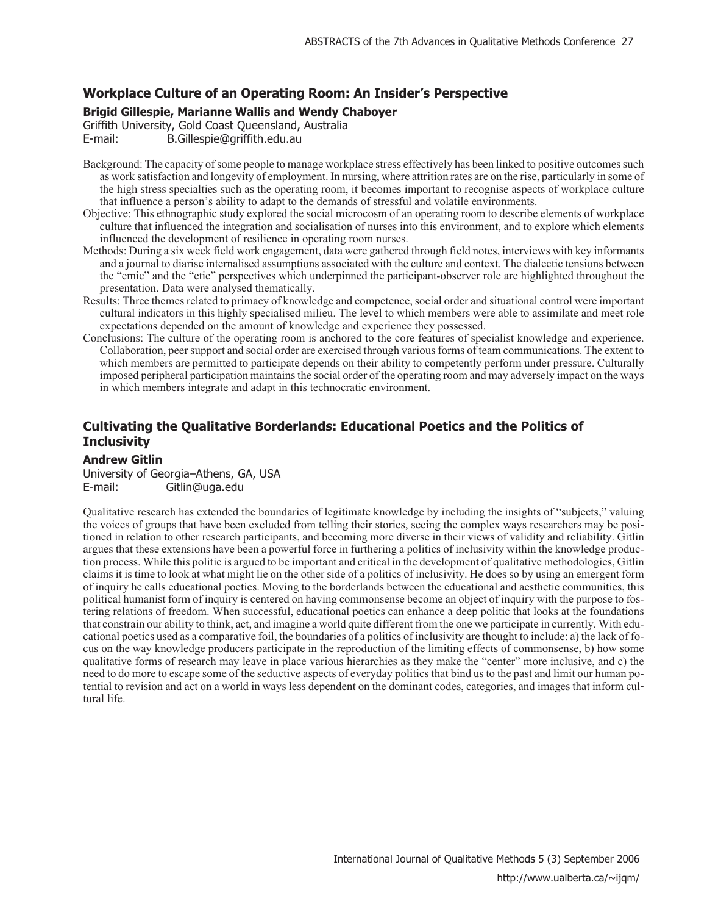## Workplace Culture of an Operating Room: An Insider's Perspective

**Brigid Gillespie, Marianne Wallis and Wendy Chaboyer**

Griffith University, Gold Coast Queensland, Australia

E-mail: B.Gillespie@griffith.edu.au

Background: The capacity of some people to manage workplace stress effectively has been linked to positive outcomes such as work satisfaction and longevity of employment. In nursing, where attrition rates are on the rise, particularly in some of the high stress specialties such as the operating room, it becomes important to recognise aspects of workplace culture that influence a person's ability to adapt to the demands of stressful and volatile environments.

Objective: This ethnographic study explored the social microcosm of an operating room to describe elements of workplace culture that influenced the integration and socialisation of nurses into this environment, and to explore which elements influenced the development of resilience in operating room nurses.

Methods: During a six week field work engagement, data were gathered through field notes, interviews with key informants and a journal to diarise internalised assumptions associated with the culture and context. The dialectic tensions between the "emic" and the "etic" perspectives which underpinned the participant-observer role are highlighted throughout the presentation. Data were analysed thematically.

Results: Three themes related to primacy of knowledge and competence, social order and situational control were important cultural indicators in this highly specialised milieu. The level to which members were able to assimilate and meet role expectations depended on the amount of knowledge and experience they possessed.

Conclusions: The culture of the operating room is anchored to the core features of specialist knowledge and experience. Collaboration, peer support and social order are exercised through various forms of team communications. The extent to which members are permitted to participate depends on their ability to competently perform under pressure. Culturally imposed peripheral participation maintains the social order of the operating room and may adversely impact on the ways in which members integrate and adapt in this technocratic environment.

## Cultivating the Qualitative Borderlands: Educational Poetics and the Politics of Inclusivity

**Andrew Gitlin**

University of Georgia–Athens, GA, USA

E-mail: Gitlin@uga.edu

Qualitative research has extended the boundaries of legitimate knowledge by including the insights of "subjects," valuing the voices of groups that have been excluded from telling their stories, seeing the complex ways researchers may be positioned in relation to other research participants, and becoming more diverse in their views of validity and reliability. Gitlin argues that these extensions have been a powerful force in furthering a politics of inclusivity within the knowledge production process. While this politic is argued to be important and critical in the development of qualitative methodologies, Gitlin claims it is time to look at what might lie on the other side of a politics of inclusivity. He does so by using an emergent form of inquiry he calls educational poetics. Moving to the borderlands between the educational and aesthetic communities, this political humanist form of inquiry is centered on having commonsense become an object of inquiry with the purpose to fostering relations of freedom. When successful, educational poetics can enhance a deep politic that looks at the foundations that constrain our ability to think, act, and imagine a world quite different from the one we participate in currently. With educational poetics used as a comparative foil, the boundaries of a politics of inclusivity are thought to include: a) the lack of focus on the way knowledge producers participate in the reproduction of the limiting effects of commonsense, b) how some qualitative forms of research may leave in place various hierarchies as they make the "center" more inclusive, and c) the need to do more to escape some of the seductive aspects of everyday politics that bind us to the past and limit our human potential to revision and act on a world in ways less dependent on the dominant codes, categories, and images that inform cultural life.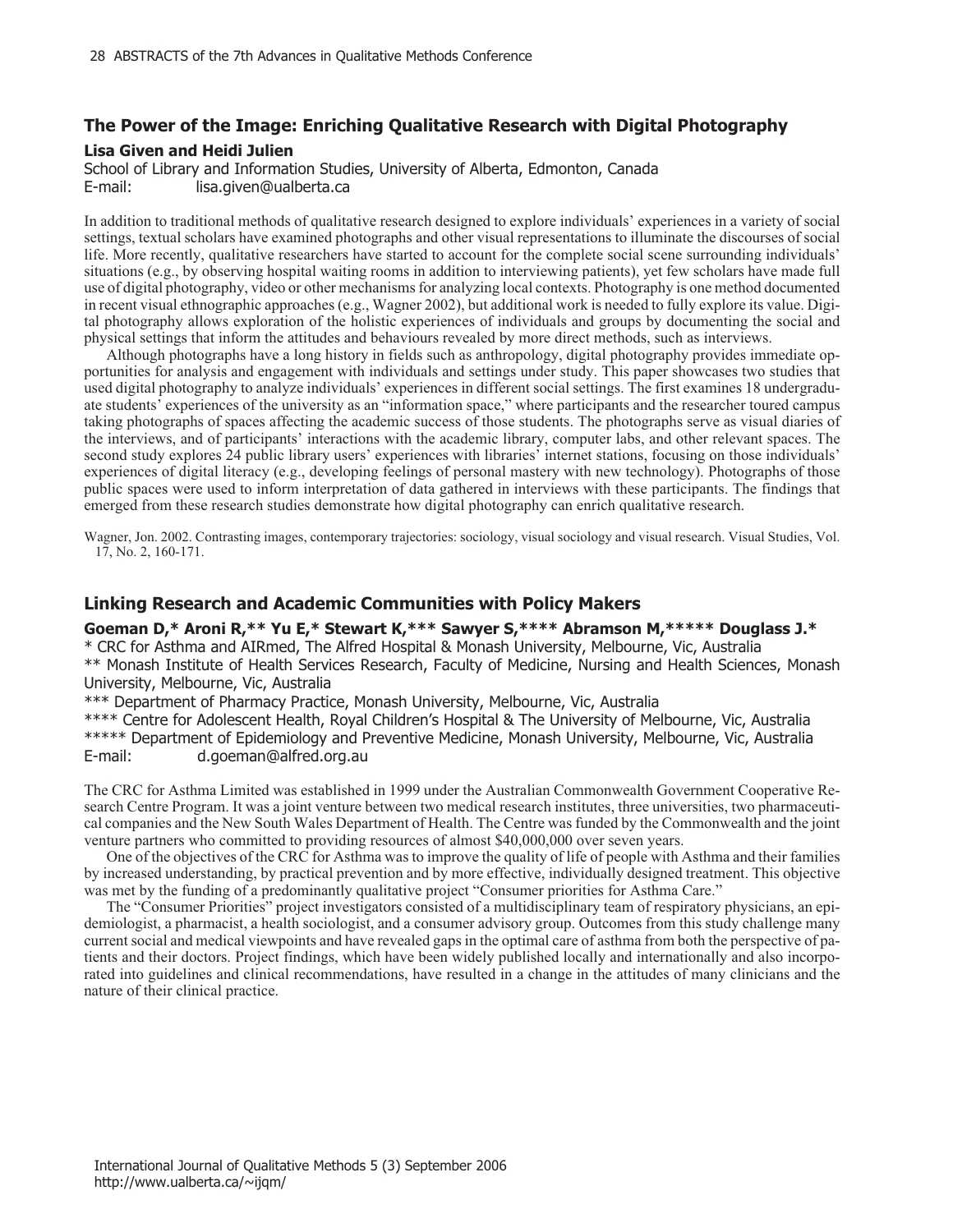## The Power of the Image: Enriching Qualitative Research with Digital Photography

**Lisa Given and Heidi Julien**

School of Library and Information Studies, University of Alberta, Edmonton, Canada
E-mail: lisa.given@ualberta.ca

In addition to traditional methods of qualitative research designed to explore individuals' experiences in a variety of social settings, textual scholars have examined photographs and other visual representations to illuminate the discourses of social life. More recently, qualitative researchers have started to account for the complete social scene surrounding individuals' situations (e.g., by observing hospital waiting rooms in addition to interviewing patients), yet few scholars have made full use of digital photography, video or other mechanisms for analyzing local contexts. Photography is one method documented in recent visual ethnographic approaches (e.g., Wagner 2002), but additional work is needed to fully explore its value. Digital photography allows exploration of the holistic experiences of individuals and groups by documenting the social and physical settings that inform the attitudes and behaviours revealed by more direct methods, such as interviews.

Although photographs have a long history in fields such as anthropology, digital photography provides immediate opportunities for analysis and engagement with individuals and settings under study. This paper showcases two studies that used digital photography to analyze individuals' experiences in different social settings. The first examines 18 undergraduate students' experiences of the university as an "information space," where participants and the researcher toured campus taking photographs of spaces affecting the academic success of those students. The photographs serve as visual diaries of the interviews, and of participants' interactions with the academic library, computer labs, and other relevant spaces. The second study explores 24 public library users' experiences with libraries' internet stations, focusing on those individuals' experiences of digital literacy (e.g., developing feelings of personal mastery with new technology). Photographs of those public spaces were used to inform interpretation of data gathered in interviews with these participants. The findings that emerged from these research studies demonstrate how digital photography can enrich qualitative research.

Wagner, Jon. 2002. Contrasting images, contemporary trajectories: sociology, visual sociology and visual research. Visual Studies, Vol. 17, No. 2, 160-171.

## Linking Research and Academic Communities with Policy Makers

**Goeman D,* Aroni R,** Yu E,* Stewart K,*** Sawyer S,**** Abramson M,***** Douglass J.***

\* CRC for Asthma and AIRmed, The Alfred Hospital & Monash University, Melbourne, Vic, Australia
\** Monash Institute of Health Services Research, Faculty of Medicine, Nursing and Health Sciences, Monash University, Melbourne, Vic, Australia
\*** Department of Pharmacy Practice, Monash University, Melbourne, Vic, Australia
\**** Centre for Adolescent Health, Royal Children's Hospital & The University of Melbourne, Vic, Australia
\***** Department of Epidemiology and Preventive Medicine, Monash University, Melbourne, Vic, Australia
E-mail: d.goeman@alfred.org.au

The CRC for Asthma Limited was established in 1999 under the Australian Commonwealth Government Cooperative Research Centre Program. It was a joint venture between two medical research institutes, three universities, two pharmaceutical companies and the New South Wales Department of Health. The Centre was funded by the Commonwealth and the joint venture partners who committed to providing resources of almost $40,000,000 over seven years.

One of the objectives of the CRC for Asthma was to improve the quality of life of people with Asthma and their families by increased understanding, by practical prevention and by more effective, individually designed treatment. This objective was met by the funding of a predominantly qualitative project "Consumer priorities for Asthma Care."

The "Consumer Priorities" project investigators consisted of a multidisciplinary team of respiratory physicians, an epidemiologist, a pharmacist, a health sociologist, and a consumer advisory group. Outcomes from this study challenge many current social and medical viewpoints and have revealed gaps in the optimal care of asthma from both the perspective of patients and their doctors. Project findings, which have been widely published locally and internationally and also incorporated into guidelines and clinical recommendations, have resulted in a change in the attitudes of many clinicians and the nature of their clinical practice.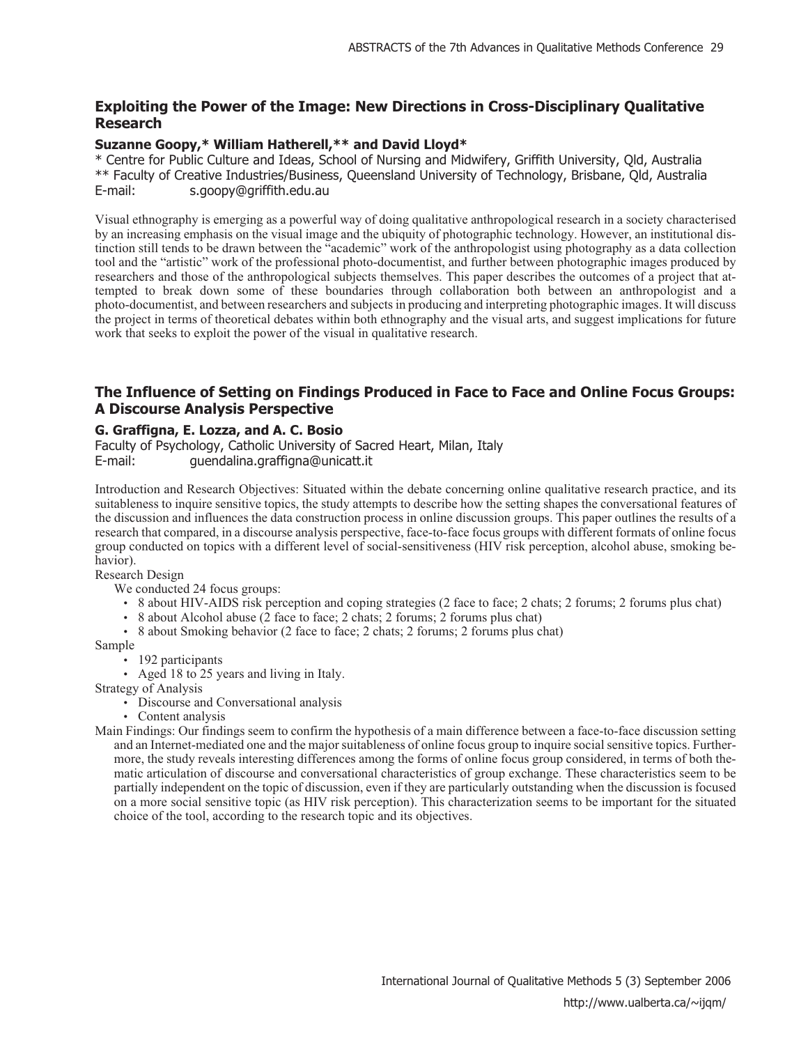## Exploiting the Power of the Image: New Directions in Cross-Disciplinary Qualitative Research

**Suzanne Goopy,* William Hatherell,** and David Lloyd***

\* Centre for Public Culture and Ideas, School of Nursing and Midwifery, Griffith University, Qld, Australia
\*\* Faculty of Creative Industries/Business, Queensland University of Technology, Brisbane, Qld, Australia
E-mail: s.goopy@griffith.edu.au

Visual ethnography is emerging as a powerful way of doing qualitative anthropological research in a society characterised by an increasing emphasis on the visual image and the ubiquity of photographic technology. However, an institutional distinction still tends to be drawn between the "academic" work of the anthropologist using photography as a data collection tool and the "artistic" work of the professional photo-documentist, and further between photographic images produced by researchers and those of the anthropological subjects themselves. This paper describes the outcomes of a project that attempted to break down some of these boundaries through collaboration both between an anthropologist and a photo-documentist, and between researchers and subjects in producing and interpreting photographic images. It will discuss the project in terms of theoretical debates within both ethnography and the visual arts, and suggest implications for future work that seeks to exploit the power of the visual in qualitative research.

## The Influence of Setting on Findings Produced in Face to Face and Online Focus Groups: A Discourse Analysis Perspective

**G. Graffigna, E. Lozza, and A. C. Bosio**

Faculty of Psychology, Catholic University of Sacred Heart, Milan, Italy
E-mail: guendalina.graffigna@unicatt.it

Introduction and Research Objectives: Situated within the debate concerning online qualitative research practice, and its suitableness to inquire sensitive topics, the study attempts to describe how the setting shapes the conversational features of the discussion and influences the data construction process in online discussion groups. This paper outlines the results of a research that compared, in a discourse analysis perspective, face-to-face focus groups with different formats of online focus group conducted on topics with a different level of social-sensitiveness (HIV risk perception, alcohol abuse, smoking behavior).

Research Design

We conducted 24 focus groups:

- 8 about HIV-AIDS risk perception and coping strategies (2 face to face; 2 chats; 2 forums; 2 forums plus chat)
- 8 about Alcohol abuse (2 face to face; 2 chats; 2 forums; 2 forums plus chat)
- 8 about Smoking behavior (2 face to face; 2 chats; 2 forums; 2 forums plus chat)

Sample

- 192 participants
- Aged 18 to 25 years and living in Italy.

Strategy of Analysis

- Discourse and Conversational analysis
- Content analysis

Main Findings: Our findings seem to confirm the hypothesis of a main difference between a face-to-face discussion setting and an Internet-mediated one and the major suitableness of online focus group to inquire social sensitive topics. Furthermore, the study reveals interesting differences among the forms of online focus group considered, in terms of both thematic articulation of discourse and conversational characteristics of group exchange. These characteristics seem to be partially independent on the topic of discussion, even if they are particularly outstanding when the discussion is focused on a more social sensitive topic (as HIV risk perception). This characterization seems to be important for the situated choice of the tool, according to the research topic and its objectives.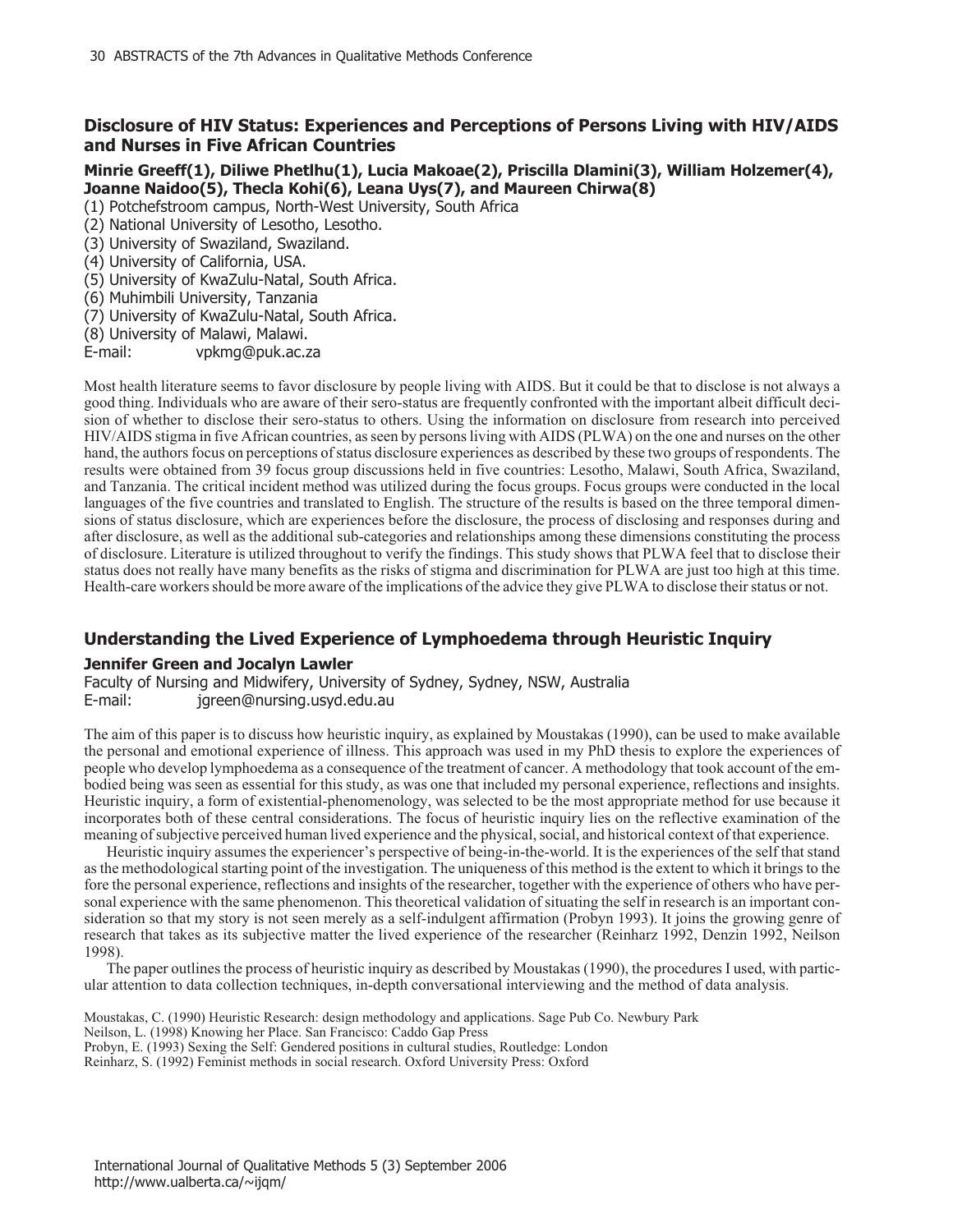## Disclosure of HIV Status: Experiences and Perceptions of Persons Living with HIV/AIDS and Nurses in Five African Countries

**Minrie Greeff(1), Diliwe Phetlhu(1), Lucia Makoae(2), Priscilla Dlamini(3), William Holzemer(4), Joanne Naidoo(5), Thecla Kohi(6), Leana Uys(7), and Maureen Chirwa(8)**

(1) Potchefstroom campus, North-West University, South Africa
(2) National University of Lesotho, Lesotho.
(3) University of Swaziland, Swaziland.
(4) University of California, USA.
(5) University of KwaZulu-Natal, South Africa.
(6) Muhimbili University, Tanzania
(7) University of KwaZulu-Natal, South Africa.
(8) University of Malawi, Malawi.
E-mail: vpkmg@puk.ac.za

Most health literature seems to favor disclosure by people living with AIDS. But it could be that to disclose is not always a good thing. Individuals who are aware of their sero-status are frequently confronted with the important albeit difficult decision of whether to disclose their sero-status to others. Using the information on disclosure from research into perceived HIV/AIDS stigma in five African countries, as seen by persons living with AIDS (PLWA) on the one and nurses on the other hand, the authors focus on perceptions of status disclosure experiences as described by these two groups of respondents. The results were obtained from 39 focus group discussions held in five countries: Lesotho, Malawi, South Africa, Swaziland, and Tanzania. The critical incident method was utilized during the focus groups. Focus groups were conducted in the local languages of the five countries and translated to English. The structure of the results is based on the three temporal dimensions of status disclosure, which are experiences before the disclosure, the process of disclosing and responses during and after disclosure, as well as the additional sub-categories and relationships among these dimensions constituting the process of disclosure. Literature is utilized throughout to verify the findings. This study shows that PLWA feel that to disclose their status does not really have many benefits as the risks of stigma and discrimination for PLWA are just too high at this time. Health-care workers should be more aware of the implications of the advice they give PLWA to disclose their status or not.

## Understanding the Lived Experience of Lymphoedema through Heuristic Inquiry

**Jennifer Green and Jocalyn Lawler**

Faculty of Nursing and Midwifery, University of Sydney, Sydney, NSW, Australia
E-mail: jgreen@nursing.usyd.edu.au

The aim of this paper is to discuss how heuristic inquiry, as explained by Moustakas (1990), can be used to make available the personal and emotional experience of illness. This approach was used in my PhD thesis to explore the experiences of people who develop lymphoedema as a consequence of the treatment of cancer. A methodology that took account of the embodied being was seen as essential for this study, as was one that included my personal experience, reflections and insights. Heuristic inquiry, a form of existential-phenomenology, was selected to be the most appropriate method for use because it incorporates both of these central considerations. The focus of heuristic inquiry lies on the reflective examination of the meaning of subjective perceived human lived experience and the physical, social, and historical context of that experience.

Heuristic inquiry assumes the experiencer's perspective of being-in-the-world. It is the experiences of the self that stand as the methodological starting point of the investigation. The uniqueness of this method is the extent to which it brings to the fore the personal experience, reflections and insights of the researcher, together with the experience of others who have personal experience with the same phenomenon. This theoretical validation of situating the self in research is an important consideration so that my story is not seen merely as a self-indulgent affirmation (Probyn 1993). It joins the growing genre of research that takes as its subjective matter the lived experience of the researcher (Reinharz 1992, Denzin 1992, Neilson 1998).

The paper outlines the process of heuristic inquiry as described by Moustakas (1990), the procedures I used, with particular attention to data collection techniques, in-depth conversational interviewing and the method of data analysis.

Moustakas, C. (1990) Heuristic Research: design methodology and applications. Sage Pub Co. Newbury Park
Neilson, L. (1998) Knowing her Place. San Francisco: Caddo Gap Press
Probyn, E. (1993) Sexing the Self: Gendered positions in cultural studies, Routledge: London
Reinharz, S. (1992) Feminist methods in social research. Oxford University Press: Oxford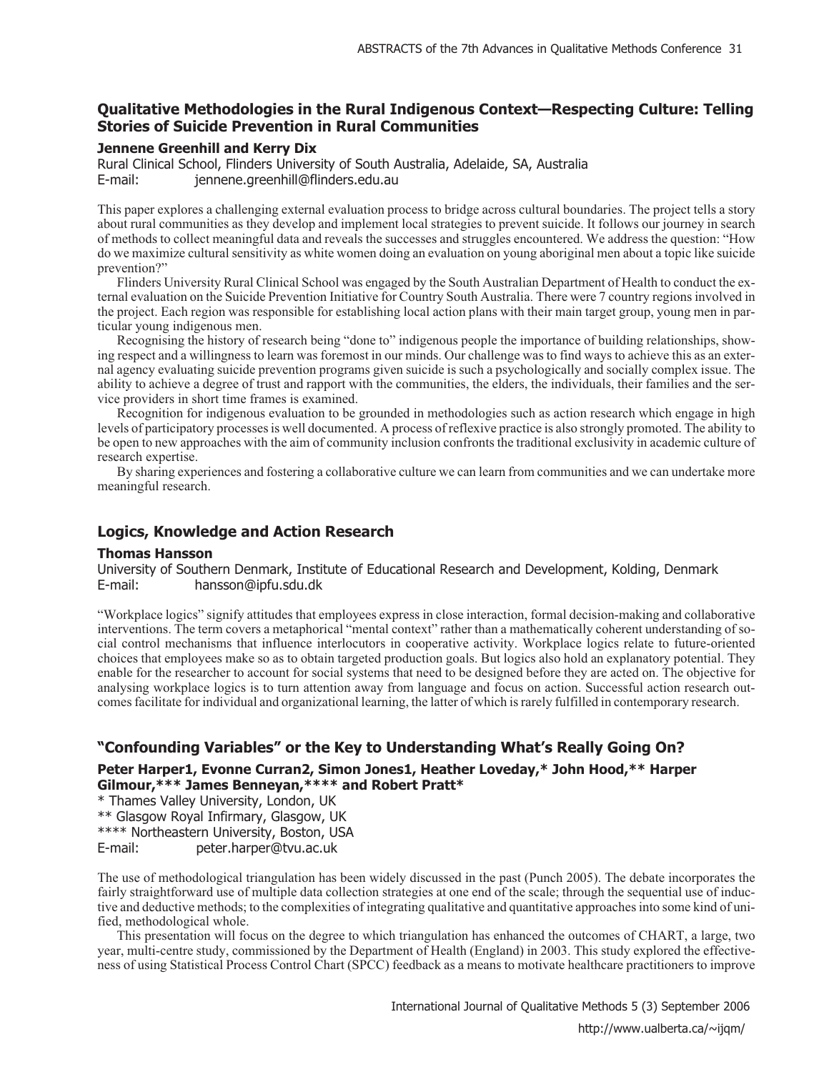## Qualitative Methodologies in the Rural Indigenous Context—Respecting Culture: Telling Stories of Suicide Prevention in Rural Communities

**Jennene Greenhill and Kerry Dix**

Rural Clinical School, Flinders University of South Australia, Adelaide, SA, Australia
E-mail: jennene.greenhill@flinders.edu.au

This paper explores a challenging external evaluation process to bridge across cultural boundaries. The project tells a story about rural communities as they develop and implement local strategies to prevent suicide. It follows our journey in search of methods to collect meaningful data and reveals the successes and struggles encountered. We address the question: "How do we maximize cultural sensitivity as white women doing an evaluation on young aboriginal men about a topic like suicide prevention?"

Flinders University Rural Clinical School was engaged by the South Australian Department of Health to conduct the external evaluation on the Suicide Prevention Initiative for Country South Australia. There were 7 country regions involved in the project. Each region was responsible for establishing local action plans with their main target group, young men in particular young indigenous men.

Recognising the history of research being "done to" indigenous people the importance of building relationships, showing respect and a willingness to learn was foremost in our minds. Our challenge was to find ways to achieve this as an external agency evaluating suicide prevention programs given suicide is such a psychologically and socially complex issue. The ability to achieve a degree of trust and rapport with the communities, the elders, the individuals, their families and the service providers in short time frames is examined.

Recognition for indigenous evaluation to be grounded in methodologies such as action research which engage in high levels of participatory processes is well documented. A process of reflexive practice is also strongly promoted. The ability to be open to new approaches with the aim of community inclusion confronts the traditional exclusivity in academic culture of research expertise.

By sharing experiences and fostering a collaborative culture we can learn from communities and we can undertake more meaningful research.

## Logics, Knowledge and Action Research

**Thomas Hansson**

University of Southern Denmark, Institute of Educational Research and Development, Kolding, Denmark
E-mail: hansson@ipfu.sdu.dk

"Workplace logics" signify attitudes that employees express in close interaction, formal decision-making and collaborative interventions. The term covers a metaphorical "mental context" rather than a mathematically coherent understanding of social control mechanisms that influence interlocutors in cooperative activity. Workplace logics relate to future-oriented choices that employees make so as to obtain targeted production goals. But logics also hold an explanatory potential. They enable for the researcher to account for social systems that need to be designed before they are acted on. The objective for analysing workplace logics is to turn attention away from language and focus on action. Successful action research outcomes facilitate for individual and organizational learning, the latter of which is rarely fulfilled in contemporary research.

## "Confounding Variables" or the Key to Understanding What's Really Going On?

**Peter Harper1, Evonne Curran2, Simon Jones1, Heather Loveday,* John Hood,** Harper Gilmour,*** James Benneyan,**** and Robert Pratt***

\* Thames Valley University, London, UK
\** Glasgow Royal Infirmary, Glasgow, UK
\**** Northeastern University, Boston, USA
E-mail: peter.harper@tvu.ac.uk

The use of methodological triangulation has been widely discussed in the past (Punch 2005). The debate incorporates the fairly straightforward use of multiple data collection strategies at one end of the scale; through the sequential use of inductive and deductive methods; to the complexities of integrating qualitative and quantitative approaches into some kind of unified, methodological whole.

This presentation will focus on the degree to which triangulation has enhanced the outcomes of CHART, a large, two year, multi-centre study, commissioned by the Department of Health (England) in 2003. This study explored the effectiveness of using Statistical Process Control Chart (SPCC) feedback as a means to motivate healthcare practitioners to improve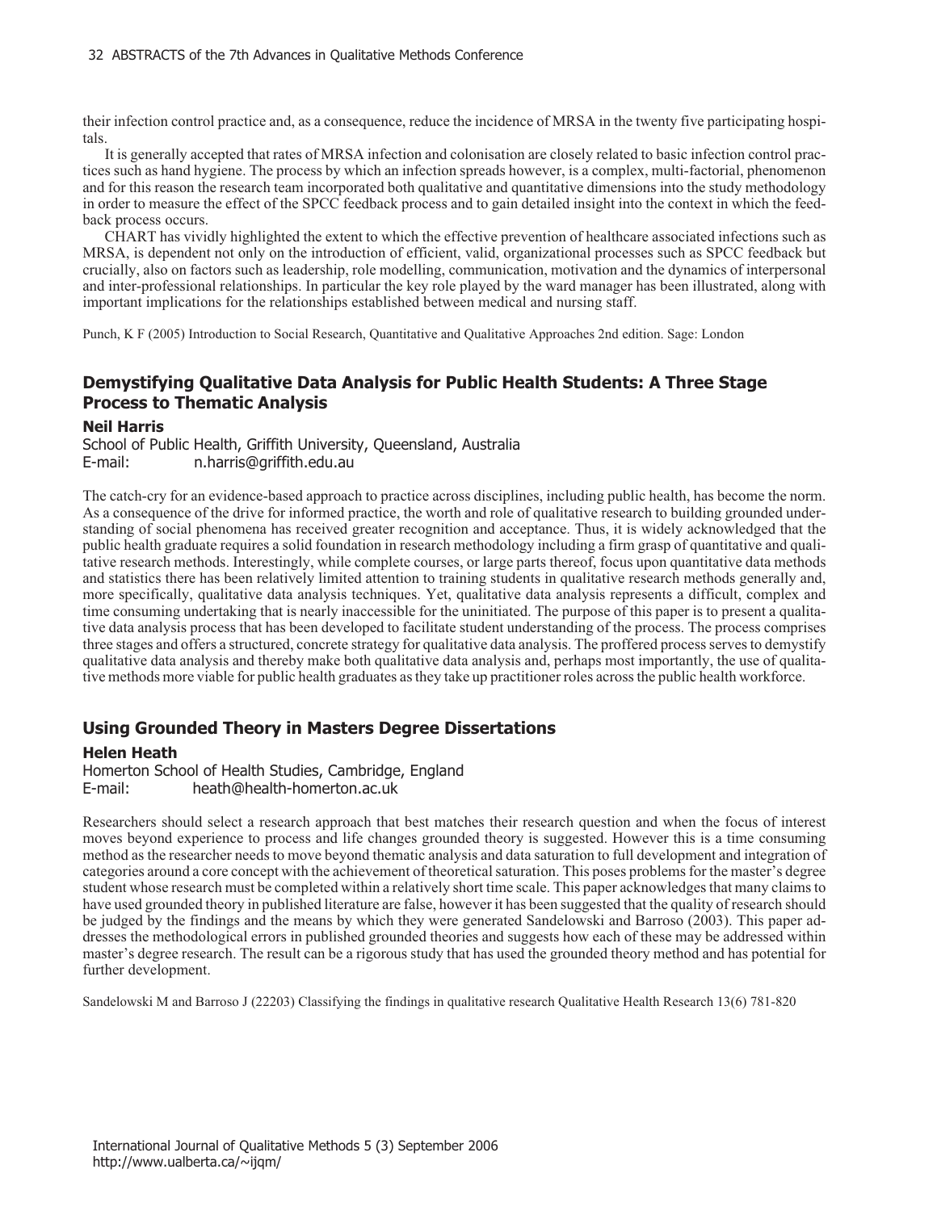their infection control practice and, as a consequence, reduce the incidence of MRSA in the twenty five participating hospitals.

It is generally accepted that rates of MRSA infection and colonisation are closely related to basic infection control practices such as hand hygiene. The process by which an infection spreads however, is a complex, multi-factorial, phenomenon and for this reason the research team incorporated both qualitative and quantitative dimensions into the study methodology in order to measure the effect of the SPCC feedback process and to gain detailed insight into the context in which the feedback process occurs.

CHART has vividly highlighted the extent to which the effective prevention of healthcare associated infections such as MRSA, is dependent not only on the introduction of efficient, valid, organizational processes such as SPCC feedback but crucially, also on factors such as leadership, role modelling, communication, motivation and the dynamics of interpersonal and inter-professional relationships. In particular the key role played by the ward manager has been illustrated, along with important implications for the relationships established between medical and nursing staff.

Punch, K F (2005) Introduction to Social Research, Quantitative and Qualitative Approaches 2nd edition. Sage: London

## Demystifying Qualitative Data Analysis for Public Health Students: A Three Stage Process to Thematic Analysis

**Neil Harris**
School of Public Health, Griffith University, Queensland, Australia
E-mail: n.harris@griffith.edu.au

The catch-cry for an evidence-based approach to practice across disciplines, including public health, has become the norm. As a consequence of the drive for informed practice, the worth and role of qualitative research to building grounded understanding of social phenomena has received greater recognition and acceptance. Thus, it is widely acknowledged that the public health graduate requires a solid foundation in research methodology including a firm grasp of quantitative and qualitative research methods. Interestingly, while complete courses, or large parts thereof, focus upon quantitative data methods and statistics there has been relatively limited attention to training students in qualitative research methods generally and, more specifically, qualitative data analysis techniques. Yet, qualitative data analysis represents a difficult, complex and time consuming undertaking that is nearly inaccessible for the uninitiated. The purpose of this paper is to present a qualitative data analysis process that has been developed to facilitate student understanding of the process. The process comprises three stages and offers a structured, concrete strategy for qualitative data analysis. The proffered process serves to demystify qualitative data analysis and thereby make both qualitative data analysis and, perhaps most importantly, the use of qualitative methods more viable for public health graduates as they take up practitioner roles across the public health workforce.

## Using Grounded Theory in Masters Degree Dissertations

**Helen Heath**
Homerton School of Health Studies, Cambridge, England
E-mail: heath@health-homerton.ac.uk

Researchers should select a research approach that best matches their research question and when the focus of interest moves beyond experience to process and life changes grounded theory is suggested. However this is a time consuming method as the researcher needs to move beyond thematic analysis and data saturation to full development and integration of categories around a core concept with the achievement of theoretical saturation. This poses problems for the master's degree student whose research must be completed within a relatively short time scale. This paper acknowledges that many claims to have used grounded theory in published literature are false, however it has been suggested that the quality of research should be judged by the findings and the means by which they were generated Sandelowski and Barroso (2003). This paper addresses the methodological errors in published grounded theories and suggests how each of these may be addressed within master's degree research. The result can be a rigorous study that has used the grounded theory method and has potential for further development.

Sandelowski M and Barroso J (22203) Classifying the findings in qualitative research Qualitative Health Research 13(6) 781-820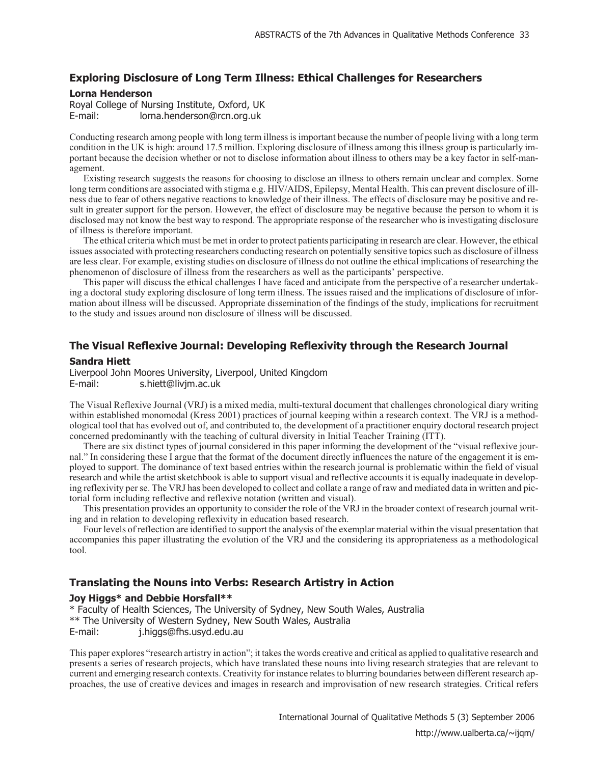## Exploring Disclosure of Long Term Illness: Ethical Challenges for Researchers

**Lorna Henderson**

Royal College of Nursing Institute, Oxford, UK

E-mail: lorna.henderson@rcn.org.uk

Conducting research among people with long term illness is important because the number of people living with a long term condition in the UK is high: around 17.5 million. Exploring disclosure of illness among this illness group is particularly important because the decision whether or not to disclose information about illness to others may be a key factor in self-management.

Existing research suggests the reasons for choosing to disclose an illness to others remain unclear and complex. Some long term conditions are associated with stigma e.g. HIV/AIDS, Epilepsy, Mental Health. This can prevent disclosure of illness due to fear of others negative reactions to knowledge of their illness. The effects of disclosure may be positive and result in greater support for the person. However, the effect of disclosure may be negative because the person to whom it is disclosed may not know the best way to respond. The appropriate response of the researcher who is investigating disclosure of illness is therefore important.

The ethical criteria which must be met in order to protect patients participating in research are clear. However, the ethical issues associated with protecting researchers conducting research on potentially sensitive topics such as disclosure of illness are less clear. For example, existing studies on disclosure of illness do not outline the ethical implications of researching the phenomenon of disclosure of illness from the researchers as well as the participants' perspective.

This paper will discuss the ethical challenges I have faced and anticipate from the perspective of a researcher undertaking a doctoral study exploring disclosure of long term illness. The issues raised and the implications of disclosure of information about illness will be discussed. Appropriate dissemination of the findings of the study, implications for recruitment to the study and issues around non disclosure of illness will be discussed.

## The Visual Reflexive Journal: Developing Reflexivity through the Research Journal

**Sandra Hiett**

Liverpool John Moores University, Liverpool, United Kingdom

E-mail: s.hiett@livjm.ac.uk

The Visual Reflexive Journal (VRJ) is a mixed media, multi-textural document that challenges chronological diary writing within established monomodal (Kress 2001) practices of journal keeping within a research context. The VRJ is a methodological tool that has evolved out of, and contributed to, the development of a practitioner enquiry doctoral research project concerned predominantly with the teaching of cultural diversity in Initial Teacher Training (ITT).

There are six distinct types of journal considered in this paper informing the development of the "visual reflexive journal." In considering these I argue that the format of the document directly influences the nature of the engagement it is employed to support. The dominance of text based entries within the research journal is problematic within the field of visual research and while the artist sketchbook is able to support visual and reflective accounts it is equally inadequate in developing reflexivity per se. The VRJ has been developed to collect and collate a range of raw and mediated data in written and pictorial form including reflective and reflexive notation (written and visual).

This presentation provides an opportunity to consider the role of the VRJ in the broader context of research journal writing and in relation to developing reflexivity in education based research.

Four levels of reflection are identified to support the analysis of the exemplar material within the visual presentation that accompanies this paper illustrating the evolution of the VRJ and the considering its appropriateness as a methodological tool.

## Translating the Nouns into Verbs: Research Artistry in Action

**Joy Higgs\* and Debbie Horsfall\*\***

\* Faculty of Health Sciences, The University of Sydney, New South Wales, Australia

\*\* The University of Western Sydney, New South Wales, Australia

E-mail: j.higgs@fhs.usyd.edu.au

This paper explores "research artistry in action"; it takes the words creative and critical as applied to qualitative research and presents a series of research projects, which have translated these nouns into living research strategies that are relevant to current and emerging research contexts. Creativity for instance relates to blurring boundaries between different research approaches, the use of creative devices and images in research and improvisation of new research strategies. Critical refers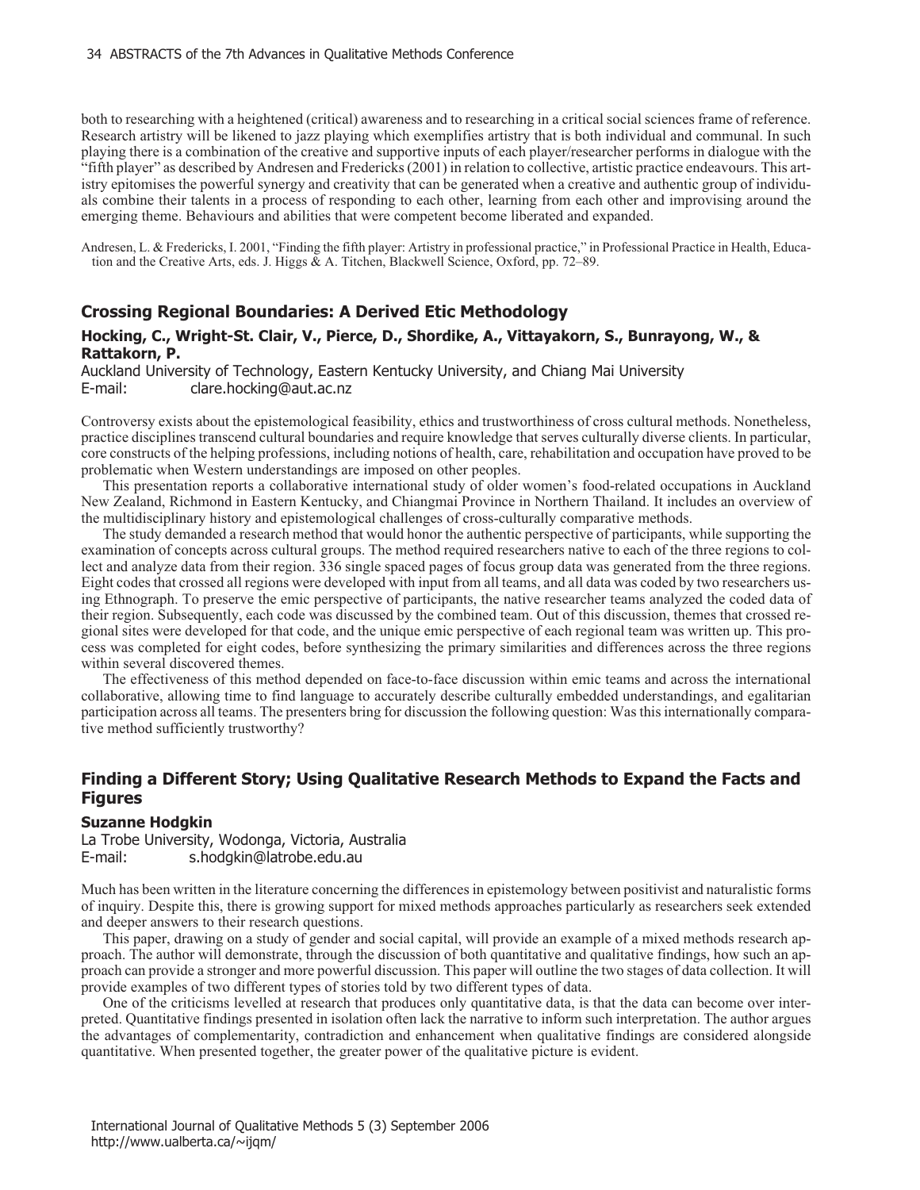both to researching with a heightened (critical) awareness and to researching in a critical social sciences frame of reference. Research artistry will be likened to jazz playing which exemplifies artistry that is both individual and communal. In such playing there is a combination of the creative and supportive inputs of each player/researcher performs in dialogue with the "fifth player" as described by Andresen and Fredericks (2001) in relation to collective, artistic practice endeavours. This artistry epitomises the powerful synergy and creativity that can be generated when a creative and authentic group of individuals combine their talents in a process of responding to each other, learning from each other and improvising around the emerging theme. Behaviours and abilities that were competent become liberated and expanded.

Andresen, L. & Fredericks, I. 2001, "Finding the fifth player: Artistry in professional practice," in Professional Practice in Health, Education and the Creative Arts, eds. J. Higgs & A. Titchen, Blackwell Science, Oxford, pp. 72–89.

## Crossing Regional Boundaries: A Derived Etic Methodology

**Hocking, C., Wright-St. Clair, V., Pierce, D., Shordike, A., Vittayakorn, S., Bunrayong, W., & Rattakorn, P.**

Auckland University of Technology, Eastern Kentucky University, and Chiang Mai University
E-mail: clare.hocking@aut.ac.nz

Controversy exists about the epistemological feasibility, ethics and trustworthiness of cross cultural methods. Nonetheless, practice disciplines transcend cultural boundaries and require knowledge that serves culturally diverse clients. In particular, core constructs of the helping professions, including notions of health, care, rehabilitation and occupation have proved to be problematic when Western understandings are imposed on other peoples.

This presentation reports a collaborative international study of older women's food-related occupations in Auckland New Zealand, Richmond in Eastern Kentucky, and Chiangmai Province in Northern Thailand. It includes an overview of the multidisciplinary history and epistemological challenges of cross-culturally comparative methods.

The study demanded a research method that would honor the authentic perspective of participants, while supporting the examination of concepts across cultural groups. The method required researchers native to each of the three regions to collect and analyze data from their region. 336 single spaced pages of focus group data was generated from the three regions. Eight codes that crossed all regions were developed with input from all teams, and all data was coded by two researchers using Ethnograph. To preserve the emic perspective of participants, the native researcher teams analyzed the coded data of their region. Subsequently, each code was discussed by the combined team. Out of this discussion, themes that crossed regional sites were developed for that code, and the unique emic perspective of each regional team was written up. This process was completed for eight codes, before synthesizing the primary similarities and differences across the three regions within several discovered themes.

The effectiveness of this method depended on face-to-face discussion within emic teams and across the international collaborative, allowing time to find language to accurately describe culturally embedded understandings, and egalitarian participation across all teams. The presenters bring for discussion the following question: Was this internationally comparative method sufficiently trustworthy?

## Finding a Different Story; Using Qualitative Research Methods to Expand the Facts and Figures

**Suzanne Hodgkin**

La Trobe University, Wodonga, Victoria, Australia
E-mail: s.hodgkin@latrobe.edu.au

Much has been written in the literature concerning the differences in epistemology between positivist and naturalistic forms of inquiry. Despite this, there is growing support for mixed methods approaches particularly as researchers seek extended and deeper answers to their research questions.

This paper, drawing on a study of gender and social capital, will provide an example of a mixed methods research approach. The author will demonstrate, through the discussion of both quantitative and qualitative findings, how such an approach can provide a stronger and more powerful discussion. This paper will outline the two stages of data collection. It will provide examples of two different types of stories told by two different types of data.

One of the criticisms levelled at research that produces only quantitative data, is that the data can become over interpreted. Quantitative findings presented in isolation often lack the narrative to inform such interpretation. The author argues the advantages of complementarity, contradiction and enhancement when qualitative findings are considered alongside quantitative. When presented together, the greater power of the qualitative picture is evident.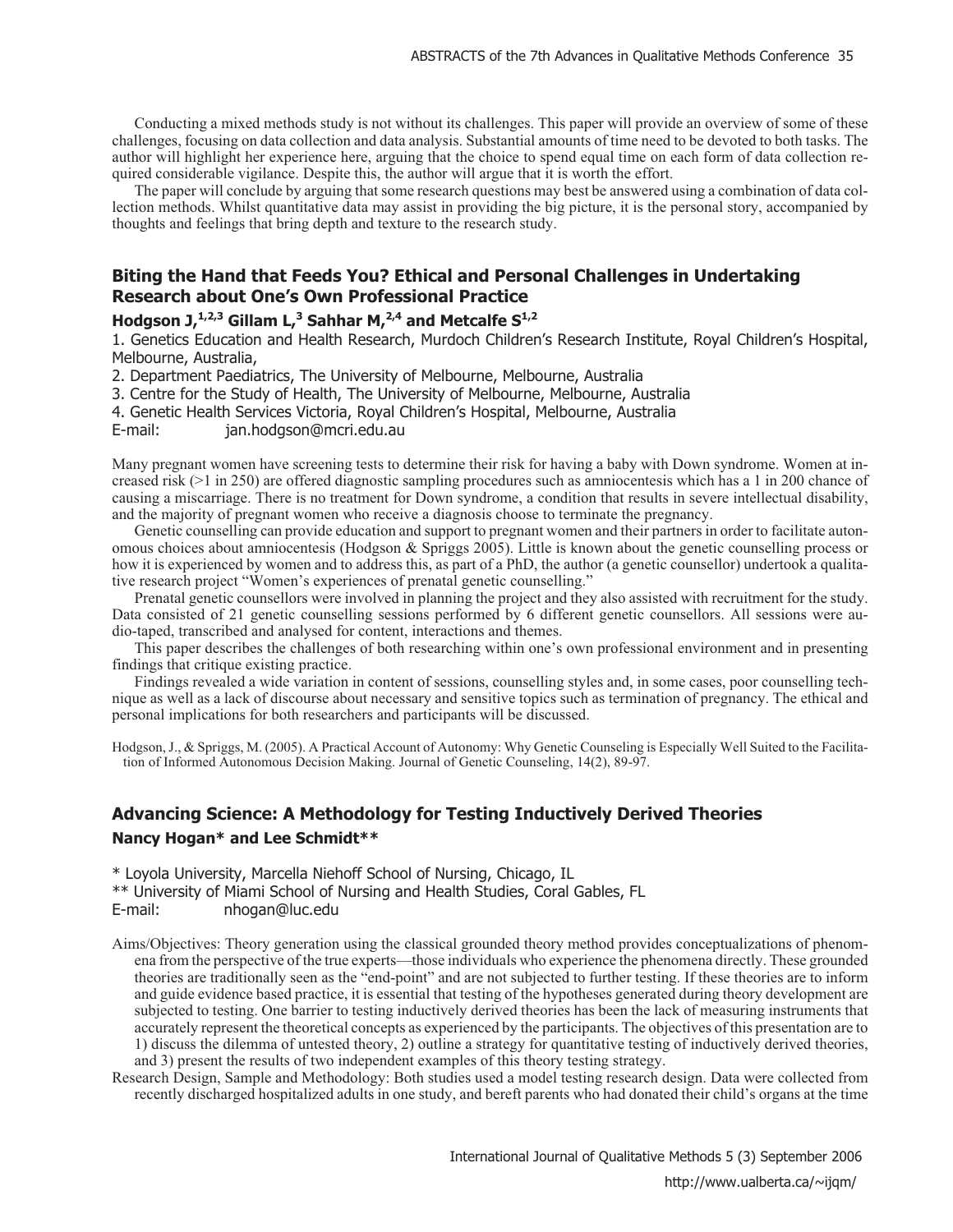Conducting a mixed methods study is not without its challenges. This paper will provide an overview of some of these challenges, focusing on data collection and data analysis. Substantial amounts of time need to be devoted to both tasks. The author will highlight her experience here, arguing that the choice to spend equal time on each form of data collection required considerable vigilance. Despite this, the author will argue that it is worth the effort.

The paper will conclude by arguing that some research questions may best be answered using a combination of data collection methods. Whilst quantitative data may assist in providing the big picture, it is the personal story, accompanied by thoughts and feelings that bring depth and texture to the research study.

## Biting the Hand that Feeds You? Ethical and Personal Challenges in Undertaking Research about One's Own Professional Practice

**Hodgson J,[1,2,3] Gillam L,[3] Sahhar M,[2,4] and Metcalfe S[1,2]**

1. Genetics Education and Health Research, Murdoch Children's Research Institute, Royal Children's Hospital, Melbourne, Australia,
2. Department Paediatrics, The University of Melbourne, Melbourne, Australia
3. Centre for the Study of Health, The University of Melbourne, Melbourne, Australia
4. Genetic Health Services Victoria, Royal Children's Hospital, Melbourne, Australia

E-mail: jan.hodgson@mcri.edu.au

Many pregnant women have screening tests to determine their risk for having a baby with Down syndrome. Women at increased risk (>1 in 250) are offered diagnostic sampling procedures such as amniocentesis which has a 1 in 200 chance of causing a miscarriage. There is no treatment for Down syndrome, a condition that results in severe intellectual disability, and the majority of pregnant women who receive a diagnosis choose to terminate the pregnancy.

Genetic counselling can provide education and support to pregnant women and their partners in order to facilitate autonomous choices about amniocentesis (Hodgson & Spriggs 2005). Little is known about the genetic counselling process or how it is experienced by women and to address this, as part of a PhD, the author (a genetic counsellor) undertook a qualitative research project "Women's experiences of prenatal genetic counselling."

Prenatal genetic counsellors were involved in planning the project and they also assisted with recruitment for the study. Data consisted of 21 genetic counselling sessions performed by 6 different genetic counsellors. All sessions were audio-taped, transcribed and analysed for content, interactions and themes.

This paper describes the challenges of both researching within one's own professional environment and in presenting findings that critique existing practice.

Findings revealed a wide variation in content of sessions, counselling styles and, in some cases, poor counselling technique as well as a lack of discourse about necessary and sensitive topics such as termination of pregnancy. The ethical and personal implications for both researchers and participants will be discussed.

Hodgson, J., & Spriggs, M. (2005). A Practical Account of Autonomy: Why Genetic Counseling is Especially Well Suited to the Facilitation of Informed Autonomous Decision Making. Journal of Genetic Counseling, 14(2), 89-97.

## Advancing Science: A Methodology for Testing Inductively Derived Theories

**Nancy Hogan* and Lee Schmidt****

* Loyola University, Marcella Niehoff School of Nursing, Chicago, IL

** University of Miami School of Nursing and Health Studies, Coral Gables, FL

E-mail: nhogan@luc.edu

Aims/Objectives: Theory generation using the classical grounded theory method provides conceptualizations of phenomena from the perspective of the true experts—those individuals who experience the phenomena directly. These grounded theories are traditionally seen as the "end-point" and are not subjected to further testing. If these theories are to inform and guide evidence based practice, it is essential that testing of the hypotheses generated during theory development are subjected to testing. One barrier to testing inductively derived theories has been the lack of measuring instruments that accurately represent the theoretical concepts as experienced by the participants. The objectives of this presentation are to 1) discuss the dilemma of untested theory, 2) outline a strategy for quantitative testing of inductively derived theories, and 3) present the results of two independent examples of this theory testing strategy.

Research Design, Sample and Methodology: Both studies used a model testing research design. Data were collected from recently discharged hospitalized adults in one study, and bereft parents who had donated their child's organs at the time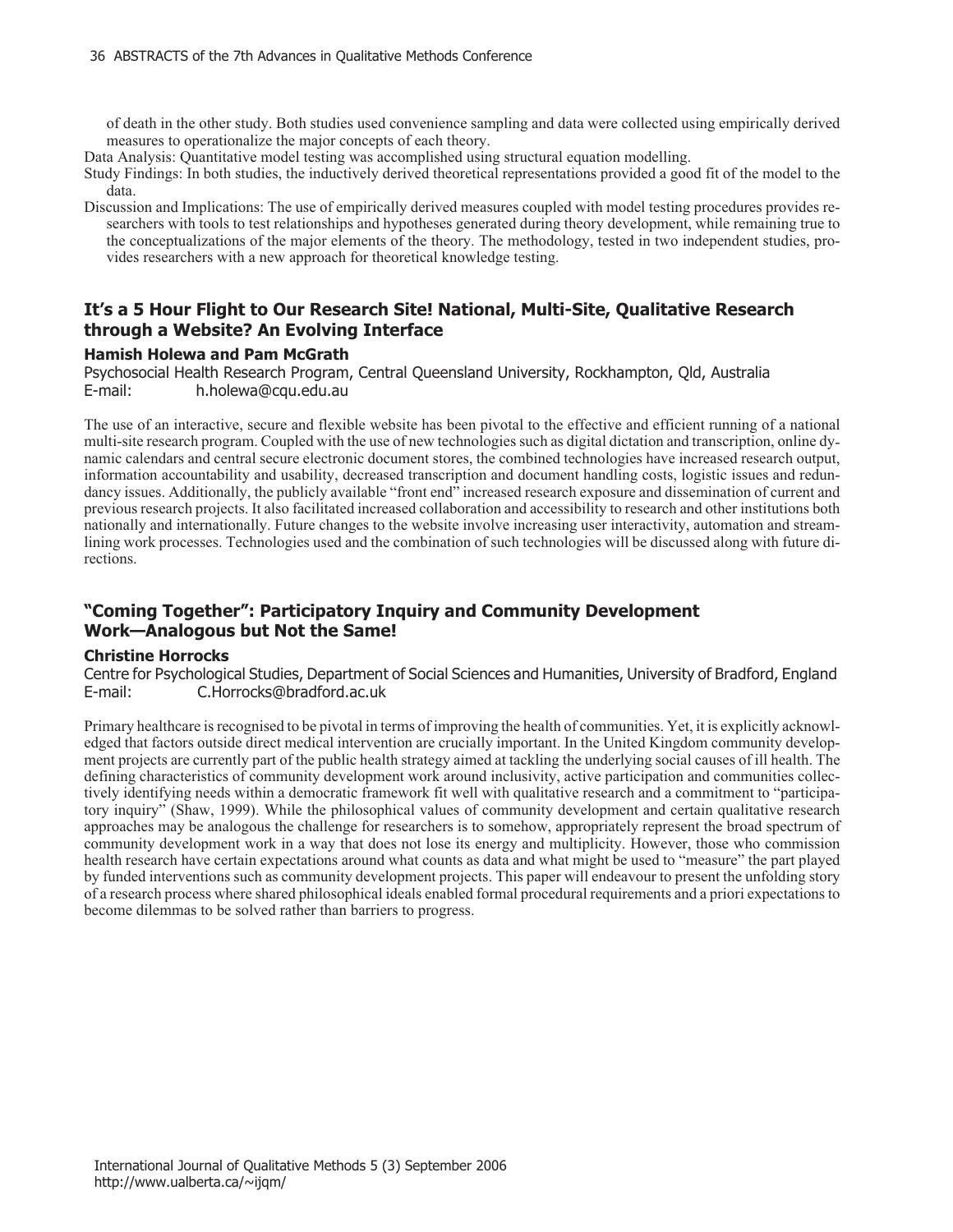of death in the other study. Both studies used convenience sampling and data were collected using empirically derived measures to operationalize the major concepts of each theory.

Data Analysis: Quantitative model testing was accomplished using structural equation modelling.

Study Findings: In both studies, the inductively derived theoretical representations provided a good fit of the model to the data.

Discussion and Implications: The use of empirically derived measures coupled with model testing procedures provides researchers with tools to test relationships and hypotheses generated during theory development, while remaining true to the conceptualizations of the major elements of the theory. The methodology, tested in two independent studies, provides researchers with a new approach for theoretical knowledge testing.

## It's a 5 Hour Flight to Our Research Site! National, Multi-Site, Qualitative Research through a Website? An Evolving Interface

**Hamish Holewa and Pam McGrath**

Psychosocial Health Research Program, Central Queensland University, Rockhampton, Qld, Australia
E-mail: h.holewa@cqu.edu.au

The use of an interactive, secure and flexible website has been pivotal to the effective and efficient running of a national multi-site research program. Coupled with the use of new technologies such as digital dictation and transcription, online dynamic calendars and central secure electronic document stores, the combined technologies have increased research output, information accountability and usability, decreased transcription and document handling costs, logistic issues and redundancy issues. Additionally, the publicly available "front end" increased research exposure and dissemination of current and previous research projects. It also facilitated increased collaboration and accessibility to research and other institutions both nationally and internationally. Future changes to the website involve increasing user interactivity, automation and streamlining work processes. Technologies used and the combination of such technologies will be discussed along with future directions.

## "Coming Together": Participatory Inquiry and Community Development Work—Analogous but Not the Same!

**Christine Horrocks**

Centre for Psychological Studies, Department of Social Sciences and Humanities, University of Bradford, England
E-mail: C.Horrocks@bradford.ac.uk

Primary healthcare is recognised to be pivotal in terms of improving the health of communities. Yet, it is explicitly acknowledged that factors outside direct medical intervention are crucially important. In the United Kingdom community development projects are currently part of the public health strategy aimed at tackling the underlying social causes of ill health. The defining characteristics of community development work around inclusivity, active participation and communities collectively identifying needs within a democratic framework fit well with qualitative research and a commitment to "participatory inquiry" (Shaw, 1999). While the philosophical values of community development and certain qualitative research approaches may be analogous the challenge for researchers is to somehow, appropriately represent the broad spectrum of community development work in a way that does not lose its energy and multiplicity. However, those who commission health research have certain expectations around what counts as data and what might be used to "measure" the part played by funded interventions such as community development projects. This paper will endeavour to present the unfolding story of a research process where shared philosophical ideals enabled formal procedural requirements and a priori expectations to become dilemmas to be solved rather than barriers to progress.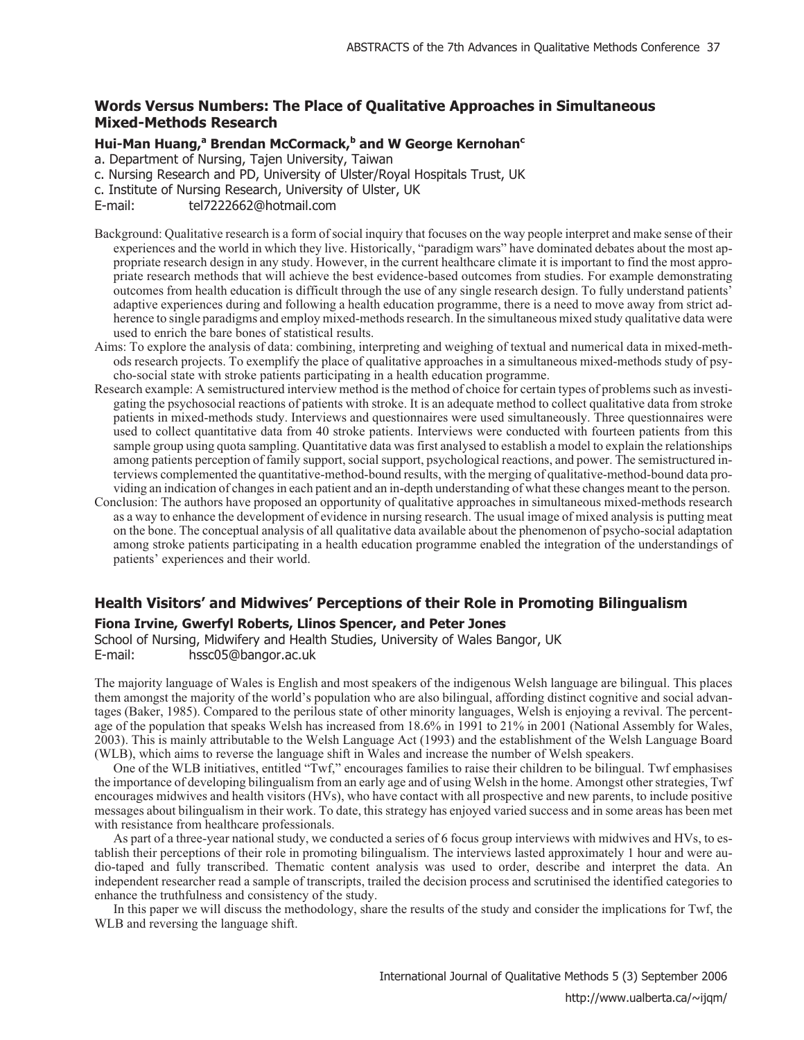## Words Versus Numbers: The Place of Qualitative Approaches in Simultaneous Mixed-Methods Research

**Hui-Man Huang,[a] Brendan McCormack,[b] and W George Kernohan[c]**

a. Department of Nursing, Tajen University, Taiwan
c. Nursing Research and PD, University of Ulster/Royal Hospitals Trust, UK
c. Institute of Nursing Research, University of Ulster, UK
E-mail: tel7222662@hotmail.com

Background: Qualitative research is a form of social inquiry that focuses on the way people interpret and make sense of their experiences and the world in which they live. Historically, "paradigm wars" have dominated debates about the most appropriate research design in any study. However, in the current healthcare climate it is important to find the most appropriate research methods that will achieve the best evidence-based outcomes from studies. For example demonstrating outcomes from health education is difficult through the use of any single research design. To fully understand patients' adaptive experiences during and following a health education programme, there is a need to move away from strict adherence to single paradigms and employ mixed-methods research. In the simultaneous mixed study qualitative data were used to enrich the bare bones of statistical results.

Aims: To explore the analysis of data: combining, interpreting and weighing of textual and numerical data in mixed-methods research projects. To exemplify the place of qualitative approaches in a simultaneous mixed-methods study of psycho-social state with stroke patients participating in a health education programme.

Research example: A semistructured interview method is the method of choice for certain types of problems such as investigating the psychosocial reactions of patients with stroke. It is an adequate method to collect qualitative data from stroke patients in mixed-methods study. Interviews and questionnaires were used simultaneously. Three questionnaires were used to collect quantitative data from 40 stroke patients. Interviews were conducted with fourteen patients from this sample group using quota sampling. Quantitative data was first analysed to establish a model to explain the relationships among patients perception of family support, social support, psychological reactions, and power. The semistructured interviews complemented the quantitative-method-bound results, with the merging of qualitative-method-bound data providing an indication of changes in each patient and an in-depth understanding of what these changes meant to the person.

Conclusion: The authors have proposed an opportunity of qualitative approaches in simultaneous mixed-methods research as a way to enhance the development of evidence in nursing research. The usual image of mixed analysis is putting meat on the bone. The conceptual analysis of all qualitative data available about the phenomenon of psycho-social adaptation among stroke patients participating in a health education programme enabled the integration of the understandings of patients' experiences and their world.

## Health Visitors' and Midwives' Perceptions of their Role in Promoting Bilingualism

**Fiona Irvine, Gwerfyl Roberts, Llinos Spencer, and Peter Jones**

School of Nursing, Midwifery and Health Studies, University of Wales Bangor, UK
E-mail: hssc05@bangor.ac.uk

The majority language of Wales is English and most speakers of the indigenous Welsh language are bilingual. This places them amongst the majority of the world's population who are also bilingual, affording distinct cognitive and social advantages (Baker, 1985). Compared to the perilous state of other minority languages, Welsh is enjoying a revival. The percentage of the population that speaks Welsh has increased from 18.6% in 1991 to 21% in 2001 (National Assembly for Wales, 2003). This is mainly attributable to the Welsh Language Act (1993) and the establishment of the Welsh Language Board (WLB), which aims to reverse the language shift in Wales and increase the number of Welsh speakers.

One of the WLB initiatives, entitled "Twf," encourages families to raise their children to be bilingual. Twf emphasises the importance of developing bilingualism from an early age and of using Welsh in the home. Amongst other strategies, Twf encourages midwives and health visitors (HVs), who have contact with all prospective and new parents, to include positive messages about bilingualism in their work. To date, this strategy has enjoyed varied success and in some areas has been met with resistance from healthcare professionals.

As part of a three-year national study, we conducted a series of 6 focus group interviews with midwives and HVs, to establish their perceptions of their role in promoting bilingualism. The interviews lasted approximately 1 hour and were audio-taped and fully transcribed. Thematic content analysis was used to order, describe and interpret the data. An independent researcher read a sample of transcripts, trailed the decision process and scrutinised the identified categories to enhance the truthfulness and consistency of the study.

In this paper we will discuss the methodology, share the results of the study and consider the implications for Twf, the WLB and reversing the language shift.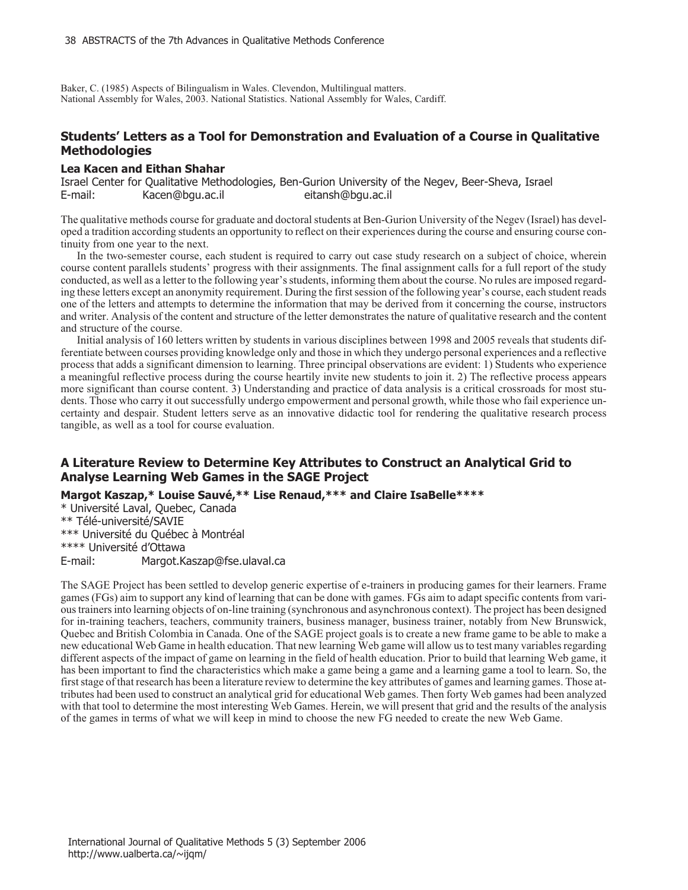Baker, C. (1985) Aspects of Bilingualism in Wales. Clevendon, Multilingual matters.
National Assembly for Wales, 2003. National Statistics. National Assembly for Wales, Cardiff.

## Students' Letters as a Tool for Demonstration and Evaluation of a Course in Qualitative Methodologies

**Lea Kacen and Eithan Shahar**

Israel Center for Qualitative Methodologies, Ben-Gurion University of the Negev, Beer-Sheva, Israel
E-mail: Kacen@bgu.ac.il eitansh@bgu.ac.il

The qualitative methods course for graduate and doctoral students at Ben-Gurion University of the Negev (Israel) has developed a tradition according students an opportunity to reflect on their experiences during the course and ensuring course continuity from one year to the next.

In the two-semester course, each student is required to carry out case study research on a subject of choice, wherein course content parallels students' progress with their assignments. The final assignment calls for a full report of the study conducted, as well as a letter to the following year's students, informing them about the course. No rules are imposed regarding these letters except an anonymity requirement. During the first session of the following year's course, each student reads one of the letters and attempts to determine the information that may be derived from it concerning the course, instructors and writer. Analysis of the content and structure of the letter demonstrates the nature of qualitative research and the content and structure of the course.

Initial analysis of 160 letters written by students in various disciplines between 1998 and 2005 reveals that students differentiate between courses providing knowledge only and those in which they undergo personal experiences and a reflective process that adds a significant dimension to learning. Three principal observations are evident: 1) Students who experience a meaningful reflective process during the course heartily invite new students to join it. 2) The reflective process appears more significant than course content. 3) Understanding and practice of data analysis is a critical crossroads for most students. Those who carry it out successfully undergo empowerment and personal growth, while those who fail experience uncertainty and despair. Student letters serve as an innovative didactic tool for rendering the qualitative research process tangible, as well as a tool for course evaluation.

## A Literature Review to Determine Key Attributes to Construct an Analytical Grid to Analyse Learning Web Games in the SAGE Project

**Margot Kaszap,\* Louise Sauvé,\*\* Lise Renaud,\*\*\* and Claire IsaBelle\*\*\*\***

\* Université Laval, Quebec, Canada
\*\* Télé-université/SAVIE
\*\*\* Université du Québec à Montréal
\*\*\*\* Université d'Ottawa
E-mail: Margot.Kaszap@fse.ulaval.ca

The SAGE Project has been settled to develop generic expertise of e-trainers in producing games for their learners. Frame games (FGs) aim to support any kind of learning that can be done with games. FGs aim to adapt specific contents from various trainers into learning objects of on-line training (synchronous and asynchronous context). The project has been designed for in-training teachers, teachers, community trainers, business manager, business trainer, notably from New Brunswick, Quebec and British Colombia in Canada. One of the SAGE project goals is to create a new frame game to be able to make a new educational Web Game in health education. That new learning Web game will allow us to test many variables regarding different aspects of the impact of game on learning in the field of health education. Prior to build that learning Web game, it has been important to find the characteristics which make a game being a game and a learning game a tool to learn. So, the first stage of that research has been a literature review to determine the key attributes of games and learning games. Those attributes had been used to construct an analytical grid for educational Web games. Then forty Web games had been analyzed with that tool to determine the most interesting Web Games. Herein, we will present that grid and the results of the analysis of the games in terms of what we will keep in mind to choose the new FG needed to create the new Web Game.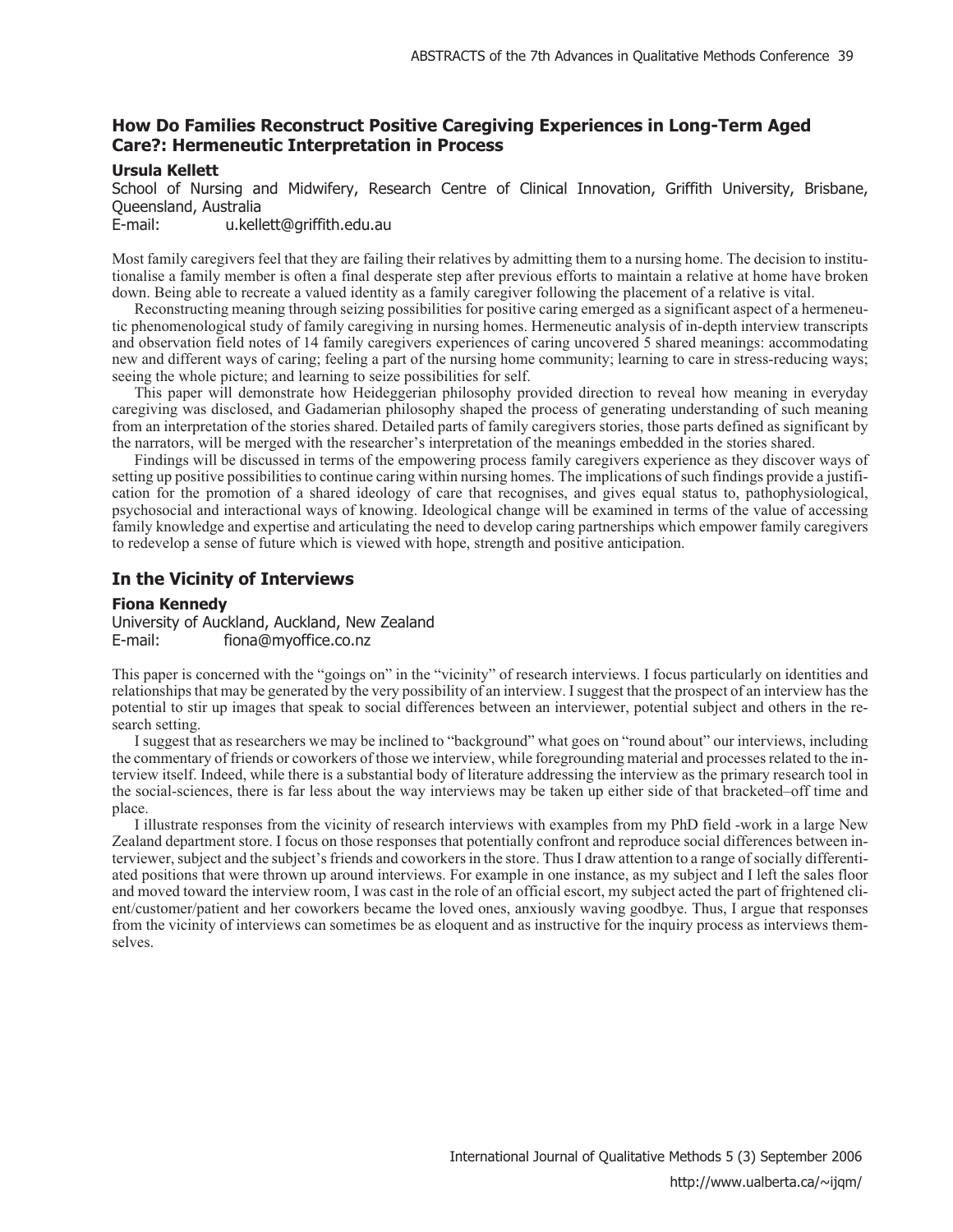## How Do Families Reconstruct Positive Caregiving Experiences in Long-Term Aged Care?: Hermeneutic Interpretation in Process

**Ursula Kellett**

School of Nursing and Midwifery, Research Centre of Clinical Innovation, Griffith University, Brisbane, Queensland, Australia

E-mail: u.kellett@griffith.edu.au

Most family caregivers feel that they are failing their relatives by admitting them to a nursing home. The decision to institutionalise a family member is often a final desperate step after previous efforts to maintain a relative at home have broken down. Being able to recreate a valued identity as a family caregiver following the placement of a relative is vital.

Reconstructing meaning through seizing possibilities for positive caring emerged as a significant aspect of a hermeneutic phenomenological study of family caregiving in nursing homes. Hermeneutic analysis of in-depth interview transcripts and observation field notes of 14 family caregivers experiences of caring uncovered 5 shared meanings: accommodating new and different ways of caring; feeling a part of the nursing home community; learning to care in stress-reducing ways; seeing the whole picture; and learning to seize possibilities for self.

This paper will demonstrate how Heideggerian philosophy provided direction to reveal how meaning in everyday caregiving was disclosed, and Gadamerian philosophy shaped the process of generating understanding of such meaning from an interpretation of the stories shared. Detailed parts of family caregivers stories, those parts defined as significant by the narrators, will be merged with the researcher's interpretation of the meanings embedded in the stories shared.

Findings will be discussed in terms of the empowering process family caregivers experience as they discover ways of setting up positive possibilities to continue caring within nursing homes. The implications of such findings provide a justification for the promotion of a shared ideology of care that recognises, and gives equal status to, pathophysiological, psychosocial and interactional ways of knowing. Ideological change will be examined in terms of the value of accessing family knowledge and expertise and articulating the need to develop caring partnerships which empower family caregivers to redevelop a sense of future which is viewed with hope, strength and positive anticipation.

## In the Vicinity of Interviews

**Fiona Kennedy**

University of Auckland, Auckland, New Zealand

E-mail: fiona@myoffice.co.nz

This paper is concerned with the "goings on" in the "vicinity" of research interviews. I focus particularly on identities and relationships that may be generated by the very possibility of an interview. I suggest that the prospect of an interview has the potential to stir up images that speak to social differences between an interviewer, potential subject and others in the research setting.

I suggest that as researchers we may be inclined to "background" what goes on "round about" our interviews, including the commentary of friends or coworkers of those we interview, while foregrounding material and processes related to the interview itself. Indeed, while there is a substantial body of literature addressing the interview as the primary research tool in the social-sciences, there is far less about the way interviews may be taken up either side of that bracketed–off time and place.

I illustrate responses from the vicinity of research interviews with examples from my PhD field -work in a large New Zealand department store. I focus on those responses that potentially confront and reproduce social differences between interviewer, subject and the subject's friends and coworkers in the store. Thus I draw attention to a range of socially differentiated positions that were thrown up around interviews. For example in one instance, as my subject and I left the sales floor and moved toward the interview room, I was cast in the role of an official escort, my subject acted the part of frightened client/customer/patient and her coworkers became the loved ones, anxiously waving goodbye. Thus, I argue that responses from the vicinity of interviews can sometimes be as eloquent and as instructive for the inquiry process as interviews themselves.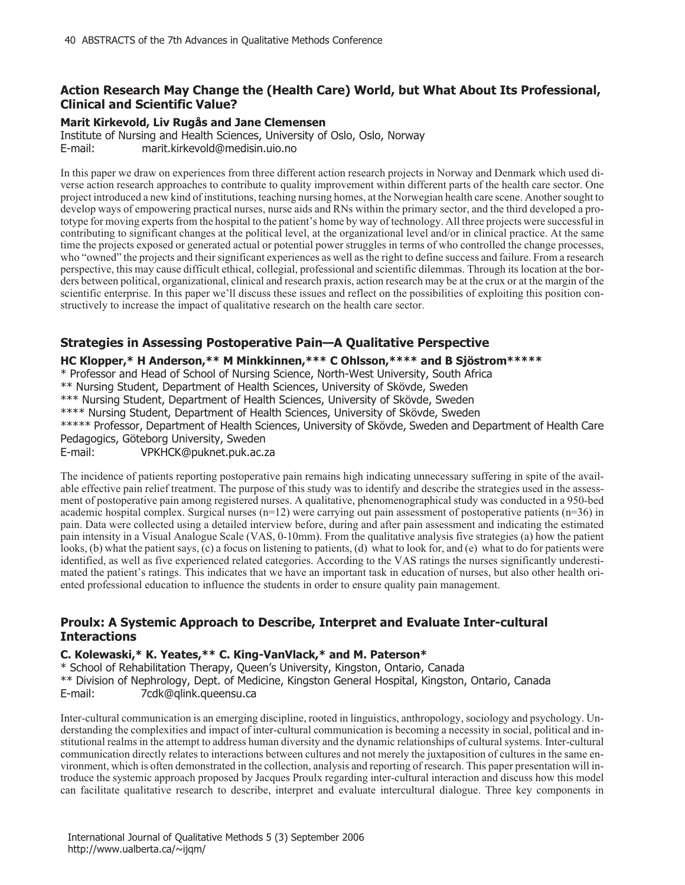## Action Research May Change the (Health Care) World, but What About Its Professional, Clinical and Scientific Value?

**Marit Kirkevold, Liv Rugås and Jane Clemensen**

Institute of Nursing and Health Sciences, University of Oslo, Oslo, Norway
E-mail: marit.kirkevold@medisin.uio.no

In this paper we draw on experiences from three different action research projects in Norway and Denmark which used diverse action research approaches to contribute to quality improvement within different parts of the health care sector. One project introduced a new kind of institutions, teaching nursing homes, at the Norwegian health care scene. Another sought to develop ways of empowering practical nurses, nurse aids and RNs within the primary sector, and the third developed a prototype for moving experts from the hospital to the patient's home by way of technology. All three projects were successful in contributing to significant changes at the political level, at the organizational level and/or in clinical practice. At the same time the projects exposed or generated actual or potential power struggles in terms of who controlled the change processes, who "owned" the projects and their significant experiences as well as the right to define success and failure. From a research perspective, this may cause difficult ethical, collegial, professional and scientific dilemmas. Through its location at the borders between political, organizational, clinical and research praxis, action research may be at the crux or at the margin of the scientific enterprise. In this paper we'll discuss these issues and reflect on the possibilities of exploiting this position constructively to increase the impact of qualitative research on the health care sector.

## Strategies in Assessing Postoperative Pain—A Qualitative Perspective

**HC Klopper,\* H Anderson,\*\* M Minkkinnen,\*\*\* C Ohlsson,\*\*\*\* and B Sjöstrom\*\*\*\*\***

\* Professor and Head of School of Nursing Science, North-West University, South Africa
\*\* Nursing Student, Department of Health Sciences, University of Skövde, Sweden
\*\*\* Nursing Student, Department of Health Sciences, University of Skövde, Sweden
\*\*\*\* Nursing Student, Department of Health Sciences, University of Skövde, Sweden
\*\*\*\*\* Professor, Department of Health Sciences, University of Skövde, Sweden and Department of Health Care Pedagogics, Göteborg University, Sweden
E-mail: VPKHCK@puknet.puk.ac.za

The incidence of patients reporting postoperative pain remains high indicating unnecessary suffering in spite of the available effective pain relief treatment. The purpose of this study was to identify and describe the strategies used in the assessment of postoperative pain among registered nurses. A qualitative, phenomenographical study was conducted in a 950-bed academic hospital complex. Surgical nurses (n=12) were carrying out pain assessment of postoperative patients (n=36) in pain. Data were collected using a detailed interview before, during and after pain assessment and indicating the estimated pain intensity in a Visual Analogue Scale (VAS, 0-10mm). From the qualitative analysis five strategies (a) how the patient looks, (b) what the patient says, (c) a focus on listening to patients, (d) what to look for, and (e) what to do for patients were identified, as well as five experienced related categories. According to the VAS ratings the nurses significantly underestimated the patient's ratings. This indicates that we have an important task in education of nurses, but also other health oriented professional education to influence the students in order to ensure quality pain management.

## Proulx: A Systemic Approach to Describe, Interpret and Evaluate Inter-cultural Interactions

**C. Kolewaski,\* K. Yeates,\*\* C. King-VanVlack,\* and M. Paterson\***

\* School of Rehabilitation Therapy, Queen's University, Kingston, Ontario, Canada
\*\* Division of Nephrology, Dept. of Medicine, Kingston General Hospital, Kingston, Ontario, Canada
E-mail: 7cdk@qlink.queensu.ca

Inter-cultural communication is an emerging discipline, rooted in linguistics, anthropology, sociology and psychology. Understanding the complexities and impact of inter-cultural communication is becoming a necessity in social, political and institutional realms in the attempt to address human diversity and the dynamic relationships of cultural systems. Inter-cultural communication directly relates to interactions between cultures and not merely the juxtaposition of cultures in the same environment, which is often demonstrated in the collection, analysis and reporting of research. This paper presentation will introduce the systemic approach proposed by Jacques Proulx regarding inter-cultural interaction and discuss how this model can facilitate qualitative research to describe, interpret and evaluate intercultural dialogue. Three key components in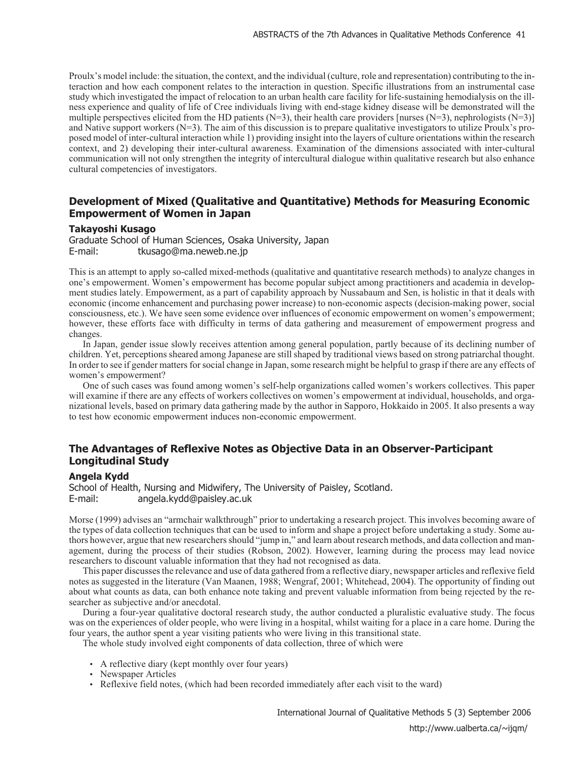Proulx's model include: the situation, the context, and the individual (culture, role and representation) contributing to the interaction and how each component relates to the interaction in question. Specific illustrations from an instrumental case study which investigated the impact of relocation to an urban health care facility for life-sustaining hemodialysis on the illness experience and quality of life of Cree individuals living with end-stage kidney disease will be demonstrated will the multiple perspectives elicited from the HD patients (N=3), their health care providers [nurses (N=3), nephrologists (N=3)] and Native support workers (N=3). The aim of this discussion is to prepare qualitative investigators to utilize Proulx's proposed model of inter-cultural interaction while 1) providing insight into the layers of culture orientations within the research context, and 2) developing their inter-cultural awareness. Examination of the dimensions associated with inter-cultural communication will not only strengthen the integrity of intercultural dialogue within qualitative research but also enhance cultural competencies of investigators.

## Development of Mixed (Qualitative and Quantitative) Methods for Measuring Economic Empowerment of Women in Japan

**Takayoshi Kusago**
Graduate School of Human Sciences, Osaka University, Japan
E-mail: tkusago@ma.neweb.ne.jp

This is an attempt to apply so-called mixed-methods (qualitative and quantitative research methods) to analyze changes in one's empowerment. Women's empowerment has become popular subject among practitioners and academia in development studies lately. Empowerment, as a part of capability approach by Nussabaum and Sen, is holistic in that it deals with economic (income enhancement and purchasing power increase) to non-economic aspects (decision-making power, social consciousness, etc.). We have seen some evidence over influences of economic empowerment on women's empowerment; however, these efforts face with difficulty in terms of data gathering and measurement of empowerment progress and changes.

In Japan, gender issue slowly receives attention among general population, partly because of its declining number of children. Yet, perceptions sheared among Japanese are still shaped by traditional views based on strong patriarchal thought. In order to see if gender matters for social change in Japan, some research might be helpful to grasp if there are any effects of women's empowerment?

One of such cases was found among women's self-help organizations called women's workers collectives. This paper will examine if there are any effects of workers collectives on women's empowerment at individual, households, and organizational levels, based on primary data gathering made by the author in Sapporo, Hokkaido in 2005. It also presents a way to test how economic empowerment induces non-economic empowerment.

## The Advantages of Reflexive Notes as Objective Data in an Observer-Participant Longitudinal Study

**Angela Kydd**
School of Health, Nursing and Midwifery, The University of Paisley, Scotland.
E-mail: angela.kydd@paisley.ac.uk

Morse (1999) advises an "armchair walkthrough" prior to undertaking a research project. This involves becoming aware of the types of data collection techniques that can be used to inform and shape a project before undertaking a study. Some authors however, argue that new researchers should "jump in," and learn about research methods, and data collection and management, during the process of their studies (Robson, 2002). However, learning during the process may lead novice researchers to discount valuable information that they had not recognised as data.

This paper discusses the relevance and use of data gathered from a reflexive diary, newspaper articles and reflexive field notes as suggested in the literature (Van Maanen, 1988; Wengraf, 2001; Whitehead, 2004). The opportunity of finding out about what counts as data, can both enhance note taking and prevent valuable information from being rejected by the researcher as subjective and/or anecdotal.

During a four-year qualitative doctoral research study, the author conducted a pluralistic evaluative study. The focus was on the experiences of older people, who were living in a hospital, whilst waiting for a place in a care home. During the four years, the author spent a year visiting patients who were living in this transitional state.

The whole study involved eight components of data collection, three of which were

- A reflective diary (kept monthly over four years)
- Newspaper Articles
- Reflexive field notes, (which had been recorded immediately after each visit to the ward)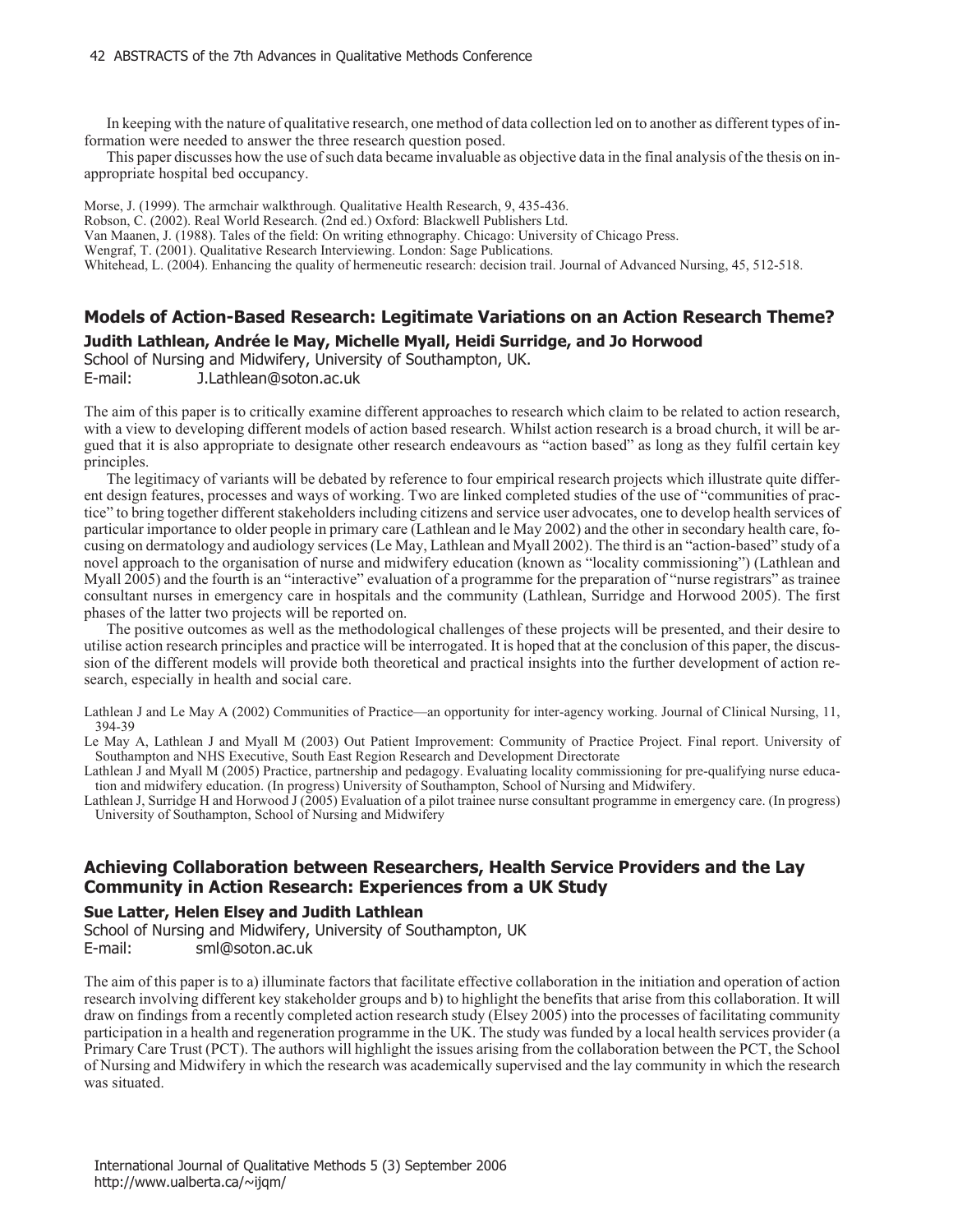In keeping with the nature of qualitative research, one method of data collection led on to another as different types of information were needed to answer the three research question posed.

This paper discusses how the use of such data became invaluable as objective data in the final analysis of the thesis on inappropriate hospital bed occupancy.

Morse, J. (1999). The armchair walkthrough. Qualitative Health Research, 9, 435-436.
Robson, C. (2002). Real World Research. (2nd ed.) Oxford: Blackwell Publishers Ltd.
Van Maanen, J. (1988). Tales of the field: On writing ethnography. Chicago: University of Chicago Press.
Wengraf, T. (2001). Qualitative Research Interviewing. London: Sage Publications.
Whitehead, L. (2004). Enhancing the quality of hermeneutic research: decision trail. Journal of Advanced Nursing, 45, 512-518.

## Models of Action-Based Research: Legitimate Variations on an Action Research Theme?

**Judith Lathlean, Andrée le May, Michelle Myall, Heidi Surridge, and Jo Horwood**

School of Nursing and Midwifery, University of Southampton, UK.
E-mail: J.Lathlean@soton.ac.uk

The aim of this paper is to critically examine different approaches to research which claim to be related to action research, with a view to developing different models of action based research. Whilst action research is a broad church, it will be argued that it is also appropriate to designate other research endeavours as "action based" as long as they fulfil certain key principles.

The legitimacy of variants will be debated by reference to four empirical research projects which illustrate quite different design features, processes and ways of working. Two are linked completed studies of the use of "communities of practice" to bring together different stakeholders including citizens and service user advocates, one to develop health services of particular importance to older people in primary care (Lathlean and le May 2002) and the other in secondary health care, focusing on dermatology and audiology services (Le May, Lathlean and Myall 2002). The third is an "action-based" study of a novel approach to the organisation of nurse and midwifery education (known as "locality commissioning") (Lathlean and Myall 2005) and the fourth is an "interactive" evaluation of a programme for the preparation of "nurse registrars" as trainee consultant nurses in emergency care in hospitals and the community (Lathlean, Surridge and Horwood 2005). The first phases of the latter two projects will be reported on.

The positive outcomes as well as the methodological challenges of these projects will be presented, and their desire to utilise action research principles and practice will be interrogated. It is hoped that at the conclusion of this paper, the discussion of the different models will provide both theoretical and practical insights into the further development of action research, especially in health and social care.

Lathlean J and Le May A (2002) Communities of Practice—an opportunity for inter-agency working. Journal of Clinical Nursing, 11, 394-39

Le May A, Lathlean J and Myall M (2003) Out Patient Improvement: Community of Practice Project. Final report. University of Southampton and NHS Executive, South East Region Research and Development Directorate

Lathlean J and Myall M (2005) Practice, partnership and pedagogy. Evaluating locality commissioning for pre-qualifying nurse education and midwifery education. (In progress) University of Southampton, School of Nursing and Midwifery.

Lathlean J, Surridge H and Horwood J (2005) Evaluation of a pilot trainee nurse consultant programme in emergency care. (In progress) University of Southampton, School of Nursing and Midwifery

## Achieving Collaboration between Researchers, Health Service Providers and the Lay Community in Action Research: Experiences from a UK Study

**Sue Latter, Helen Elsey and Judith Lathlean**

School of Nursing and Midwifery, University of Southampton, UK
E-mail: sml@soton.ac.uk

The aim of this paper is to a) illuminate factors that facilitate effective collaboration in the initiation and operation of action research involving different key stakeholder groups and b) to highlight the benefits that arise from this collaboration. It will draw on findings from a recently completed action research study (Elsey 2005) into the processes of facilitating community participation in a health and regeneration programme in the UK. The study was funded by a local health services provider (a Primary Care Trust (PCT). The authors will highlight the issues arising from the collaboration between the PCT, the School of Nursing and Midwifery in which the research was academically supervised and the lay community in which the research was situated.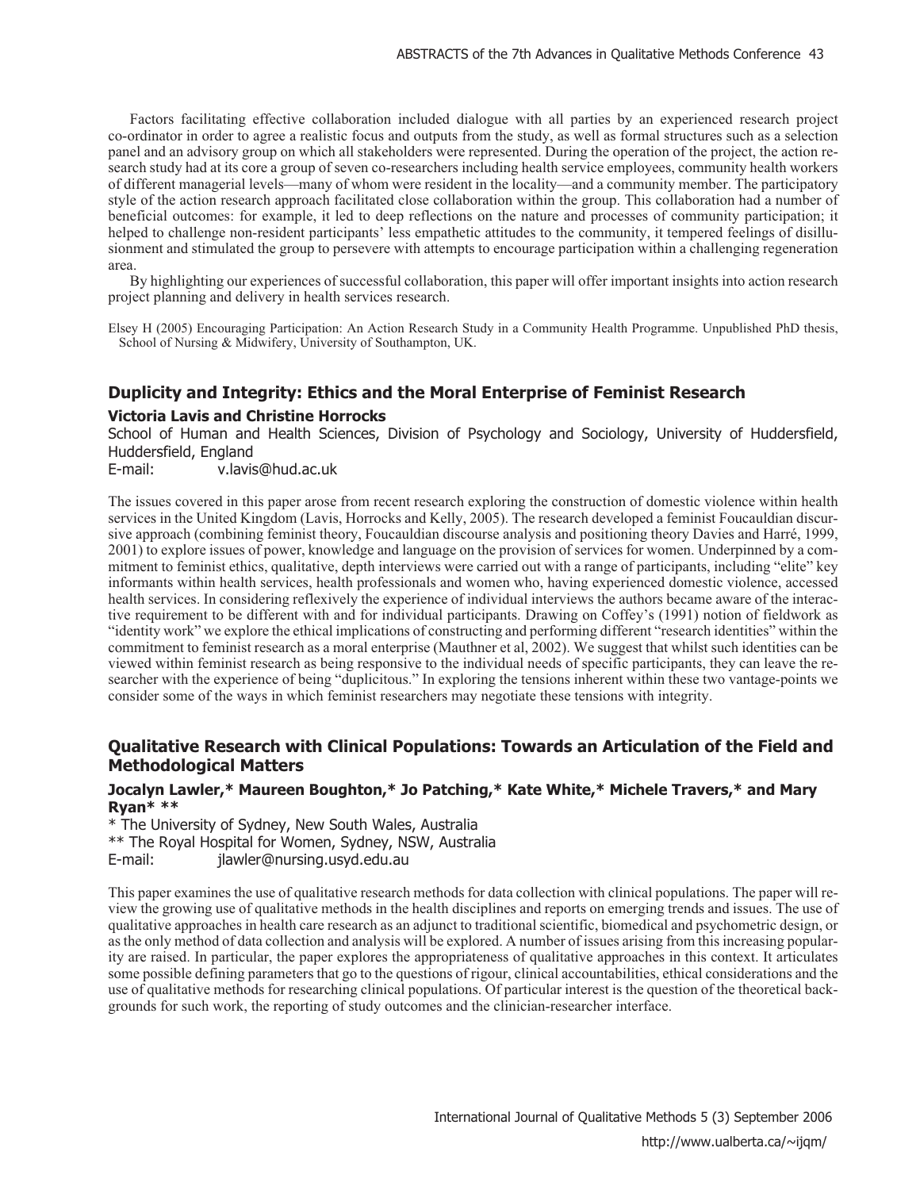Factors facilitating effective collaboration included dialogue with all parties by an experienced research project co-ordinator in order to agree a realistic focus and outputs from the study, as well as formal structures such as a selection panel and an advisory group on which all stakeholders were represented. During the operation of the project, the action research study had at its core a group of seven co-researchers including health service employees, community health workers of different managerial levels—many of whom were resident in the locality—and a community member. The participatory style of the action research approach facilitated close collaboration within the group. This collaboration had a number of beneficial outcomes: for example, it led to deep reflections on the nature and processes of community participation; it helped to challenge non-resident participants' less empathetic attitudes to the community, it tempered feelings of disillusionment and stimulated the group to persevere with attempts to encourage participation within a challenging regeneration area.

By highlighting our experiences of successful collaboration, this paper will offer important insights into action research project planning and delivery in health services research.

Elsey H (2005) Encouraging Participation: An Action Research Study in a Community Health Programme. Unpublished PhD thesis, School of Nursing & Midwifery, University of Southampton, UK.

## Duplicity and Integrity: Ethics and the Moral Enterprise of Feminist Research

**Victoria Lavis and Christine Horrocks**

School of Human and Health Sciences, Division of Psychology and Sociology, University of Huddersfield, Huddersfield, England

E-mail: v.lavis@hud.ac.uk

The issues covered in this paper arose from recent research exploring the construction of domestic violence within health services in the United Kingdom (Lavis, Horrocks and Kelly, 2005). The research developed a feminist Foucauldian discursive approach (combining feminist theory, Foucauldian discourse analysis and positioning theory Davies and Harré, 1999, 2001) to explore issues of power, knowledge and language on the provision of services for women. Underpinned by a commitment to feminist ethics, qualitative, depth interviews were carried out with a range of participants, including "elite" key informants within health services, health professionals and women who, having experienced domestic violence, accessed health services. In considering reflexively the experience of individual interviews the authors became aware of the interactive requirement to be different with and for individual participants. Drawing on Coffey's (1991) notion of fieldwork as "identity work" we explore the ethical implications of constructing and performing different "research identities" within the commitment to feminist research as a moral enterprise (Mauthner et al, 2002). We suggest that whilst such identities can be viewed within feminist research as being responsive to the individual needs of specific participants, they can leave the researcher with the experience of being "duplicitous." In exploring the tensions inherent within these two vantage-points we consider some of the ways in which feminist researchers may negotiate these tensions with integrity.

## Qualitative Research with Clinical Populations: Towards an Articulation of the Field and Methodological Matters

**Jocalyn Lawler,* Maureen Boughton,* Jo Patching,* Kate White,* Michele Travers,* and Mary Ryan* ****

\* The University of Sydney, New South Wales, Australia

\*\* The Royal Hospital for Women, Sydney, NSW, Australia

E-mail: jlawler@nursing.usyd.edu.au

This paper examines the use of qualitative research methods for data collection with clinical populations. The paper will review the growing use of qualitative methods in the health disciplines and reports on emerging trends and issues. The use of qualitative approaches in health care research as an adjunct to traditional scientific, biomedical and psychometric design, or as the only method of data collection and analysis will be explored. A number of issues arising from this increasing popularity are raised. In particular, the paper explores the appropriateness of qualitative approaches in this context. It articulates some possible defining parameters that go to the questions of rigour, clinical accountabilities, ethical considerations and the use of qualitative methods for researching clinical populations. Of particular interest is the question of the theoretical backgrounds for such work, the reporting of study outcomes and the clinician-researcher interface.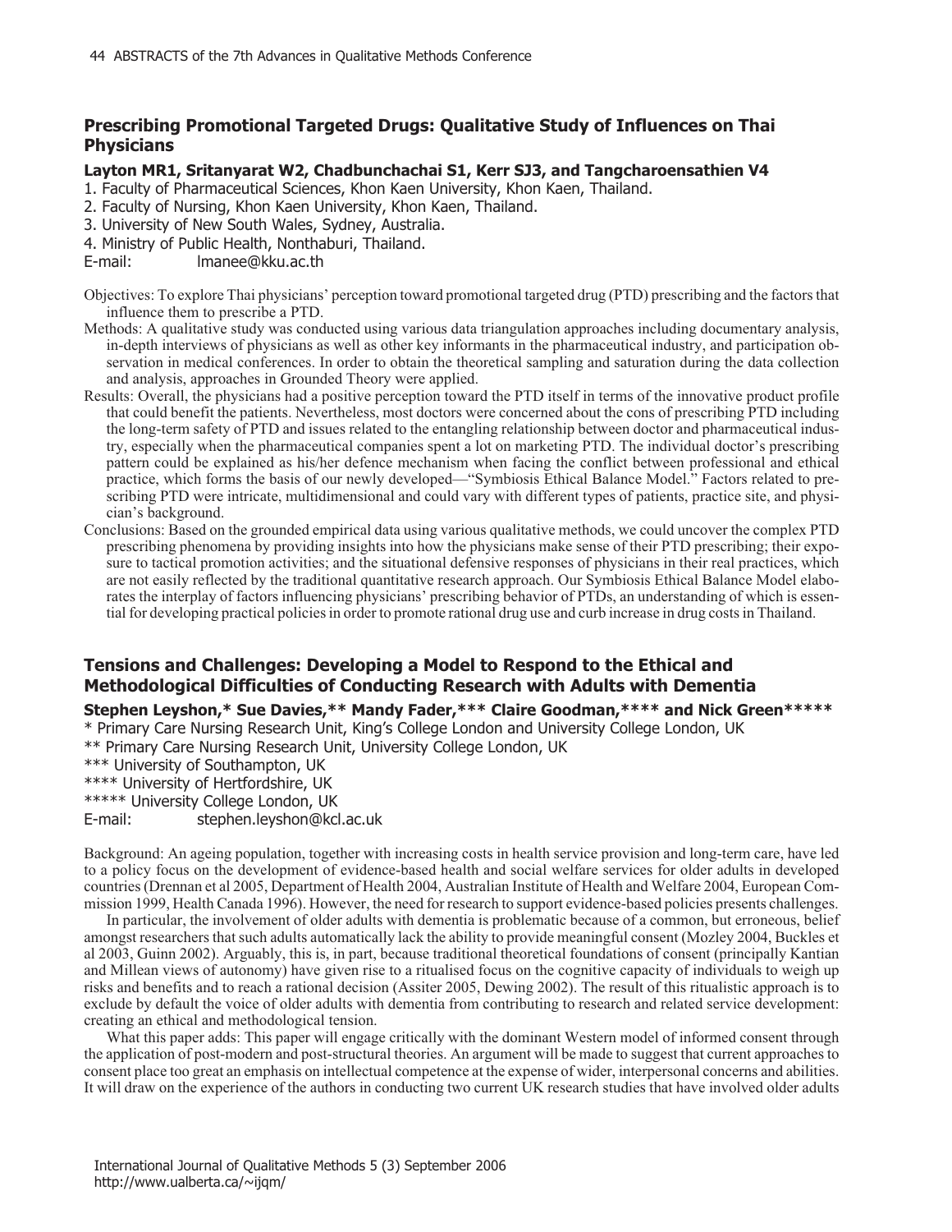## Prescribing Promotional Targeted Drugs: Qualitative Study of Influences on Thai Physicians

**Layton MR1, Sritanyarat W2, Chadbunchachai S1, Kerr SJ3, and Tangcharoensathien V4**

1. Faculty of Pharmaceutical Sciences, Khon Kaen University, Khon Kaen, Thailand.
2. Faculty of Nursing, Khon Kaen University, Khon Kaen, Thailand.
3. University of New South Wales, Sydney, Australia.
4. Ministry of Public Health, Nonthaburi, Thailand.

E-mail: lmanee@kku.ac.th

Objectives: To explore Thai physicians' perception toward promotional targeted drug (PTD) prescribing and the factors that influence them to prescribe a PTD.

Methods: A qualitative study was conducted using various data triangulation approaches including documentary analysis, in-depth interviews of physicians as well as other key informants in the pharmaceutical industry, and participation observation in medical conferences. In order to obtain the theoretical sampling and saturation during the data collection and analysis, approaches in Grounded Theory were applied.

Results: Overall, the physicians had a positive perception toward the PTD itself in terms of the innovative product profile that could benefit the patients. Nevertheless, most doctors were concerned about the cons of prescribing PTD including the long-term safety of PTD and issues related to the entangling relationship between doctor and pharmaceutical industry, especially when the pharmaceutical companies spent a lot on marketing PTD. The individual doctor's prescribing pattern could be explained as his/her defence mechanism when facing the conflict between professional and ethical practice, which forms the basis of our newly developed—"Symbiosis Ethical Balance Model." Factors related to prescribing PTD were intricate, multidimensional and could vary with different types of patients, practice site, and physician's background.

Conclusions: Based on the grounded empirical data using various qualitative methods, we could uncover the complex PTD prescribing phenomena by providing insights into how the physicians make sense of their PTD prescribing; their exposure to tactical promotion activities; and the situational defensive responses of physicians in their real practices, which are not easily reflected by the traditional quantitative research approach. Our Symbiosis Ethical Balance Model elaborates the interplay of factors influencing physicians' prescribing behavior of PTDs, an understanding of which is essential for developing practical policies in order to promote rational drug use and curb increase in drug costs in Thailand.

## Tensions and Challenges: Developing a Model to Respond to the Ethical and Methodological Difficulties of Conducting Research with Adults with Dementia

**Stephen Leyshon,* Sue Davies,** Mandy Fader,*** Claire Goodman,**** and Nick Green*****

\* Primary Care Nursing Research Unit, King's College London and University College London, UK

** Primary Care Nursing Research Unit, University College London, UK

*** University of Southampton, UK

**** University of Hertfordshire, UK

***** University College London, UK

E-mail: stephen.leyshon@kcl.ac.uk

Background: An ageing population, together with increasing costs in health service provision and long-term care, have led to a policy focus on the development of evidence-based health and social welfare services for older adults in developed countries (Drennan et al 2005, Department of Health 2004, Australian Institute of Health and Welfare 2004, European Commission 1999, Health Canada 1996). However, the need for research to support evidence-based policies presents challenges.

In particular, the involvement of older adults with dementia is problematic because of a common, but erroneous, belief amongst researchers that such adults automatically lack the ability to provide meaningful consent (Mozley 2004, Buckles et al 2003, Guinn 2002). Arguably, this is, in part, because traditional theoretical foundations of consent (principally Kantian and Millean views of autonomy) have given rise to a ritualised focus on the cognitive capacity of individuals to weigh up risks and benefits and to reach a rational decision (Assiter 2005, Dewing 2002). The result of this ritualistic approach is to exclude by default the voice of older adults with dementia from contributing to research and related service development: creating an ethical and methodological tension.

What this paper adds: This paper will engage critically with the dominant Western model of informed consent through the application of post-modern and post-structural theories. An argument will be made to suggest that current approaches to consent place too great an emphasis on intellectual competence at the expense of wider, interpersonal concerns and abilities. It will draw on the experience of the authors in conducting two current UK research studies that have involved older adults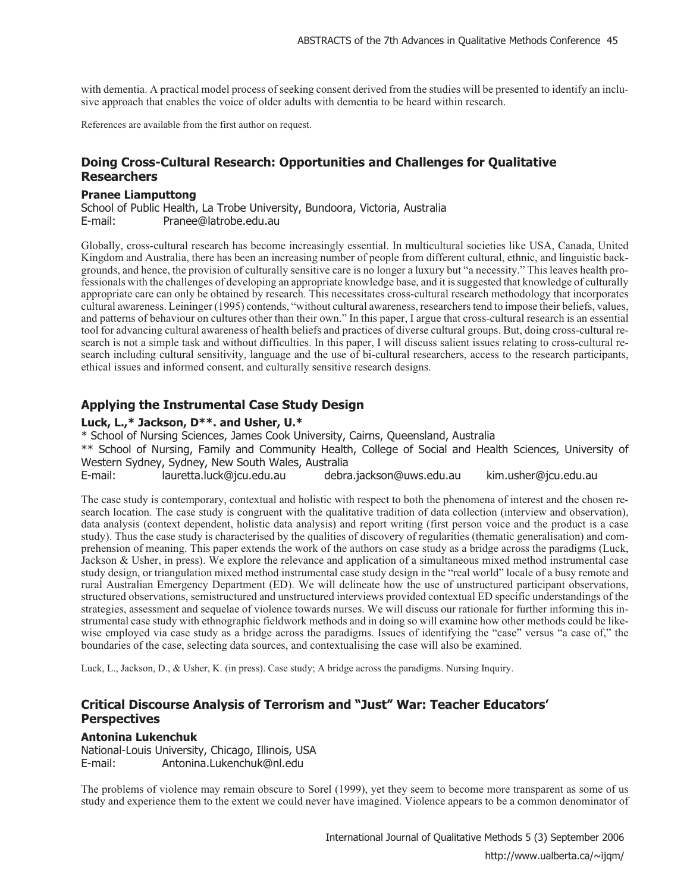with dementia. A practical model process of seeking consent derived from the studies will be presented to identify an inclusive approach that enables the voice of older adults with dementia to be heard within research.

References are available from the first author on request.

## Doing Cross-Cultural Research: Opportunities and Challenges for Qualitative Researchers

**Pranee Liamputtong**
School of Public Health, La Trobe University, Bundoora, Victoria, Australia
E-mail: Pranee@latrobe.edu.au

Globally, cross-cultural research has become increasingly essential. In multicultural societies like USA, Canada, United Kingdom and Australia, there has been an increasing number of people from different cultural, ethnic, and linguistic backgrounds, and hence, the provision of culturally sensitive care is no longer a luxury but "a necessity." This leaves health professionals with the challenges of developing an appropriate knowledge base, and it is suggested that knowledge of culturally appropriate care can only be obtained by research. This necessitates cross-cultural research methodology that incorporates cultural awareness. Leininger (1995) contends, "without cultural awareness, researchers tend to impose their beliefs, values, and patterns of behaviour on cultures other than their own." In this paper, I argue that cross-cultural research is an essential tool for advancing cultural awareness of health beliefs and practices of diverse cultural groups. But, doing cross-cultural research is not a simple task and without difficulties. In this paper, I will discuss salient issues relating to cross-cultural research including cultural sensitivity, language and the use of bi-cultural researchers, access to the research participants, ethical issues and informed consent, and culturally sensitive research designs.

## Applying the Instrumental Case Study Design

**Luck, L.,\* Jackson, D\*\*. and Usher, U.\***
\* School of Nursing Sciences, James Cook University, Cairns, Queensland, Australia
\*\* School of Nursing, Family and Community Health, College of Social and Health Sciences, University of Western Sydney, Sydney, New South Wales, Australia
E-mail: lauretta.luck@jcu.edu.au debra.jackson@uws.edu.au kim.usher@jcu.edu.au

The case study is contemporary, contextual and holistic with respect to both the phenomena of interest and the chosen research location. The case study is congruent with the qualitative tradition of data collection (interview and observation), data analysis (context dependent, holistic data analysis) and report writing (first person voice and the product is a case study). Thus the case study is characterised by the qualities of discovery of regularities (thematic generalisation) and comprehension of meaning. This paper extends the work of the authors on case study as a bridge across the paradigms (Luck, Jackson & Usher, in press). We explore the relevance and application of a simultaneous mixed method instrumental case study design, or triangulation mixed method instrumental case study design in the "real world" locale of a busy remote and rural Australian Emergency Department (ED). We will delineate how the use of unstructured participant observations, structured observations, semistructured and unstructured interviews provided contextual ED specific understandings of the strategies, assessment and sequelae of violence towards nurses. We will discuss our rationale for further informing this instrumental case study with ethnographic fieldwork methods and in doing so will examine how other methods could be likewise employed via case study as a bridge across the paradigms. Issues of identifying the "case" versus "a case of," the boundaries of the case, selecting data sources, and contextualising the case will also be examined.

Luck, L., Jackson, D., & Usher, K. (in press). Case study; A bridge across the paradigms. Nursing Inquiry.

## Critical Discourse Analysis of Terrorism and "Just" War: Teacher Educators' Perspectives

**Antonina Lukenchuk**
National-Louis University, Chicago, Illinois, USA
E-mail: Antonina.Lukenchuk@nl.edu

The problems of violence may remain obscure to Sorel (1999), yet they seem to become more transparent as some of us study and experience them to the extent we could never have imagined. Violence appears to be a common denominator of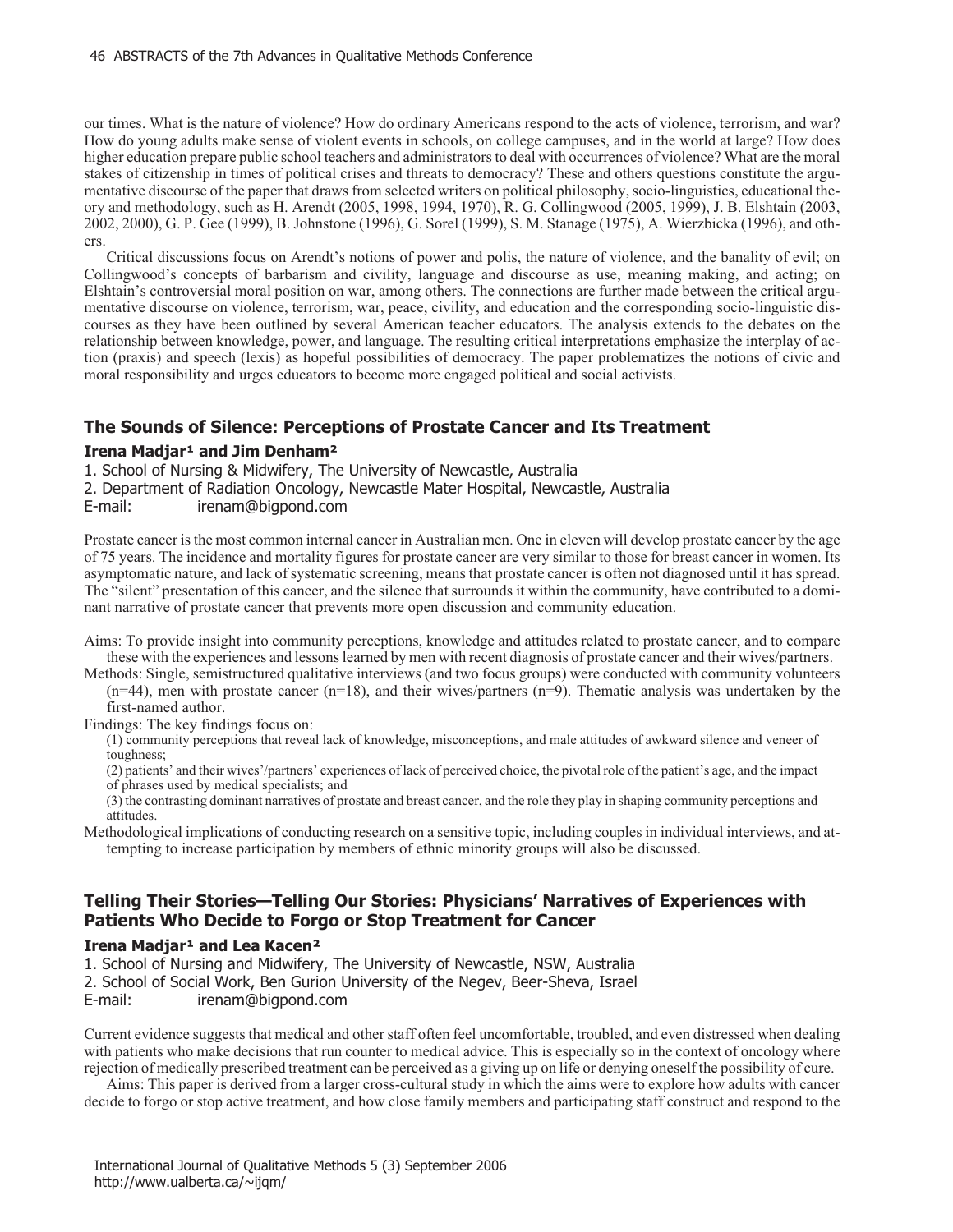our times. What is the nature of violence? How do ordinary Americans respond to the acts of violence, terrorism, and war? How do young adults make sense of violent events in schools, on college campuses, and in the world at large? How does higher education prepare public school teachers and administrators to deal with occurrences of violence? What are the moral stakes of citizenship in times of political crises and threats to democracy? These and others questions constitute the argumentative discourse of the paper that draws from selected writers on political philosophy, socio-linguistics, educational theory and methodology, such as H. Arendt (2005, 1998, 1994, 1970), R. G. Collingwood (2005, 1999), J. B. Elshtain (2003, 2002, 2000), G. P. Gee (1999), B. Johnstone (1996), G. Sorel (1999), S. M. Stanage (1975), A. Wierzbicka (1996), and others.

Critical discussions focus on Arendt's notions of power and polis, the nature of violence, and the banality of evil; on Collingwood's concepts of barbarism and civility, language and discourse as use, meaning making, and acting; on Elshtain's controversial moral position on war, among others. The connections are further made between the critical argumentative discourse on violence, terrorism, war, peace, civility, and education and the corresponding socio-linguistic discourses as they have been outlined by several American teacher educators. The analysis extends to the debates on the relationship between knowledge, power, and language. The resulting critical interpretations emphasize the interplay of action (praxis) and speech (lexis) as hopeful possibilities of democracy. The paper problematizes the notions of civic and moral responsibility and urges educators to become more engaged political and social activists.

## The Sounds of Silence: Perceptions of Prostate Cancer and Its Treatment

**Irena Madjar[1] and Jim Denham[2]**

1. School of Nursing & Midwifery, The University of Newcastle, Australia
2. Department of Radiation Oncology, Newcastle Mater Hospital, Newcastle, Australia

E-mail: irenam@bigpond.com

Prostate cancer is the most common internal cancer in Australian men. One in eleven will develop prostate cancer by the age of 75 years. The incidence and mortality figures for prostate cancer are very similar to those for breast cancer in women. Its asymptomatic nature, and lack of systematic screening, means that prostate cancer is often not diagnosed until it has spread. The "silent" presentation of this cancer, and the silence that surrounds it within the community, have contributed to a dominant narrative of prostate cancer that prevents more open discussion and community education.

Aims: To provide insight into community perceptions, knowledge and attitudes related to prostate cancer, and to compare these with the experiences and lessons learned by men with recent diagnosis of prostate cancer and their wives/partners.

Methods: Single, semistructured qualitative interviews (and two focus groups) were conducted with community volunteers (n=44), men with prostate cancer (n=18), and their wives/partners (n=9). Thematic analysis was undertaken by the first-named author.

Findings: The key findings focus on:

(1) community perceptions that reveal lack of knowledge, misconceptions, and male attitudes of awkward silence and veneer of toughness;

(2) patients' and their wives'/partners' experiences of lack of perceived choice, the pivotal role of the patient's age, and the impact of phrases used by medical specialists; and

(3) the contrasting dominant narratives of prostate and breast cancer, and the role they play in shaping community perceptions and attitudes.

Methodological implications of conducting research on a sensitive topic, including couples in individual interviews, and attempting to increase participation by members of ethnic minority groups will also be discussed.

## Telling Their Stories—Telling Our Stories: Physicians' Narratives of Experiences with Patients Who Decide to Forgo or Stop Treatment for Cancer

**Irena Madjar[1] and Lea Kacen[2]**

1. School of Nursing and Midwifery, The University of Newcastle, NSW, Australia
2. School of Social Work, Ben Gurion University of the Negev, Beer-Sheva, Israel

E-mail: irenam@bigpond.com

Current evidence suggests that medical and other staff often feel uncomfortable, troubled, and even distressed when dealing with patients who make decisions that run counter to medical advice. This is especially so in the context of oncology where rejection of medically prescribed treatment can be perceived as a giving up on life or denying oneself the possibility of cure.

Aims: This paper is derived from a larger cross-cultural study in which the aims were to explore how adults with cancer decide to forgo or stop active treatment, and how close family members and participating staff construct and respond to the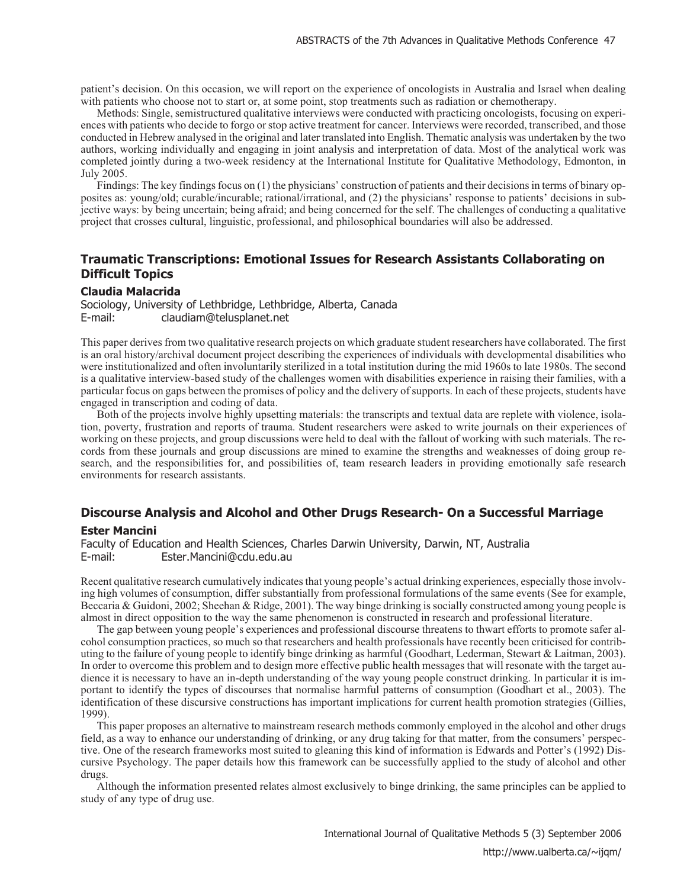patient's decision. On this occasion, we will report on the experience of oncologists in Australia and Israel when dealing with patients who choose not to start or, at some point, stop treatments such as radiation or chemotherapy.

Methods: Single, semistructured qualitative interviews were conducted with practicing oncologists, focusing on experiences with patients who decide to forgo or stop active treatment for cancer. Interviews were recorded, transcribed, and those conducted in Hebrew analysed in the original and later translated into English. Thematic analysis was undertaken by the two authors, working individually and engaging in joint analysis and interpretation of data. Most of the analytical work was completed jointly during a two-week residency at the International Institute for Qualitative Methodology, Edmonton, in July 2005.

Findings: The key findings focus on (1) the physicians' construction of patients and their decisions in terms of binary opposites as: young/old; curable/incurable; rational/irrational, and (2) the physicians' response to patients' decisions in subjective ways: by being uncertain; being afraid; and being concerned for the self. The challenges of conducting a qualitative project that crosses cultural, linguistic, professional, and philosophical boundaries will also be addressed.

## Traumatic Transcriptions: Emotional Issues for Research Assistants Collaborating on Difficult Topics

**Claudia Malacrida**

Sociology, University of Lethbridge, Lethbridge, Alberta, Canada
E-mail: claudiam@telusplanet.net

This paper derives from two qualitative research projects on which graduate student researchers have collaborated. The first is an oral history/archival document project describing the experiences of individuals with developmental disabilities who were institutionalized and often involuntarily sterilized in a total institution during the mid 1960s to late 1980s. The second is a qualitative interview-based study of the challenges women with disabilities experience in raising their families, with a particular focus on gaps between the promises of policy and the delivery of supports. In each of these projects, students have engaged in transcription and coding of data.

Both of the projects involve highly upsetting materials: the transcripts and textual data are replete with violence, isolation, poverty, frustration and reports of trauma. Student researchers were asked to write journals on their experiences of working on these projects, and group discussions were held to deal with the fallout of working with such materials. The records from these journals and group discussions are mined to examine the strengths and weaknesses of doing group research, and the responsibilities for, and possibilities of, team research leaders in providing emotionally safe research environments for research assistants.

## Discourse Analysis and Alcohol and Other Drugs Research- On a Successful Marriage

**Ester Mancini**

Faculty of Education and Health Sciences, Charles Darwin University, Darwin, NT, Australia
E-mail: Ester.Mancini@cdu.edu.au

Recent qualitative research cumulatively indicates that young people's actual drinking experiences, especially those involving high volumes of consumption, differ substantially from professional formulations of the same events (See for example, Beccaria & Guidoni, 2002; Sheehan & Ridge, 2001). The way binge drinking is socially constructed among young people is almost in direct opposition to the way the same phenomenon is constructed in research and professional literature.

The gap between young people's experiences and professional discourse threatens to thwart efforts to promote safer alcohol consumption practices, so much so that researchers and health professionals have recently been criticised for contributing to the failure of young people to identify binge drinking as harmful (Goodhart, Lederman, Stewart & Laitman, 2003). In order to overcome this problem and to design more effective public health messages that will resonate with the target audience it is necessary to have an in-depth understanding of the way young people construct drinking. In particular it is important to identify the types of discourses that normalise harmful patterns of consumption (Goodhart et al., 2003). The identification of these discursive constructions has important implications for current health promotion strategies (Gillies, 1999).

This paper proposes an alternative to mainstream research methods commonly employed in the alcohol and other drugs field, as a way to enhance our understanding of drinking, or any drug taking for that matter, from the consumers' perspective. One of the research frameworks most suited to gleaning this kind of information is Edwards and Potter's (1992) Discursive Psychology. The paper details how this framework can be successfully applied to the study of alcohol and other drugs.

Although the information presented relates almost exclusively to binge drinking, the same principles can be applied to study of any type of drug use.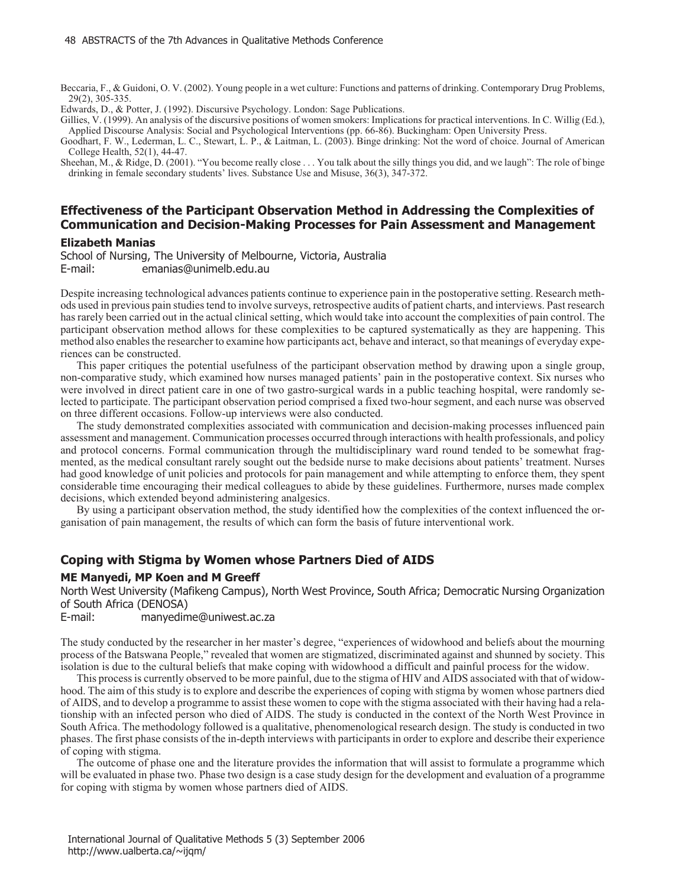Beccaria, F., & Guidoni, O. V. (2002). Young people in a wet culture: Functions and patterns of drinking. Contemporary Drug Problems, 29(2), 305-335.

Edwards, D., & Potter, J. (1992). Discursive Psychology. London: Sage Publications.

Gillies, V. (1999). An analysis of the discursive positions of women smokers: Implications for practical interventions. In C. Willig (Ed.), Applied Discourse Analysis: Social and Psychological Interventions (pp. 66-86). Buckingham: Open University Press.

Goodhart, F. W., Lederman, L. C., Stewart, L. P., & Laitman, L. (2003). Binge drinking: Not the word of choice. Journal of American College Health, 52(1), 44-47.

Sheehan, M., & Ridge, D. (2001). "You become really close . . . You talk about the silly things you did, and we laugh": The role of binge drinking in female secondary students' lives. Substance Use and Misuse, 36(3), 347-372.

## Effectiveness of the Participant Observation Method in Addressing the Complexities of Communication and Decision-Making Processes for Pain Assessment and Management

**Elizabeth Manias**

School of Nursing, The University of Melbourne, Victoria, Australia
E-mail: emanias@unimelb.edu.au

Despite increasing technological advances patients continue to experience pain in the postoperative setting. Research methods used in previous pain studies tend to involve surveys, retrospective audits of patient charts, and interviews. Past research has rarely been carried out in the actual clinical setting, which would take into account the complexities of pain control. The participant observation method allows for these complexities to be captured systematically as they are happening. This method also enables the researcher to examine how participants act, behave and interact, so that meanings of everyday experiences can be constructed.

This paper critiques the potential usefulness of the participant observation method by drawing upon a single group, non-comparative study, which examined how nurses managed patients' pain in the postoperative context. Six nurses who were involved in direct patient care in one of two gastro-surgical wards in a public teaching hospital, were randomly selected to participate. The participant observation period comprised a fixed two-hour segment, and each nurse was observed on three different occasions. Follow-up interviews were also conducted.

The study demonstrated complexities associated with communication and decision-making processes influenced pain assessment and management. Communication processes occurred through interactions with health professionals, and policy and protocol concerns. Formal communication through the multidisciplinary ward round tended to be somewhat fragmented, as the medical consultant rarely sought out the bedside nurse to make decisions about patients' treatment. Nurses had good knowledge of unit policies and protocols for pain management and while attempting to enforce them, they spent considerable time encouraging their medical colleagues to abide by these guidelines. Furthermore, nurses made complex decisions, which extended beyond administering analgesics.

By using a participant observation method, the study identified how the complexities of the context influenced the organisation of pain management, the results of which can form the basis of future interventional work.

## Coping with Stigma by Women whose Partners Died of AIDS

**ME Manyedi, MP Koen and M Greeff**

North West University (Mafikeng Campus), North West Province, South Africa; Democratic Nursing Organization of South Africa (DENOSA)
E-mail: manyedime@uniwest.ac.za

The study conducted by the researcher in her master's degree, "experiences of widowhood and beliefs about the mourning process of the Batswana People," revealed that women are stigmatized, discriminated against and shunned by society. This isolation is due to the cultural beliefs that make coping with widowhood a difficult and painful process for the widow.

This process is currently observed to be more painful, due to the stigma of HIV and AIDS associated with that of widowhood. The aim of this study is to explore and describe the experiences of coping with stigma by women whose partners died of AIDS, and to develop a programme to assist these women to cope with the stigma associated with their having had a relationship with an infected person who died of AIDS. The study is conducted in the context of the North West Province in South Africa. The methodology followed is a qualitative, phenomenological research design. The study is conducted in two phases. The first phase consists of the in-depth interviews with participants in order to explore and describe their experience of coping with stigma.

The outcome of phase one and the literature provides the information that will assist to formulate a programme which will be evaluated in phase two. Phase two design is a case study design for the development and evaluation of a programme for coping with stigma by women whose partners died of AIDS.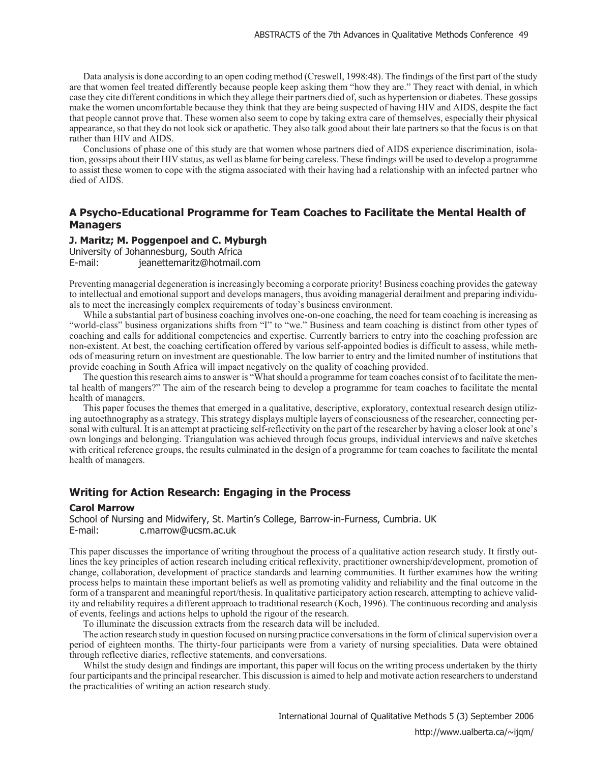Data analysis is done according to an open coding method (Creswell, 1998:48). The findings of the first part of the study are that women feel treated differently because people keep asking them "how they are." They react with denial, in which case they cite different conditions in which they allege their partners died of, such as hypertension or diabetes. These gossips make the women uncomfortable because they think that they are being suspected of having HIV and AIDS, despite the fact that people cannot prove that. These women also seem to cope by taking extra care of themselves, especially their physical appearance, so that they do not look sick or apathetic. They also talk good about their late partners so that the focus is on that rather than HIV and AIDS.

Conclusions of phase one of this study are that women whose partners died of AIDS experience discrimination, isolation, gossips about their HIV status, as well as blame for being careless. These findings will be used to develop a programme to assist these women to cope with the stigma associated with their having had a relationship with an infected partner who died of AIDS.

## A Psycho-Educational Programme for Team Coaches to Facilitate the Mental Health of Managers

**J. Maritz; M. Poggenpoel and C. Myburgh**
University of Johannesburg, South Africa
E-mail: jeanettemaritz@hotmail.com

Preventing managerial degeneration is increasingly becoming a corporate priority! Business coaching provides the gateway to intellectual and emotional support and develops managers, thus avoiding managerial derailment and preparing individuals to meet the increasingly complex requirements of today's business environment.

While a substantial part of business coaching involves one-on-one coaching, the need for team coaching is increasing as "world-class" business organizations shifts from "I" to "we." Business and team coaching is distinct from other types of coaching and calls for additional competencies and expertise. Currently barriers to entry into the coaching profession are non-existent. At best, the coaching certification offered by various self-appointed bodies is difficult to assess, while methods of measuring return on investment are questionable. The low barrier to entry and the limited number of institutions that provide coaching in South Africa will impact negatively on the quality of coaching provided.

The question this research aims to answer is "What should a programme for team coaches consist of to facilitate the mental health of mangers?" The aim of the research being to develop a programme for team coaches to facilitate the mental health of managers.

This paper focuses the themes that emerged in a qualitative, descriptive, exploratory, contextual research design utilizing autoethnography as a strategy. This strategy displays multiple layers of consciousness of the researcher, connecting personal with cultural. It is an attempt at practicing self-reflectivity on the part of the researcher by having a closer look at one's own longings and belonging. Triangulation was achieved through focus groups, individual interviews and naïve sketches with critical reference groups, the results culminated in the design of a programme for team coaches to facilitate the mental health of managers.

## Writing for Action Research: Engaging in the Process

**Carol Marrow**
School of Nursing and Midwifery, St. Martin's College, Barrow-in-Furness, Cumbria. UK
E-mail: c.marrow@ucsm.ac.uk

This paper discusses the importance of writing throughout the process of a qualitative action research study. It firstly outlines the key principles of action research including critical reflexivity, practitioner ownership/development, promotion of change, collaboration, development of practice standards and learning communities. It further examines how the writing process helps to maintain these important beliefs as well as promoting validity and reliability and the final outcome in the form of a transparent and meaningful report/thesis. In qualitative participatory action research, attempting to achieve validity and reliability requires a different approach to traditional research (Koch, 1996). The continuous recording and analysis of events, feelings and actions helps to uphold the rigour of the research.

To illuminate the discussion extracts from the research data will be included.

The action research study in question focused on nursing practice conversations in the form of clinical supervision over a period of eighteen months. The thirty-four participants were from a variety of nursing specialities. Data were obtained through reflective diaries, reflective statements, and conversations.

Whilst the study design and findings are important, this paper will focus on the writing process undertaken by the thirty four participants and the principal researcher. This discussion is aimed to help and motivate action researchers to understand the practicalities of writing an action research study.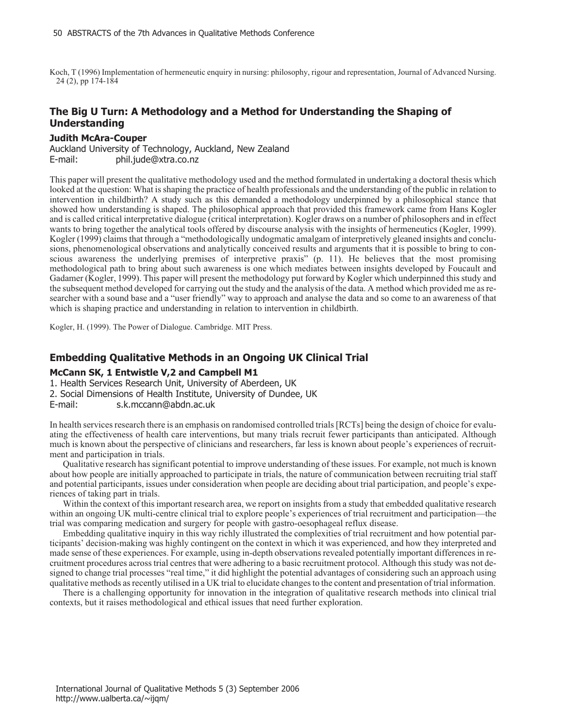Koch, T (1996) Implementation of hermeneutic enquiry in nursing: philosophy, rigour and representation, Journal of Advanced Nursing. 24 (2), pp 174-184

## The Big U Turn: A Methodology and a Method for Understanding the Shaping of Understanding

**Judith McAra-Couper**

Auckland University of Technology, Auckland, New Zealand
E-mail: phil.jude@xtra.co.nz

This paper will present the qualitative methodology used and the method formulated in undertaking a doctoral thesis which looked at the question: What is shaping the practice of health professionals and the understanding of the public in relation to intervention in childbirth? A study such as this demanded a methodology underpinned by a philosophical stance that showed how understanding is shaped. The philosophical approach that provided this framework came from Hans Kogler and is called critical interpretative dialogue (critical interpretation). Kogler draws on a number of philosophers and in effect wants to bring together the analytical tools offered by discourse analysis with the insights of hermeneutics (Kogler, 1999). Kogler (1999) claims that through a "methodologically undogmatic amalgam of interpretively gleaned insights and conclusions, phenomenological observations and analytically conceived results and arguments that it is possible to bring to conscious awareness the underlying premises of interpretive praxis" (p. 11). He believes that the most promising methodological path to bring about such awareness is one which mediates between insights developed by Foucault and Gadamer (Kogler, 1999). This paper will present the methodology put forward by Kogler which underpinned this study and the subsequent method developed for carrying out the study and the analysis of the data. A method which provided me as researcher with a sound base and a "user friendly" way to approach and analyse the data and so come to an awareness of that which is shaping practice and understanding in relation to intervention in childbirth.

Kogler, H. (1999). The Power of Dialogue. Cambridge. MIT Press.

## Embedding Qualitative Methods in an Ongoing UK Clinical Trial

**McCann SK, 1 Entwistle V,2 and Campbell M1**

1. Health Services Research Unit, University of Aberdeen, UK
2. Social Dimensions of Health Institute, University of Dundee, UK

E-mail: s.k.mccann@abdn.ac.uk

In health services research there is an emphasis on randomised controlled trials [RCTs] being the design of choice for evaluating the effectiveness of health care interventions, but many trials recruit fewer participants than anticipated. Although much is known about the perspective of clinicians and researchers, far less is known about people's experiences of recruitment and participation in trials.

Qualitative research has significant potential to improve understanding of these issues. For example, not much is known about how people are initially approached to participate in trials, the nature of communication between recruiting trial staff and potential participants, issues under consideration when people are deciding about trial participation, and people's experiences of taking part in trials.

Within the context of this important research area, we report on insights from a study that embedded qualitative research within an ongoing UK multi-centre clinical trial to explore people's experiences of trial recruitment and participation—the trial was comparing medication and surgery for people with gastro-oesophageal reflux disease.

Embedding qualitative inquiry in this way richly illustrated the complexities of trial recruitment and how potential participants' decision-making was highly contingent on the context in which it was experienced, and how they interpreted and made sense of these experiences. For example, using in-depth observations revealed potentially important differences in recruitment procedures across trial centres that were adhering to a basic recruitment protocol. Although this study was not designed to change trial processes "real time," it did highlight the potential advantages of considering such an approach using qualitative methods as recently utilised in a UK trial to elucidate changes to the content and presentation of trial information.

There is a challenging opportunity for innovation in the integration of qualitative research methods into clinical trial contexts, but it raises methodological and ethical issues that need further exploration.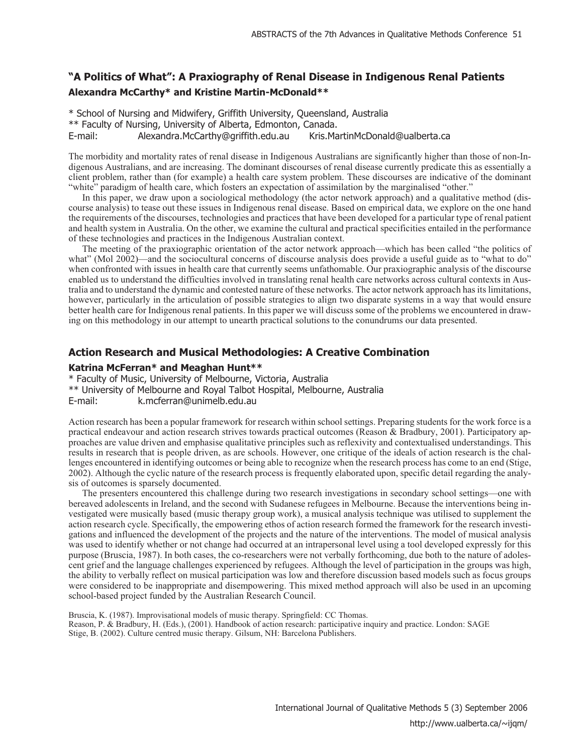## "A Politics of What": A Praxiography of Renal Disease in Indigenous Renal Patients

**Alexandra McCarthy* and Kristine Martin-McDonald****

* School of Nursing and Midwifery, Griffith University, Queensland, Australia
** Faculty of Nursing, University of Alberta, Edmonton, Canada.
E-mail: Alexandra.McCarthy@griffith.edu.au Kris.MartinMcDonald@ualberta.ca

The morbidity and mortality rates of renal disease in Indigenous Australians are significantly higher than those of non-Indigenous Australians, and are increasing. The dominant discourses of renal disease currently predicate this as essentially a client problem, rather than (for example) a health care system problem. These discourses are indicative of the dominant "white" paradigm of health care, which fosters an expectation of assimilation by the marginalised "other."

In this paper, we draw upon a sociological methodology (the actor network approach) and a qualitative method (discourse analysis) to tease out these issues in Indigenous renal disease. Based on empirical data, we explore on the one hand the requirements of the discourses, technologies and practices that have been developed for a particular type of renal patient and health system in Australia. On the other, we examine the cultural and practical specificities entailed in the performance of these technologies and practices in the Indigenous Australian context.

The meeting of the praxiographic orientation of the actor network approach—which has been called "the politics of what" (Mol 2002)—and the sociocultural concerns of discourse analysis does provide a useful guide as to "what to do" when confronted with issues in health care that currently seems unfathomable. Our praxiographic analysis of the discourse enabled us to understand the difficulties involved in translating renal health care networks across cultural contexts in Australia and to understand the dynamic and contested nature of these networks. The actor network approach has its limitations, however, particularly in the articulation of possible strategies to align two disparate systems in a way that would ensure better health care for Indigenous renal patients. In this paper we will discuss some of the problems we encountered in drawing on this methodology in our attempt to unearth practical solutions to the conundrums our data presented.

## Action Research and Musical Methodologies: A Creative Combination

**Katrina McFerran* and Meaghan Hunt****

* Faculty of Music, University of Melbourne, Victoria, Australia
** University of Melbourne and Royal Talbot Hospital, Melbourne, Australia
E-mail: k.mcferran@unimelb.edu.au

Action research has been a popular framework for research within school settings. Preparing students for the work force is a practical endeavour and action research strives towards practical outcomes (Reason & Bradbury, 2001). Participatory approaches are value driven and emphasise qualitative principles such as reflexivity and contextualised understandings. This results in research that is people driven, as are schools. However, one critique of the ideals of action research is the challenges encountered in identifying outcomes or being able to recognize when the research process has come to an end (Stige, 2002). Although the cyclic nature of the research process is frequently elaborated upon, specific detail regarding the analysis of outcomes is sparsely documented.

The presenters encountered this challenge during two research investigations in secondary school settings—one with bereaved adolescents in Ireland, and the second with Sudanese refugees in Melbourne. Because the interventions being investigated were musically based (music therapy group work), a musical analysis technique was utilised to supplement the action research cycle. Specifically, the empowering ethos of action research formed the framework for the research investigations and influenced the development of the projects and the nature of the interventions. The model of musical analysis was used to identify whether or not change had occurred at an intrapersonal level using a tool developed expressly for this purpose (Bruscia, 1987). In both cases, the co-researchers were not verbally forthcoming, due both to the nature of adolescent grief and the language challenges experienced by refugees. Although the level of participation in the groups was high, the ability to verbally reflect on musical participation was low and therefore discussion based models such as focus groups were considered to be inappropriate and disempowering. This mixed method approach will also be used in an upcoming school-based project funded by the Australian Research Council.

Bruscia, K. (1987). Improvisational models of music therapy. Springfield: CC Thomas.
Reason, P. & Bradbury, H. (Eds.), (2001). Handbook of action research: participative inquiry and practice. London: SAGE
Stige, B. (2002). Culture centred music therapy. Gilsum, NH: Barcelona Publishers.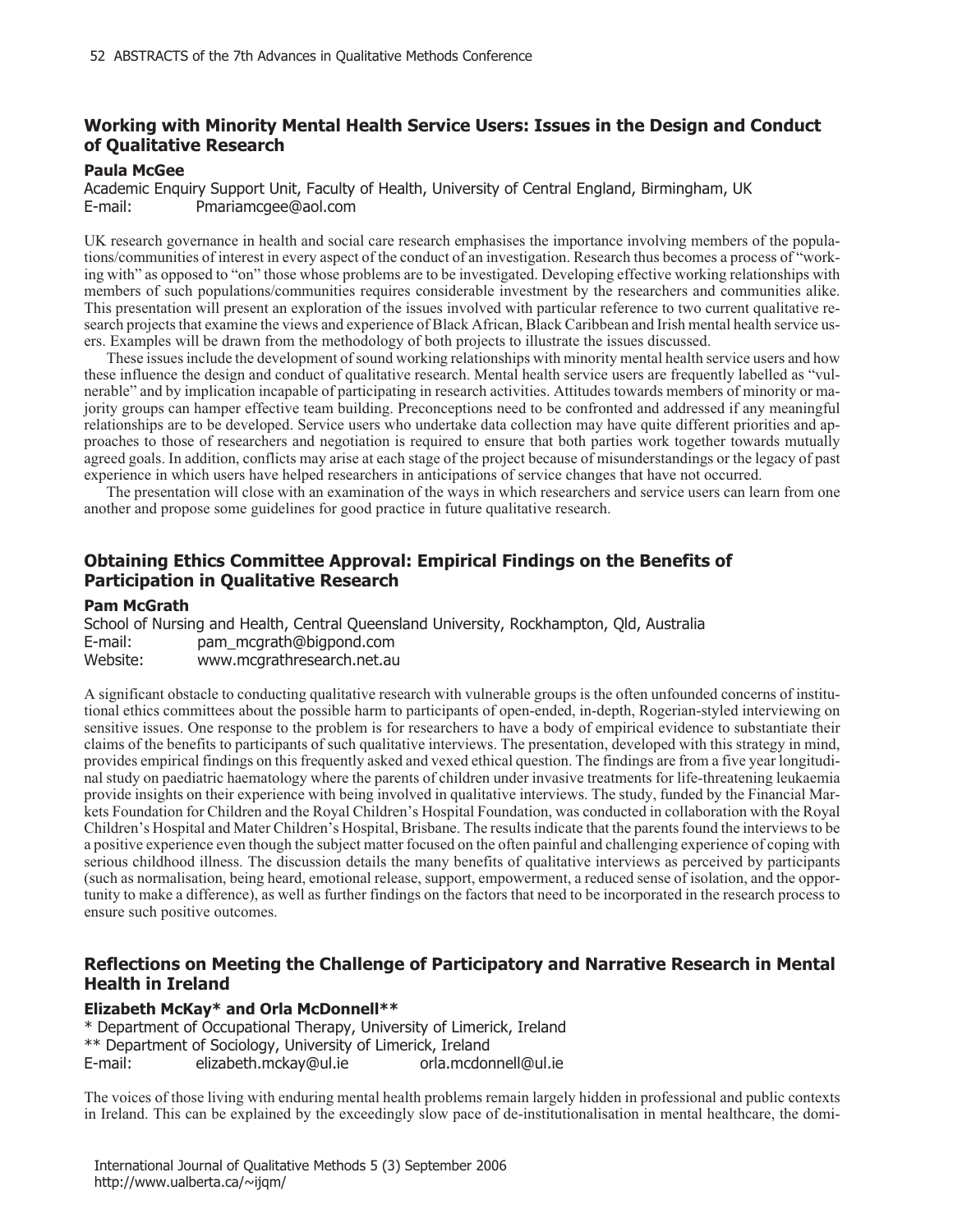## Working with Minority Mental Health Service Users: Issues in the Design and Conduct of Qualitative Research

**Paula McGee**

Academic Enquiry Support Unit, Faculty of Health, University of Central England, Birmingham, UK
E-mail: Pmariamcgee@aol.com

UK research governance in health and social care research emphasises the importance involving members of the populations/communities of interest in every aspect of the conduct of an investigation. Research thus becomes a process of "working with" as opposed to "on" those whose problems are to be investigated. Developing effective working relationships with members of such populations/communities requires considerable investment by the researchers and communities alike. This presentation will present an exploration of the issues involved with particular reference to two current qualitative research projects that examine the views and experience of Black African, Black Caribbean and Irish mental health service users. Examples will be drawn from the methodology of both projects to illustrate the issues discussed.

These issues include the development of sound working relationships with minority mental health service users and how these influence the design and conduct of qualitative research. Mental health service users are frequently labelled as "vulnerable" and by implication incapable of participating in research activities. Attitudes towards members of minority or majority groups can hamper effective team building. Preconceptions need to be confronted and addressed if any meaningful relationships are to be developed. Service users who undertake data collection may have quite different priorities and approaches to those of researchers and negotiation is required to ensure that both parties work together towards mutually agreed goals. In addition, conflicts may arise at each stage of the project because of misunderstandings or the legacy of past experience in which users have helped researchers in anticipations of service changes that have not occurred.

The presentation will close with an examination of the ways in which researchers and service users can learn from one another and propose some guidelines for good practice in future qualitative research.

## Obtaining Ethics Committee Approval: Empirical Findings on the Benefits of Participation in Qualitative Research

**Pam McGrath**

School of Nursing and Health, Central Queensland University, Rockhampton, Qld, Australia
E-mail: pam_mcgrath@bigpond.com
Website: www.mcgrathresearch.net.au

A significant obstacle to conducting qualitative research with vulnerable groups is the often unfounded concerns of institutional ethics committees about the possible harm to participants of open-ended, in-depth, Rogerian-styled interviewing on sensitive issues. One response to the problem is for researchers to have a body of empirical evidence to substantiate their claims of the benefits to participants of such qualitative interviews. The presentation, developed with this strategy in mind, provides empirical findings on this frequently asked and vexed ethical question. The findings are from a five year longitudinal study on paediatric haematology where the parents of children under invasive treatments for life-threatening leukaemia provide insights on their experience with being involved in qualitative interviews. The study, funded by the Financial Markets Foundation for Children and the Royal Children's Hospital Foundation, was conducted in collaboration with the Royal Children's Hospital and Mater Children's Hospital, Brisbane. The results indicate that the parents found the interviews to be a positive experience even though the subject matter focused on the often painful and challenging experience of coping with serious childhood illness. The discussion details the many benefits of qualitative interviews as perceived by participants (such as normalisation, being heard, emotional release, support, empowerment, a reduced sense of isolation, and the opportunity to make a difference), as well as further findings on the factors that need to be incorporated in the research process to ensure such positive outcomes.

## Reflections on Meeting the Challenge of Participatory and Narrative Research in Mental Health in Ireland

**Elizabeth McKay* and Orla McDonnell****

* Department of Occupational Therapy, University of Limerick, Ireland
** Department of Sociology, University of Limerick, Ireland
E-mail: elizabeth.mckay@ul.ie orla.mcdonnell@ul.ie

The voices of those living with enduring mental health problems remain largely hidden in professional and public contexts in Ireland. This can be explained by the exceedingly slow pace of de-institutionalisation in mental healthcare, the domi-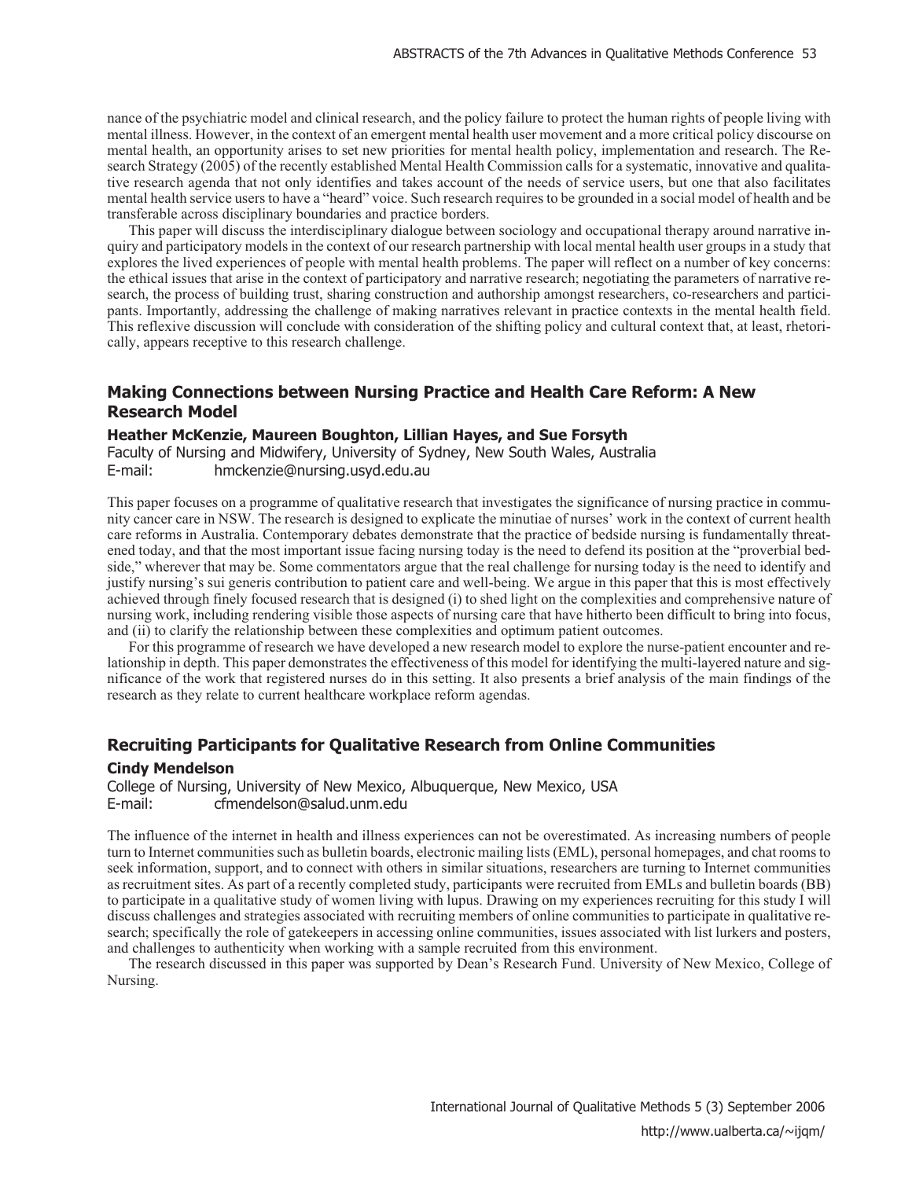nance of the psychiatric model and clinical research, and the policy failure to protect the human rights of people living with mental illness. However, in the context of an emergent mental health user movement and a more critical policy discourse on mental health, an opportunity arises to set new priorities for mental health policy, implementation and research. The Research Strategy (2005) of the recently established Mental Health Commission calls for a systematic, innovative and qualitative research agenda that not only identifies and takes account of the needs of service users, but one that also facilitates mental health service users to have a "heard" voice. Such research requires to be grounded in a social model of health and be transferable across disciplinary boundaries and practice borders.

This paper will discuss the interdisciplinary dialogue between sociology and occupational therapy around narrative inquiry and participatory models in the context of our research partnership with local mental health user groups in a study that explores the lived experiences of people with mental health problems. The paper will reflect on a number of key concerns: the ethical issues that arise in the context of participatory and narrative research; negotiating the parameters of narrative research, the process of building trust, sharing construction and authorship amongst researchers, co-researchers and participants. Importantly, addressing the challenge of making narratives relevant in practice contexts in the mental health field. This reflexive discussion will conclude with consideration of the shifting policy and cultural context that, at least, rhetorically, appears receptive to this research challenge.

## Making Connections between Nursing Practice and Health Care Reform: A New Research Model

**Heather McKenzie, Maureen Boughton, Lillian Hayes, and Sue Forsyth**
Faculty of Nursing and Midwifery, University of Sydney, New South Wales, Australia
E-mail: hmckenzie@nursing.usyd.edu.au

This paper focuses on a programme of qualitative research that investigates the significance of nursing practice in community cancer care in NSW. The research is designed to explicate the minutiae of nurses' work in the context of current health care reforms in Australia. Contemporary debates demonstrate that the practice of bedside nursing is fundamentally threatened today, and that the most important issue facing nursing today is the need to defend its position at the "proverbial bedside," wherever that may be. Some commentators argue that the real challenge for nursing today is the need to identify and justify nursing's sui generis contribution to patient care and well-being. We argue in this paper that this is most effectively achieved through finely focused research that is designed (i) to shed light on the complexities and comprehensive nature of nursing work, including rendering visible those aspects of nursing care that have hitherto been difficult to bring into focus, and (ii) to clarify the relationship between these complexities and optimum patient outcomes.

For this programme of research we have developed a new research model to explore the nurse-patient encounter and relationship in depth. This paper demonstrates the effectiveness of this model for identifying the multi-layered nature and significance of the work that registered nurses do in this setting. It also presents a brief analysis of the main findings of the research as they relate to current healthcare workplace reform agendas.

## Recruiting Participants for Qualitative Research from Online Communities

**Cindy Mendelson**
College of Nursing, University of New Mexico, Albuquerque, New Mexico, USA
E-mail: cfmendelson@salud.unm.edu

The influence of the internet in health and illness experiences can not be overestimated. As increasing numbers of people turn to Internet communities such as bulletin boards, electronic mailing lists (EML), personal homepages, and chat rooms to seek information, support, and to connect with others in similar situations, researchers are turning to Internet communities as recruitment sites. As part of a recently completed study, participants were recruited from EMLs and bulletin boards (BB) to participate in a qualitative study of women living with lupus. Drawing on my experiences recruiting for this study I will discuss challenges and strategies associated with recruiting members of online communities to participate in qualitative research; specifically the role of gatekeepers in accessing online communities, issues associated with list lurkers and posters, and challenges to authenticity when working with a sample recruited from this environment.

The research discussed in this paper was supported by Dean's Research Fund. University of New Mexico, College of Nursing.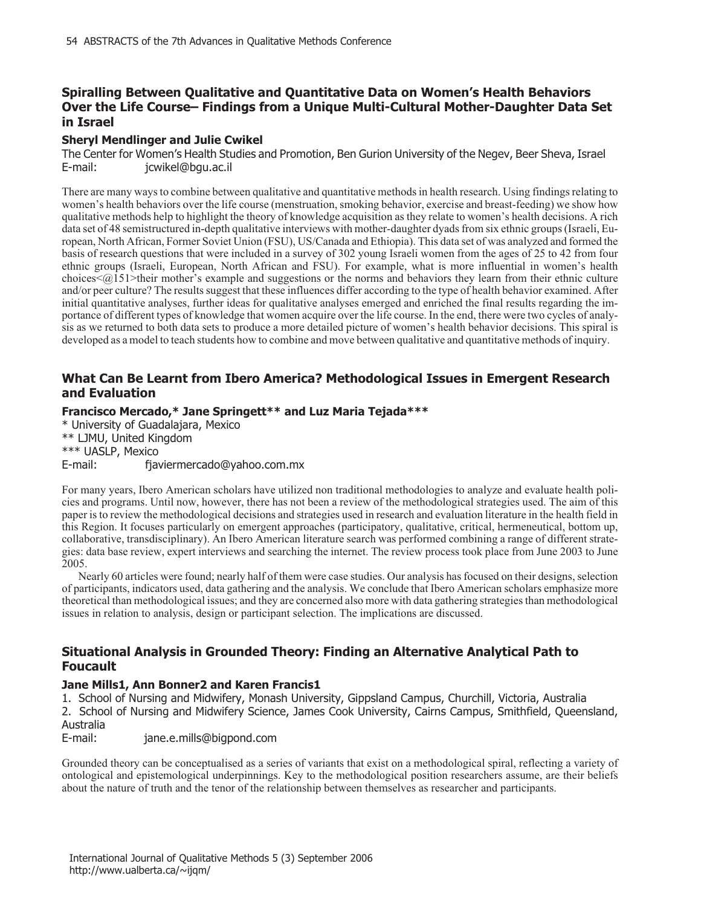## Spiralling Between Qualitative and Quantitative Data on Women's Health Behaviors Over the Life Course– Findings from a Unique Multi-Cultural Mother-Daughter Data Set in Israel

**Sheryl Mendlinger and Julie Cwikel**

The Center for Women's Health Studies and Promotion, Ben Gurion University of the Negev, Beer Sheva, Israel
E-mail: jcwikel@bgu.ac.il

There are many ways to combine between qualitative and quantitative methods in health research. Using findings relating to women's health behaviors over the life course (menstruation, smoking behavior, exercise and breast-feeding) we show how qualitative methods help to highlight the theory of knowledge acquisition as they relate to women's health decisions. A rich data set of 48 semistructured in-depth qualitative interviews with mother-daughter dyads from six ethnic groups (Israeli, European, North African, Former Soviet Union (FSU), US/Canada and Ethiopia). This data set of was analyzed and formed the basis of research questions that were included in a survey of 302 young Israeli women from the ages of 25 to 42 from four ethnic groups (Israeli, European, North African and FSU). For example, what is more influential in women's health choices<@151>their mother's example and suggestions or the norms and behaviors they learn from their ethnic culture and/or peer culture? The results suggest that these influences differ according to the type of health behavior examined. After initial quantitative analyses, further ideas for qualitative analyses emerged and enriched the final results regarding the importance of different types of knowledge that women acquire over the life course. In the end, there were two cycles of analysis as we returned to both data sets to produce a more detailed picture of women's health behavior decisions. This spiral is developed as a model to teach students how to combine and move between qualitative and quantitative methods of inquiry.

## What Can Be Learnt from Ibero America? Methodological Issues in Emergent Research and Evaluation

**Francisco Mercado,* Jane Springett** and Luz Maria Tejada*****

* University of Guadalajara, Mexico
** LJMU, United Kingdom
*** UASLP, Mexico
E-mail: fjaviermercado@yahoo.com.mx

For many years, Ibero American scholars have utilized non traditional methodologies to analyze and evaluate health policies and programs. Until now, however, there has not been a review of the methodological strategies used. The aim of this paper is to review the methodological decisions and strategies used in research and evaluation literature in the health field in this Region. It focuses particularly on emergent approaches (participatory, qualitative, critical, hermeneutical, bottom up, collaborative, transdisciplinary). An Ibero American literature search was performed combining a range of different strategies: data base review, expert interviews and searching the internet. The review process took place from June 2003 to June 2005.

Nearly 60 articles were found; nearly half of them were case studies. Our analysis has focused on their designs, selection of participants, indicators used, data gathering and the analysis. We conclude that Ibero American scholars emphasize more theoretical than methodological issues; and they are concerned also more with data gathering strategies than methodological issues in relation to analysis, design or participant selection. The implications are discussed.

## Situational Analysis in Grounded Theory: Finding an Alternative Analytical Path to Foucault

**Jane Mills1, Ann Bonner2 and Karen Francis1**

1. School of Nursing and Midwifery, Monash University, Gippsland Campus, Churchill, Victoria, Australia
2. School of Nursing and Midwifery Science, James Cook University, Cairns Campus, Smithfield, Queensland, Australia
E-mail: jane.e.mills@bigpond.com

Grounded theory can be conceptualised as a series of variants that exist on a methodological spiral, reflecting a variety of ontological and epistemological underpinnings. Key to the methodological position researchers assume, are their beliefs about the nature of truth and the tenor of the relationship between themselves as researcher and participants.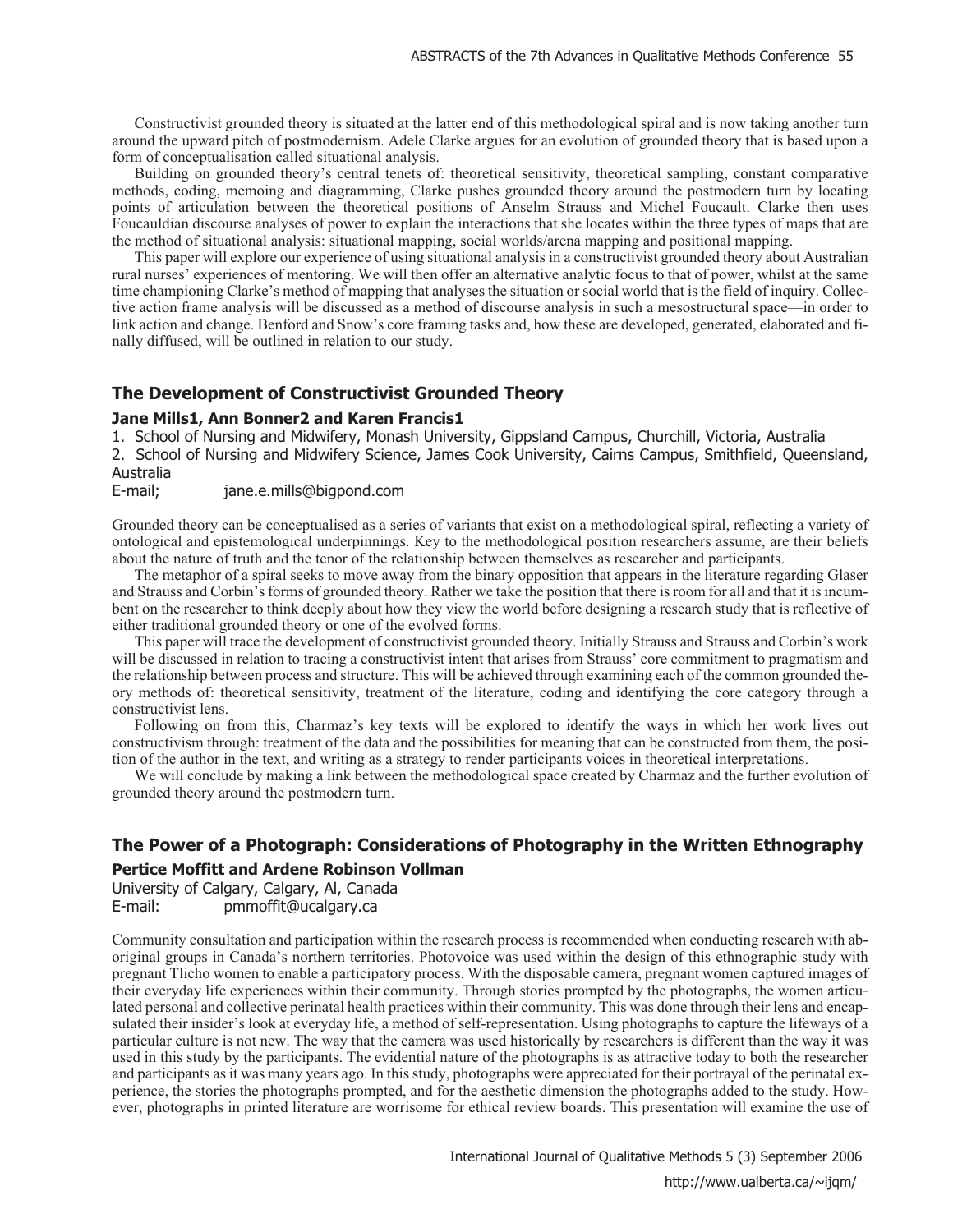Constructivist grounded theory is situated at the latter end of this methodological spiral and is now taking another turn around the upward pitch of postmodernism. Adele Clarke argues for an evolution of grounded theory that is based upon a form of conceptualisation called situational analysis.

Building on grounded theory's central tenets of: theoretical sensitivity, theoretical sampling, constant comparative methods, coding, memoing and diagramming, Clarke pushes grounded theory around the postmodern turn by locating points of articulation between the theoretical positions of Anselm Strauss and Michel Foucault. Clarke then uses Foucauldian discourse analyses of power to explain the interactions that she locates within the three types of maps that are the method of situational analysis: situational mapping, social worlds/arena mapping and positional mapping.

This paper will explore our experience of using situational analysis in a constructivist grounded theory about Australian rural nurses' experiences of mentoring. We will then offer an alternative analytic focus to that of power, whilst at the same time championing Clarke's method of mapping that analyses the situation or social world that is the field of inquiry. Collective action frame analysis will be discussed as a method of discourse analysis in such a mesostructural space—in order to link action and change. Benford and Snow's core framing tasks and, how these are developed, generated, elaborated and finally diffused, will be outlined in relation to our study.

## The Development of Constructivist Grounded Theory

**Jane Mills1, Ann Bonner2 and Karen Francis1**

1. School of Nursing and Midwifery, Monash University, Gippsland Campus, Churchill, Victoria, Australia
2. School of Nursing and Midwifery Science, James Cook University, Cairns Campus, Smithfield, Queensland, Australia

E-mail; jane.e.mills@bigpond.com

Grounded theory can be conceptualised as a series of variants that exist on a methodological spiral, reflecting a variety of ontological and epistemological underpinnings. Key to the methodological position researchers assume, are their beliefs about the nature of truth and the tenor of the relationship between themselves as researcher and participants.

The metaphor of a spiral seeks to move away from the binary opposition that appears in the literature regarding Glaser and Strauss and Corbin's forms of grounded theory. Rather we take the position that there is room for all and that it is incumbent on the researcher to think deeply about how they view the world before designing a research study that is reflective of either traditional grounded theory or one of the evolved forms.

This paper will trace the development of constructivist grounded theory. Initially Strauss and Strauss and Corbin's work will be discussed in relation to tracing a constructivist intent that arises from Strauss' core commitment to pragmatism and the relationship between process and structure. This will be achieved through examining each of the common grounded theory methods of: theoretical sensitivity, treatment of the literature, coding and identifying the core category through a constructivist lens.

Following on from this, Charmaz's key texts will be explored to identify the ways in which her work lives out constructivism through: treatment of the data and the possibilities for meaning that can be constructed from them, the position of the author in the text, and writing as a strategy to render participants voices in theoretical interpretations.

We will conclude by making a link between the methodological space created by Charmaz and the further evolution of grounded theory around the postmodern turn.

## The Power of a Photograph: Considerations of Photography in the Written Ethnography

**Pertice Moffitt and Ardene Robinson Vollman**

University of Calgary, Calgary, Al, Canada

E-mail: pmmoffit@ucalgary.ca

Community consultation and participation within the research process is recommended when conducting research with aboriginal groups in Canada's northern territories. Photovoice was used within the design of this ethnographic study with pregnant Tlicho women to enable a participatory process. With the disposable camera, pregnant women captured images of their everyday life experiences within their community. Through stories prompted by the photographs, the women articulated personal and collective perinatal health practices within their community. This was done through their lens and encapsulated their insider's look at everyday life, a method of self-representation. Using photographs to capture the lifeways of a particular culture is not new. The way that the camera was used historically by researchers is different than the way it was used in this study by the participants. The evidential nature of the photographs is as attractive today to both the researcher and participants as it was many years ago. In this study, photographs were appreciated for their portrayal of the perinatal experience, the stories the photographs prompted, and for the aesthetic dimension the photographs added to the study. However, photographs in printed literature are worrisome for ethical review boards. This presentation will examine the use of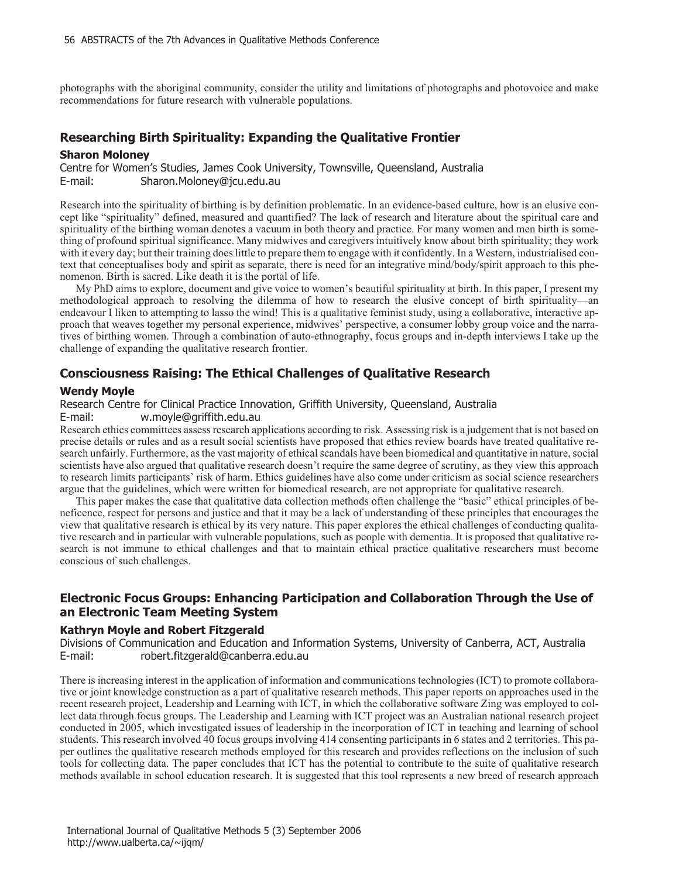photographs with the aboriginal community, consider the utility and limitations of photographs and photovoice and make recommendations for future research with vulnerable populations.

## Researching Birth Spirituality: Expanding the Qualitative Frontier

**Sharon Moloney**

Centre for Women's Studies, James Cook University, Townsville, Queensland, Australia
E-mail: Sharon.Moloney@jcu.edu.au

Research into the spirituality of birthing is by definition problematic. In an evidence-based culture, how is an elusive concept like "spirituality" defined, measured and quantified? The lack of research and literature about the spiritual care and spirituality of the birthing woman denotes a vacuum in both theory and practice. For many women and men birth is something of profound spiritual significance. Many midwives and caregivers intuitively know about birth spirituality; they work with it every day; but their training does little to prepare them to engage with it confidently. In a Western, industrialised context that conceptualises body and spirit as separate, there is need for an integrative mind/body/spirit approach to this phenomenon. Birth is sacred. Like death it is the portal of life.

My PhD aims to explore, document and give voice to women's beautiful spirituality at birth. In this paper, I present my methodological approach to resolving the dilemma of how to research the elusive concept of birth spirituality—an endeavour I liken to attempting to lasso the wind! This is a qualitative feminist study, using a collaborative, interactive approach that weaves together my personal experience, midwives' perspective, a consumer lobby group voice and the narratives of birthing women. Through a combination of auto-ethnography, focus groups and in-depth interviews I take up the challenge of expanding the qualitative research frontier.

## Consciousness Raising: The Ethical Challenges of Qualitative Research

**Wendy Moyle**

Research Centre for Clinical Practice Innovation, Griffith University, Queensland, Australia
E-mail: w.moyle@griffith.edu.au

Research ethics committees assess research applications according to risk. Assessing risk is a judgement that is not based on precise details or rules and as a result social scientists have proposed that ethics review boards have treated qualitative research unfairly. Furthermore, as the vast majority of ethical scandals have been biomedical and quantitative in nature, social scientists have also argued that qualitative research doesn't require the same degree of scrutiny, as they view this approach to research limits participants' risk of harm. Ethics guidelines have also come under criticism as social science researchers argue that the guidelines, which were written for biomedical research, are not appropriate for qualitative research.

This paper makes the case that qualitative data collection methods often challenge the "basic" ethical principles of beneficence, respect for persons and justice and that it may be a lack of understanding of these principles that encourages the view that qualitative research is ethical by its very nature. This paper explores the ethical challenges of conducting qualitative research and in particular with vulnerable populations, such as people with dementia. It is proposed that qualitative research is not immune to ethical challenges and that to maintain ethical practice qualitative researchers must become conscious of such challenges.

## Electronic Focus Groups: Enhancing Participation and Collaboration Through the Use of an Electronic Team Meeting System

**Kathryn Moyle and Robert Fitzgerald**

Divisions of Communication and Education and Information Systems, University of Canberra, ACT, Australia
E-mail: robert.fitzgerald@canberra.edu.au

There is increasing interest in the application of information and communications technologies (ICT) to promote collaborative or joint knowledge construction as a part of qualitative research methods. This paper reports on approaches used in the recent research project, Leadership and Learning with ICT, in which the collaborative software Zing was employed to collect data through focus groups. The Leadership and Learning with ICT project was an Australian national research project conducted in 2005, which investigated issues of leadership in the incorporation of ICT in teaching and learning of school students. This research involved 40 focus groups involving 414 consenting participants in 6 states and 2 territories. This paper outlines the qualitative research methods employed for this research and provides reflections on the inclusion of such tools for collecting data. The paper concludes that ICT has the potential to contribute to the suite of qualitative research methods available in school education research. It is suggested that this tool represents a new breed of research approach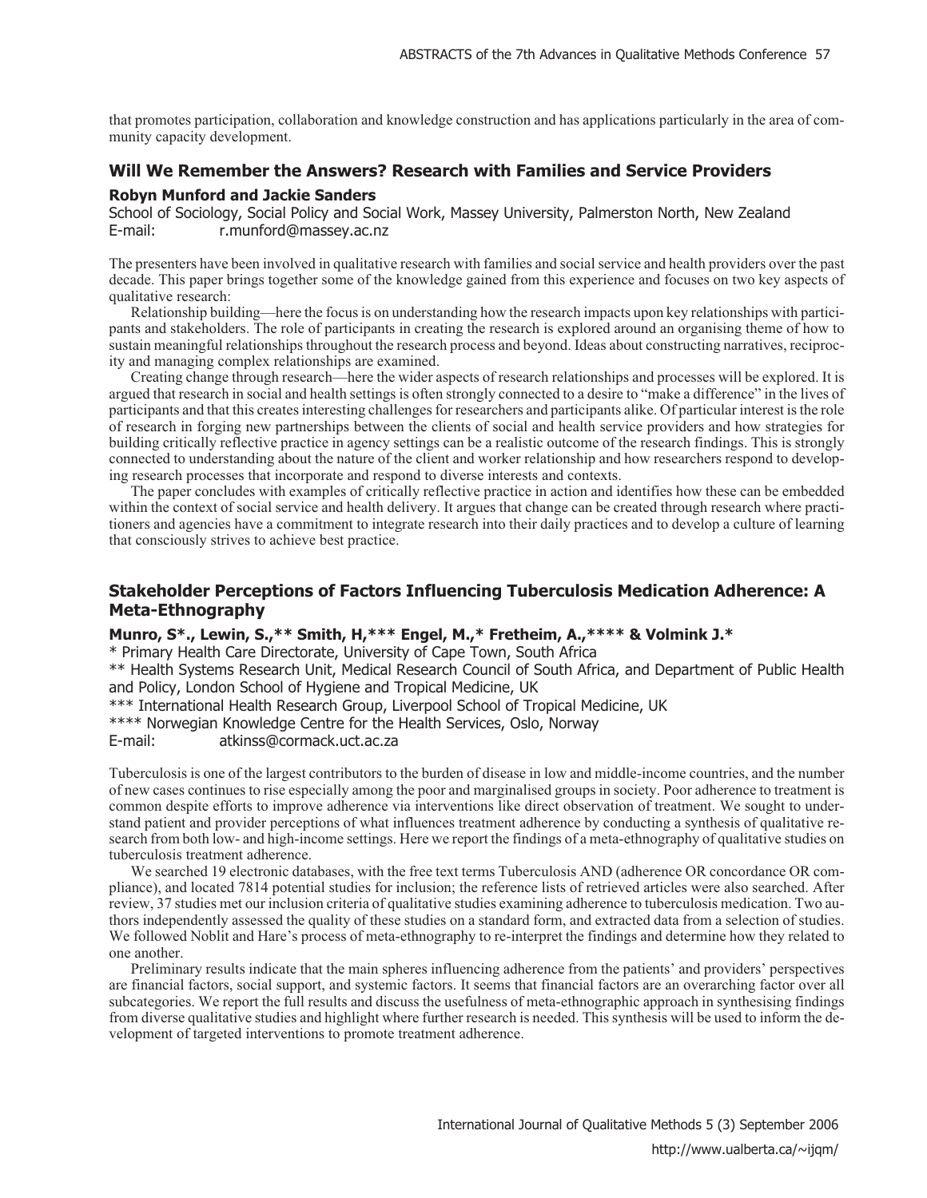that promotes participation, collaboration and knowledge construction and has applications particularly in the area of community capacity development.

## Will We Remember the Answers? Research with Families and Service Providers

**Robyn Munford and Jackie Sanders**

School of Sociology, Social Policy and Social Work, Massey University, Palmerston North, New Zealand
E-mail: r.munford@massey.ac.nz

The presenters have been involved in qualitative research with families and social service and health providers over the past decade. This paper brings together some of the knowledge gained from this experience and focuses on two key aspects of qualitative research:

Relationship building—here the focus is on understanding how the research impacts upon key relationships with participants and stakeholders. The role of participants in creating the research is explored around an organising theme of how to sustain meaningful relationships throughout the research process and beyond. Ideas about constructing narratives, reciprocity and managing complex relationships are examined.

Creating change through research—here the wider aspects of research relationships and processes will be explored. It is argued that research in social and health settings is often strongly connected to a desire to "make a difference" in the lives of participants and that this creates interesting challenges for researchers and participants alike. Of particular interest is the role of research in forging new partnerships between the clients of social and health service providers and how strategies for building critically reflective practice in agency settings can be a realistic outcome of the research findings. This is strongly connected to understanding about the nature of the client and worker relationship and how researchers respond to developing research processes that incorporate and respond to diverse interests and contexts.

The paper concludes with examples of critically reflective practice in action and identifies how these can be embedded within the context of social service and health delivery. It argues that change can be created through research where practitioners and agencies have a commitment to integrate research into their daily practices and to develop a culture of learning that consciously strives to achieve best practice.

## Stakeholder Perceptions of Factors Influencing Tuberculosis Medication Adherence: A Meta-Ethnography

**Munro, S*., Lewin, S.,** Smith, H,*** Engel, M.,* Fretheim, A.,**** & Volmink J.***

\* Primary Health Care Directorate, University of Cape Town, South Africa
\** Health Systems Research Unit, Medical Research Council of South Africa, and Department of Public Health and Policy, London School of Hygiene and Tropical Medicine, UK
\*** International Health Research Group, Liverpool School of Tropical Medicine, UK
\**** Norwegian Knowledge Centre for the Health Services, Oslo, Norway
E-mail: atkinss@cormack.uct.ac.za

Tuberculosis is one of the largest contributors to the burden of disease in low and middle-income countries, and the number of new cases continues to rise especially among the poor and marginalised groups in society. Poor adherence to treatment is common despite efforts to improve adherence via interventions like direct observation of treatment. We sought to understand patient and provider perceptions of what influences treatment adherence by conducting a synthesis of qualitative research from both low- and high-income settings. Here we report the findings of a meta-ethnography of qualitative studies on tuberculosis treatment adherence.

We searched 19 electronic databases, with the free text terms Tuberculosis AND (adherence OR concordance OR compliance), and located 7814 potential studies for inclusion; the reference lists of retrieved articles were also searched. After review, 37 studies met our inclusion criteria of qualitative studies examining adherence to tuberculosis medication. Two authors independently assessed the quality of these studies on a standard form, and extracted data from a selection of studies. We followed Noblit and Hare's process of meta-ethnography to re-interpret the findings and determine how they related to one another.

Preliminary results indicate that the main spheres influencing adherence from the patients' and providers' perspectives are financial factors, social support, and systemic factors. It seems that financial factors are an overarching factor over all subcategories. We report the full results and discuss the usefulness of meta-ethnographic approach in synthesising findings from diverse qualitative studies and highlight where further research is needed. This synthesis will be used to inform the development of targeted interventions to promote treatment adherence.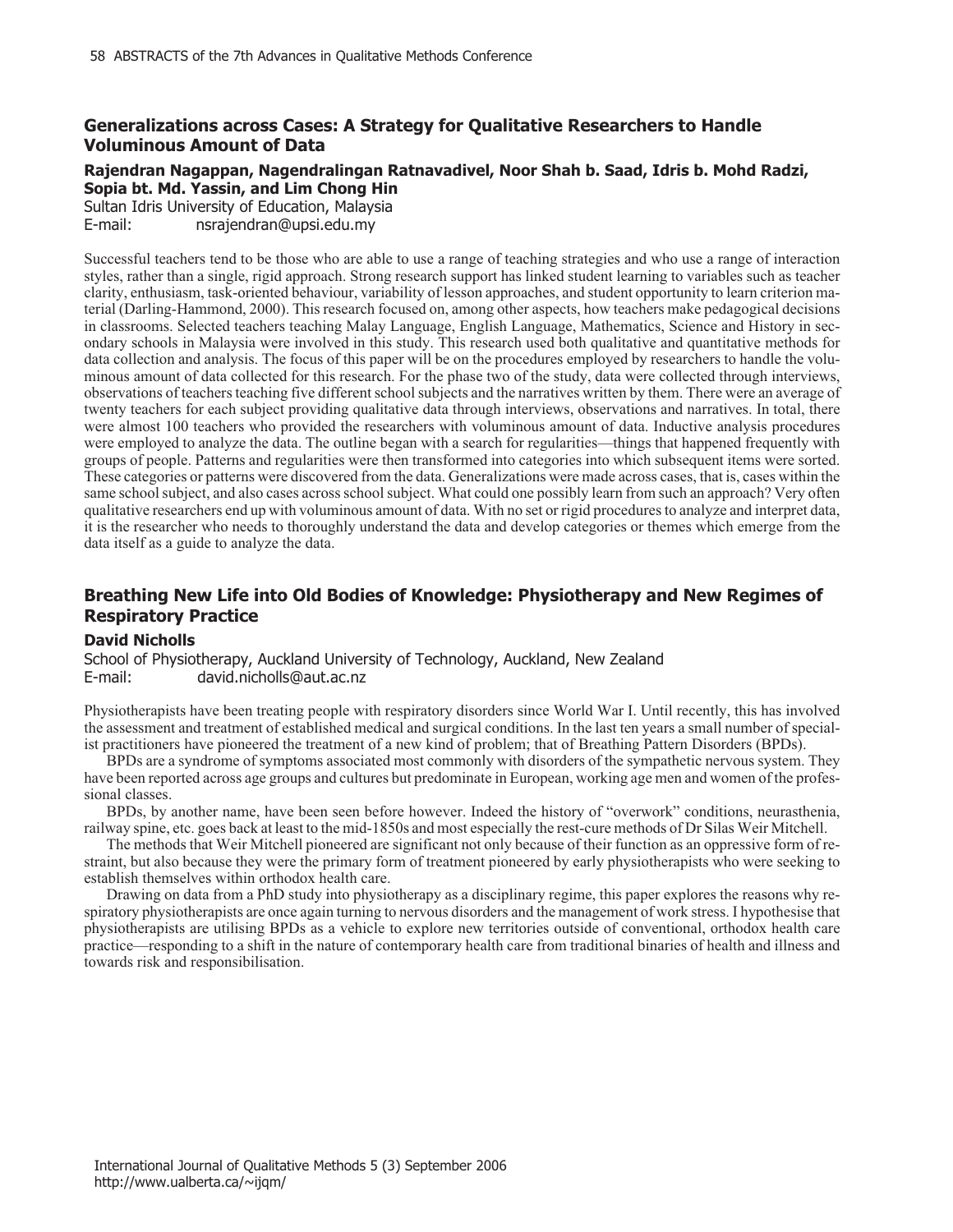## Generalizations across Cases: A Strategy for Qualitative Researchers to Handle Voluminous Amount of Data

**Rajendran Nagappan, Nagendralingan Ratnavadivel, Noor Shah b. Saad, Idris b. Mohd Radzi, Sopia bt. Md. Yassin, and Lim Chong Hin**

Sultan Idris University of Education, Malaysia
E-mail: nsrajendran@upsi.edu.my

Successful teachers tend to be those who are able to use a range of teaching strategies and who use a range of interaction styles, rather than a single, rigid approach. Strong research support has linked student learning to variables such as teacher clarity, enthusiasm, task-oriented behaviour, variability of lesson approaches, and student opportunity to learn criterion material (Darling-Hammond, 2000). This research focused on, among other aspects, how teachers make pedagogical decisions in classrooms. Selected teachers teaching Malay Language, English Language, Mathematics, Science and History in secondary schools in Malaysia were involved in this study. This research used both qualitative and quantitative methods for data collection and analysis. The focus of this paper will be on the procedures employed by researchers to handle the voluminous amount of data collected for this research. For the phase two of the study, data were collected through interviews, observations of teachers teaching five different school subjects and the narratives written by them. There were an average of twenty teachers for each subject providing qualitative data through interviews, observations and narratives. In total, there were almost 100 teachers who provided the researchers with voluminous amount of data. Inductive analysis procedures were employed to analyze the data. The outline began with a search for regularities—things that happened frequently with groups of people. Patterns and regularities were then transformed into categories into which subsequent items were sorted. These categories or patterns were discovered from the data. Generalizations were made across cases, that is, cases within the same school subject, and also cases across school subject. What could one possibly learn from such an approach? Very often qualitative researchers end up with voluminous amount of data. With no set or rigid procedures to analyze and interpret data, it is the researcher who needs to thoroughly understand the data and develop categories or themes which emerge from the data itself as a guide to analyze the data.

## Breathing New Life into Old Bodies of Knowledge: Physiotherapy and New Regimes of Respiratory Practice

**David Nicholls**

School of Physiotherapy, Auckland University of Technology, Auckland, New Zealand
E-mail: david.nicholls@aut.ac.nz

Physiotherapists have been treating people with respiratory disorders since World War I. Until recently, this has involved the assessment and treatment of established medical and surgical conditions. In the last ten years a small number of specialist practitioners have pioneered the treatment of a new kind of problem; that of Breathing Pattern Disorders (BPDs).

BPDs are a syndrome of symptoms associated most commonly with disorders of the sympathetic nervous system. They have been reported across age groups and cultures but predominate in European, working age men and women of the professional classes.

BPDs, by another name, have been seen before however. Indeed the history of "overwork" conditions, neurasthenia, railway spine, etc. goes back at least to the mid-1850s and most especially the rest-cure methods of Dr Silas Weir Mitchell.

The methods that Weir Mitchell pioneered are significant not only because of their function as an oppressive form of restraint, but also because they were the primary form of treatment pioneered by early physiotherapists who were seeking to establish themselves within orthodox health care.

Drawing on data from a PhD study into physiotherapy as a disciplinary regime, this paper explores the reasons why respiratory physiotherapists are once again turning to nervous disorders and the management of work stress. I hypothesise that physiotherapists are utilising BPDs as a vehicle to explore new territories outside of conventional, orthodox health care practice—responding to a shift in the nature of contemporary health care from traditional binaries of health and illness and towards risk and responsibilisation.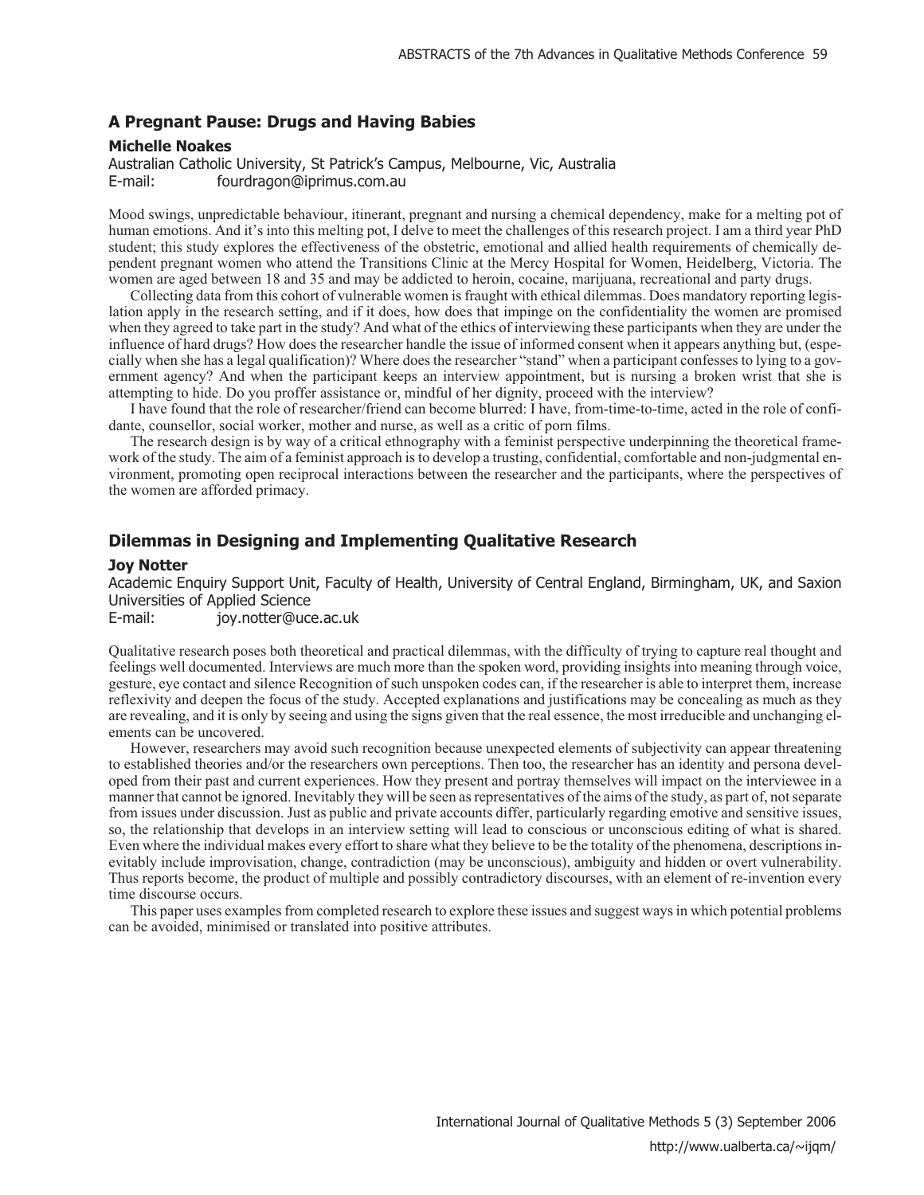## A Pregnant Pause: Drugs and Having Babies

**Michelle Noakes**
Australian Catholic University, St Patrick's Campus, Melbourne, Vic, Australia
E-mail: fourdragon@iprimus.com.au

Mood swings, unpredictable behaviour, itinerant, pregnant and nursing a chemical dependency, make for a melting pot of human emotions. And it's into this melting pot, I delve to meet the challenges of this research project. I am a third year PhD student; this study explores the effectiveness of the obstetric, emotional and allied health requirements of chemically dependent pregnant women who attend the Transitions Clinic at the Mercy Hospital for Women, Heidelberg, Victoria. The women are aged between 18 and 35 and may be addicted to heroin, cocaine, marijuana, recreational and party drugs.

Collecting data from this cohort of vulnerable women is fraught with ethical dilemmas. Does mandatory reporting legislation apply in the research setting, and if it does, how does that impinge on the confidentiality the women are promised when they agreed to take part in the study? And what of the ethics of interviewing these participants when they are under the influence of hard drugs? How does the researcher handle the issue of informed consent when it appears anything but, (especially when she has a legal qualification)? Where does the researcher "stand" when a participant confesses to lying to a government agency? And when the participant keeps an interview appointment, but is nursing a broken wrist that she is attempting to hide. Do you proffer assistance or, mindful of her dignity, proceed with the interview?

I have found that the role of researcher/friend can become blurred: I have, from-time-to-time, acted in the role of confidante, counsellor, social worker, mother and nurse, as well as a critic of porn films.

The research design is by way of a critical ethnography with a feminist perspective underpinning the theoretical framework of the study. The aim of a feminist approach is to develop a trusting, confidential, comfortable and non-judgmental environment, promoting open reciprocal interactions between the researcher and the participants, where the perspectives of the women are afforded primacy.

## Dilemmas in Designing and Implementing Qualitative Research

**Joy Notter**
Academic Enquiry Support Unit, Faculty of Health, University of Central England, Birmingham, UK, and Saxion Universities of Applied Science
E-mail: joy.notter@uce.ac.uk

Qualitative research poses both theoretical and practical dilemmas, with the difficulty of trying to capture real thought and feelings well documented. Interviews are much more than the spoken word, providing insights into meaning through voice, gesture, eye contact and silence Recognition of such unspoken codes can, if the researcher is able to interpret them, increase reflexivity and deepen the focus of the study. Accepted explanations and justifications may be concealing as much as they are revealing, and it is only by seeing and using the signs given that the real essence, the most irreducible and unchanging elements can be uncovered.

However, researchers may avoid such recognition because unexpected elements of subjectivity can appear threatening to established theories and/or the researchers own perceptions. Then too, the researcher has an identity and persona developed from their past and current experiences. How they present and portray themselves will impact on the interviewee in a manner that cannot be ignored. Inevitably they will be seen as representatives of the aims of the study, as part of, not separate from issues under discussion. Just as public and private accounts differ, particularly regarding emotive and sensitive issues, so, the relationship that develops in an interview setting will lead to conscious or unconscious editing of what is shared. Even where the individual makes every effort to share what they believe to be the totality of the phenomena, descriptions inevitably include improvisation, change, contradiction (may be unconscious), ambiguity and hidden or overt vulnerability. Thus reports become, the product of multiple and possibly contradictory discourses, with an element of re-invention every time discourse occurs.

This paper uses examples from completed research to explore these issues and suggest ways in which potential problems can be avoided, minimised or translated into positive attributes.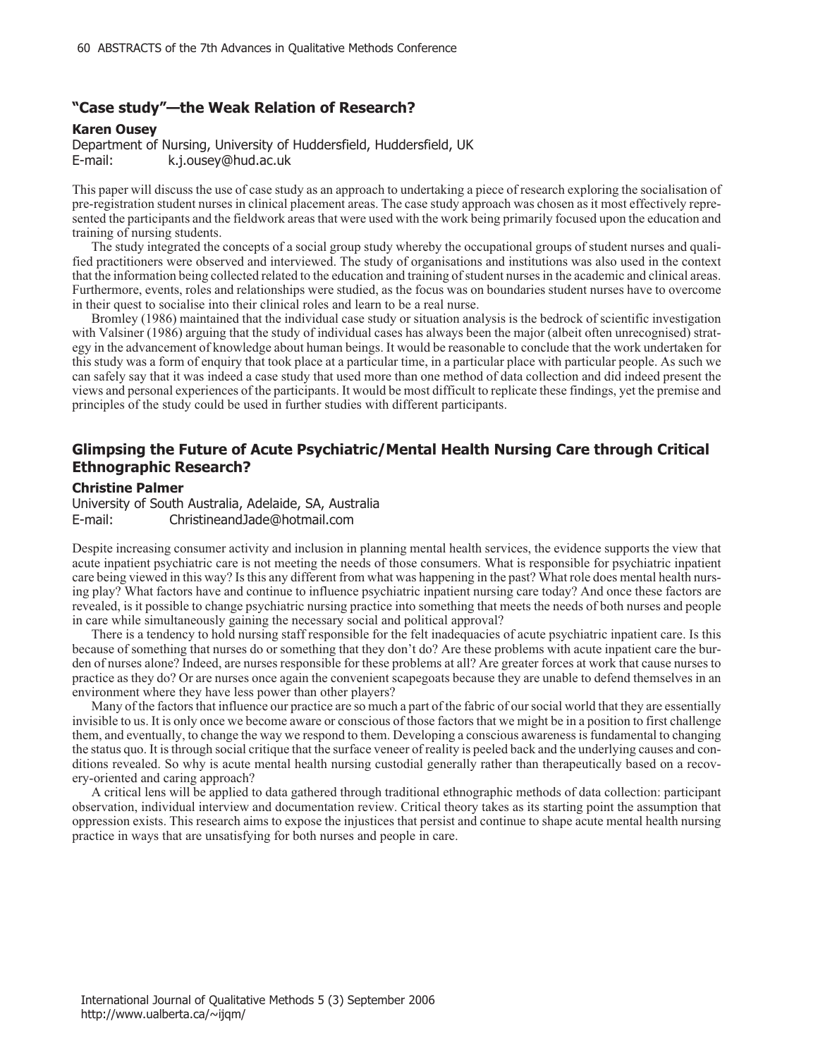## "Case study"—the Weak Relation of Research?

**Karen Ousey**
Department of Nursing, University of Huddersfield, Huddersfield, UK
E-mail: k.j.ousey@hud.ac.uk

This paper will discuss the use of case study as an approach to undertaking a piece of research exploring the socialisation of pre-registration student nurses in clinical placement areas. The case study approach was chosen as it most effectively represented the participants and the fieldwork areas that were used with the work being primarily focused upon the education and training of nursing students.

The study integrated the concepts of a social group study whereby the occupational groups of student nurses and qualified practitioners were observed and interviewed. The study of organisations and institutions was also used in the context that the information being collected related to the education and training of student nurses in the academic and clinical areas. Furthermore, events, roles and relationships were studied, as the focus was on boundaries student nurses have to overcome in their quest to socialise into their clinical roles and learn to be a real nurse.

Bromley (1986) maintained that the individual case study or situation analysis is the bedrock of scientific investigation with Valsiner (1986) arguing that the study of individual cases has always been the major (albeit often unrecognised) strategy in the advancement of knowledge about human beings. It would be reasonable to conclude that the work undertaken for this study was a form of enquiry that took place at a particular time, in a particular place with particular people. As such we can safely say that it was indeed a case study that used more than one method of data collection and did indeed present the views and personal experiences of the participants. It would be most difficult to replicate these findings, yet the premise and principles of the study could be used in further studies with different participants.

## Glimpsing the Future of Acute Psychiatric/Mental Health Nursing Care through Critical Ethnographic Research?

**Christine Palmer**
University of South Australia, Adelaide, SA, Australia
E-mail: ChristineandJade@hotmail.com

Despite increasing consumer activity and inclusion in planning mental health services, the evidence supports the view that acute inpatient psychiatric care is not meeting the needs of those consumers. What is responsible for psychiatric inpatient care being viewed in this way? Is this any different from what was happening in the past? What role does mental health nursing play? What factors have and continue to influence psychiatric inpatient nursing care today? And once these factors are revealed, is it possible to change psychiatric nursing practice into something that meets the needs of both nurses and people in care while simultaneously gaining the necessary social and political approval?

There is a tendency to hold nursing staff responsible for the felt inadequacies of acute psychiatric inpatient care. Is this because of something that nurses do or something that they don't do? Are these problems with acute inpatient care the burden of nurses alone? Indeed, are nurses responsible for these problems at all? Are greater forces at work that cause nurses to practice as they do? Or are nurses once again the convenient scapegoats because they are unable to defend themselves in an environment where they have less power than other players?

Many of the factors that influence our practice are so much a part of the fabric of our social world that they are essentially invisible to us. It is only once we become aware or conscious of those factors that we might be in a position to first challenge them, and eventually, to change the way we respond to them. Developing a conscious awareness is fundamental to changing the status quo. It is through social critique that the surface veneer of reality is peeled back and the underlying causes and conditions revealed. So why is acute mental health nursing custodial generally rather than therapeutically based on a recovery-oriented and caring approach?

A critical lens will be applied to data gathered through traditional ethnographic methods of data collection: participant observation, individual interview and documentation review. Critical theory takes as its starting point the assumption that oppression exists. This research aims to expose the injustices that persist and continue to shape acute mental health nursing practice in ways that are unsatisfying for both nurses and people in care.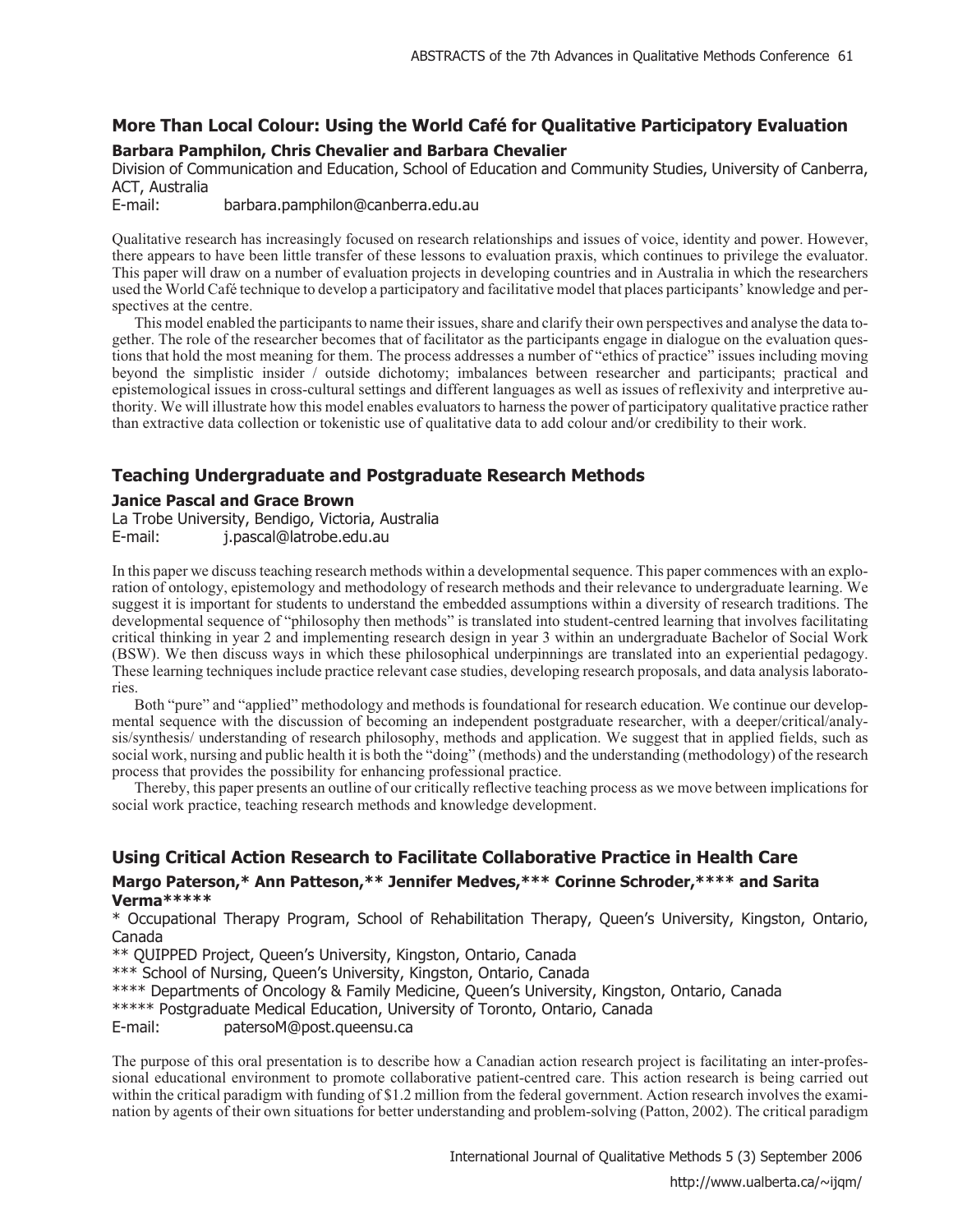## More Than Local Colour: Using the World Café for Qualitative Participatory Evaluation

**Barbara Pamphilon, Chris Chevalier and Barbara Chevalier**

Division of Communication and Education, School of Education and Community Studies, University of Canberra, ACT, Australia

E-mail: barbara.pamphilon@canberra.edu.au

Qualitative research has increasingly focused on research relationships and issues of voice, identity and power. However, there appears to have been little transfer of these lessons to evaluation praxis, which continues to privilege the evaluator. This paper will draw on a number of evaluation projects in developing countries and in Australia in which the researchers used the World Café technique to develop a participatory and facilitative model that places participants' knowledge and perspectives at the centre.

This model enabled the participants to name their issues, share and clarify their own perspectives and analyse the data together. The role of the researcher becomes that of facilitator as the participants engage in dialogue on the evaluation questions that hold the most meaning for them. The process addresses a number of "ethics of practice" issues including moving beyond the simplistic insider / outside dichotomy; imbalances between researcher and participants; practical and epistemological issues in cross-cultural settings and different languages as well as issues of reflexivity and interpretive authority. We will illustrate how this model enables evaluators to harness the power of participatory qualitative practice rather than extractive data collection or tokenistic use of qualitative data to add colour and/or credibility to their work.

## Teaching Undergraduate and Postgraduate Research Methods

**Janice Pascal and Grace Brown**

La Trobe University, Bendigo, Victoria, Australia

E-mail: j.pascal@latrobe.edu.au

In this paper we discuss teaching research methods within a developmental sequence. This paper commences with an exploration of ontology, epistemology and methodology of research methods and their relevance to undergraduate learning. We suggest it is important for students to understand the embedded assumptions within a diversity of research traditions. The developmental sequence of "philosophy then methods" is translated into student-centred learning that involves facilitating critical thinking in year 2 and implementing research design in year 3 within an undergraduate Bachelor of Social Work (BSW). We then discuss ways in which these philosophical underpinnings are translated into an experiential pedagogy. These learning techniques include practice relevant case studies, developing research proposals, and data analysis laboratories.

Both "pure" and "applied" methodology and methods is foundational for research education. We continue our developmental sequence with the discussion of becoming an independent postgraduate researcher, with a deeper/critical/analysis/synthesis/ understanding of research philosophy, methods and application. We suggest that in applied fields, such as social work, nursing and public health it is both the "doing" (methods) and the understanding (methodology) of the research process that provides the possibility for enhancing professional practice.

Thereby, this paper presents an outline of our critically reflective teaching process as we move between implications for social work practice, teaching research methods and knowledge development.

## Using Critical Action Research to Facilitate Collaborative Practice in Health Care

**Margo Paterson,* Ann Patteson,** Jennifer Medves,*** Corinne Schroder,**** and Sarita Verma*****

\* Occupational Therapy Program, School of Rehabilitation Therapy, Queen's University, Kingston, Ontario, Canada

\** QUIPPED Project, Queen's University, Kingston, Ontario, Canada

\*** School of Nursing, Queen's University, Kingston, Ontario, Canada

\**** Departments of Oncology & Family Medicine, Queen's University, Kingston, Ontario, Canada

\***** Postgraduate Medical Education, University of Toronto, Ontario, Canada

E-mail: patersoM@post.queensu.ca

The purpose of this oral presentation is to describe how a Canadian action research project is facilitating an inter-professional educational environment to promote collaborative patient-centred care. This action research is being carried out within the critical paradigm with funding of $1.2 million from the federal government. Action research involves the examination by agents of their own situations for better understanding and problem-solving (Patton, 2002). The critical paradigm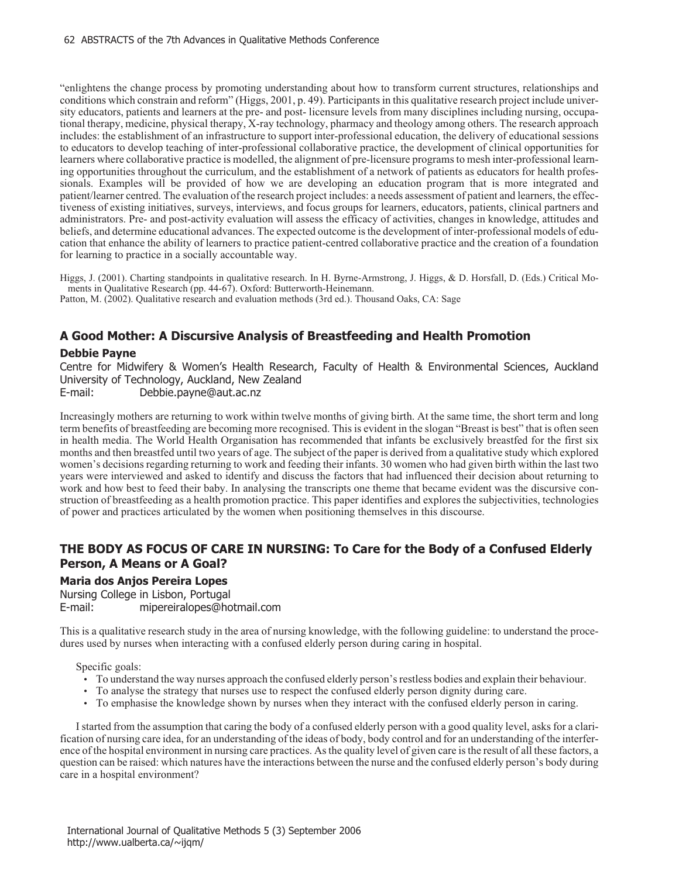"enlightens the change process by promoting understanding about how to transform current structures, relationships and conditions which constrain and reform" (Higgs, 2001, p. 49). Participants in this qualitative research project include university educators, patients and learners at the pre- and post- licensure levels from many disciplines including nursing, occupational therapy, medicine, physical therapy, X-ray technology, pharmacy and theology among others. The research approach includes: the establishment of an infrastructure to support inter-professional education, the delivery of educational sessions to educators to develop teaching of inter-professional collaborative practice, the development of clinical opportunities for learners where collaborative practice is modelled, the alignment of pre-licensure programs to mesh inter-professional learning opportunities throughout the curriculum, and the establishment of a network of patients as educators for health professionals. Examples will be provided of how we are developing an education program that is more integrated and patient/learner centred. The evaluation of the research project includes: a needs assessment of patient and learners, the effectiveness of existing initiatives, surveys, interviews, and focus groups for learners, educators, patients, clinical partners and administrators. Pre- and post-activity evaluation will assess the efficacy of activities, changes in knowledge, attitudes and beliefs, and determine educational advances. The expected outcome is the development of inter-professional models of education that enhance the ability of learners to practice patient-centred collaborative practice and the creation of a foundation for learning to practice in a socially accountable way.

Higgs, J. (2001). Charting standpoints in qualitative research. In H. Byrne-Armstrong, J. Higgs, & D. Horsfall, D. (Eds.) Critical Moments in Qualitative Research (pp. 44-67). Oxford: Butterworth-Heinemann.
Patton, M. (2002). Qualitative research and evaluation methods (3rd ed.). Thousand Oaks, CA: Sage

## A Good Mother: A Discursive Analysis of Breastfeeding and Health Promotion

**Debbie Payne**
Centre for Midwifery & Women's Health Research, Faculty of Health & Environmental Sciences, Auckland University of Technology, Auckland, New Zealand
E-mail: Debbie.payne@aut.ac.nz

Increasingly mothers are returning to work within twelve months of giving birth. At the same time, the short term and long term benefits of breastfeeding are becoming more recognised. This is evident in the slogan "Breast is best" that is often seen in health media. The World Health Organisation has recommended that infants be exclusively breastfed for the first six months and then breastfed until two years of age. The subject of the paper is derived from a qualitative study which explored women's decisions regarding returning to work and feeding their infants. 30 women who had given birth within the last two years were interviewed and asked to identify and discuss the factors that had influenced their decision about returning to work and how best to feed their baby. In analysing the transcripts one theme that became evident was the discursive construction of breastfeeding as a health promotion practice. This paper identifies and explores the subjectivities, technologies of power and practices articulated by the women when positioning themselves in this discourse.

## THE BODY AS FOCUS OF CARE IN NURSING: To Care for the Body of a Confused Elderly Person, A Means or A Goal?

**Maria dos Anjos Pereira Lopes**
Nursing College in Lisbon, Portugal
E-mail: mipereiralopes@hotmail.com

This is a qualitative research study in the area of nursing knowledge, with the following guideline: to understand the procedures used by nurses when interacting with a confused elderly person during caring in hospital.

Specific goals:

- To understand the way nurses approach the confused elderly person's restless bodies and explain their behaviour.
- To analyse the strategy that nurses use to respect the confused elderly person dignity during care.
- To emphasise the knowledge shown by nurses when they interact with the confused elderly person in caring.

I started from the assumption that caring the body of a confused elderly person with a good quality level, asks for a clarification of nursing care idea, for an understanding of the ideas of body, body control and for an understanding of the interference of the hospital environment in nursing care practices. As the quality level of given care is the result of all these factors, a question can be raised: which natures have the interactions between the nurse and the confused elderly person's body during care in a hospital environment?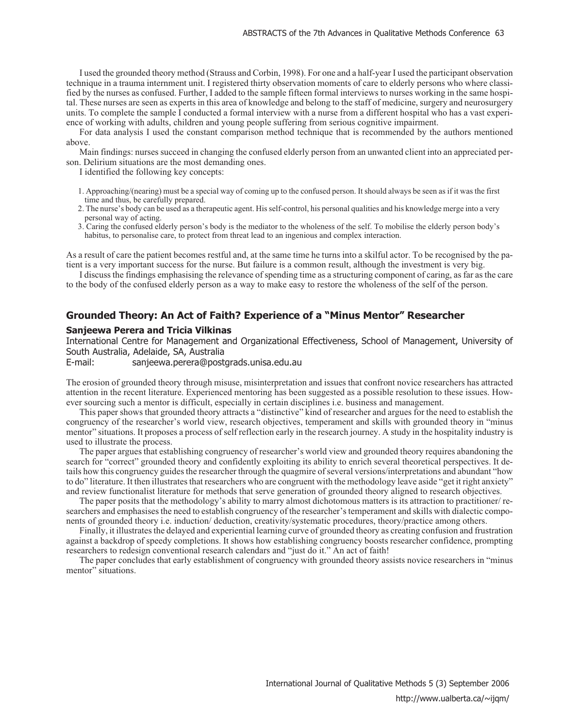I used the grounded theory method (Strauss and Corbin, 1998). For one and a half-year I used the participant observation technique in a trauma internment unit. I registered thirty observation moments of care to elderly persons who where classified by the nurses as confused. Further, I added to the sample fifteen formal interviews to nurses working in the same hospital. These nurses are seen as experts in this area of knowledge and belong to the staff of medicine, surgery and neurosurgery units. To complete the sample I conducted a formal interview with a nurse from a different hospital who has a vast experience of working with adults, children and young people suffering from serious cognitive impairment.

For data analysis I used the constant comparison method technique that is recommended by the authors mentioned above.

Main findings: nurses succeed in changing the confused elderly person from an unwanted client into an appreciated person. Delirium situations are the most demanding ones.

I identified the following key concepts:

1. Approaching/(nearing) must be a special way of coming up to the confused person. It should always be seen as if it was the first time and thus, be carefully prepared.
2. The nurse's body can be used as a therapeutic agent. His self-control, his personal qualities and his knowledge merge into a very personal way of acting.
3. Caring the confused elderly person's body is the mediator to the wholeness of the self. To mobilise the elderly person body's habitus, to personalise care, to protect from threat lead to an ingenious and complex interaction.

As a result of care the patient becomes restful and, at the same time he turns into a skilful actor. To be recognised by the patient is a very important success for the nurse. But failure is a common result, although the investment is very big.

I discuss the findings emphasising the relevance of spending time as a structuring component of caring, as far as the care to the body of the confused elderly person as a way to make easy to restore the wholeness of the self of the person.

## Grounded Theory: An Act of Faith? Experience of a "Minus Mentor" Researcher

**Sanjeewa Perera and Tricia Vilkinas**

International Centre for Management and Organizational Effectiveness, School of Management, University of South Australia, Adelaide, SA, Australia

E-mail: sanjeewa.perera@postgrads.unisa.edu.au

The erosion of grounded theory through misuse, misinterpretation and issues that confront novice researchers has attracted attention in the recent literature. Experienced mentoring has been suggested as a possible resolution to these issues. However sourcing such a mentor is difficult, especially in certain disciplines i.e. business and management.

This paper shows that grounded theory attracts a "distinctive" kind of researcher and argues for the need to establish the congruency of the researcher's world view, research objectives, temperament and skills with grounded theory in "minus mentor" situations. It proposes a process of self reflection early in the research journey. A study in the hospitality industry is used to illustrate the process.

The paper argues that establishing congruency of researcher's world view and grounded theory requires abandoning the search for "correct" grounded theory and confidently exploiting its ability to enrich several theoretical perspectives. It details how this congruency guides the researcher through the quagmire of several versions/interpretations and abundant "how to do" literature. It then illustrates that researchers who are congruent with the methodology leave aside "get it right anxiety" and review functionalist literature for methods that serve generation of grounded theory aligned to research objectives.

The paper posits that the methodology's ability to marry almost dichotomous matters is its attraction to practitioner/ researchers and emphasises the need to establish congruency of the researcher's temperament and skills with dialectic components of grounded theory i.e. induction/ deduction, creativity/systematic procedures, theory/practice among others.

Finally, it illustrates the delayed and experiential learning curve of grounded theory as creating confusion and frustration against a backdrop of speedy completions. It shows how establishing congruency boosts researcher confidence, prompting researchers to redesign conventional research calendars and "just do it." An act of faith!

The paper concludes that early establishment of congruency with grounded theory assists novice researchers in "minus mentor" situations.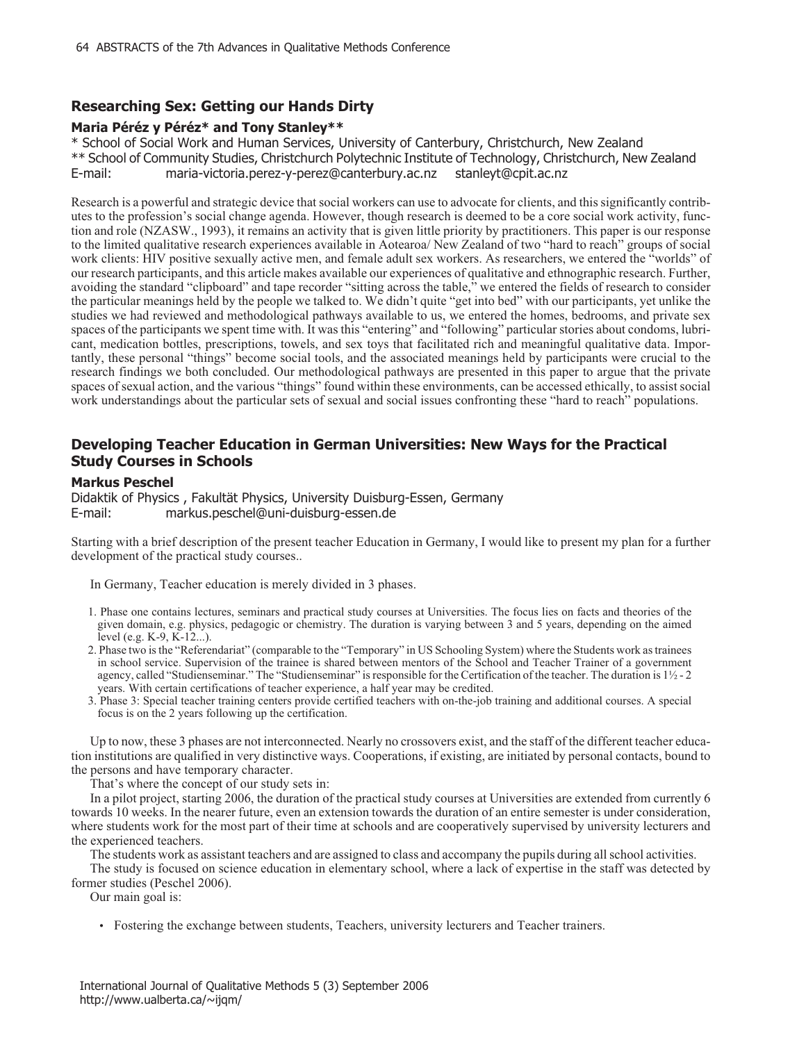## Researching Sex: Getting our Hands Dirty

**Maria Péréz y Péréz* and Tony Stanley****

\* School of Social Work and Human Services, University of Canterbury, Christchurch, New Zealand
\*\* School of Community Studies, Christchurch Polytechnic Institute of Technology, Christchurch, New Zealand
E-mail: maria-victoria.perez-y-perez@canterbury.ac.nz stanleyt@cpit.ac.nz

Research is a powerful and strategic device that social workers can use to advocate for clients, and this significantly contributes to the profession's social change agenda. However, though research is deemed to be a core social work activity, function and role (NZASW., 1993), it remains an activity that is given little priority by practitioners. This paper is our response to the limited qualitative research experiences available in Aotearoa/ New Zealand of two "hard to reach" groups of social work clients: HIV positive sexually active men, and female adult sex workers. As researchers, we entered the "worlds" of our research participants, and this article makes available our experiences of qualitative and ethnographic research. Further, avoiding the standard "clipboard" and tape recorder "sitting across the table," we entered the fields of research to consider the particular meanings held by the people we talked to. We didn't quite "get into bed" with our participants, yet unlike the studies we had reviewed and methodological pathways available to us, we entered the homes, bedrooms, and private sex spaces of the participants we spent time with. It was this "entering" and "following" particular stories about condoms, lubricant, medication bottles, prescriptions, towels, and sex toys that facilitated rich and meaningful qualitative data. Importantly, these personal "things" become social tools, and the associated meanings held by participants were crucial to the research findings we both concluded. Our methodological pathways are presented in this paper to argue that the private spaces of sexual action, and the various "things" found within these environments, can be accessed ethically, to assist social work understandings about the particular sets of sexual and social issues confronting these "hard to reach" populations.

## Developing Teacher Education in German Universities: New Ways for the Practical Study Courses in Schools

**Markus Peschel**

Didaktik of Physics , Fakultät Physics, University Duisburg-Essen, Germany
E-mail: markus.peschel@uni-duisburg-essen.de

Starting with a brief description of the present teacher Education in Germany, I would like to present my plan for a further development of the practical study courses..

In Germany, Teacher education is merely divided in 3 phases.

1. Phase one contains lectures, seminars and practical study courses at Universities. The focus lies on facts and theories of the given domain, e.g. physics, pedagogic or chemistry. The duration is varying between 3 and 5 years, depending on the aimed level (e.g. K-9, K-12...).
2. Phase two is the "Referendariat" (comparable to the "Temporary" in US Schooling System) where the Students work as trainees in school service. Supervision of the trainee is shared between mentors of the School and Teacher Trainer of a government agency, called "Studienseminar." The "Studienseminar" is responsible for the Certification of the teacher. The duration is 1½ - 2 years. With certain certifications of teacher experience, a half year may be credited.
3. Phase 3: Special teacher training centers provide certified teachers with on-the-job training and additional courses. A special focus is on the 2 years following up the certification.

Up to now, these 3 phases are not interconnected. Nearly no crossovers exist, and the staff of the different teacher education institutions are qualified in very distinctive ways. Cooperations, if existing, are initiated by personal contacts, bound to the persons and have temporary character.

That's where the concept of our study sets in:

In a pilot project, starting 2006, the duration of the practical study courses at Universities are extended from currently 6 towards 10 weeks. In the nearer future, even an extension towards the duration of an entire semester is under consideration, where students work for the most part of their time at schools and are cooperatively supervised by university lecturers and the experienced teachers.

The students work as assistant teachers and are assigned to class and accompany the pupils during all school activities.

The study is focused on science education in elementary school, where a lack of expertise in the staff was detected by former studies (Peschel 2006).

Our main goal is:

- Fostering the exchange between students, Teachers, university lecturers and Teacher trainers.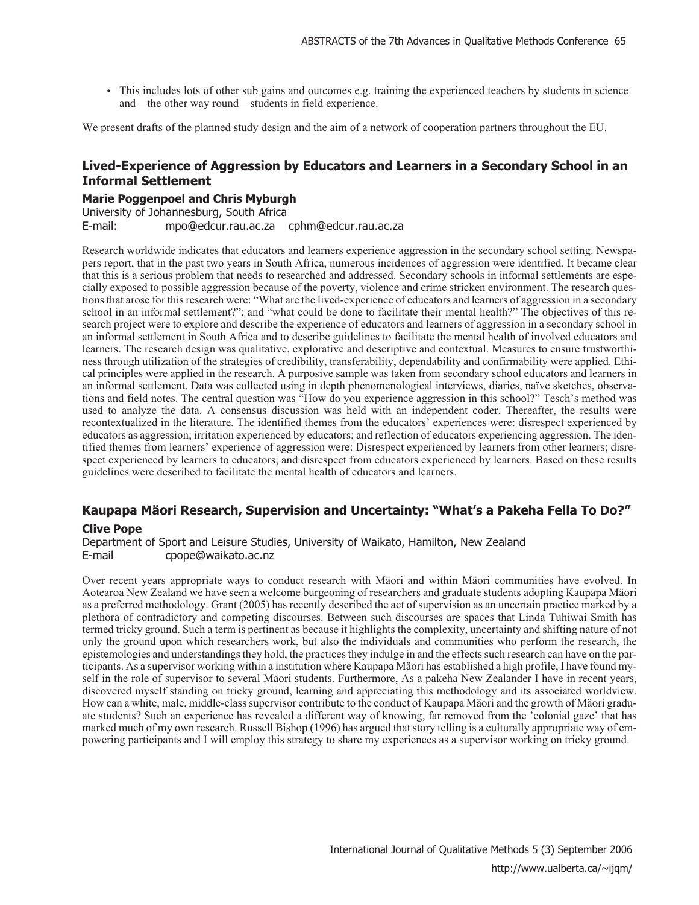- This includes lots of other sub gains and outcomes e.g. training the experienced teachers by students in science and—the other way round—students in field experience.

We present drafts of the planned study design and the aim of a network of cooperation partners throughout the EU.

## Lived-Experience of Aggression by Educators and Learners in a Secondary School in an Informal Settlement

**Marie Poggenpoel and Chris Myburgh**
University of Johannesburg, South Africa
E-mail: mpo@edcur.rau.ac.za cphm@edcur.rau.ac.za

Research worldwide indicates that educators and learners experience aggression in the secondary school setting. Newspapers report, that in the past two years in South Africa, numerous incidences of aggression were identified. It became clear that this is a serious problem that needs to researched and addressed. Secondary schools in informal settlements are especially exposed to possible aggression because of the poverty, violence and crime stricken environment. The research questions that arose for this research were: "What are the lived-experience of educators and learners of aggression in a secondary school in an informal settlement?"; and "what could be done to facilitate their mental health?" The objectives of this research project were to explore and describe the experience of educators and learners of aggression in a secondary school in an informal settlement in South Africa and to describe guidelines to facilitate the mental health of involved educators and learners. The research design was qualitative, explorative and descriptive and contextual. Measures to ensure trustworthiness through utilization of the strategies of credibility, transferability, dependability and confirmability were applied. Ethical principles were applied in the research. A purposive sample was taken from secondary school educators and learners in an informal settlement. Data was collected using in depth phenomenological interviews, diaries, naïve sketches, observations and field notes. The central question was "How do you experience aggression in this school?" Tesch's method was used to analyze the data. A consensus discussion was held with an independent coder. Thereafter, the results were recontextualized in the literature. The identified themes from the educators' experiences were: disrespect experienced by educators as aggression; irritation experienced by educators; and reflection of educators experiencing aggression. The identified themes from learners' experience of aggression were: Disrespect experienced by learners from other learners; disrespect experienced by learners to educators; and disrespect from educators experienced by learners. Based on these results guidelines were described to facilitate the mental health of educators and learners.

## Kaupapa Mäori Research, Supervision and Uncertainty: "What's a Pakeha Fella To Do?"

**Clive Pope**
Department of Sport and Leisure Studies, University of Waikato, Hamilton, New Zealand
E-mail cpope@waikato.ac.nz

Over recent years appropriate ways to conduct research with Mäori and within Mäori communities have evolved. In Aotearoa New Zealand we have seen a welcome burgeoning of researchers and graduate students adopting Kaupapa Mäori as a preferred methodology. Grant (2005) has recently described the act of supervision as an uncertain practice marked by a plethora of contradictory and competing discourses. Between such discourses are spaces that Linda Tuhiwai Smith has termed tricky ground. Such a term is pertinent as because it highlights the complexity, uncertainty and shifting nature of not only the ground upon which researchers work, but also the individuals and communities who perform the research, the epistemologies and understandings they hold, the practices they indulge in and the effects such research can have on the participants. As a supervisor working within a institution where Kaupapa Mäori has established a high profile, I have found myself in the role of supervisor to several Mäori students. Furthermore, As a pakeha New Zealander I have in recent years, discovered myself standing on tricky ground, learning and appreciating this methodology and its associated worldview. How can a white, male, middle-class supervisor contribute to the conduct of Kaupapa Mäori and the growth of Mäori graduate students? Such an experience has revealed a different way of knowing, far removed from the 'colonial gaze' that has marked much of my own research. Russell Bishop (1996) has argued that story telling is a culturally appropriate way of empowering participants and I will employ this strategy to share my experiences as a supervisor working on tricky ground.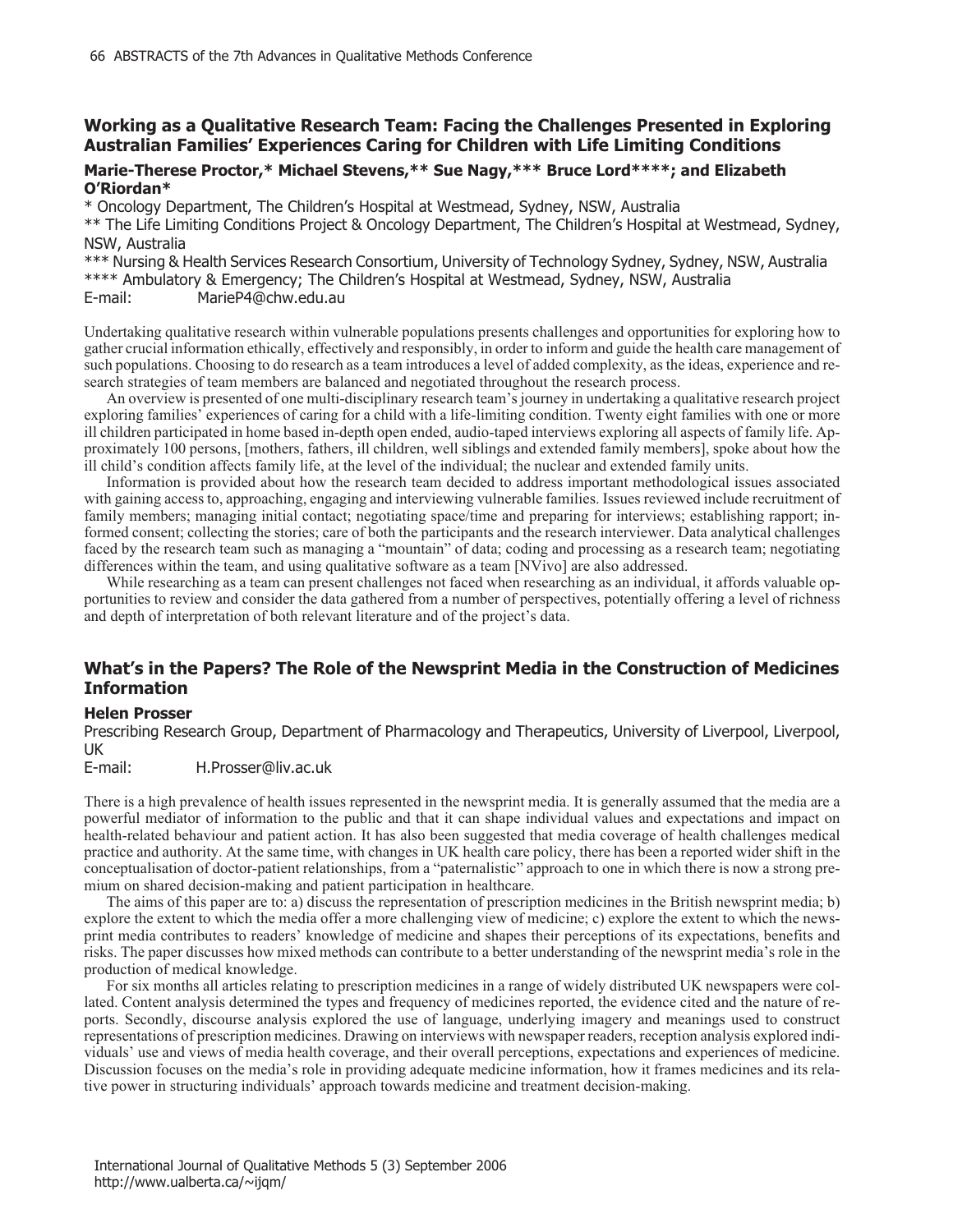## Working as a Qualitative Research Team: Facing the Challenges Presented in Exploring Australian Families' Experiences Caring for Children with Life Limiting Conditions

**Marie-Therese Proctor,* Michael Stevens,** Sue Nagy,*** Bruce Lord****; and Elizabeth O'Riordan***

* Oncology Department, The Children's Hospital at Westmead, Sydney, NSW, Australia

** The Life Limiting Conditions Project & Oncology Department, The Children's Hospital at Westmead, Sydney, NSW, Australia

*** Nursing & Health Services Research Consortium, University of Technology Sydney, Sydney, NSW, Australia

**** Ambulatory & Emergency; The Children's Hospital at Westmead, Sydney, NSW, Australia

E-mail: MarieP4@chw.edu.au

Undertaking qualitative research within vulnerable populations presents challenges and opportunities for exploring how to gather crucial information ethically, effectively and responsibly, in order to inform and guide the health care management of such populations. Choosing to do research as a team introduces a level of added complexity, as the ideas, experience and research strategies of team members are balanced and negotiated throughout the research process.

An overview is presented of one multi-disciplinary research team's journey in undertaking a qualitative research project exploring families' experiences of caring for a child with a life-limiting condition. Twenty eight families with one or more ill children participated in home based in-depth open ended, audio-taped interviews exploring all aspects of family life. Approximately 100 persons, [mothers, fathers, ill children, well siblings and extended family members], spoke about how the ill child's condition affects family life, at the level of the individual; the nuclear and extended family units.

Information is provided about how the research team decided to address important methodological issues associated with gaining access to, approaching, engaging and interviewing vulnerable families. Issues reviewed include recruitment of family members; managing initial contact; negotiating space/time and preparing for interviews; establishing rapport; informed consent; collecting the stories; care of both the participants and the research interviewer. Data analytical challenges faced by the research team such as managing a "mountain" of data; coding and processing as a research team; negotiating differences within the team, and using qualitative software as a team [NVivo] are also addressed.

While researching as a team can present challenges not faced when researching as an individual, it affords valuable opportunities to review and consider the data gathered from a number of perspectives, potentially offering a level of richness and depth of interpretation of both relevant literature and of the project's data.

## What's in the Papers? The Role of the Newsprint Media in the Construction of Medicines Information

**Helen Prosser**

Prescribing Research Group, Department of Pharmacology and Therapeutics, University of Liverpool, Liverpool, UK

E-mail: H.Prosser@liv.ac.uk

There is a high prevalence of health issues represented in the newsprint media. It is generally assumed that the media are a powerful mediator of information to the public and that it can shape individual values and expectations and impact on health-related behaviour and patient action. It has also been suggested that media coverage of health challenges medical practice and authority. At the same time, with changes in UK health care policy, there has been a reported wider shift in the conceptualisation of doctor-patient relationships, from a "paternalistic" approach to one in which there is now a strong premium on shared decision-making and patient participation in healthcare.

The aims of this paper are to: a) discuss the representation of prescription medicines in the British newsprint media; b) explore the extent to which the media offer a more challenging view of medicine; c) explore the extent to which the newsprint media contributes to readers' knowledge of medicine and shapes their perceptions of its expectations, benefits and risks. The paper discusses how mixed methods can contribute to a better understanding of the newsprint media's role in the production of medical knowledge.

For six months all articles relating to prescription medicines in a range of widely distributed UK newspapers were collated. Content analysis determined the types and frequency of medicines reported, the evidence cited and the nature of reports. Secondly, discourse analysis explored the use of language, underlying imagery and meanings used to construct representations of prescription medicines. Drawing on interviews with newspaper readers, reception analysis explored individuals' use and views of media health coverage, and their overall perceptions, expectations and experiences of medicine. Discussion focuses on the media's role in providing adequate medicine information, how it frames medicines and its relative power in structuring individuals' approach towards medicine and treatment decision-making.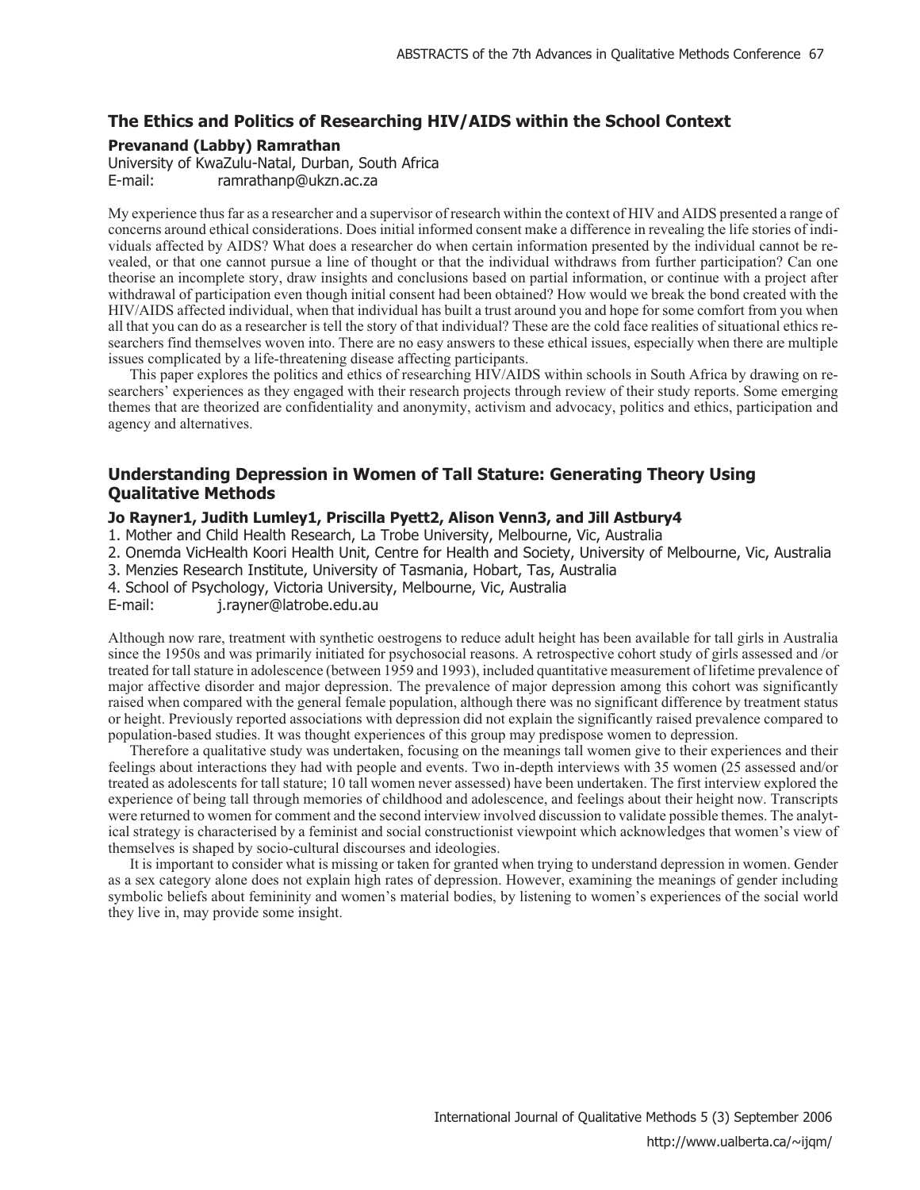### The Ethics and Politics of Researching HIV/AIDS within the School Context

**Prevanand (Labby) Ramrathan**
University of KwaZulu-Natal, Durban, South Africa
E-mail: ramrathanp@ukzn.ac.za

My experience thus far as a researcher and a supervisor of research within the context of HIV and AIDS presented a range of concerns around ethical considerations. Does initial informed consent make a difference in revealing the life stories of individuals affected by AIDS? What does a researcher do when certain information presented by the individual cannot be revealed, or that one cannot pursue a line of thought or that the individual withdraws from further participation? Can one theorise an incomplete story, draw insights and conclusions based on partial information, or continue with a project after withdrawal of participation even though initial consent had been obtained? How would we break the bond created with the HIV/AIDS affected individual, when that individual has built a trust around you and hope for some comfort from you when all that you can do as a researcher is tell the story of that individual? These are the cold face realities of situational ethics researchers find themselves woven into. There are no easy answers to these ethical issues, especially when there are multiple issues complicated by a life-threatening disease affecting participants.

This paper explores the politics and ethics of researching HIV/AIDS within schools in South Africa by drawing on researchers' experiences as they engaged with their research projects through review of their study reports. Some emerging themes that are theorized are confidentiality and anonymity, activism and advocacy, politics and ethics, participation and agency and alternatives.

### Understanding Depression in Women of Tall Stature: Generating Theory Using Qualitative Methods

**Jo Rayner[1], Judith Lumley[1], Priscilla Pyett[2], Alison Venn[3], and Jill Astbury[4]**

1. Mother and Child Health Research, La Trobe University, Melbourne, Vic, Australia
2. Onemda VicHealth Koori Health Unit, Centre for Health and Society, University of Melbourne, Vic, Australia
3. Menzies Research Institute, University of Tasmania, Hobart, Tas, Australia
4. School of Psychology, Victoria University, Melbourne, Vic, Australia

E-mail: j.rayner@latrobe.edu.au

Although now rare, treatment with synthetic oestrogens to reduce adult height has been available for tall girls in Australia since the 1950s and was primarily initiated for psychosocial reasons. A retrospective cohort study of girls assessed and /or treated for tall stature in adolescence (between 1959 and 1993), included quantitative measurement of lifetime prevalence of major affective disorder and major depression. The prevalence of major depression among this cohort was significantly raised when compared with the general female population, although there was no significant difference by treatment status or height. Previously reported associations with depression did not explain the significantly raised prevalence compared to population-based studies. It was thought experiences of this group may predispose women to depression.

Therefore a qualitative study was undertaken, focusing on the meanings tall women give to their experiences and their feelings about interactions they had with people and events. Two in-depth interviews with 35 women (25 assessed and/or treated as adolescents for tall stature; 10 tall women never assessed) have been undertaken. The first interview explored the experience of being tall through memories of childhood and adolescence, and feelings about their height now. Transcripts were returned to women for comment and the second interview involved discussion to validate possible themes. The analytical strategy is characterised by a feminist and social constructionist viewpoint which acknowledges that women's view of themselves is shaped by socio-cultural discourses and ideologies.

It is important to consider what is missing or taken for granted when trying to understand depression in women. Gender as a sex category alone does not explain high rates of depression. However, examining the meanings of gender including symbolic beliefs about femininity and women's material bodies, by listening to women's experiences of the social world they live in, may provide some insight.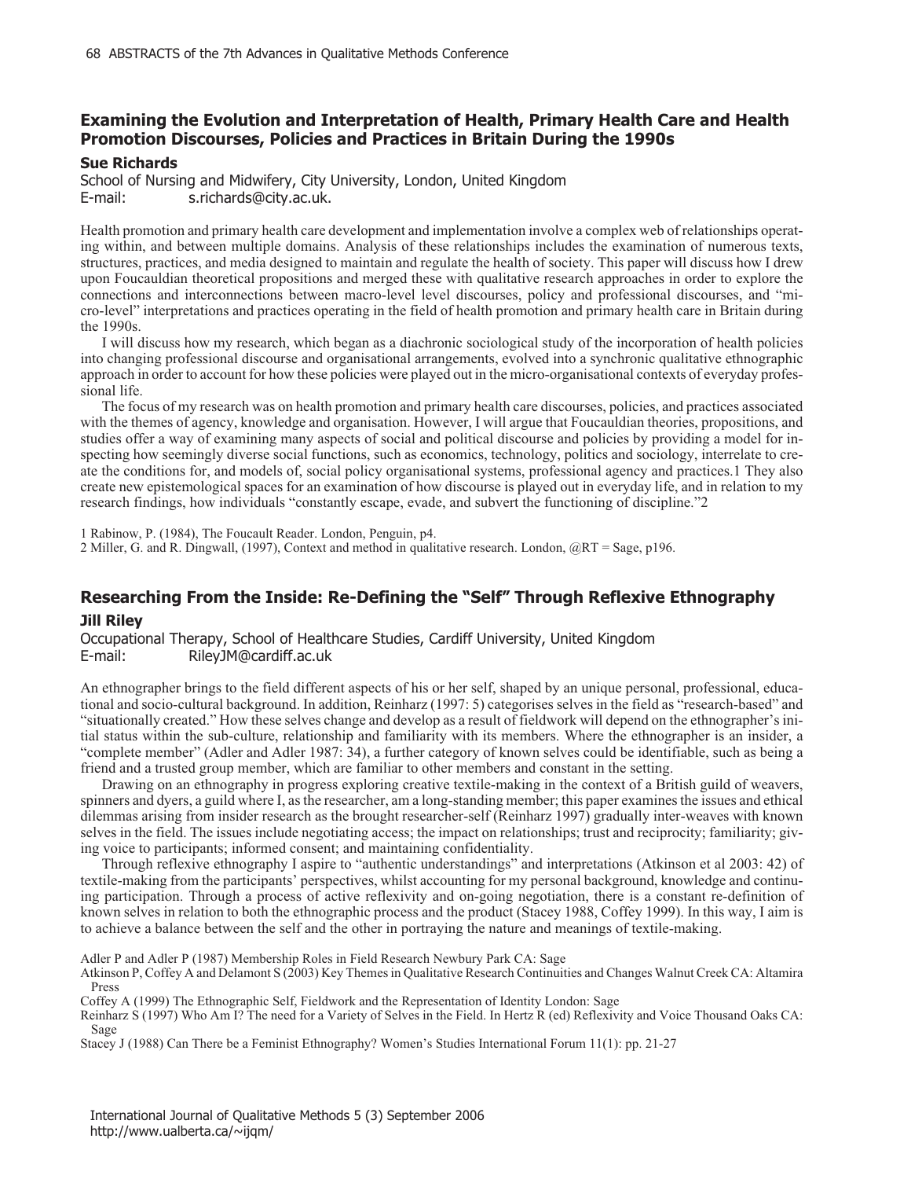## Examining the Evolution and Interpretation of Health, Primary Health Care and Health Promotion Discourses, Policies and Practices in Britain During the 1990s

**Sue Richards**

School of Nursing and Midwifery, City University, London, United Kingdom
E-mail: s.richards@city.ac.uk.

Health promotion and primary health care development and implementation involve a complex web of relationships operating within, and between multiple domains. Analysis of these relationships includes the examination of numerous texts, structures, practices, and media designed to maintain and regulate the health of society. This paper will discuss how I drew upon Foucauldian theoretical propositions and merged these with qualitative research approaches in order to explore the connections and interconnections between macro-level level discourses, policy and professional discourses, and "micro-level" interpretations and practices operating in the field of health promotion and primary health care in Britain during the 1990s.

I will discuss how my research, which began as a diachronic sociological study of the incorporation of health policies into changing professional discourse and organisational arrangements, evolved into a synchronic qualitative ethnographic approach in order to account for how these policies were played out in the micro-organisational contexts of everyday professional life.

The focus of my research was on health promotion and primary health care discourses, policies, and practices associated with the themes of agency, knowledge and organisation. However, I will argue that Foucauldian theories, propositions, and studies offer a way of examining many aspects of social and political discourse and policies by providing a model for inspecting how seemingly diverse social functions, such as economics, technology, politics and sociology, interrelate to create the conditions for, and models of, social policy organisational systems, professional agency and practices.1 They also create new epistemological spaces for an examination of how discourse is played out in everyday life, and in relation to my research findings, how individuals "constantly escape, evade, and subvert the functioning of discipline."2

1 Rabinow, P. (1984), The Foucault Reader. London, Penguin, p4.

2 Miller, G. and R. Dingwall, (1997), Context and method in qualitative research. London, @RT = Sage, p196.

## Researching From the Inside: Re-Defining the "Self" Through Reflexive Ethnography

**Jill Riley**

Occupational Therapy, School of Healthcare Studies, Cardiff University, United Kingdom
E-mail: RileyJM@cardiff.ac.uk

An ethnographer brings to the field different aspects of his or her self, shaped by an unique personal, professional, educational and socio-cultural background. In addition, Reinharz (1997: 5) categorises selves in the field as "research-based" and "situationally created." How these selves change and develop as a result of fieldwork will depend on the ethnographer's initial status within the sub-culture, relationship and familiarity with its members. Where the ethnographer is an insider, a "complete member" (Adler and Adler 1987: 34), a further category of known selves could be identifiable, such as being a friend and a trusted group member, which are familiar to other members and constant in the setting.

Drawing on an ethnography in progress exploring creative textile-making in the context of a British guild of weavers, spinners and dyers, a guild where I, as the researcher, am a long-standing member; this paper examines the issues and ethical dilemmas arising from insider research as the brought researcher-self (Reinharz 1997) gradually inter-weaves with known selves in the field. The issues include negotiating access; the impact on relationships; trust and reciprocity; familiarity; giving voice to participants; informed consent; and maintaining confidentiality.

Through reflexive ethnography I aspire to "authentic understandings" and interpretations (Atkinson et al 2003: 42) of textile-making from the participants' perspectives, whilst accounting for my personal background, knowledge and continuing participation. Through a process of active reflexivity and on-going negotiation, there is a constant re-definition of known selves in relation to both the ethnographic process and the product (Stacey 1988, Coffey 1999). In this way, I aim is to achieve a balance between the self and the other in portraying the nature and meanings of textile-making.

Adler P and Adler P (1987) Membership Roles in Field Research Newbury Park CA: Sage

Atkinson P, Coffey A and Delamont S (2003) Key Themes in Qualitative Research Continuities and Changes Walnut Creek CA: Altamira Press

Coffey A (1999) The Ethnographic Self, Fieldwork and the Representation of Identity London: Sage

Reinharz S (1997) Who Am I? The need for a Variety of Selves in the Field. In Hertz R (ed) Reflexivity and Voice Thousand Oaks CA: Sage

Stacey J (1988) Can There be a Feminist Ethnography? Women's Studies International Forum 11(1): pp. 21-27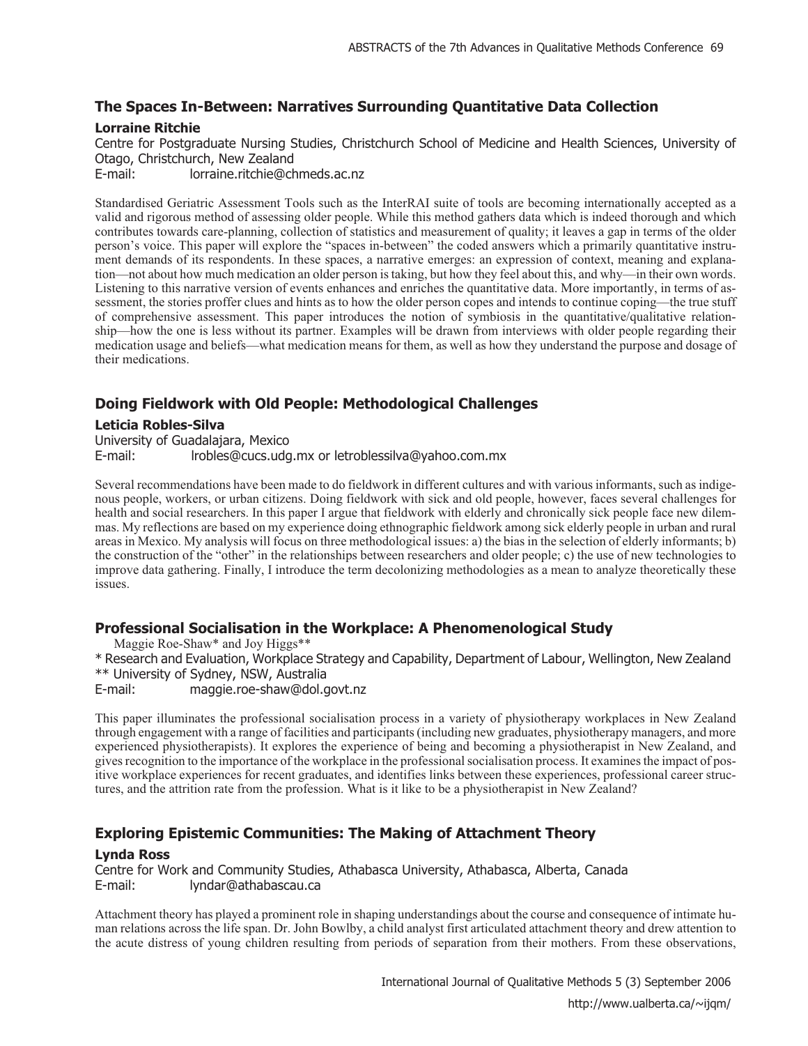## The Spaces In-Between: Narratives Surrounding Quantitative Data Collection

**Lorraine Ritchie**
Centre for Postgraduate Nursing Studies, Christchurch School of Medicine and Health Sciences, University of Otago, Christchurch, New Zealand
E-mail: lorraine.ritchie@chmeds.ac.nz

Standardised Geriatric Assessment Tools such as the InterRAI suite of tools are becoming internationally accepted as a valid and rigorous method of assessing older people. While this method gathers data which is indeed thorough and which contributes towards care-planning, collection of statistics and measurement of quality; it leaves a gap in terms of the older person's voice. This paper will explore the "spaces in-between" the coded answers which a primarily quantitative instrument demands of its respondents. In these spaces, a narrative emerges: an expression of context, meaning and explanation—not about how much medication an older person is taking, but how they feel about this, and why—in their own words. Listening to this narrative version of events enhances and enriches the quantitative data. More importantly, in terms of assessment, the stories proffer clues and hints as to how the older person copes and intends to continue coping—the true stuff of comprehensive assessment. This paper introduces the notion of symbiosis in the quantitative/qualitative relationship—how the one is less without its partner. Examples will be drawn from interviews with older people regarding their medication usage and beliefs—what medication means for them, as well as how they understand the purpose and dosage of their medications.

## Doing Fieldwork with Old People: Methodological Challenges

**Leticia Robles-Silva**
University of Guadalajara, Mexico
E-mail: lrobles@cucs.udg.mx or letroblessilva@yahoo.com.mx

Several recommendations have been made to do fieldwork in different cultures and with various informants, such as indigenous people, workers, or urban citizens. Doing fieldwork with sick and old people, however, faces several challenges for health and social researchers. In this paper I argue that fieldwork with elderly and chronically sick people face new dilemmas. My reflections are based on my experience doing ethnographic fieldwork among sick elderly people in urban and rural areas in Mexico. My analysis will focus on three methodological issues: a) the bias in the selection of elderly informants; b) the construction of the "other" in the relationships between researchers and older people; c) the use of new technologies to improve data gathering. Finally, I introduce the term decolonizing methodologies as a mean to analyze theoretically these issues.

## Professional Socialisation in the Workplace: A Phenomenological Study

Maggie Roe-Shaw* and Joy Higgs**
* Research and Evaluation, Workplace Strategy and Capability, Department of Labour, Wellington, New Zealand
** University of Sydney, NSW, Australia
E-mail: maggie.roe-shaw@dol.govt.nz

This paper illuminates the professional socialisation process in a variety of physiotherapy workplaces in New Zealand through engagement with a range of facilities and participants (including new graduates, physiotherapy managers, and more experienced physiotherapists). It explores the experience of being and becoming a physiotherapist in New Zealand, and gives recognition to the importance of the workplace in the professional socialisation process. It examines the impact of positive workplace experiences for recent graduates, and identifies links between these experiences, professional career structures, and the attrition rate from the profession. What is it like to be a physiotherapist in New Zealand?

## Exploring Epistemic Communities: The Making of Attachment Theory

**Lynda Ross**
Centre for Work and Community Studies, Athabasca University, Athabasca, Alberta, Canada
E-mail: lyndar@athabascau.ca

Attachment theory has played a prominent role in shaping understandings about the course and consequence of intimate human relations across the life span. Dr. John Bowlby, a child analyst first articulated attachment theory and drew attention to the acute distress of young children resulting from periods of separation from their mothers. From these observations,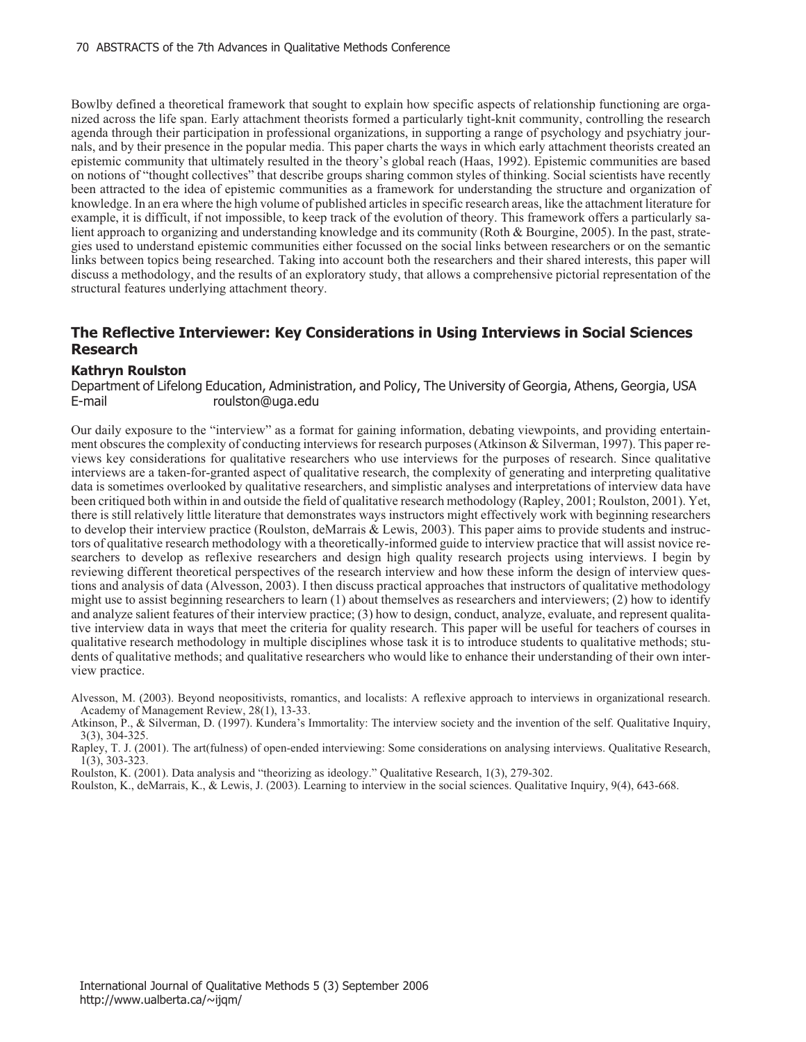Bowlby defined a theoretical framework that sought to explain how specific aspects of relationship functioning are organized across the life span. Early attachment theorists formed a particularly tight-knit community, controlling the research agenda through their participation in professional organizations, in supporting a range of psychology and psychiatry journals, and by their presence in the popular media. This paper charts the ways in which early attachment theorists created an epistemic community that ultimately resulted in the theory's global reach (Haas, 1992). Epistemic communities are based on notions of "thought collectives" that describe groups sharing common styles of thinking. Social scientists have recently been attracted to the idea of epistemic communities as a framework for understanding the structure and organization of knowledge. In an era where the high volume of published articles in specific research areas, like the attachment literature for example, it is difficult, if not impossible, to keep track of the evolution of theory. This framework offers a particularly salient approach to organizing and understanding knowledge and its community (Roth & Bourgine, 2005). In the past, strategies used to understand epistemic communities either focussed on the social links between researchers or on the semantic links between topics being researched. Taking into account both the researchers and their shared interests, this paper will discuss a methodology, and the results of an exploratory study, that allows a comprehensive pictorial representation of the structural features underlying attachment theory.

## The Reflective Interviewer: Key Considerations in Using Interviews in Social Sciences Research

**Kathryn Roulston**

Department of Lifelong Education, Administration, and Policy, The University of Georgia, Athens, Georgia, USA
E-mail roulston@uga.edu

Our daily exposure to the "interview" as a format for gaining information, debating viewpoints, and providing entertainment obscures the complexity of conducting interviews for research purposes (Atkinson & Silverman, 1997). This paper reviews key considerations for qualitative researchers who use interviews for the purposes of research. Since qualitative interviews are a taken-for-granted aspect of qualitative research, the complexity of generating and interpreting qualitative data is sometimes overlooked by qualitative researchers, and simplistic analyses and interpretations of interview data have been critiqued both within in and outside the field of qualitative research methodology (Rapley, 2001; Roulston, 2001). Yet, there is still relatively little literature that demonstrates ways instructors might effectively work with beginning researchers to develop their interview practice (Roulston, deMarrais & Lewis, 2003). This paper aims to provide students and instructors of qualitative research methodology with a theoretically-informed guide to interview practice that will assist novice researchers to develop as reflexive researchers and design high quality research projects using interviews. I begin by reviewing different theoretical perspectives of the research interview and how these inform the design of interview questions and analysis of data (Alvesson, 2003). I then discuss practical approaches that instructors of qualitative methodology might use to assist beginning researchers to learn (1) about themselves as researchers and interviewers; (2) how to identify and analyze salient features of their interview practice; (3) how to design, conduct, analyze, evaluate, and represent qualitative interview data in ways that meet the criteria for quality research. This paper will be useful for teachers of courses in qualitative research methodology in multiple disciplines whose task it is to introduce students to qualitative methods; students of qualitative methods; and qualitative researchers who would like to enhance their understanding of their own interview practice.

Alvesson, M. (2003). Beyond neopositivists, romantics, and localists: A reflexive approach to interviews in organizational research. Academy of Management Review, 28(1), 13-33.

Atkinson, P., & Silverman, D. (1997). Kundera's Immortality: The interview society and the invention of the self. Qualitative Inquiry, 3(3), 304-325.

Rapley, T. J. (2001). The art(fulness) of open-ended interviewing: Some considerations on analysing interviews. Qualitative Research, 1(3), 303-323.

Roulston, K. (2001). Data analysis and "theorizing as ideology." Qualitative Research, 1(3), 279-302.

Roulston, K., deMarrais, K., & Lewis, J. (2003). Learning to interview in the social sciences. Qualitative Inquiry, 9(4), 643-668.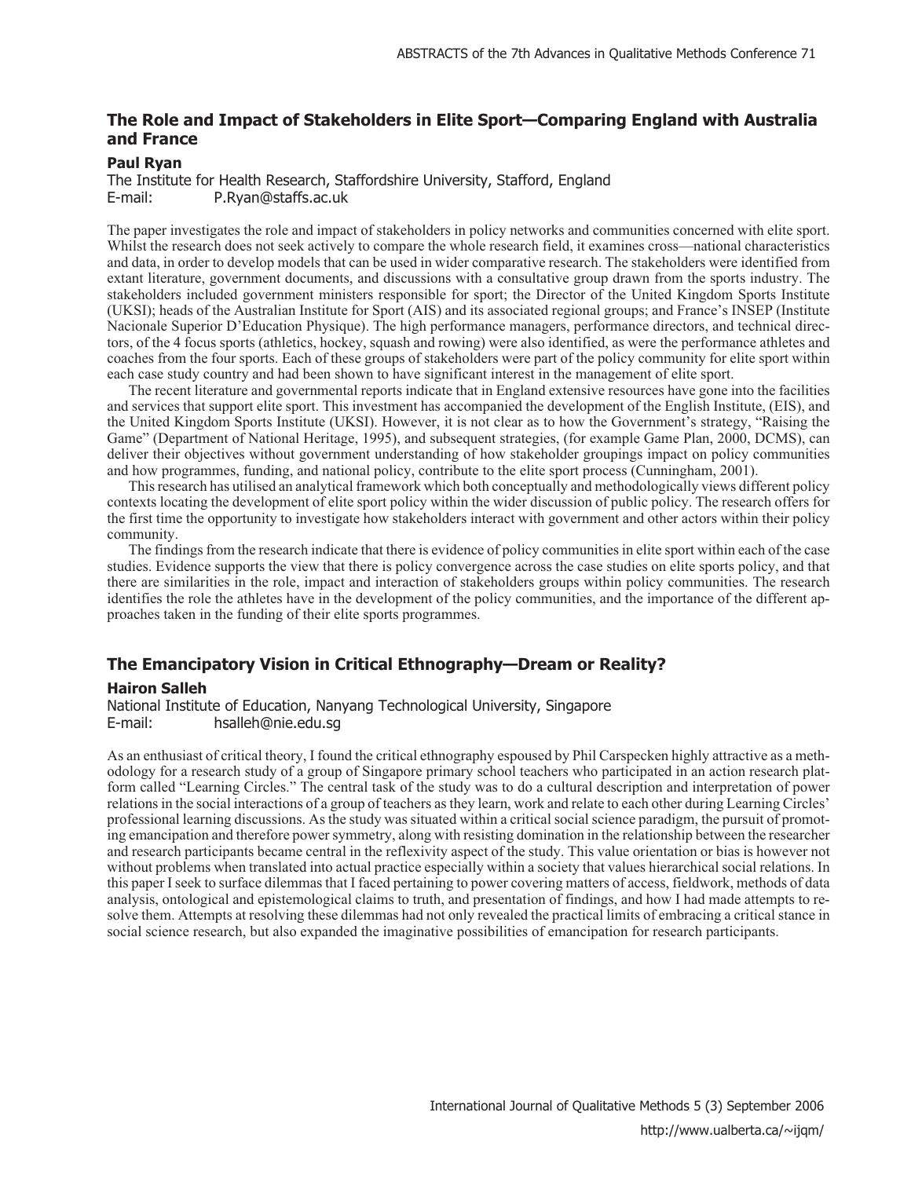## The Role and Impact of Stakeholders in Elite Sport—Comparing England with Australia and France

**Paul Ryan**

The Institute for Health Research, Staffordshire University, Stafford, England

E-mail: P.Ryan@staffs.ac.uk

The paper investigates the role and impact of stakeholders in policy networks and communities concerned with elite sport. Whilst the research does not seek actively to compare the whole research field, it examines cross—national characteristics and data, in order to develop models that can be used in wider comparative research. The stakeholders were identified from extant literature, government documents, and discussions with a consultative group drawn from the sports industry. The stakeholders included government ministers responsible for sport; the Director of the United Kingdom Sports Institute (UKSI); heads of the Australian Institute for Sport (AIS) and its associated regional groups; and France's INSEP (Institute Nacionale Superior D'Education Physique). The high performance managers, performance directors, and technical directors, of the 4 focus sports (athletics, hockey, squash and rowing) were also identified, as were the performance athletes and coaches from the four sports. Each of these groups of stakeholders were part of the policy community for elite sport within each case study country and had been shown to have significant interest in the management of elite sport.

The recent literature and governmental reports indicate that in England extensive resources have gone into the facilities and services that support elite sport. This investment has accompanied the development of the English Institute, (EIS), and the United Kingdom Sports Institute (UKSI). However, it is not clear as to how the Government's strategy, "Raising the Game" (Department of National Heritage, 1995), and subsequent strategies, (for example Game Plan, 2000, DCMS), can deliver their objectives without government understanding of how stakeholder groupings impact on policy communities and how programmes, funding, and national policy, contribute to the elite sport process (Cunningham, 2001).

This research has utilised an analytical framework which both conceptually and methodologically views different policy contexts locating the development of elite sport policy within the wider discussion of public policy. The research offers for the first time the opportunity to investigate how stakeholders interact with government and other actors within their policy community.

The findings from the research indicate that there is evidence of policy communities in elite sport within each of the case studies. Evidence supports the view that there is policy convergence across the case studies on elite sports policy, and that there are similarities in the role, impact and interaction of stakeholders groups within policy communities. The research identifies the role the athletes have in the development of the policy communities, and the importance of the different approaches taken in the funding of their elite sports programmes.

## The Emancipatory Vision in Critical Ethnography—Dream or Reality?

**Hairon Salleh**

National Institute of Education, Nanyang Technological University, Singapore

E-mail: hsalleh@nie.edu.sg

As an enthusiast of critical theory, I found the critical ethnography espoused by Phil Carspecken highly attractive as a methodology for a research study of a group of Singapore primary school teachers who participated in an action research platform called "Learning Circles." The central task of the study was to do a cultural description and interpretation of power relations in the social interactions of a group of teachers as they learn, work and relate to each other during Learning Circles' professional learning discussions. As the study was situated within a critical social science paradigm, the pursuit of promoting emancipation and therefore power symmetry, along with resisting domination in the relationship between the researcher and research participants became central in the reflexivity aspect of the study. This value orientation or bias is however not without problems when translated into actual practice especially within a society that values hierarchical social relations. In this paper I seek to surface dilemmas that I faced pertaining to power covering matters of access, fieldwork, methods of data analysis, ontological and epistemological claims to truth, and presentation of findings, and how I had made attempts to resolve them. Attempts at resolving these dilemmas had not only revealed the practical limits of embracing a critical stance in social science research, but also expanded the imaginative possibilities of emancipation for research participants.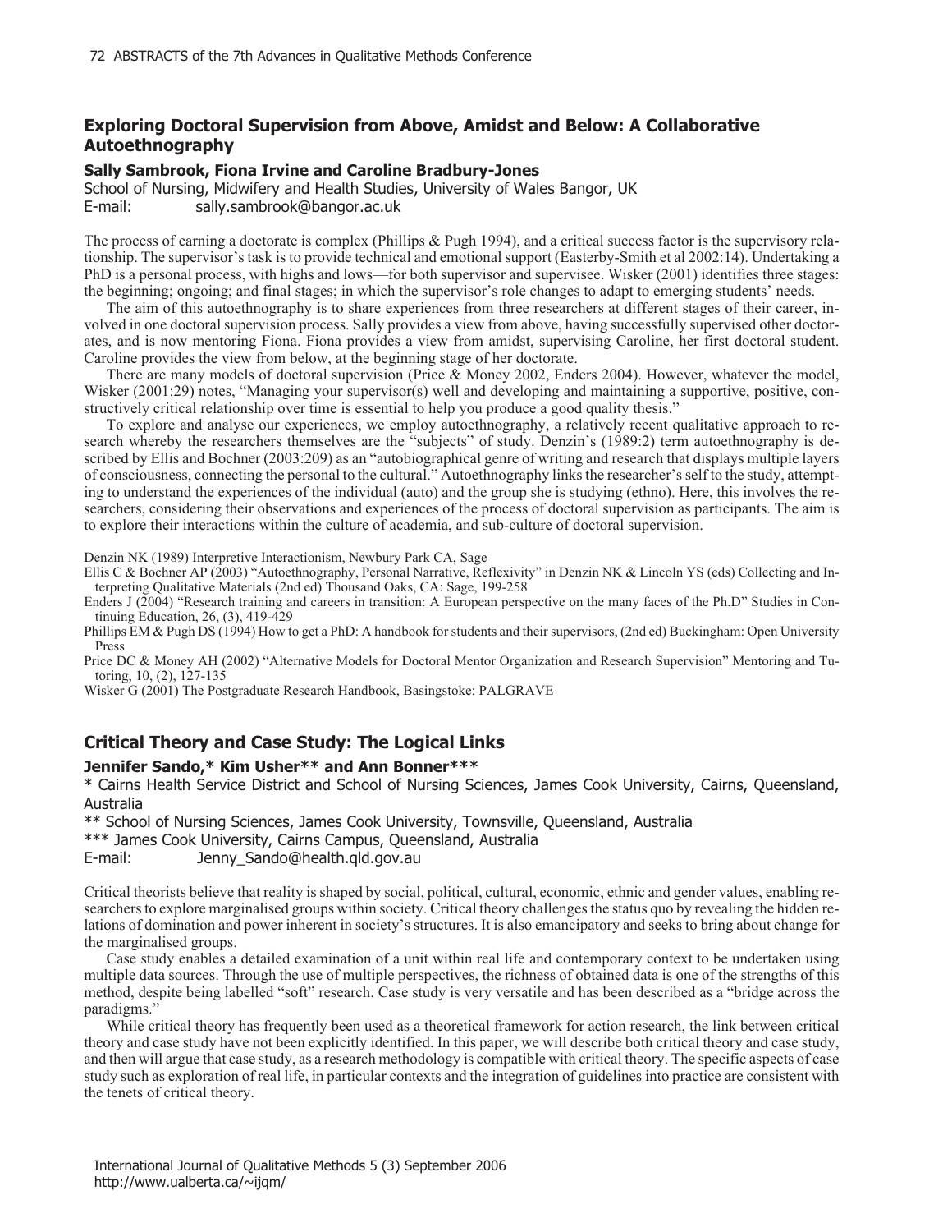## Exploring Doctoral Supervision from Above, Amidst and Below: A Collaborative Autoethnography

**Sally Sambrook, Fiona Irvine and Caroline Bradbury-Jones**

School of Nursing, Midwifery and Health Studies, University of Wales Bangor, UK
E-mail: sally.sambrook@bangor.ac.uk

The process of earning a doctorate is complex (Phillips & Pugh 1994), and a critical success factor is the supervisory relationship. The supervisor's task is to provide technical and emotional support (Easterby-Smith et al 2002:14). Undertaking a PhD is a personal process, with highs and lows—for both supervisor and supervisee. Wisker (2001) identifies three stages: the beginning; ongoing; and final stages; in which the supervisor's role changes to adapt to emerging students' needs.

The aim of this autoethnography is to share experiences from three researchers at different stages of their career, involved in one doctoral supervision process. Sally provides a view from above, having successfully supervised other doctorates, and is now mentoring Fiona. Fiona provides a view from amidst, supervising Caroline, her first doctoral student. Caroline provides the view from below, at the beginning stage of her doctorate.

There are many models of doctoral supervision (Price & Money 2002, Enders 2004). However, whatever the model, Wisker (2001:29) notes, "Managing your supervisor(s) well and developing and maintaining a supportive, positive, constructively critical relationship over time is essential to help you produce a good quality thesis."

To explore and analyse our experiences, we employ autoethnography, a relatively recent qualitative approach to research whereby the researchers themselves are the "subjects" of study. Denzin's (1989:2) term autoethnography is described by Ellis and Bochner (2003:209) as an "autobiographical genre of writing and research that displays multiple layers of consciousness, connecting the personal to the cultural." Autoethnography links the researcher's self to the study, attempting to understand the experiences of the individual (auto) and the group she is studying (ethno). Here, this involves the researchers, considering their observations and experiences of the process of doctoral supervision as participants. The aim is to explore their interactions within the culture of academia, and sub-culture of doctoral supervision.

Denzin NK (1989) Interpretive Interactionism, Newbury Park CA, Sage

Ellis C & Bochner AP (2003) "Autoethnography, Personal Narrative, Reflexivity" in Denzin NK & Lincoln YS (eds) Collecting and Interpreting Qualitative Materials (2nd ed) Thousand Oaks, CA: Sage, 199-258

Enders J (2004) "Research training and careers in transition: A European perspective on the many faces of the Ph.D" Studies in Continuing Education, 26, (3), 419-429

Phillips EM & Pugh DS (1994) How to get a PhD: A handbook for students and their supervisors, (2nd ed) Buckingham: Open University Press

Price DC & Money AH (2002) "Alternative Models for Doctoral Mentor Organization and Research Supervision" Mentoring and Tutoring, 10, (2), 127-135

Wisker G (2001) The Postgraduate Research Handbook, Basingstoke: PALGRAVE

## Critical Theory and Case Study: The Logical Links

**Jennifer Sando,* Kim Usher** and Ann Bonner*****

\* Cairns Health Service District and School of Nursing Sciences, James Cook University, Cairns, Queensland, Australia

** School of Nursing Sciences, James Cook University, Townsville, Queensland, Australia

*** James Cook University, Cairns Campus, Queensland, Australia

E-mail: Jenny_Sando@health.qld.gov.au

Critical theorists believe that reality is shaped by social, political, cultural, economic, ethnic and gender values, enabling researchers to explore marginalised groups within society. Critical theory challenges the status quo by revealing the hidden relations of domination and power inherent in society's structures. It is also emancipatory and seeks to bring about change for the marginalised groups.

Case study enables a detailed examination of a unit within real life and contemporary context to be undertaken using multiple data sources. Through the use of multiple perspectives, the richness of obtained data is one of the strengths of this method, despite being labelled "soft" research. Case study is very versatile and has been described as a "bridge across the paradigms."

While critical theory has frequently been used as a theoretical framework for action research, the link between critical theory and case study have not been explicitly identified. In this paper, we will describe both critical theory and case study, and then will argue that case study, as a research methodology is compatible with critical theory. The specific aspects of case study such as exploration of real life, in particular contexts and the integration of guidelines into practice are consistent with the tenets of critical theory.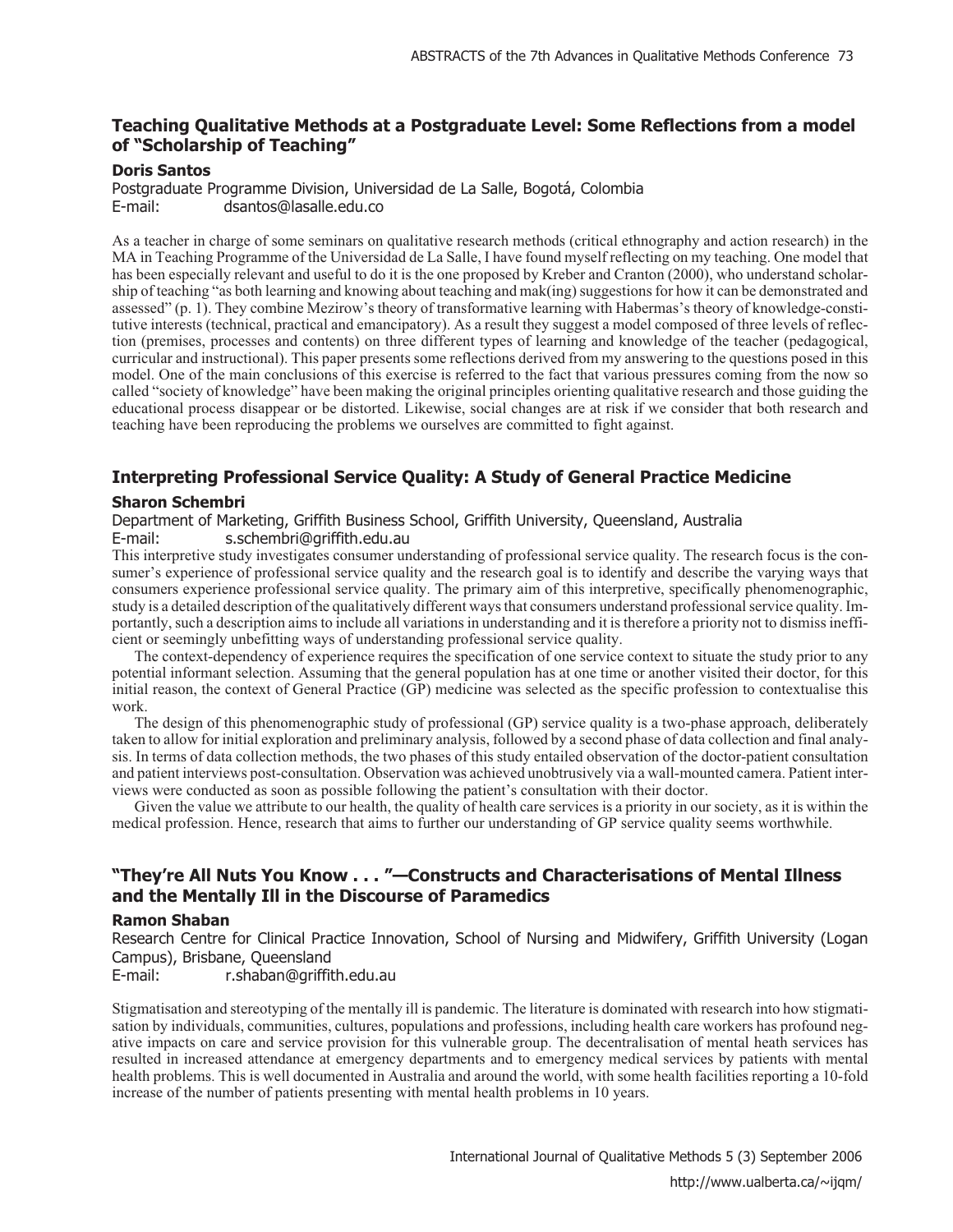## Teaching Qualitative Methods at a Postgraduate Level: Some Reflections from a model of "Scholarship of Teaching"

**Doris Santos**

Postgraduate Programme Division, Universidad de La Salle, Bogotá, Colombia
E-mail: dsantos@lasalle.edu.co

As a teacher in charge of some seminars on qualitative research methods (critical ethnography and action research) in the MA in Teaching Programme of the Universidad de La Salle, I have found myself reflecting on my teaching. One model that has been especially relevant and useful to do it is the one proposed by Kreber and Cranton (2000), who understand scholarship of teaching "as both learning and knowing about teaching and mak(ing) suggestions for how it can be demonstrated and assessed" (p. 1). They combine Mezirow's theory of transformative learning with Habermas's theory of knowledge-constitutive interests (technical, practical and emancipatory). As a result they suggest a model composed of three levels of reflection (premises, processes and contents) on three different types of learning and knowledge of the teacher (pedagogical, curricular and instructional). This paper presents some reflections derived from my answering to the questions posed in this model. One of the main conclusions of this exercise is referred to the fact that various pressures coming from the now so called "society of knowledge" have been making the original principles orienting qualitative research and those guiding the educational process disappear or be distorted. Likewise, social changes are at risk if we consider that both research and teaching have been reproducing the problems we ourselves are committed to fight against.

## Interpreting Professional Service Quality: A Study of General Practice Medicine

**Sharon Schembri**

Department of Marketing, Griffith Business School, Griffith University, Queensland, Australia
E-mail: s.schembri@griffith.edu.au

This interpretive study investigates consumer understanding of professional service quality. The research focus is the consumer's experience of professional service quality and the research goal is to identify and describe the varying ways that consumers experience professional service quality. The primary aim of this interpretive, specifically phenomenographic, study is a detailed description of the qualitatively different ways that consumers understand professional service quality. Importantly, such a description aims to include all variations in understanding and it is therefore a priority not to dismiss inefficient or seemingly unbefitting ways of understanding professional service quality.

The context-dependency of experience requires the specification of one service context to situate the study prior to any potential informant selection. Assuming that the general population has at one time or another visited their doctor, for this initial reason, the context of General Practice (GP) medicine was selected as the specific profession to contextualise this work.

The design of this phenomenographic study of professional (GP) service quality is a two-phase approach, deliberately taken to allow for initial exploration and preliminary analysis, followed by a second phase of data collection and final analysis. In terms of data collection methods, the two phases of this study entailed observation of the doctor-patient consultation and patient interviews post-consultation. Observation was achieved unobtrusively via a wall-mounted camera. Patient interviews were conducted as soon as possible following the patient's consultation with their doctor.

Given the value we attribute to our health, the quality of health care services is a priority in our society, as it is within the medical profession. Hence, research that aims to further our understanding of GP service quality seems worthwhile.

## "They're All Nuts You Know . . . "—Constructs and Characterisations of Mental Illness and the Mentally Ill in the Discourse of Paramedics

**Ramon Shaban**

Research Centre for Clinical Practice Innovation, School of Nursing and Midwifery, Griffith University (Logan Campus), Brisbane, Queensland
E-mail: r.shaban@griffith.edu.au

Stigmatisation and stereotyping of the mentally ill is pandemic. The literature is dominated with research into how stigmatisation by individuals, communities, cultures, populations and professions, including health care workers has profound negative impacts on care and service provision for this vulnerable group. The decentralisation of mental heath services has resulted in increased attendance at emergency departments and to emergency medical services by patients with mental health problems. This is well documented in Australia and around the world, with some health facilities reporting a 10-fold increase of the number of patients presenting with mental health problems in 10 years.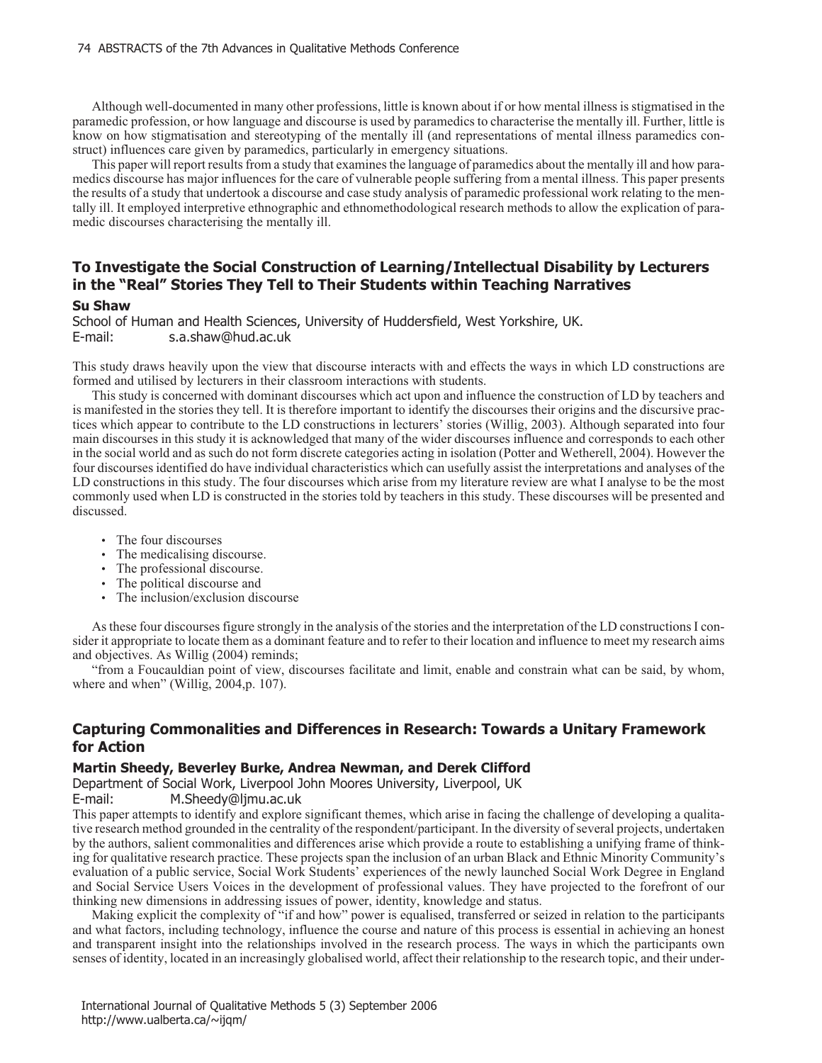Although well-documented in many other professions, little is known about if or how mental illness is stigmatised in the paramedic profession, or how language and discourse is used by paramedics to characterise the mentally ill. Further, little is know on how stigmatisation and stereotyping of the mentally ill (and representations of mental illness paramedics construct) influences care given by paramedics, particularly in emergency situations.

This paper will report results from a study that examines the language of paramedics about the mentally ill and how paramedics discourse has major influences for the care of vulnerable people suffering from a mental illness. This paper presents the results of a study that undertook a discourse and case study analysis of paramedic professional work relating to the mentally ill. It employed interpretive ethnographic and ethnomethodological research methods to allow the explication of paramedic discourses characterising the mentally ill.

## To Investigate the Social Construction of Learning/Intellectual Disability by Lecturers in the "Real" Stories They Tell to Their Students within Teaching Narratives

**Su Shaw**

School of Human and Health Sciences, University of Huddersfield, West Yorkshire, UK.
E-mail: s.a.shaw@hud.ac.uk

This study draws heavily upon the view that discourse interacts with and effects the ways in which LD constructions are formed and utilised by lecturers in their classroom interactions with students.

This study is concerned with dominant discourses which act upon and influence the construction of LD by teachers and is manifested in the stories they tell. It is therefore important to identify the discourses their origins and the discursive practices which appear to contribute to the LD constructions in lecturers' stories (Willig, 2003). Although separated into four main discourses in this study it is acknowledged that many of the wider discourses influence and corresponds to each other in the social world and as such do not form discrete categories acting in isolation (Potter and Wetherell, 2004). However the four discourses identified do have individual characteristics which can usefully assist the interpretations and analyses of the LD constructions in this study. The four discourses which arise from my literature review are what I analyse to be the most commonly used when LD is constructed in the stories told by teachers in this study. These discourses will be presented and discussed.

- The four discourses
- The medicalising discourse.
- The professional discourse.
- The political discourse and
- The inclusion/exclusion discourse

As these four discourses figure strongly in the analysis of the stories and the interpretation of the LD constructions I consider it appropriate to locate them as a dominant feature and to refer to their location and influence to meet my research aims and objectives. As Willig (2004) reminds;

"from a Foucauldian point of view, discourses facilitate and limit, enable and constrain what can be said, by whom, where and when" (Willig, 2004,p. 107).

## Capturing Commonalities and Differences in Research: Towards a Unitary Framework for Action

**Martin Sheedy, Beverley Burke, Andrea Newman, and Derek Clifford**

Department of Social Work, Liverpool John Moores University, Liverpool, UK
E-mail: M.Sheedy@ljmu.ac.uk

This paper attempts to identify and explore significant themes, which arise in facing the challenge of developing a qualitative research method grounded in the centrality of the respondent/participant. In the diversity of several projects, undertaken by the authors, salient commonalities and differences arise which provide a route to establishing a unifying frame of thinking for qualitative research practice. These projects span the inclusion of an urban Black and Ethnic Minority Community's evaluation of a public service, Social Work Students' experiences of the newly launched Social Work Degree in England and Social Service Users Voices in the development of professional values. They have projected to the forefront of our thinking new dimensions in addressing issues of power, identity, knowledge and status.

Making explicit the complexity of "if and how" power is equalised, transferred or seized in relation to the participants and what factors, including technology, influence the course and nature of this process is essential in achieving an honest and transparent insight into the relationships involved in the research process. The ways in which the participants own senses of identity, located in an increasingly globalised world, affect their relationship to the research topic, and their under-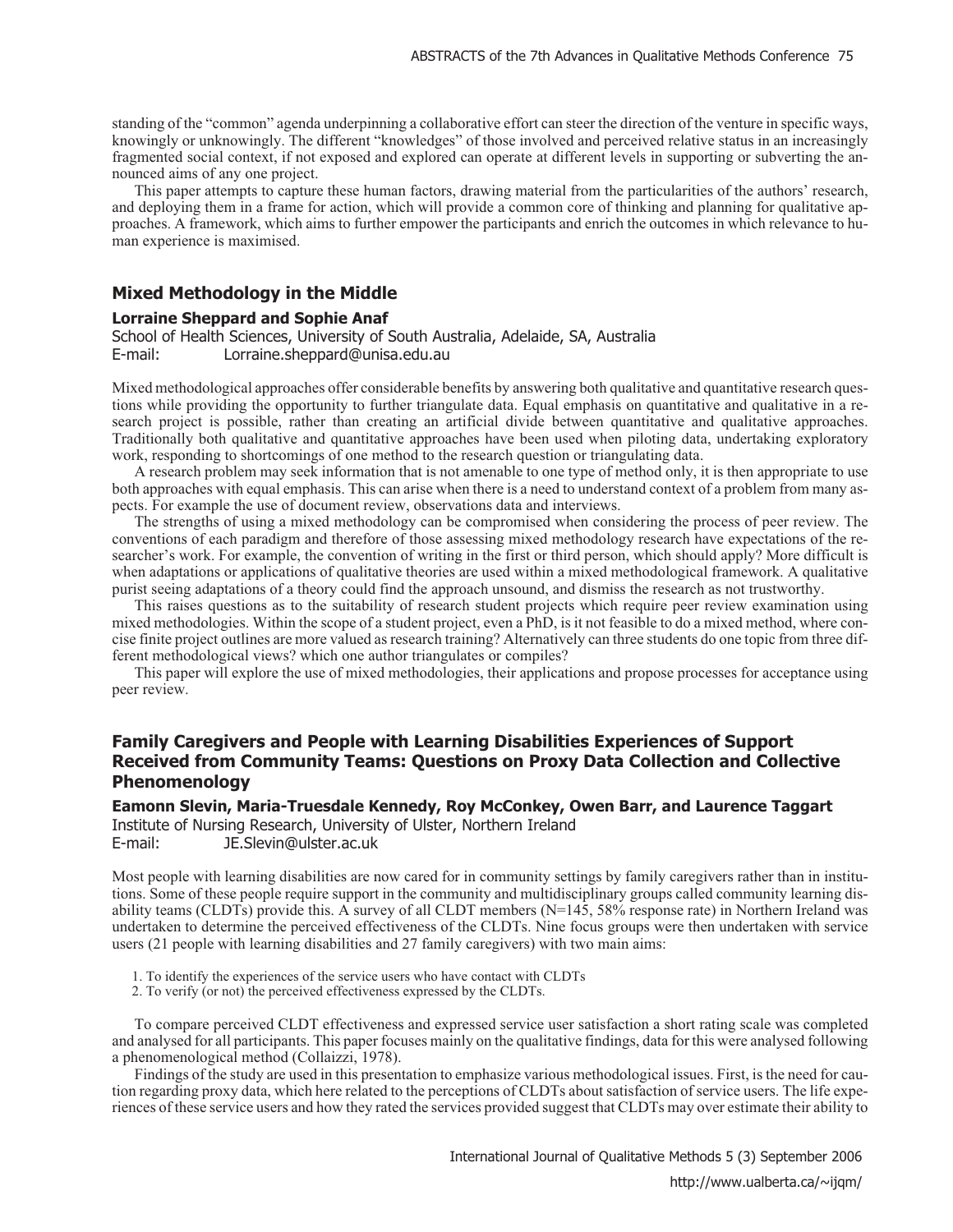standing of the "common" agenda underpinning a collaborative effort can steer the direction of the venture in specific ways, knowingly or unknowingly. The different "knowledges" of those involved and perceived relative status in an increasingly fragmented social context, if not exposed and explored can operate at different levels in supporting or subverting the announced aims of any one project.

This paper attempts to capture these human factors, drawing material from the particularities of the authors' research, and deploying them in a frame for action, which will provide a common core of thinking and planning for qualitative approaches. A framework, which aims to further empower the participants and enrich the outcomes in which relevance to human experience is maximised.

## Mixed Methodology in the Middle

**Lorraine Sheppard and Sophie Anaf**
School of Health Sciences, University of South Australia, Adelaide, SA, Australia
E-mail: Lorraine.sheppard@unisa.edu.au

Mixed methodological approaches offer considerable benefits by answering both qualitative and quantitative research questions while providing the opportunity to further triangulate data. Equal emphasis on quantitative and qualitative in a research project is possible, rather than creating an artificial divide between quantitative and qualitative approaches. Traditionally both qualitative and quantitative approaches have been used when piloting data, undertaking exploratory work, responding to shortcomings of one method to the research question or triangulating data.

A research problem may seek information that is not amenable to one type of method only, it is then appropriate to use both approaches with equal emphasis. This can arise when there is a need to understand context of a problem from many aspects. For example the use of document review, observations data and interviews.

The strengths of using a mixed methodology can be compromised when considering the process of peer review. The conventions of each paradigm and therefore of those assessing mixed methodology research have expectations of the researcher's work. For example, the convention of writing in the first or third person, which should apply? More difficult is when adaptations or applications of qualitative theories are used within a mixed methodological framework. A qualitative purist seeing adaptations of a theory could find the approach unsound, and dismiss the research as not trustworthy.

This raises questions as to the suitability of research student projects which require peer review examination using mixed methodologies. Within the scope of a student project, even a PhD, is it not feasible to do a mixed method, where concise finite project outlines are more valued as research training? Alternatively can three students do one topic from three different methodological views? which one author triangulates or compiles?

This paper will explore the use of mixed methodologies, their applications and propose processes for acceptance using peer review.

## Family Caregivers and People with Learning Disabilities Experiences of Support Received from Community Teams: Questions on Proxy Data Collection and Collective Phenomenology

**Eamonn Slevin, Maria-Truesdale Kennedy, Roy McConkey, Owen Barr, and Laurence Taggart**
Institute of Nursing Research, University of Ulster, Northern Ireland
E-mail: JE.Slevin@ulster.ac.uk

Most people with learning disabilities are now cared for in community settings by family caregivers rather than in institutions. Some of these people require support in the community and multidisciplinary groups called community learning disability teams (CLDTs) provide this. A survey of all CLDT members (N=145, 58% response rate) in Northern Ireland was undertaken to determine the perceived effectiveness of the CLDTs. Nine focus groups were then undertaken with service users (21 people with learning disabilities and 27 family caregivers) with two main aims:

1. To identify the experiences of the service users who have contact with CLDTs
2. To verify (or not) the perceived effectiveness expressed by the CLDTs.

To compare perceived CLDT effectiveness and expressed service user satisfaction a short rating scale was completed and analysed for all participants. This paper focusses mainly on the qualitative findings, data for this were analysed following a phenomenological method (Collaizzi, 1978).

Findings of the study are used in this presentation to emphasize various methodological issues. First, is the need for caution regarding proxy data, which here related to the perceptions of CLDTs about satisfaction of service users. The life experiences of these service users and how they rated the services provided suggest that CLDTs may over estimate their ability to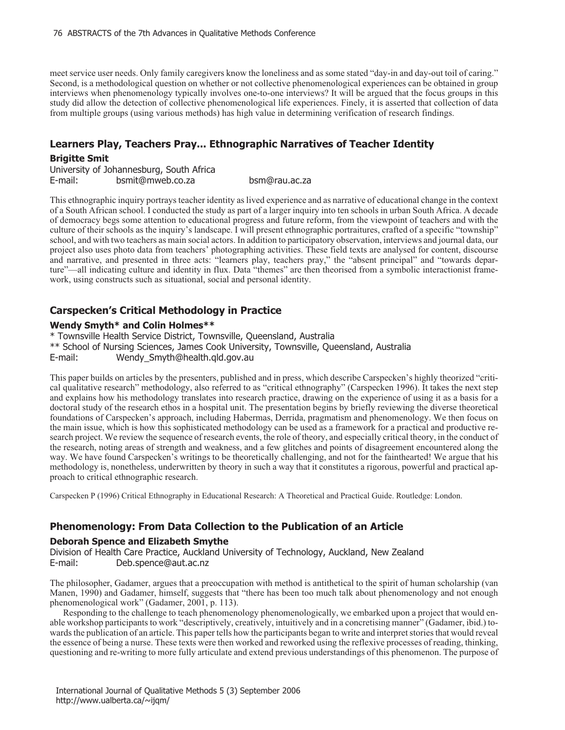meet service user needs. Only family caregivers know the loneliness and as some stated "day-in and day-out toil of caring." Second, is a methodological question on whether or not collective phenomenological experiences can be obtained in group interviews when phenomenology typically involves one-to-one interviews? It will be argued that the focus groups in this study did allow the detection of collective phenomenological life experiences. Finely, it is asserted that collection of data from multiple groups (using various methods) has high value in determining verification of research findings.

## Learners Play, Teachers Pray... Ethnographic Narratives of Teacher Identity

**Brigitte Smit**

University of Johannesburg, South Africa
E-mail: bsmit@mweb.co.za bsm@rau.ac.za

This ethnographic inquiry portrays teacher identity as lived experience and as narrative of educational change in the context of a South African school. I conducted the study as part of a larger inquiry into ten schools in urban South Africa. A decade of democracy begs some attention to educational progress and future reform, from the viewpoint of teachers and with the culture of their schools as the inquiry's landscape. I will present ethnographic portraitures, crafted of a specific "township" school, and with two teachers as main social actors. In addition to participatory observation, interviews and journal data, our project also uses photo data from teachers' photographing activities. These field texts are analysed for content, discourse and narrative, and presented in three acts: "learners play, teachers pray," the "absent principal" and "towards departure"—all indicating culture and identity in flux. Data "themes" are then theorised from a symbolic interactionist framework, using constructs such as situational, social and personal identity.

## Carspecken's Critical Methodology in Practice

**Wendy Smyth* and Colin Holmes****

\* Townsville Health Service District, Townsville, Queensland, Australia
\*\* School of Nursing Sciences, James Cook University, Townsville, Queensland, Australia
E-mail: Wendy_Smyth@health.qld.gov.au

This paper builds on articles by the presenters, published and in press, which describe Carspecken's highly theorized "critical qualitative research" methodology, also referred to as "critical ethnography" (Carspecken 1996). It takes the next step and explains how his methodology translates into research practice, drawing on the experience of using it as a basis for a doctoral study of the research ethos in a hospital unit. The presentation begins by briefly reviewing the diverse theoretical foundations of Carspecken's approach, including Habermas, Derrida, pragmatism and phenomenology. We then focus on the main issue, which is how this sophisticated methodology can be used as a framework for a practical and productive research project. We review the sequence of research events, the role of theory, and especially critical theory, in the conduct of the research, noting areas of strength and weakness, and a few glitches and points of disagreement encountered along the way. We have found Carspecken's writings to be theoretically challenging, and not for the fainthearted! We argue that his methodology is, nonetheless, underwritten by theory in such a way that it constitutes a rigorous, powerful and practical approach to critical ethnographic research.

Carspecken P (1996) Critical Ethnography in Educational Research: A Theoretical and Practical Guide. Routledge: London.

## Phenomenology: From Data Collection to the Publication of an Article

**Deborah Spence and Elizabeth Smythe**

Division of Health Care Practice, Auckland University of Technology, Auckland, New Zealand
E-mail: Deb.spence@aut.ac.nz

The philosopher, Gadamer, argues that a preoccupation with method is antithetical to the spirit of human scholarship (van Manen, 1990) and Gadamer, himself, suggests that "there has been too much talk about phenomenology and not enough phenomenological work" (Gadamer, 2001, p. 113).

Responding to the challenge to teach phenomenology phenomenologically, we embarked upon a project that would enable workshop participants to work "descriptively, creatively, intuitively and in a concretising manner" (Gadamer, ibid.) towards the publication of an article. This paper tells how the participants began to write and interpret stories that would reveal the essence of being a nurse. These texts were then worked and reworked using the reflexive processes of reading, thinking, questioning and re-writing to more fully articulate and extend previous understandings of this phenomenon. The purpose of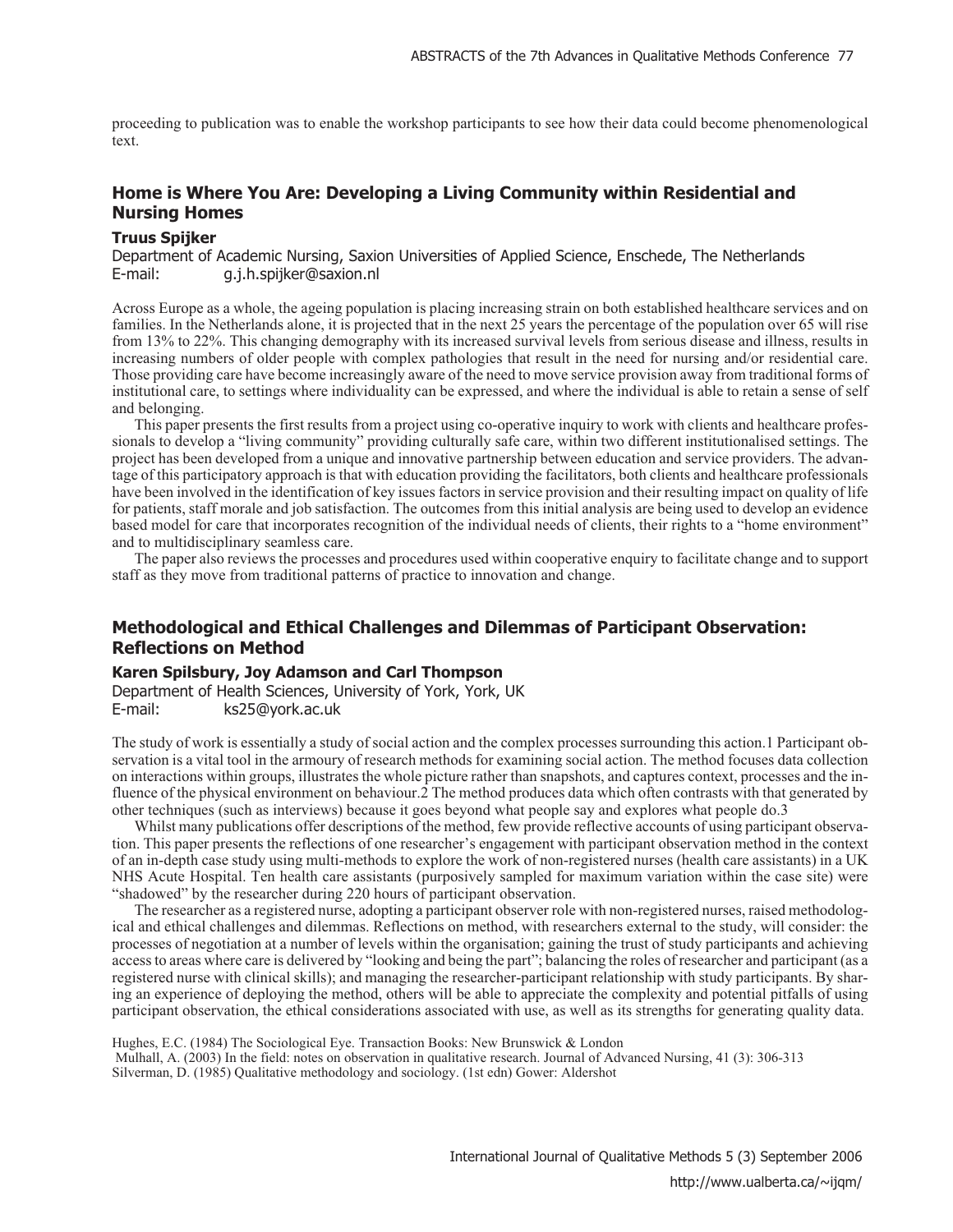proceeding to publication was to enable the workshop participants to see how their data could become phenomenological text.

## Home is Where You Are: Developing a Living Community within Residential and Nursing Homes

**Truus Spijker**

Department of Academic Nursing, Saxion Universities of Applied Science, Enschede, The Netherlands
E-mail: g.j.h.spijker@saxion.nl

Across Europe as a whole, the ageing population is placing increasing strain on both established healthcare services and on families. In the Netherlands alone, it is projected that in the next 25 years the percentage of the population over 65 will rise from 13% to 22%. This changing demography with its increased survival levels from serious disease and illness, results in increasing numbers of older people with complex pathologies that result in the need for nursing and/or residential care. Those providing care have become increasingly aware of the need to move service provision away from traditional forms of institutional care, to settings where individuality can be expressed, and where the individual is able to retain a sense of self and belonging.

This paper presents the first results from a project using co-operative inquiry to work with clients and healthcare professionals to develop a "living community" providing culturally safe care, within two different institutionalised settings. The project has been developed from a unique and innovative partnership between education and service providers. The advantage of this participatory approach is that with education providing the facilitators, both clients and healthcare professionals have been involved in the identification of key issues factors in service provision and their resulting impact on quality of life for patients, staff morale and job satisfaction. The outcomes from this initial analysis are being used to develop an evidence based model for care that incorporates recognition of the individual needs of clients, their rights to a "home environment" and to multidisciplinary seamless care.

The paper also reviews the processes and procedures used within cooperative enquiry to facilitate change and to support staff as they move from traditional patterns of practice to innovation and change.

## Methodological and Ethical Challenges and Dilemmas of Participant Observation: Reflections on Method

**Karen Spilsbury, Joy Adamson and Carl Thompson**

Department of Health Sciences, University of York, York, UK
E-mail: ks25@york.ac.uk

The study of work is essentially a study of social action and the complex processes surrounding this action.[1] Participant observation is a vital tool in the armoury of research methods for examining social action. The method focuses data collection on interactions within groups, illustrates the whole picture rather than snapshots, and captures context, processes and the influence of the physical environment on behaviour.[2] The method produces data which often contrasts with that generated by other techniques (such as interviews) because it goes beyond what people say and explores what people do.[3]

Whilst many publications offer descriptions of the method, few provide reflective accounts of using participant observation. This paper presents the reflections of one researcher's engagement with participant observation method in the context of an in-depth case study using multi-methods to explore the work of non-registered nurses (health care assistants) in a UK NHS Acute Hospital. Ten health care assistants (purposively sampled for maximum variation within the case site) were "shadowed" by the researcher during 220 hours of participant observation.

The researcher as a registered nurse, adopting a participant observer role with non-registered nurses, raised methodological and ethical challenges and dilemmas. Reflections on method, with researchers external to the study, will consider: the processes of negotiation at a number of levels within the organisation; gaining the trust of study participants and achieving access to areas where care is delivered by "looking and being the part"; balancing the roles of researcher and participant (as a registered nurse with clinical skills); and managing the researcher-participant relationship with study participants. By sharing an experience of deploying the method, others will be able to appreciate the complexity and potential pitfalls of using participant observation, the ethical considerations associated with use, as well as its strengths for generating quality data.

Hughes, E.C. (1984) The Sociological Eye. Transaction Books: New Brunswick & London
Mulhall, A. (2003) In the field: notes on observation in qualitative research. Journal of Advanced Nursing, 41 (3): 306-313
Silverman, D. (1985) Qualitative methodology and sociology. (1st edn) Gower: Aldershot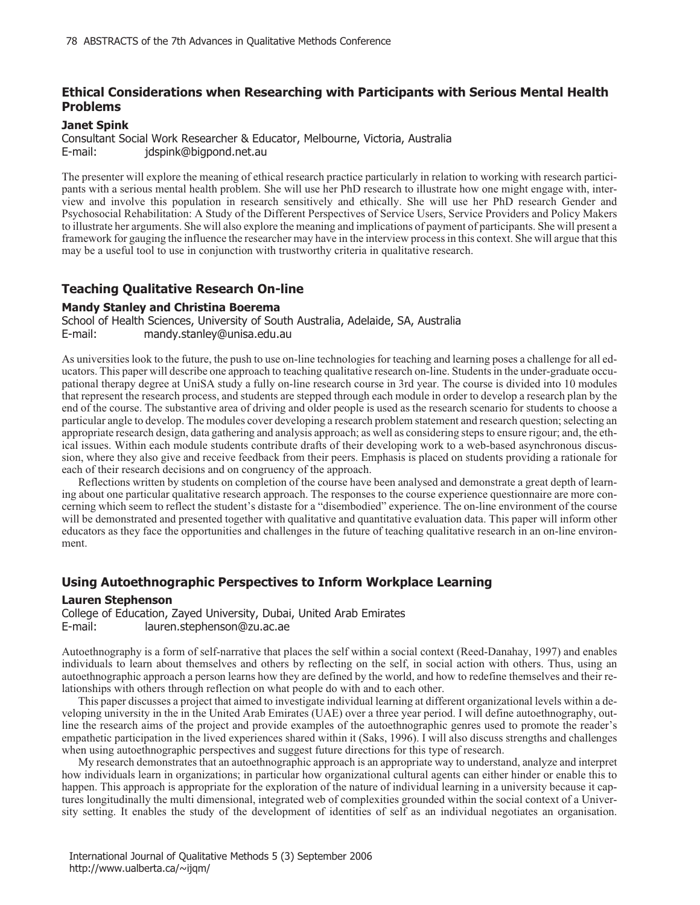## Ethical Considerations when Researching with Participants with Serious Mental Health Problems

**Janet Spink**
Consultant Social Work Researcher & Educator, Melbourne, Victoria, Australia
E-mail: jdspink@bigpond.net.au

The presenter will explore the meaning of ethical research practice particularly in relation to working with research participants with a serious mental health problem. She will use her PhD research to illustrate how one might engage with, interview and involve this population in research sensitively and ethically. She will use her PhD research Gender and Psychosocial Rehabilitation: A Study of the Different Perspectives of Service Users, Service Providers and Policy Makers to illustrate her arguments. She will also explore the meaning and implications of payment of participants. She will present a framework for gauging the influence the researcher may have in the interview process in this context. She will argue that this may be a useful tool to use in conjunction with trustworthy criteria in qualitative research.

## Teaching Qualitative Research On-line

**Mandy Stanley and Christina Boerema**
School of Health Sciences, University of South Australia, Adelaide, SA, Australia
E-mail: mandy.stanley@unisa.edu.au

As universities look to the future, the push to use on-line technologies for teaching and learning poses a challenge for all educators. This paper will describe one approach to teaching qualitative research on-line. Students in the under-graduate occupational therapy degree at UniSA study a fully on-line research course in 3rd year. The course is divided into 10 modules that represent the research process, and students are stepped through each module in order to develop a research plan by the end of the course. The substantive area of driving and older people is used as the research scenario for students to choose a particular angle to develop. The modules cover developing a research problem statement and research question; selecting an appropriate research design, data gathering and analysis approach; as well as considering steps to ensure rigour; and, the ethical issues. Within each module students contribute drafts of their developing work to a web-based asynchronous discussion, where they also give and receive feedback from their peers. Emphasis is placed on students providing a rationale for each of their research decisions and on congruency of the approach.

Reflections written by students on completion of the course have been analysed and demonstrate a great depth of learning about one particular qualitative research approach. The responses to the course experience questionnaire are more concerning which seem to reflect the student's distaste for a "disembodied" experience. The on-line environment of the course will be demonstrated and presented together with qualitative and quantitative evaluation data. This paper will inform other educators as they face the opportunities and challenges in the future of teaching qualitative research in an on-line environment.

## Using Autoethnographic Perspectives to Inform Workplace Learning

**Lauren Stephenson**
College of Education, Zayed University, Dubai, United Arab Emirates
E-mail: lauren.stephenson@zu.ac.ae

Autoethnography is a form of self-narrative that places the self within a social context (Reed-Danahay, 1997) and enables individuals to learn about themselves and others by reflecting on the self, in social action with others. Thus, using an autoethnographic approach a person learns how they are defined by the world, and how to redefine themselves and their relationships with others through reflection on what people do with and to each other.

This paper discusses a project that aimed to investigate individual learning at different organizational levels within a developing university in the in the United Arab Emirates (UAE) over a three year period. I will define autoethnography, outline the research aims of the project and provide examples of the autoethnographic genres used to promote the reader's empathetic participation in the lived experiences shared within it (Saks, 1996). I will also discuss strengths and challenges when using autoethnographic perspectives and suggest future directions for this type of research.

My research demonstrates that an autoethnographic approach is an appropriate way to understand, analyze and interpret how individuals learn in organizations; in particular how organizational cultural agents can either hinder or enable this to happen. This approach is appropriate for the exploration of the nature of individual learning in a university because it captures longitudinally the multi dimensional, integrated web of complexities grounded within the social context of a University setting. It enables the study of the development of identities of self as an individual negotiates an organisation.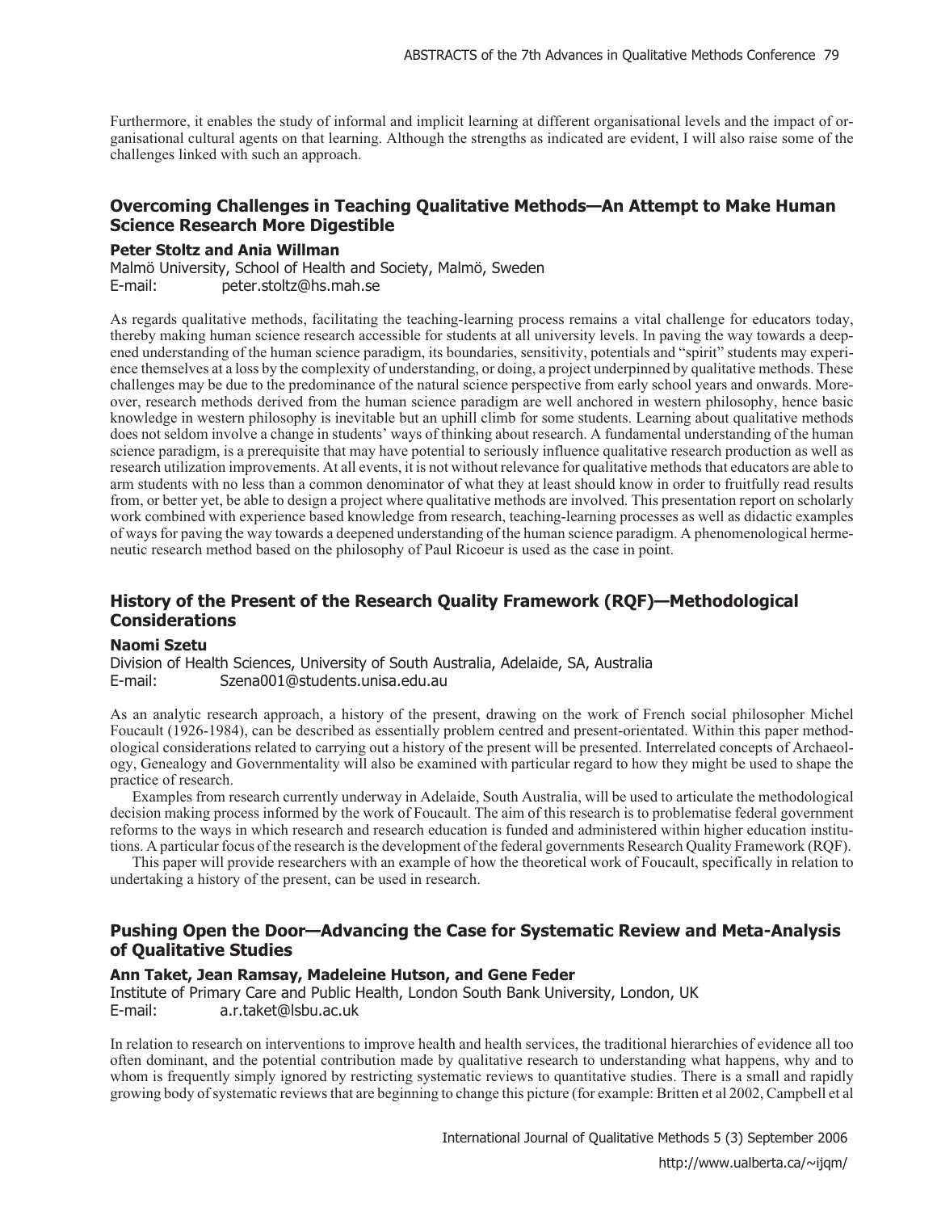Furthermore, it enables the study of informal and implicit learning at different organisational levels and the impact of organisational cultural agents on that learning. Although the strengths as indicated are evident, I will also raise some of the challenges linked with such an approach.

## Overcoming Challenges in Teaching Qualitative Methods—An Attempt to Make Human Science Research More Digestible

**Peter Stoltz and Ania Willman**
Malmö University, School of Health and Society, Malmö, Sweden
E-mail: peter.stoltz@hs.mah.se

As regards qualitative methods, facilitating the teaching-learning process remains a vital challenge for educators today, thereby making human science research accessible for students at all university levels. In paving the way towards a deepened understanding of the human science paradigm, its boundaries, sensitivity, potentials and "spirit" students may experience themselves at a loss by the complexity of understanding, or doing, a project underpinned by qualitative methods. These challenges may be due to the predominance of the natural science perspective from early school years and onwards. Moreover, research methods derived from the human science paradigm are well anchored in western philosophy, hence basic knowledge in western philosophy is inevitable but an uphill climb for some students. Learning about qualitative methods does not seldom involve a change in students' ways of thinking about research. A fundamental understanding of the human science paradigm, is a prerequisite that may have potential to seriously influence qualitative research production as well as research utilization improvements. At all events, it is not without relevance for qualitative methods that educators are able to arm students with no less than a common denominator of what they at least should know in order to fruitfully read results from, or better yet, be able to design a project where qualitative methods are involved. This presentation report on scholarly work combined with experience based knowledge from research, teaching-learning processes as well as didactic examples of ways for paving the way towards a deepened understanding of the human science paradigm. A phenomenological hermeneutic research method based on the philosophy of Paul Ricoeur is used as the case in point.

## History of the Present of the Research Quality Framework (RQF)—Methodological Considerations

**Naomi Szetu**
Division of Health Sciences, University of South Australia, Adelaide, SA, Australia
E-mail: Szena001@students.unisa.edu.au

As an analytic research approach, a history of the present, drawing on the work of French social philosopher Michel Foucault (1926-1984), can be described as essentially problem centred and present-orientated. Within this paper methodological considerations related to carrying out a history of the present will be presented. Interrelated concepts of Archaeology, Genealogy and Governmentality will also be examined with particular regard to how they might be used to shape the practice of research.

Examples from research currently underway in Adelaide, South Australia, will be used to articulate the methodological decision making process informed by the work of Foucault. The aim of this research is to problematise federal government reforms to the ways in which research and research education is funded and administered within higher education institutions. A particular focus of the research is the development of the federal governments Research Quality Framework (RQF).

This paper will provide researchers with an example of how the theoretical work of Foucault, specifically in relation to undertaking a history of the present, can be used in research.

## Pushing Open the Door—Advancing the Case for Systematic Review and Meta-Analysis of Qualitative Studies

**Ann Taket, Jean Ramsay, Madeleine Hutson, and Gene Feder**
Institute of Primary Care and Public Health, London South Bank University, London, UK
E-mail: a.r.taket@lsbu.ac.uk

In relation to research on interventions to improve health and health services, the traditional hierarchies of evidence all too often dominant, and the potential contribution made by qualitative research to understanding what happens, why and to whom is frequently simply ignored by restricting systematic reviews to quantitative studies. There is a small and rapidly growing body of systematic reviews that are beginning to change this picture (for example: Britten et al 2002, Campbell et al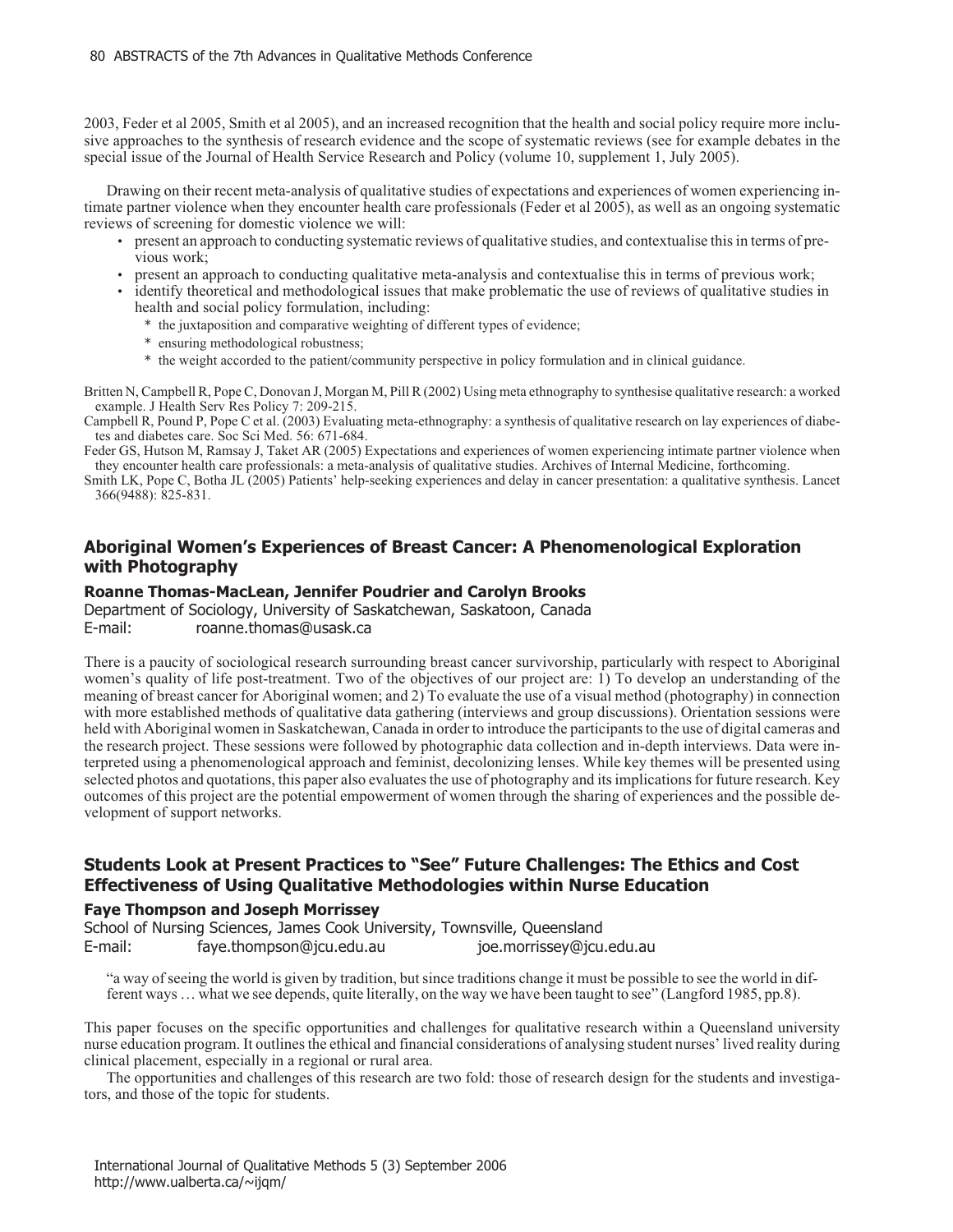2003, Feder et al 2005, Smith et al 2005), and an increased recognition that the health and social policy require more inclusive approaches to the synthesis of research evidence and the scope of systematic reviews (see for example debates in the special issue of the Journal of Health Service Research and Policy (volume 10, supplement 1, July 2005).

Drawing on their recent meta-analysis of qualitative studies of expectations and experiences of women experiencing intimate partner violence when they encounter health care professionals (Feder et al 2005), as well as an ongoing systematic reviews of screening for domestic violence we will:

- present an approach to conducting systematic reviews of qualitative studies, and contextualise this in terms of previous work;
- present an approach to conducting qualitative meta-analysis and contextualise this in terms of previous work;
- identify theoretical and methodological issues that make problematic the use of reviews of qualitative studies in health and social policy formulation, including:
  - the juxtaposition and comparative weighting of different types of evidence;
  - ensuring methodological robustness;
  - the weight accorded to the patient/community perspective in policy formulation and in clinical guidance.

Britten N, Campbell R, Pope C, Donovan J, Morgan M, Pill R (2002) Using meta ethnography to synthesise qualitative research: a worked example. J Health Serv Res Policy 7: 209-215.

Campbell R, Pound P, Pope C et al. (2003) Evaluating meta-ethnography: a synthesis of qualitative research on lay experiences of diabetes and diabetes care. Soc Sci Med. 56: 671-684.

Feder GS, Hutson M, Ramsay J, Taket AR (2005) Expectations and experiences of women experiencing intimate partner violence when they encounter health care professionals: a meta-analysis of qualitative studies. Archives of Internal Medicine, forthcoming.

Smith LK, Pope C, Botha JL (2005) Patients' help-seeking experiences and delay in cancer presentation: a qualitative synthesis. Lancet 366(9488): 825-831.

## Aboriginal Women's Experiences of Breast Cancer: A Phenomenological Exploration with Photography

**Roanne Thomas-MacLean, Jennifer Poudrier and Carolyn Brooks**

Department of Sociology, University of Saskatchewan, Saskatoon, Canada
E-mail: roanne.thomas@usask.ca

There is a paucity of sociological research surrounding breast cancer survivorship, particularly with respect to Aboriginal women's quality of life post-treatment. Two of the objectives of our project are: 1) To develop an understanding of the meaning of breast cancer for Aboriginal women; and 2) To evaluate the use of a visual method (photography) in connection with more established methods of qualitative data gathering (interviews and group discussions). Orientation sessions were held with Aboriginal women in Saskatchewan, Canada in order to introduce the participants to the use of digital cameras and the research project. These sessions were followed by photographic data collection and in-depth interviews. Data were interpreted using a phenomenological approach and feminist, decolonizing lenses. While key themes will be presented using selected photos and quotations, this paper also evaluates the use of photography and its implications for future research. Key outcomes of this project are the potential empowerment of women through the sharing of experiences and the possible development of support networks.

## Students Look at Present Practices to "See" Future Challenges: The Ethics and Cost Effectiveness of Using Qualitative Methodologies within Nurse Education

**Faye Thompson and Joseph Morrissey**

School of Nursing Sciences, James Cook University, Townsville, Queensland
E-mail: faye.thompson@jcu.edu.au joe.morrissey@jcu.edu.au

> "a way of seeing the world is given by tradition, but since traditions change it must be possible to see the world in different ways … what we see depends, quite literally, on the way we have been taught to see" (Langford 1985, pp.8).

This paper focuses on the specific opportunities and challenges for qualitative research within a Queensland university nurse education program. It outlines the ethical and financial considerations of analysing student nurses' lived reality during clinical placement, especially in a regional or rural area.

The opportunities and challenges of this research are two fold: those of research design for the students and investigators, and those of the topic for students.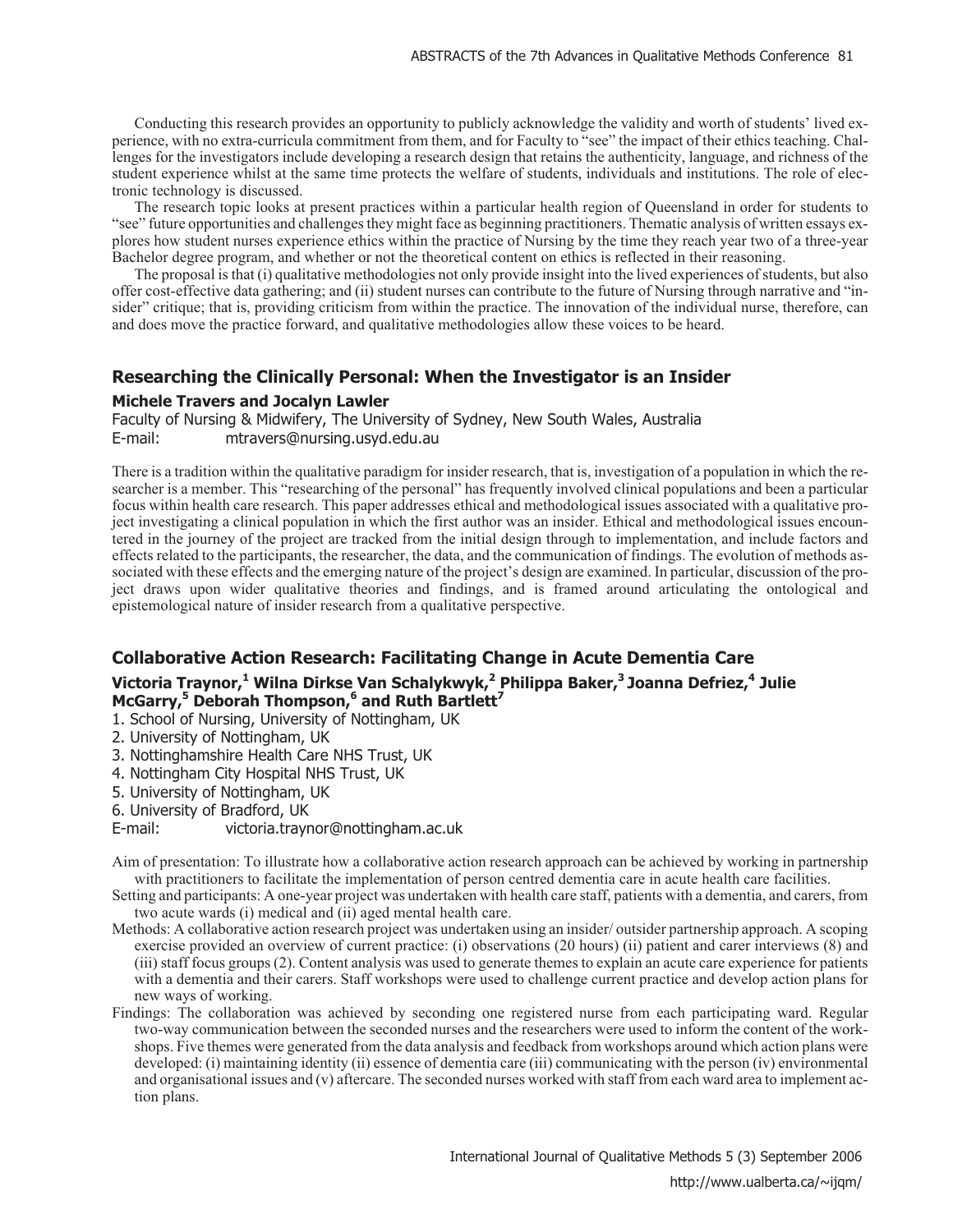Conducting this research provides an opportunity to publicly acknowledge the validity and worth of students' lived experience, with no extra-curricula commitment from them, and for Faculty to "see" the impact of their ethics teaching. Challenges for the investigators include developing a research design that retains the authenticity, language, and richness of the student experience whilst at the same time protects the welfare of students, individuals and institutions. The role of electronic technology is discussed.

The research topic looks at present practices within a particular health region of Queensland in order for students to "see" future opportunities and challenges they might face as beginning practitioners. Thematic analysis of written essays explores how student nurses experience ethics within the practice of Nursing by the time they reach year two of a three-year Bachelor degree program, and whether or not the theoretical content on ethics is reflected in their reasoning.

The proposal is that (i) qualitative methodologies not only provide insight into the lived experiences of students, but also offer cost-effective data gathering; and (ii) student nurses can contribute to the future of Nursing through narrative and "insider" critique; that is, providing criticism from within the practice. The innovation of the individual nurse, therefore, can and does move the practice forward, and qualitative methodologies allow these voices to be heard.

## Researching the Clinically Personal: When the Investigator is an Insider

**Michele Travers and Jocalyn Lawler**

Faculty of Nursing & Midwifery, The University of Sydney, New South Wales, Australia

E-mail: mtravers@nursing.usyd.edu.au

There is a tradition within the qualitative paradigm for insider research, that is, investigation of a population in which the researcher is a member. This "researching of the personal" has frequently involved clinical populations and been a particular focus within health care research. This paper addresses ethical and methodological issues associated with a qualitative project investigating a clinical population in which the first author was an insider. Ethical and methodological issues encountered in the journey of the project are tracked from the initial design through to implementation, and include factors and effects related to the participants, the researcher, the data, and the communication of findings. The evolution of methods associated with these effects and the emerging nature of the project's design are examined. In particular, discussion of the project draws upon wider qualitative theories and findings, and is framed around articulating the ontological and epistemological nature of insider research from a qualitative perspective.

## Collaborative Action Research: Facilitating Change in Acute Dementia Care

**Victoria Traynor,[1] Wilna Dirkse Van Schalykwyk,[2] Philippa Baker,[3] Joanna Defriez,[4] Julie McGarry,[5] Deborah Thompson,[6] and Ruth Bartlett[7]**

1. School of Nursing, University of Nottingham, UK
2. University of Nottingham, UK
3. Nottinghamshire Health Care NHS Trust, UK
4. Nottingham City Hospital NHS Trust, UK
5. University of Nottingham, UK
6. University of Bradford, UK

E-mail: victoria.traynor@nottingham.ac.uk

Aim of presentation: To illustrate how a collaborative action research approach can be achieved by working in partnership with practitioners to facilitate the implementation of person centred dementia care in acute health care facilities.

Setting and participants: A one-year project was undertaken with health care staff, patients with a dementia, and carers, from two acute wards (i) medical and (ii) aged mental health care.

Methods: A collaborative action research project was undertaken using an insider/ outsider partnership approach. A scoping exercise provided an overview of current practice: (i) observations (20 hours) (ii) patient and carer interviews (8) and (iii) staff focus groups (2). Content analysis was used to generate themes to explain an acute care experience for patients with a dementia and their carers. Staff workshops were used to challenge current practice and develop action plans for new ways of working.

Findings: The collaboration was achieved by seconding one registered nurse from each participating ward. Regular two-way communication between the seconded nurses and the researchers were used to inform the content of the workshops. Five themes were generated from the data analysis and feedback from workshops around which action plans were developed: (i) maintaining identity (ii) essence of dementia care (iii) communicating with the person (iv) environmental and organisational issues and (v) aftercare. The seconded nurses worked with staff from each ward area to implement action plans.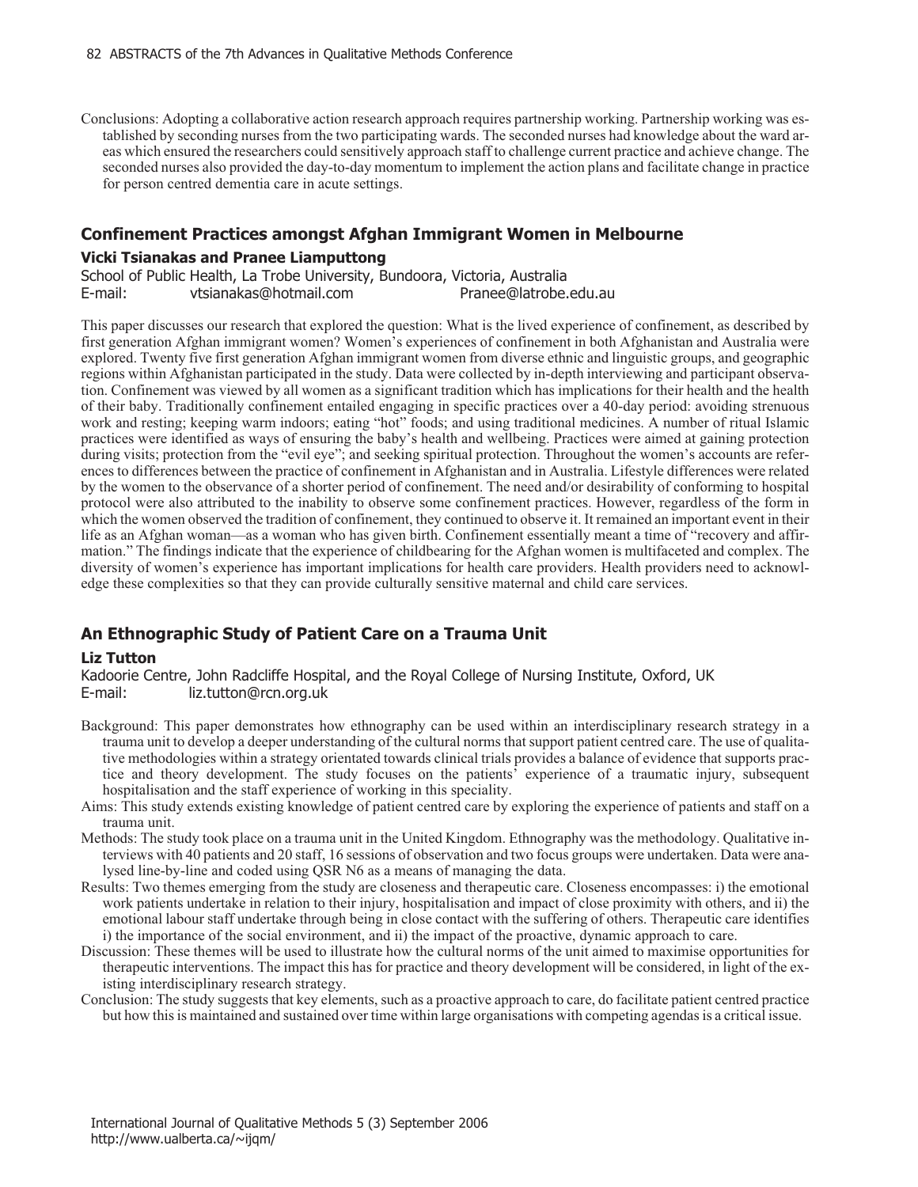Conclusions: Adopting a collaborative action research approach requires partnership working. Partnership working was established by seconding nurses from the two participating wards. The seconded nurses had knowledge about the ward areas which ensured the researchers could sensitively approach staff to challenge current practice and achieve change. The seconded nurses also provided the day-to-day momentum to implement the action plans and facilitate change in practice for person centred dementia care in acute settings.

## Confinement Practices amongst Afghan Immigrant Women in Melbourne

**Vicki Tsianakas and Pranee Liamputtong**

School of Public Health, La Trobe University, Bundoora, Victoria, Australia
E-mail: vtsianakas@hotmail.com Pranee@latrobe.edu.au

This paper discusses our research that explored the question: What is the lived experience of confinement, as described by first generation Afghan immigrant women? Women's experiences of confinement in both Afghanistan and Australia were explored. Twenty five first generation Afghan immigrant women from diverse ethnic and linguistic groups, and geographic regions within Afghanistan participated in the study. Data were collected by in-depth interviewing and participant observation. Confinement was viewed by all women as a significant tradition which has implications for their health and the health of their baby. Traditionally confinement entailed engaging in specific practices over a 40-day period: avoiding strenuous work and resting; keeping warm indoors; eating "hot" foods; and using traditional medicines. A number of ritual Islamic practices were identified as ways of ensuring the baby's health and wellbeing. Practices were aimed at gaining protection during visits; protection from the "evil eye"; and seeking spiritual protection. Throughout the women's accounts are references to differences between the practice of confinement in Afghanistan and in Australia. Lifestyle differences were related by the women to the observance of a shorter period of confinement. The need and/or desirability of conforming to hospital protocol were also attributed to the inability to observe some confinement practices. However, regardless of the form in which the women observed the tradition of confinement, they continued to observe it. It remained an important event in their life as an Afghan woman—as a woman who has given birth. Confinement essentially meant a time of "recovery and affirmation." The findings indicate that the experience of childbearing for the Afghan women is multifaceted and complex. The diversity of women's experience has important implications for health care providers. Health providers need to acknowledge these complexities so that they can provide culturally sensitive maternal and child care services.

## An Ethnographic Study of Patient Care on a Trauma Unit

**Liz Tutton**

Kadoorie Centre, John Radcliffe Hospital, and the Royal College of Nursing Institute, Oxford, UK
E-mail: liz.tutton@rcn.org.uk

Background: This paper demonstrates how ethnography can be used within an interdisciplinary research strategy in a trauma unit to develop a deeper understanding of the cultural norms that support patient centred care. The use of qualitative methodologies within a strategy orientated towards clinical trials provides a balance of evidence that supports practice and theory development. The study focuses on the patients' experience of a traumatic injury, subsequent hospitalisation and the staff experience of working in this speciality.

Aims: This study extends existing knowledge of patient centred care by exploring the experience of patients and staff on a trauma unit.

Methods: The study took place on a trauma unit in the United Kingdom. Ethnography was the methodology. Qualitative interviews with 40 patients and 20 staff, 16 sessions of observation and two focus groups were undertaken. Data were analysed line-by-line and coded using QSR N6 as a means of managing the data.

Results: Two themes emerging from the study are closeness and therapeutic care. Closeness encompasses: i) the emotional work patients undertake in relation to their injury, hospitalisation and impact of close proximity with others, and ii) the emotional labour staff undertake through being in close contact with the suffering of others. Therapeutic care identifies i) the importance of the social environment, and ii) the impact of the proactive, dynamic approach to care.

Discussion: These themes will be used to illustrate how the cultural norms of the unit aimed to maximise opportunities for therapeutic interventions. The impact this has for practice and theory development will be considered, in light of the existing interdisciplinary research strategy.

Conclusion: The study suggests that key elements, such as a proactive approach to care, do facilitate patient centred practice but how this is maintained and sustained over time within large organisations with competing agendas is a critical issue.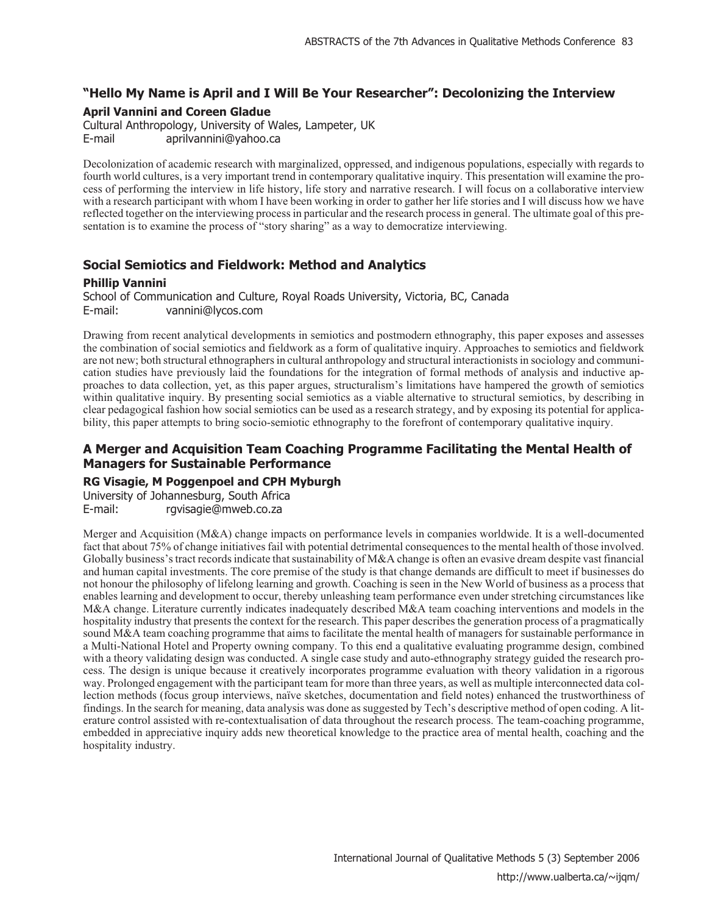### "Hello My Name is April and I Will Be Your Researcher": Decolonizing the Interview

**April Vannini and Coreen Gladue**

Cultural Anthropology, University of Wales, Lampeter, UK
E-mail aprilvannini@yahoo.ca

Decolonization of academic research with marginalized, oppressed, and indigenous populations, especially with regards to fourth world cultures, is a very important trend in contemporary qualitative inquiry. This presentation will examine the process of performing the interview in life history, life story and narrative research. I will focus on a collaborative interview with a research participant with whom I have been working in order to gather her life stories and I will discuss how we have reflected together on the interviewing process in particular and the research process in general. The ultimate goal of this presentation is to examine the process of "story sharing" as a way to democratize interviewing.

### Social Semiotics and Fieldwork: Method and Analytics

**Phillip Vannini**

School of Communication and Culture, Royal Roads University, Victoria, BC, Canada
E-mail: vannini@lycos.com

Drawing from recent analytical developments in semiotics and postmodern ethnography, this paper exposes and assesses the combination of social semiotics and fieldwork as a form of qualitative inquiry. Approaches to semiotics and fieldwork are not new; both structural ethnographers in cultural anthropology and structural interactionists in sociology and communication studies have previously laid the foundations for the integration of formal methods of analysis and inductive approaches to data collection, yet, as this paper argues, structuralism's limitations have hampered the growth of semiotics within qualitative inquiry. By presenting social semiotics as a viable alternative to structural semiotics, by describing in clear pedagogical fashion how social semiotics can be used as a research strategy, and by exposing its potential for applicability, this paper attempts to bring socio-semiotic ethnography to the forefront of contemporary qualitative inquiry.

### A Merger and Acquisition Team Coaching Programme Facilitating the Mental Health of Managers for Sustainable Performance

**RG Visagie, M Poggenpoel and CPH Myburgh**

University of Johannesburg, South Africa
E-mail: rgvisagie@mweb.co.za

Merger and Acquisition (M&A) change impacts on performance levels in companies worldwide. It is a well-documented fact that about 75% of change initiatives fail with potential detrimental consequences to the mental health of those involved. Globally business's tract records indicate that sustainability of M&A change is often an evasive dream despite vast financial and human capital investments. The core premise of the study is that change demands are difficult to meet if businesses do not honour the philosophy of lifelong learning and growth. Coaching is seen in the New World of business as a process that enables learning and development to occur, thereby unleashing team performance even under stretching circumstances like M&A change. Literature currently indicates inadequately described M&A team coaching interventions and models in the hospitality industry that presents the context for the research. This paper describes the generation process of a pragmatically sound M&A team coaching programme that aims to facilitate the mental health of managers for sustainable performance in a Multi-National Hotel and Property owning company. To this end a qualitative evaluating programme design, combined with a theory validating design was conducted. A single case study and auto-ethnography strategy guided the research process. The design is unique because it creatively incorporates programme evaluation with theory validation in a rigorous way. Prolonged engagement with the participant team for more than three years, as well as multiple interconnected data collection methods (focus group interviews, naïve sketches, documentation and field notes) enhanced the trustworthiness of findings. In the search for meaning, data analysis was done as suggested by Tech's descriptive method of open coding. A literature control assisted with re-contextualisation of data throughout the research process. The team-coaching programme, embedded in appreciative inquiry adds new theoretical knowledge to the practice area of mental health, coaching and the hospitality industry.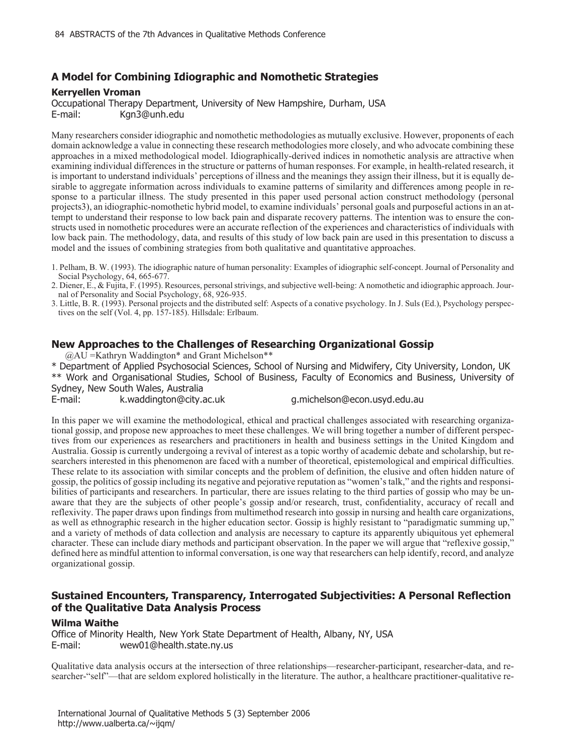## A Model for Combining Idiographic and Nomothetic Strategies

**Kerryellen Vroman**

Occupational Therapy Department, University of New Hampshire, Durham, USA
E-mail: Kgn3@unh.edu

Many researchers consider idiographic and nomothetic methodologies as mutually exclusive. However, proponents of each domain acknowledge a value in connecting these research methodologies more closely, and who advocate combining these approaches in a mixed methodological model. Idiographically-derived indices in nomothetic analysis are attractive when examining individual differences in the structure or patterns of human responses. For example, in health-related research, it is important to understand individuals' perceptions of illness and the meanings they assign their illness, but it is equally desirable to aggregate information across individuals to examine patterns of similarity and differences among people in response to a particular illness. The study presented in this paper used personal action construct methodology (personal projects3), an idiographic-nomothetic hybrid model, to examine individuals' personal goals and purposeful actions in an attempt to understand their response to low back pain and disparate recovery patterns. The intention was to ensure the constructs used in nomothetic procedures were an accurate reflection of the experiences and characteristics of individuals with low back pain. The methodology, data, and results of this study of low back pain are used in this presentation to discuss a model and the issues of combining strategies from both qualitative and quantitative approaches.

1. Pelham, B. W. (1993). The idiographic nature of human personality: Examples of idiographic self-concept. Journal of Personality and Social Psychology, 64, 665-677.
2. Diener, E., & Fujita, F. (1995). Resources, personal strivings, and subjective well-being: A nomothetic and idiographic approach. Journal of Personality and Social Psychology, 68, 926-935.
3. Little, B. R. (1993). Personal projects and the distributed self: Aspects of a conative psychology. In J. Suls (Ed.), Psychology perspectives on the self (Vol. 4, pp. 157-185). Hillsdale: Erlbaum.

## New Approaches to the Challenges of Researching Organizational Gossip

@AU =Kathryn Waddington* and Grant Michelson**

\* Department of Applied Psychosocial Sciences, School of Nursing and Midwifery, City University, London, UK
\*\* Work and Organisational Studies, School of Business, Faculty of Economics and Business, University of Sydney, New South Wales, Australia
E-mail: k.waddington@city.ac.uk g.michelson@econ.usyd.edu.au

In this paper we will examine the methodological, ethical and practical challenges associated with researching organizational gossip, and propose new approaches to meet these challenges. We will bring together a number of different perspectives from our experiences as researchers and practitioners in health and business settings in the United Kingdom and Australia. Gossip is currently undergoing a revival of interest as a topic worthy of academic debate and scholarship, but researchers interested in this phenomenon are faced with a number of theoretical, epistemological and empirical difficulties. These relate to its association with similar concepts and the problem of definition, the elusive and often hidden nature of gossip, the politics of gossip including its negative and pejorative reputation as "women's talk," and the rights and responsibilities of participants and researchers. In particular, there are issues relating to the third parties of gossip who may be unaware that they are the subjects of other people's gossip and/or research, trust, confidentiality, accuracy of recall and reflexivity. The paper draws upon findings from multimethod research into gossip in nursing and health care organizations, as well as ethnographic research in the higher education sector. Gossip is highly resistant to "paradigmatic summing up," and a variety of methods of data collection and analysis are necessary to capture its apparently ubiquitous yet ephemeral character. These can include diary methods and participant observation. In the paper we will argue that "reflexive gossip," defined here as mindful attention to informal conversation, is one way that researchers can help identify, record, and analyze organizational gossip.

## Sustained Encounters, Transparency, Interrogated Subjectivities: A Personal Reflection of the Qualitative Data Analysis Process

**Wilma Waithe**

Office of Minority Health, New York State Department of Health, Albany, NY, USA
E-mail: wew01@health.state.ny.us

Qualitative data analysis occurs at the intersection of three relationships—researcher-participant, researcher-data, and researcher-"self"—that are seldom explored holistically in the literature. The author, a healthcare practitioner-qualitative re-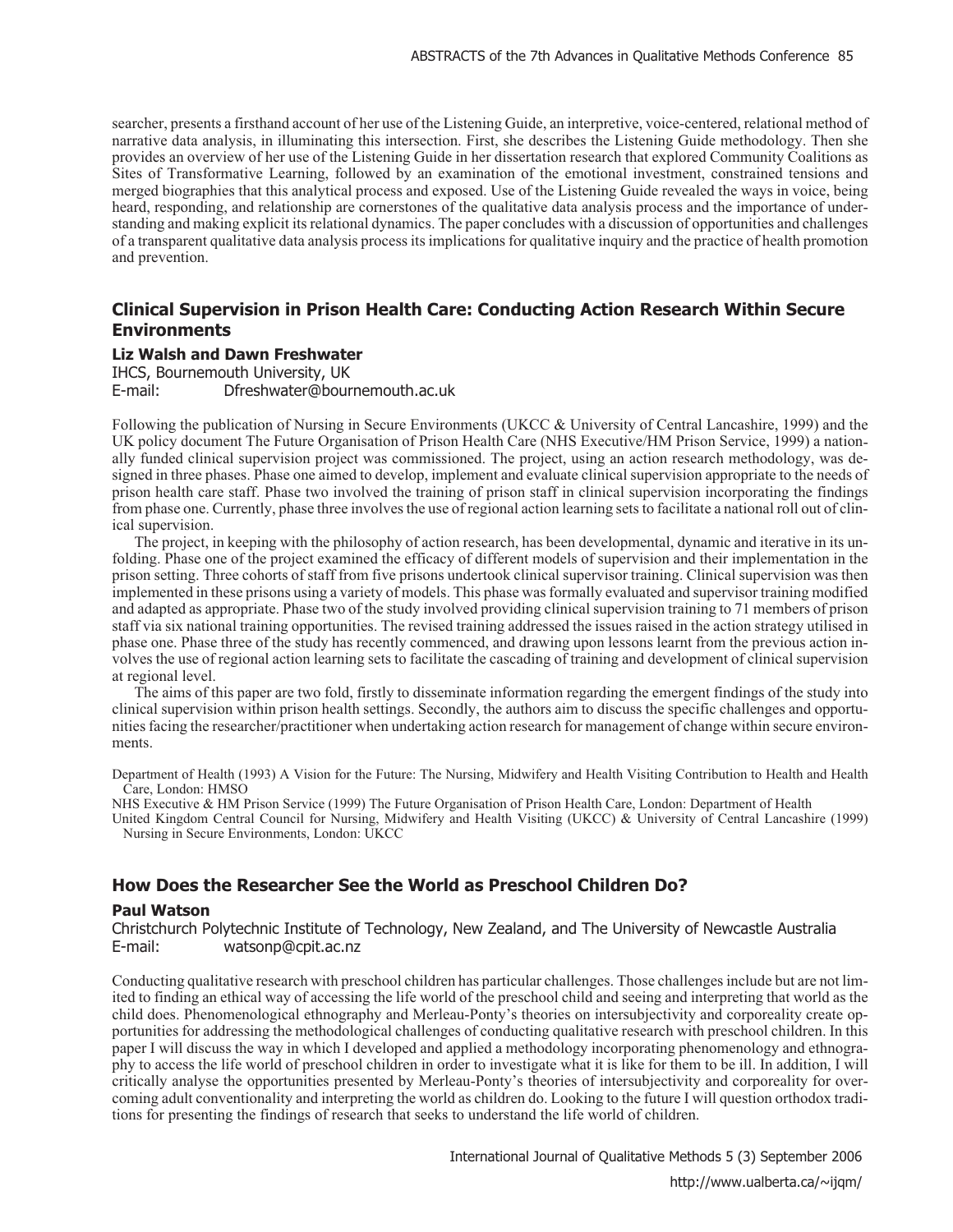searcher, presents a firsthand account of her use of the Listening Guide, an interpretive, voice-centered, relational method of narrative data analysis, in illuminating this intersection. First, she describes the Listening Guide methodology. Then she provides an overview of her use of the Listening Guide in her dissertation research that explored Community Coalitions as Sites of Transformative Learning, followed by an examination of the emotional investment, constrained tensions and merged biographies that this analytical process and exposed. Use of the Listening Guide revealed the ways in voice, being heard, responding, and relationship are cornerstones of the qualitative data analysis process and the importance of understanding and making explicit its relational dynamics. The paper concludes with a discussion of opportunities and challenges of a transparent qualitative data analysis process its implications for qualitative inquiry and the practice of health promotion and prevention.

## Clinical Supervision in Prison Health Care: Conducting Action Research Within Secure Environments

**Liz Walsh and Dawn Freshwater**
IHCS, Bournemouth University, UK
E-mail: Dfreshwater@bournemouth.ac.uk

Following the publication of Nursing in Secure Environments (UKCC & University of Central Lancashire, 1999) and the UK policy document The Future Organisation of Prison Health Care (NHS Executive/HM Prison Service, 1999) a nationally funded clinical supervision project was commissioned. The project, using an action research methodology, was designed in three phases. Phase one aimed to develop, implement and evaluate clinical supervision appropriate to the needs of prison health care staff. Phase two involved the training of prison staff in clinical supervision incorporating the findings from phase one. Currently, phase three involves the use of regional action learning sets to facilitate a national roll out of clinical supervision.

The project, in keeping with the philosophy of action research, has been developmental, dynamic and iterative in its unfolding. Phase one of the project examined the efficacy of different models of supervision and their implementation in the prison setting. Three cohorts of staff from five prisons undertook clinical supervisor training. Clinical supervision was then implemented in these prisons using a variety of models. This phase was formally evaluated and supervisor training modified and adapted as appropriate. Phase two of the study involved providing clinical supervision training to 71 members of prison staff via six national training opportunities. The revised training addressed the issues raised in the action strategy utilised in phase one. Phase three of the study has recently commenced, and drawing upon lessons learnt from the previous action involves the use of regional action learning sets to facilitate the cascading of training and development of clinical supervision at regional level.

The aims of this paper are two fold, firstly to disseminate information regarding the emergent findings of the study into clinical supervision within prison health settings. Secondly, the authors aim to discuss the specific challenges and opportunities facing the researcher/practitioner when undertaking action research for management of change within secure environments.

Department of Health (1993) A Vision for the Future: The Nursing, Midwifery and Health Visiting Contribution to Health and Health Care, London: HMSO

NHS Executive & HM Prison Service (1999) The Future Organisation of Prison Health Care, London: Department of Health

United Kingdom Central Council for Nursing, Midwifery and Health Visiting (UKCC) & University of Central Lancashire (1999) Nursing in Secure Environments, London: UKCC

## How Does the Researcher See the World as Preschool Children Do?

**Paul Watson**
Christchurch Polytechnic Institute of Technology, New Zealand, and The University of Newcastle Australia
E-mail: watsonp@cpit.ac.nz

Conducting qualitative research with preschool children has particular challenges. Those challenges include but are not limited to finding an ethical way of accessing the life world of the preschool child and seeing and interpreting that world as the child does. Phenomenological ethnography and Merleau-Ponty's theories on intersubjectivity and corporeality create opportunities for addressing the methodological challenges of conducting qualitative research with preschool children. In this paper I will discuss the way in which I developed and applied a methodology incorporating phenomenology and ethnography to access the life world of preschool children in order to investigate what it is like for them to be ill. In addition, I will critically analyse the opportunities presented by Merleau-Ponty's theories of intersubjectivity and corporeality for overcoming adult conventionality and interpreting the world as children do. Looking to the future I will question orthodox traditions for presenting the findings of research that seeks to understand the life world of children.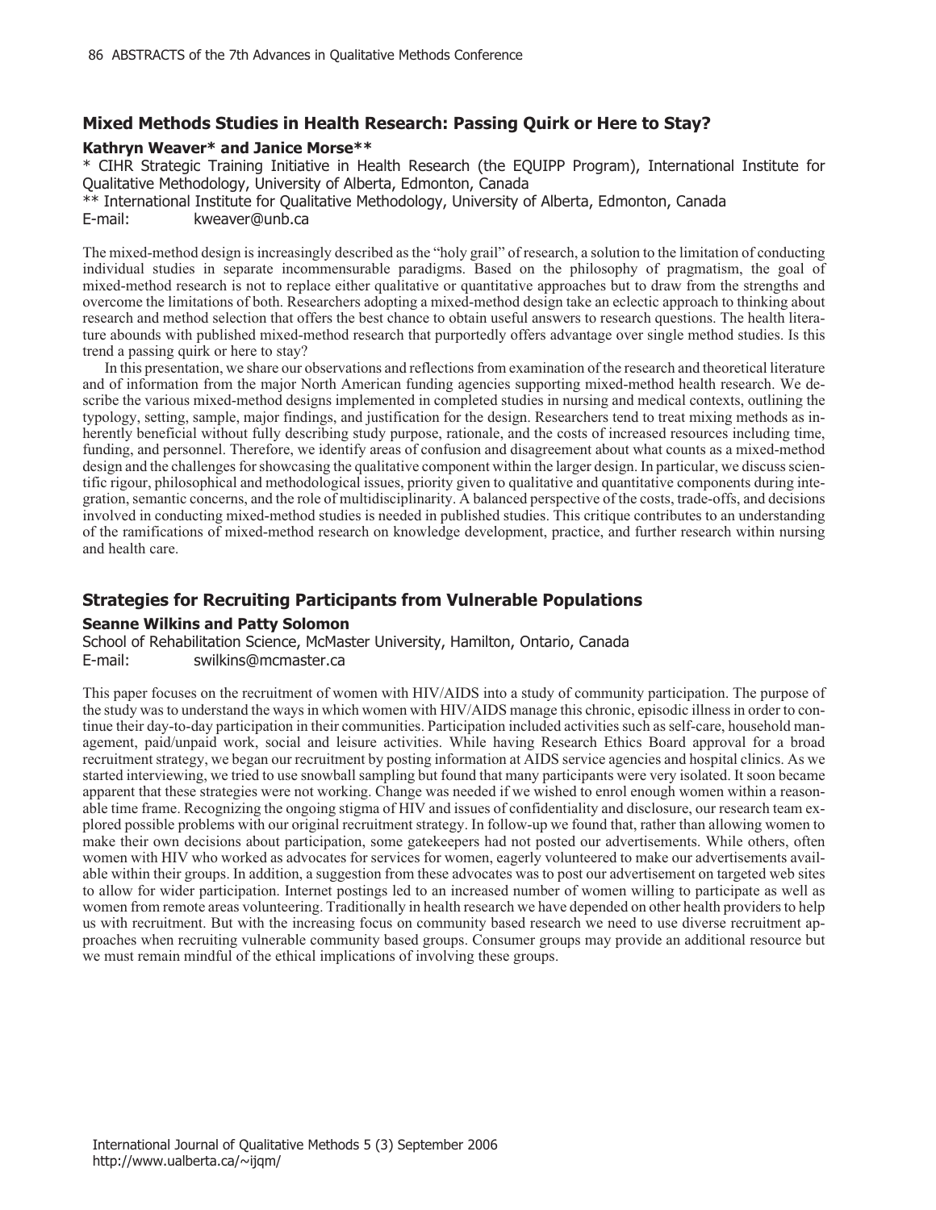## Mixed Methods Studies in Health Research: Passing Quirk or Here to Stay?

**Kathryn Weaver* and Janice Morse****

\* CIHR Strategic Training Initiative in Health Research (the EQUIPP Program), International Institute for Qualitative Methodology, University of Alberta, Edmonton, Canada
\*\* International Institute for Qualitative Methodology, University of Alberta, Edmonton, Canada
E-mail: kweaver@unb.ca

The mixed-method design is increasingly described as the "holy grail" of research, a solution to the limitation of conducting individual studies in separate incommensurable paradigms. Based on the philosophy of pragmatism, the goal of mixed-method research is not to replace either qualitative or quantitative approaches but to draw from the strengths and overcome the limitations of both. Researchers adopting a mixed-method design take an eclectic approach to thinking about research and method selection that offers the best chance to obtain useful answers to research questions. The health literature abounds with published mixed-method research that purportedly offers advantage over single method studies. Is this trend a passing quirk or here to stay?

In this presentation, we share our observations and reflections from examination of the research and theoretical literature and of information from the major North American funding agencies supporting mixed-method health research. We describe the various mixed-method designs implemented in completed studies in nursing and medical contexts, outlining the typology, setting, sample, major findings, and justification for the design. Researchers tend to treat mixing methods as inherently beneficial without fully describing study purpose, rationale, and the costs of increased resources including time, funding, and personnel. Therefore, we identify areas of confusion and disagreement about what counts as a mixed-method design and the challenges for showcasing the qualitative component within the larger design. In particular, we discuss scientific rigour, philosophical and methodological issues, priority given to qualitative and quantitative components during integration, semantic concerns, and the role of multidisciplinarity. A balanced perspective of the costs, trade-offs, and decisions involved in conducting mixed-method studies is needed in published studies. This critique contributes to an understanding of the ramifications of mixed-method research on knowledge development, practice, and further research within nursing and health care.

## Strategies for Recruiting Participants from Vulnerable Populations

**Seanne Wilkins and Patty Solomon**

School of Rehabilitation Science, McMaster University, Hamilton, Ontario, Canada
E-mail: swilkins@mcmaster.ca

This paper focuses on the recruitment of women with HIV/AIDS into a study of community participation. The purpose of the study was to understand the ways in which women with HIV/AIDS manage this chronic, episodic illness in order to continue their day-to-day participation in their communities. Participation included activities such as self-care, household management, paid/unpaid work, social and leisure activities. While having Research Ethics Board approval for a broad recruitment strategy, we began our recruitment by posting information at AIDS service agencies and hospital clinics. As we started interviewing, we tried to use snowball sampling but found that many participants were very isolated. It soon became apparent that these strategies were not working. Change was needed if we wished to enrol enough women within a reasonable time frame. Recognizing the ongoing stigma of HIV and issues of confidentiality and disclosure, our research team explored possible problems with our original recruitment strategy. In follow-up we found that, rather than allowing women to make their own decisions about participation, some gatekeepers had not posted our advertisements. While others, often women with HIV who worked as advocates for services for women, eagerly volunteered to make our advertisements available within their groups. In addition, a suggestion from these advocates was to post our advertisement on targeted web sites to allow for wider participation. Internet postings led to an increased number of women willing to participate as well as women from remote areas volunteering. Traditionally in health research we have depended on other health providers to help us with recruitment. But with the increasing focus on community based research we need to use diverse recruitment approaches when recruiting vulnerable community based groups. Consumer groups may provide an additional resource but we must remain mindful of the ethical implications of involving these groups.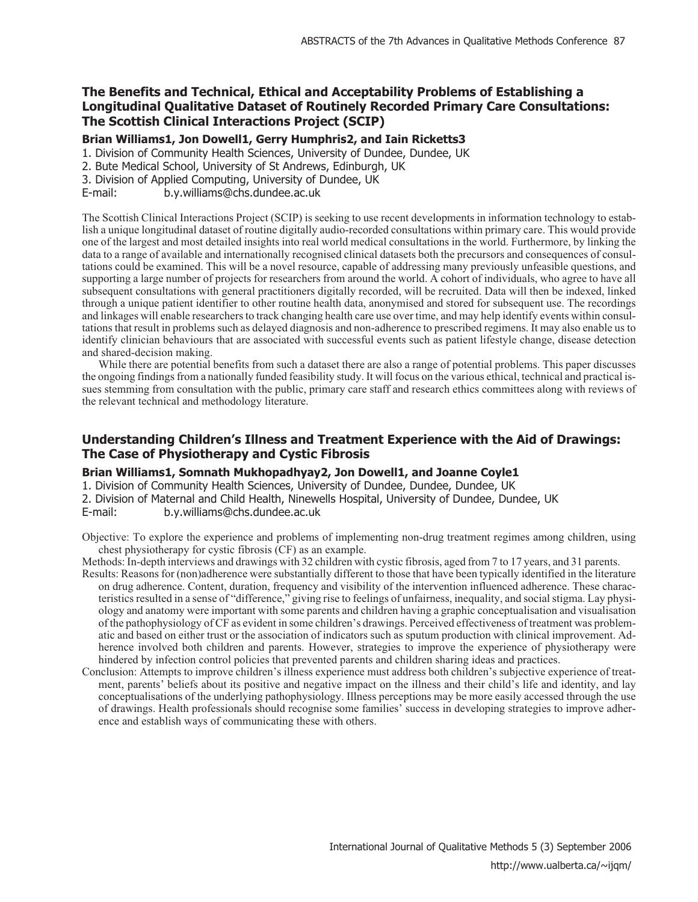## The Benefits and Technical, Ethical and Acceptability Problems of Establishing a Longitudinal Qualitative Dataset of Routinely Recorded Primary Care Consultations: The Scottish Clinical Interactions Project (SCIP)

**Brian Williams[1], Jon Dowell[1], Gerry Humphris[2], and Iain Ricketts[3]**

1. Division of Community Health Sciences, University of Dundee, Dundee, UK
2. Bute Medical School, University of St Andrews, Edinburgh, UK
3. Division of Applied Computing, University of Dundee, UK

E-mail: b.y.williams@chs.dundee.ac.uk

The Scottish Clinical Interactions Project (SCIP) is seeking to use recent developments in information technology to establish a unique longitudinal dataset of routine digitally audio-recorded consultations within primary care. This would provide one of the largest and most detailed insights into real world medical consultations in the world. Furthermore, by linking the data to a range of available and internationally recognised clinical datasets both the precursors and consequences of consultations could be examined. This will be a novel resource, capable of addressing many previously unfeasible questions, and supporting a large number of projects for researchers from around the world. A cohort of individuals, who agree to have all subsequent consultations with general practitioners digitally recorded, will be recruited. Data will then be indexed, linked through a unique patient identifier to other routine health data, anonymised and stored for subsequent use. The recordings and linkages will enable researchers to track changing health care use over time, and may help identify events within consultations that result in problems such as delayed diagnosis and non-adherence to prescribed regimens. It may also enable us to identify clinician behaviours that are associated with successful events such as patient lifestyle change, disease detection and shared-decision making.

While there are potential benefits from such a dataset there are also a range of potential problems. This paper discusses the ongoing findings from a nationally funded feasibility study. It will focus on the various ethical, technical and practical issues stemming from consultation with the public, primary care staff and research ethics committees along with reviews of the relevant technical and methodology literature.

## Understanding Children's Illness and Treatment Experience with the Aid of Drawings: The Case of Physiotherapy and Cystic Fibrosis

**Brian Williams[1], Somnath Mukhopadhyay[2], Jon Dowell[1], and Joanne Coyle[1]**

1. Division of Community Health Sciences, University of Dundee, Dundee, Dundee, UK
2. Division of Maternal and Child Health, Ninewells Hospital, University of Dundee, Dundee, UK

E-mail: b.y.williams@chs.dundee.ac.uk

Objective: To explore the experience and problems of implementing non-drug treatment regimes among children, using chest physiotherapy for cystic fibrosis (CF) as an example.

Methods: In-depth interviews and drawings with 32 children with cystic fibrosis, aged from 7 to 17 years, and 31 parents.

Results: Reasons for (non)adherence were substantially different to those that have been typically identified in the literature on drug adherence. Content, duration, frequency and visibility of the intervention influenced adherence. These characteristics resulted in a sense of "difference," giving rise to feelings of unfairness, inequality, and social stigma. Lay physiology and anatomy were important with some parents and children having a graphic conceptualisation and visualisation of the pathophysiology of CF as evident in some children's drawings. Perceived effectiveness of treatment was problematic and based on either trust or the association of indicators such as sputum production with clinical improvement. Adherence involved both children and parents. However, strategies to improve the experience of physiotherapy were hindered by infection control policies that prevented parents and children sharing ideas and practices.

Conclusion: Attempts to improve children's illness experience must address both children's subjective experience of treatment, parents' beliefs about its positive and negative impact on the illness and their child's life and identity, and lay conceptualisations of the underlying pathophysiology. Illness perceptions may be more easily accessed through the use of drawings. Health professionals should recognise some families' success in developing strategies to improve adherence and establish ways of communicating these with others.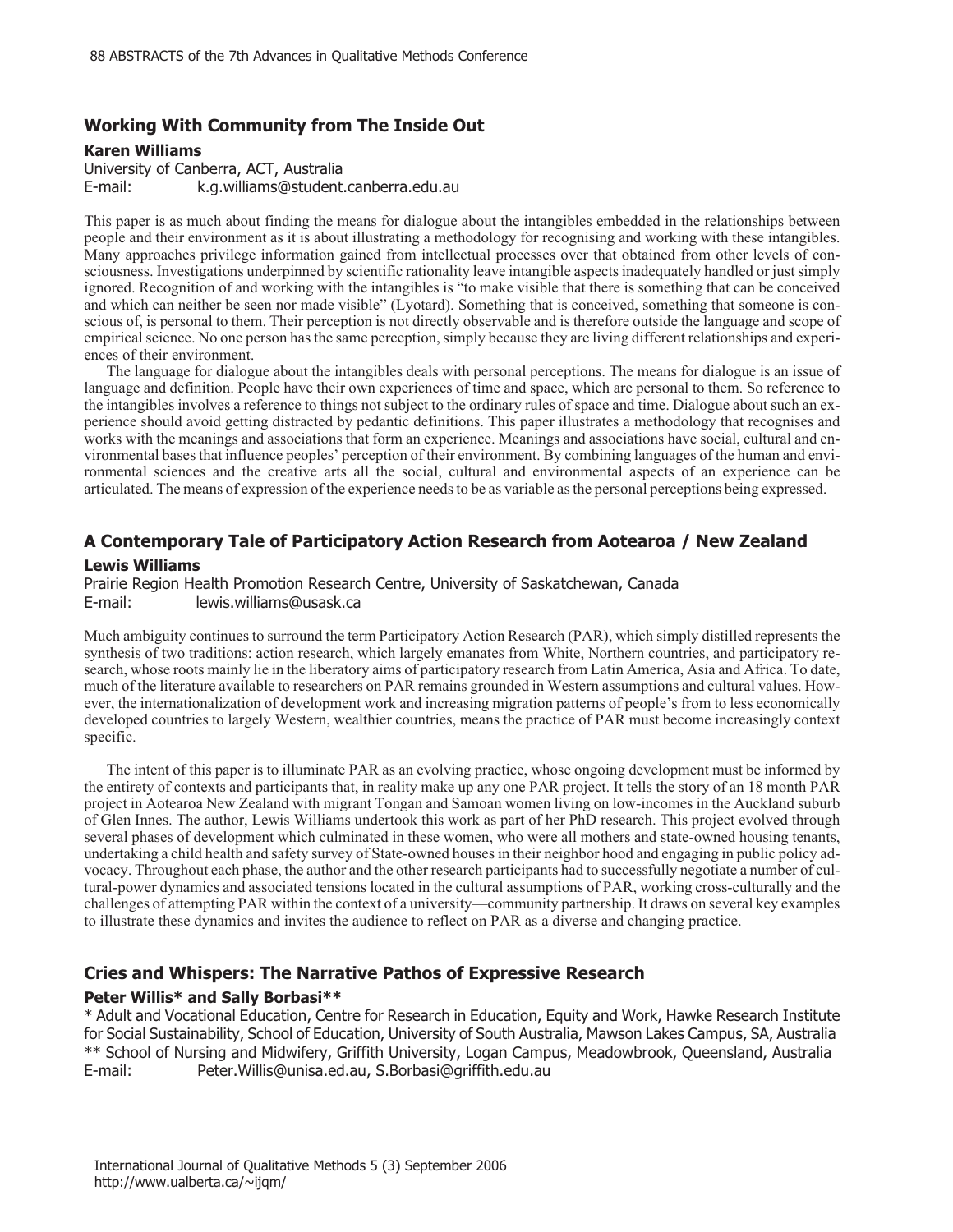## Working With Community from The Inside Out

**Karen Williams**
University of Canberra, ACT, Australia
E-mail: k.g.williams@student.canberra.edu.au

This paper is as much about finding the means for dialogue about the intangibles embedded in the relationships between people and their environment as it is about illustrating a methodology for recognising and working with these intangibles. Many approaches privilege information gained from intellectual processes over that obtained from other levels of consciousness. Investigations underpinned by scientific rationality leave intangible aspects inadequately handled or just simply ignored. Recognition of and working with the intangibles is "to make visible that there is something that can be conceived and which can neither be seen nor made visible" (Lyotard). Something that is conceived, something that someone is conscious of, is personal to them. Their perception is not directly observable and is therefore outside the language and scope of empirical science. No one person has the same perception, simply because they are living different relationships and experiences of their environment.

The language for dialogue about the intangibles deals with personal perceptions. The means for dialogue is an issue of language and definition. People have their own experiences of time and space, which are personal to them. So reference to the intangibles involves a reference to things not subject to the ordinary rules of space and time. Dialogue about such an experience should avoid getting distracted by pedantic definitions. This paper illustrates a methodology that recognises and works with the meanings and associations that form an experience. Meanings and associations have social, cultural and environmental bases that influence peoples' perception of their environment. By combining languages of the human and environmental sciences and the creative arts all the social, cultural and environmental aspects of an experience can be articulated. The means of expression of the experience needs to be as variable as the personal perceptions being expressed.

## A Contemporary Tale of Participatory Action Research from Aotearoa / New Zealand

**Lewis Williams**
Prairie Region Health Promotion Research Centre, University of Saskatchewan, Canada
E-mail: lewis.williams@usask.ca

Much ambiguity continues to surround the term Participatory Action Research (PAR), which simply distilled represents the synthesis of two traditions: action research, which largely emanates from White, Northern countries, and participatory research, whose roots mainly lie in the liberatory aims of participatory research from Latin America, Asia and Africa. To date, much of the literature available to researchers on PAR remains grounded in Western assumptions and cultural values. However, the internationalization of development work and increasing migration patterns of people's from to less economically developed countries to largely Western, wealthier countries, means the practice of PAR must become increasingly context specific.

The intent of this paper is to illuminate PAR as an evolving practice, whose ongoing development must be informed by the entirety of contexts and participants that, in reality make up any one PAR project. It tells the story of an 18 month PAR project in Aotearoa New Zealand with migrant Tongan and Samoan women living on low-incomes in the Auckland suburb of Glen Innes. The author, Lewis Williams undertook this work as part of her PhD research. This project evolved through several phases of development which culminated in these women, who were all mothers and state-owned housing tenants, undertaking a child health and safety survey of State-owned houses in their neighbor hood and engaging in public policy advocacy. Throughout each phase, the author and the other research participants had to successfully negotiate a number of cultural-power dynamics and associated tensions located in the cultural assumptions of PAR, working cross-culturally and the challenges of attempting PAR within the context of a university—community partnership. It draws on several key examples to illustrate these dynamics and invites the audience to reflect on PAR as a diverse and changing practice.

## Cries and Whispers: The Narrative Pathos of Expressive Research

**Peter Willis* and Sally Borbasi****
* Adult and Vocational Education, Centre for Research in Education, Equity and Work, Hawke Research Institute for Social Sustainability, School of Education, University of South Australia, Mawson Lakes Campus, SA, Australia
** School of Nursing and Midwifery, Griffith University, Logan Campus, Meadowbrook, Queensland, Australia
E-mail: Peter.Willis@unisa.ed.au, S.Borbasi@griffith.edu.au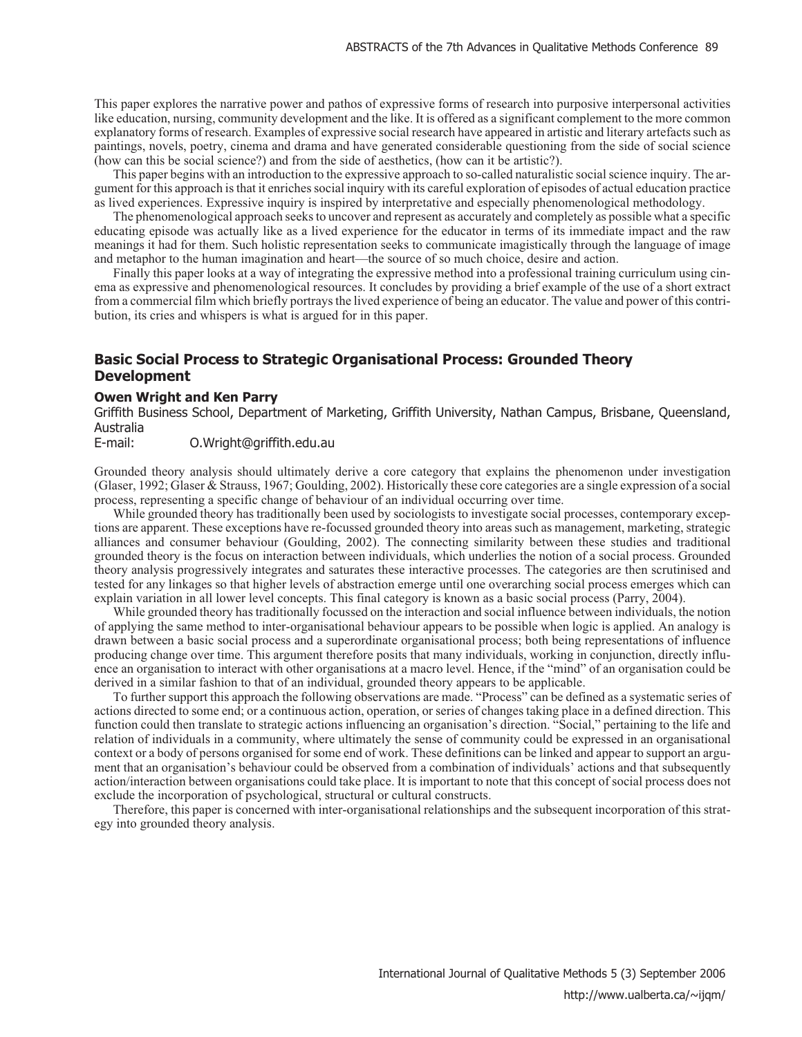This paper explores the narrative power and pathos of expressive forms of research into purposive interpersonal activities like education, nursing, community development and the like. It is offered as a significant complement to the more common explanatory forms of research. Examples of expressive social research have appeared in artistic and literary artefacts such as paintings, novels, poetry, cinema and drama and have generated considerable questioning from the side of social science (how can this be social science?) and from the side of aesthetics, (how can it be artistic?).

This paper begins with an introduction to the expressive approach to so-called naturalistic social science inquiry. The argument for this approach is that it enriches social inquiry with its careful exploration of episodes of actual education practice as lived experiences. Expressive inquiry is inspired by interpretative and especially phenomenological methodology.

The phenomenological approach seeks to uncover and represent as accurately and completely as possible what a specific educating episode was actually like as a lived experience for the educator in terms of its immediate impact and the raw meanings it had for them. Such holistic representation seeks to communicate imagistically through the language of image and metaphor to the human imagination and heart—the source of so much choice, desire and action.

Finally this paper looks at a way of integrating the expressive method into a professional training curriculum using cinema as expressive and phenomenological resources. It concludes by providing a brief example of the use of a short extract from a commercial film which briefly portrays the lived experience of being an educator. The value and power of this contribution, its cries and whispers is what is argued for in this paper.

## Basic Social Process to Strategic Organisational Process: Grounded Theory Development

**Owen Wright and Ken Parry**

Griffith Business School, Department of Marketing, Griffith University, Nathan Campus, Brisbane, Queensland, Australia

E-mail: O.Wright@griffith.edu.au

Grounded theory analysis should ultimately derive a core category that explains the phenomenon under investigation (Glaser, 1992; Glaser & Strauss, 1967; Goulding, 2002). Historically these core categories are a single expression of a social process, representing a specific change of behaviour of an individual occurring over time.

While grounded theory has traditionally been used by sociologists to investigate social processes, contemporary exceptions are apparent. These exceptions have re-focussed grounded theory into areas such as management, marketing, strategic alliances and consumer behaviour (Goulding, 2002). The connecting similarity between these studies and traditional grounded theory is the focus on interaction between individuals, which underlies the notion of a social process. Grounded theory analysis progressively integrates and saturates these interactive processes. The categories are then scrutinised and tested for any linkages so that higher levels of abstraction emerge until one overarching social process emerges which can explain variation in all lower level concepts. This final category is known as a basic social process (Parry, 2004).

While grounded theory has traditionally focussed on the interaction and social influence between individuals, the notion of applying the same method to inter-organisational behaviour appears to be possible when logic is applied. An analogy is drawn between a basic social process and a superordinate organisational process; both being representations of influence producing change over time. This argument therefore posits that many individuals, working in conjunction, directly influence an organisation to interact with other organisations at a macro level. Hence, if the "mind" of an organisation could be derived in a similar fashion to that of an individual, grounded theory appears to be applicable.

To further support this approach the following observations are made. "Process" can be defined as a systematic series of actions directed to some end; or a continuous action, operation, or series of changes taking place in a defined direction. This function could then translate to strategic actions influencing an organisation's direction. "Social," pertaining to the life and relation of individuals in a community, where ultimately the sense of community could be expressed in an organisational context or a body of persons organised for some end of work. These definitions can be linked and appear to support an argument that an organisation's behaviour could be observed from a combination of individuals' actions and that subsequently action/interaction between organisations could take place. It is important to note that this concept of social process does not exclude the incorporation of psychological, structural or cultural constructs.

Therefore, this paper is concerned with inter-organisational relationships and the subsequent incorporation of this strategy into grounded theory analysis.